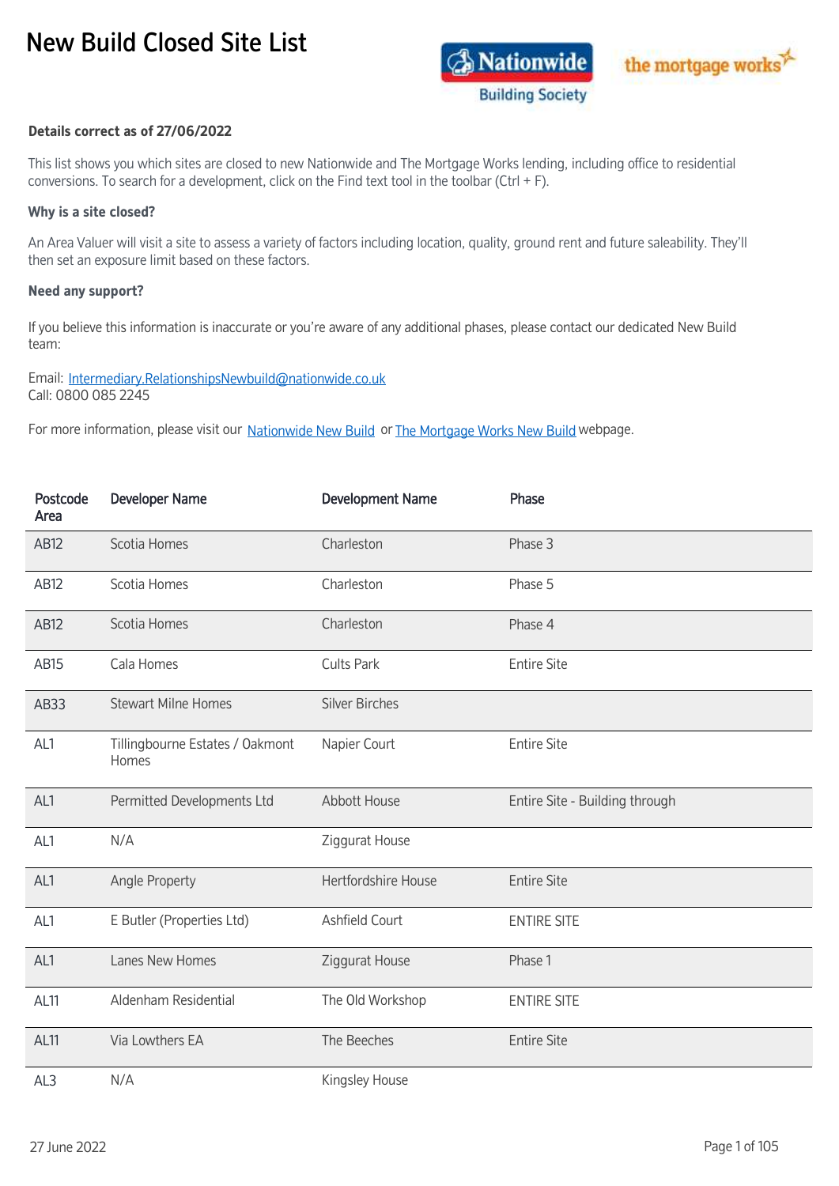# New Build Closed Site List

**Details correct as of 27/06/2022**

This list shows you which sites are closed to new Nationwide and The Mortgage Works lending, including office to residential conversions. To search for a development, click on the Find text tool in the toolbar (Ctrl + F).

**Why is a site closed?**

An Area Valuer will visit a site to assess a variety of factors including location, quality, ground rent and future saleability. They'll then set an exposure limit based on these factors.

**Need any support?**

If you believe this information is inaccurate or you're aware of any additional phases, please contact our dedicated New Build team:

Email: Intermediary.RelationshipsNewbuild@nationwide.co.uk
Call: 0800 085 2245

For more information, please visit our Nationwide New Build or The Mortgage Works New Build webpage.

| Postcode Area | Developer Name | Development Name | Phase |
|---|---|---|---|
| AB12 | Scotia Homes | Charleston | Phase 3 |
| AB12 | Scotia Homes | Charleston | Phase 5 |
| AB12 | Scotia Homes | Charleston | Phase 4 |
| AB15 | Cala Homes | Cults Park | Entire Site |
| AB33 | Stewart Milne Homes | Silver Birches | |
| AL1 | Tillingbourne Estates / Oakmont Homes | Napier Court | Entire Site |
| AL1 | Permitted Developments Ltd | Abbott House | Entire Site - Building through |
| AL1 | N/A | Ziggurat House | |
| AL1 | Angle Property | Hertfordshire House | Entire Site |
| AL1 | E Butler (Properties Ltd) | Ashfield Court | ENTIRE SITE |
| AL1 | Lanes New Homes | Ziggurat House | Phase 1 |
| AL11 | Aldenham Residential | The Old Workshop | ENTIRE SITE |
| AL11 | Via Lowthers EA | The Beeches | Entire Site |
| AL3 | N/A | Kingsley House | |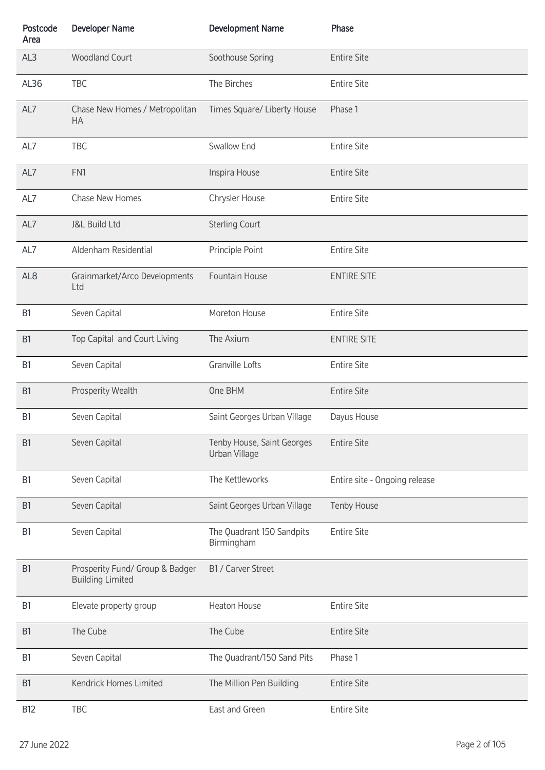| Postcode Area | Developer Name | Development Name | Phase |
|---|---|---|---|
| AL3 | Woodland Court | Soothouse Spring | Entire Site |
| AL36 | TBC | The Birches | Entire Site |
| AL7 | Chase New Homes / Metropolitan HA | Times Square/ Liberty House | Phase 1 |
| AL7 | TBC | Swallow End | Entire Site |
| AL7 | FN1 | Inspira House | Entire Site |
| AL7 | Chase New Homes | Chrysler House | Entire Site |
| AL7 | J&L Build Ltd | Sterling Court | |
| AL7 | Aldenham Residential | Principle Point | Entire Site |
| AL8 | Grainmarket/Arco Developments Ltd | Fountain House | ENTIRE SITE |
| B1 | Seven Capital | Moreton House | Entire Site |
| B1 | Top Capital and Court Living | The Axium | ENTIRE SITE |
| B1 | Seven Capital | Granville Lofts | Entire Site |
| B1 | Prosperity Wealth | One BHM | Entire Site |
| B1 | Seven Capital | Saint Georges Urban Village | Dayus House |
| B1 | Seven Capital | Tenby House, Saint Georges Urban Village | Entire Site |
| B1 | Seven Capital | The Kettleworks | Entire site - Ongoing release |
| B1 | Seven Capital | Saint Georges Urban Village | Tenby House |
| B1 | Seven Capital | The Quadrant 150 Sandpits Birmingham | Entire Site |
| B1 | Prosperity Fund/ Group & Badger Building Limited | B1 / Carver Street | |
| B1 | Elevate property group | Heaton House | Entire Site |
| B1 | The Cube | The Cube | Entire Site |
| B1 | Seven Capital | The Quadrant/150 Sand Pits | Phase 1 |
| B1 | Kendrick Homes Limited | The Million Pen Building | Entire Site |
| B12 | TBC | East and Green | Entire Site |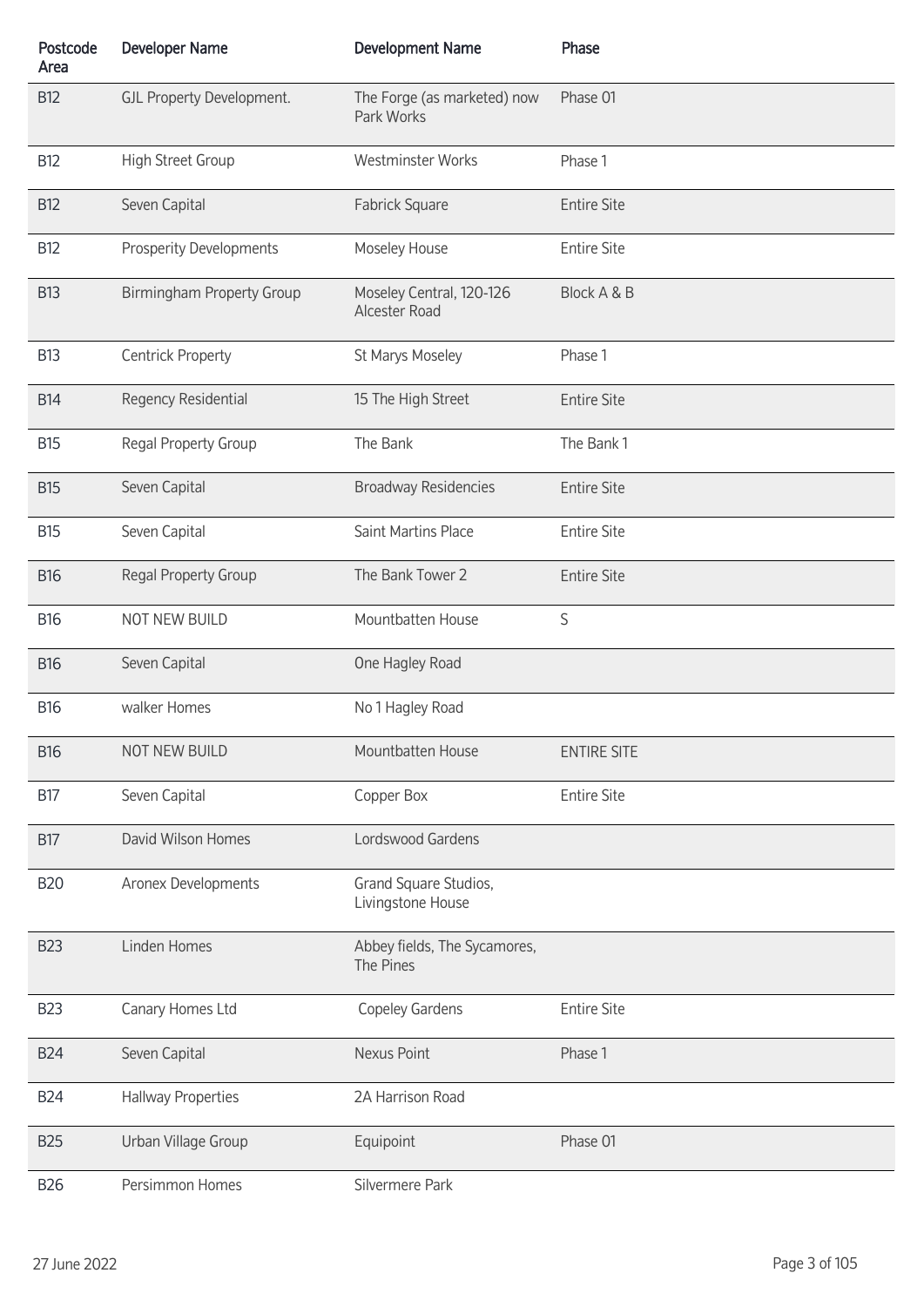| Postcode Area | Developer Name | Development Name | Phase |
|---|---|---|---|
| B12 | GJL Property Development. | The Forge (as marketed) now Park Works | Phase 01 |
| B12 | High Street Group | Westminster Works | Phase 1 |
| B12 | Seven Capital | Fabrick Square | Entire Site |
| B12 | Prosperity Developments | Moseley House | Entire Site |
| B13 | Birmingham Property Group | Moseley Central, 120-126 Alcester Road | Block A & B |
| B13 | Centrick Property | St Marys Moseley | Phase 1 |
| B14 | Regency Residential | 15 The High Street | Entire Site |
| B15 | Regal Property Group | The Bank | The Bank 1 |
| B15 | Seven Capital | Broadway Residencies | Entire Site |
| B15 | Seven Capital | Saint Martins Place | Entire Site |
| B16 | Regal Property Group | The Bank Tower 2 | Entire Site |
| B16 | NOT NEW BUILD | Mountbatten House | S |
| B16 | Seven Capital | One Hagley Road | |
| B16 | walker Homes | No 1 Hagley Road | |
| B16 | NOT NEW BUILD | Mountbatten House | ENTIRE SITE |
| B17 | Seven Capital | Copper Box | Entire Site |
| B17 | David Wilson Homes | Lordswood Gardens | |
| B20 | Aronex Developments | Grand Square Studios, Livingstone House | |
| B23 | Linden Homes | Abbey fields, The Sycamores, The Pines | |
| B23 | Canary Homes Ltd | Copeley Gardens | Entire Site |
| B24 | Seven Capital | Nexus Point | Phase 1 |
| B24 | Hallway Properties | 2A Harrison Road | |
| B25 | Urban Village Group | Equipoint | Phase 01 |
| B26 | Persimmon Homes | Silvermere Park | |

27 June 2022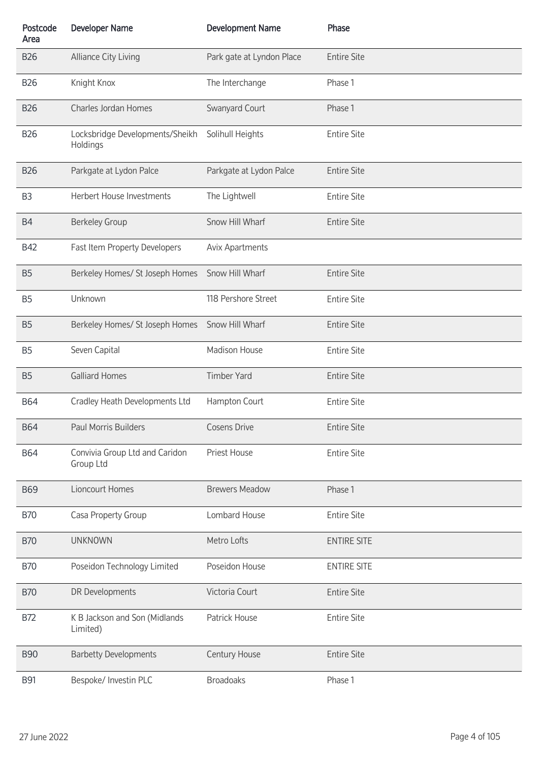| Postcode Area | Developer Name | Development Name | Phase |
|---|---|---|---|
| B26 | Alliance City Living | Park gate at Lyndon Place | Entire Site |
| B26 | Knight Knox | The Interchange | Phase 1 |
| B26 | Charles Jordan Homes | Swanyard Court | Phase 1 |
| B26 | Locksbridge Developments/Sheikh Holdings | Solihull Heights | Entire Site |
| B26 | Parkgate at Lydon Palce | Parkgate at Lydon Palce | Entire Site |
| B3 | Herbert House Investments | The Lightwell | Entire Site |
| B4 | Berkeley Group | Snow Hill Wharf | Entire Site |
| B42 | Fast Item Property Developers | Avix Apartments | |
| B5 | Berkeley Homes/ St Joseph Homes | Snow Hill Wharf | Entire Site |
| B5 | Unknown | 118 Pershore Street | Entire Site |
| B5 | Berkeley Homes/ St Joseph Homes | Snow Hill Wharf | Entire Site |
| B5 | Seven Capital | Madison House | Entire Site |
| B5 | Galliard Homes | Timber Yard | Entire Site |
| B64 | Cradley Heath Developments Ltd | Hampton Court | Entire Site |
| B64 | Paul Morris Builders | Cosens Drive | Entire Site |
| B64 | Convivia Group Ltd and Caridon Group Ltd | Priest House | Entire Site |
| B69 | Lioncourt Homes | Brewers Meadow | Phase 1 |
| B70 | Casa Property Group | Lombard House | Entire Site |
| B70 | UNKNOWN | Metro Lofts | ENTIRE SITE |
| B70 | Poseidon Technology Limited | Poseidon House | ENTIRE SITE |
| B70 | DR Developments | Victoria Court | Entire Site |
| B72 | K B Jackson and Son (Midlands Limited) | Patrick House | Entire Site |
| B90 | Barbetty Developments | Century House | Entire Site |
| B91 | Bespoke/ Investin PLC | Broadoaks | Phase 1 |

27 June 2022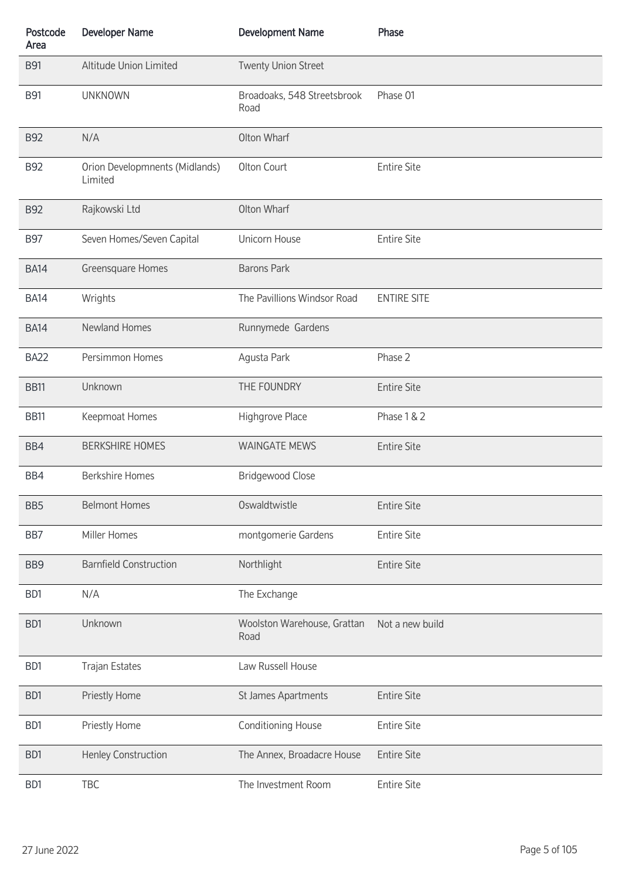| Postcode Area | Developer Name | Development Name | Phase |
|---|---|---|---|
| B91 | Altitude Union Limited | Twenty Union Street | |
| B91 | UNKNOWN | Broadoaks, 548 Streetsbrook Road | Phase 01 |
| B92 | N/A | Olton Wharf | |
| B92 | Orion Developmnents (Midlands) Limited | Olton Court | Entire Site |
| B92 | Rajkowski Ltd | Olton Wharf | |
| B97 | Seven Homes/Seven Capital | Unicorn House | Entire Site |
| BA14 | Greensquare Homes | Barons Park | |
| BA14 | Wrights | The Pavillions Windsor Road | ENTIRE SITE |
| BA14 | Newland Homes | Runnymede  Gardens | |
| BA22 | Persimmon Homes | Agusta Park | Phase 2 |
| BB11 | Unknown | THE FOUNDRY | Entire Site |
| BB11 | Keepmoat Homes | Highgrove Place | Phase 1 & 2 |
| BB4 | BERKSHIRE HOMES | WAINGATE MEWS | Entire Site |
| BB4 | Berkshire Homes | Bridgewood Close | |
| BB5 | Belmont Homes | Oswaldtwistle | Entire Site |
| BB7 | Miller Homes | montgomerie Gardens | Entire Site |
| BB9 | Barnfield Construction | Northlight | Entire Site |
| BD1 | N/A | The Exchange | |
| BD1 | Unknown | Woolston Warehouse, Grattan Road | Not a new build |
| BD1 | Trajan Estates | Law Russell House | |
| BD1 | Priestly Home | St James Apartments | Entire Site |
| BD1 | Priestly Home | Conditioning House | Entire Site |
| BD1 | Henley Construction | The Annex, Broadacre House | Entire Site |
| BD1 | TBC | The Investment Room | Entire Site |

27 June 2022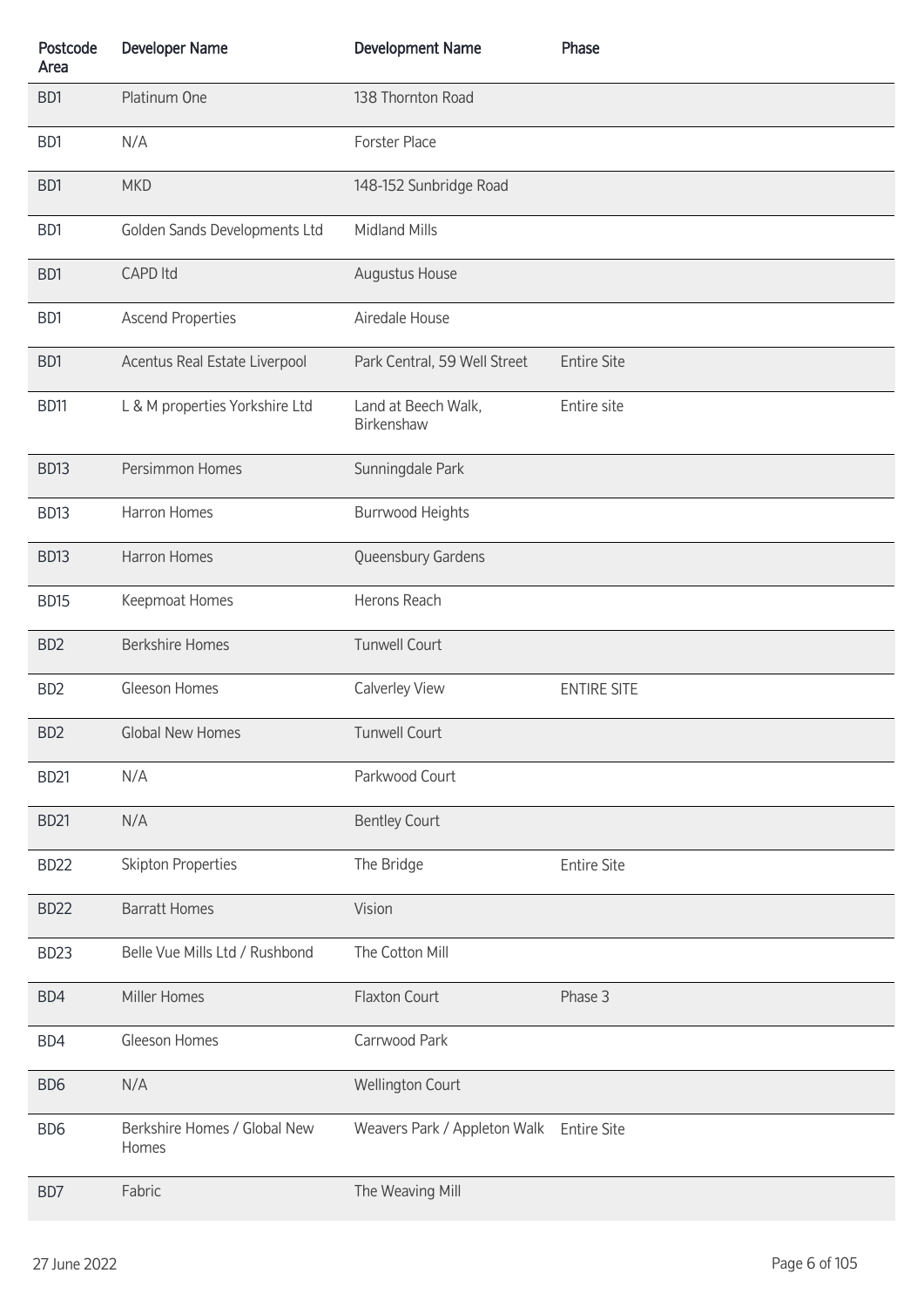| Postcode Area | Developer Name | Development Name | Phase |
|---|---|---|---|
| BD1 | Platinum One | 138 Thornton Road | |
| BD1 | N/A | Forster Place | |
| BD1 | MKD | 148-152 Sunbridge Road | |
| BD1 | Golden Sands Developments Ltd | Midland Mills | |
| BD1 | CAPD ltd | Augustus House | |
| BD1 | Ascend Properties | Airedale House | |
| BD1 | Acentus Real Estate Liverpool | Park Central, 59 Well Street | Entire Site |
| BD11 | L & M properties Yorkshire Ltd | Land at Beech Walk, Birkenshaw | Entire site |
| BD13 | Persimmon Homes | Sunningdale Park | |
| BD13 | Harron Homes | Burrwood Heights | |
| BD13 | Harron Homes | Queensbury Gardens | |
| BD15 | Keepmoat Homes | Herons Reach | |
| BD2 | Berkshire Homes | Tunwell Court | |
| BD2 | Gleeson Homes | Calverley View | ENTIRE SITE |
| BD2 | Global New Homes | Tunwell Court | |
| BD21 | N/A | Parkwood Court | |
| BD21 | N/A | Bentley Court | |
| BD22 | Skipton Properties | The Bridge | Entire Site |
| BD22 | Barratt Homes | Vision | |
| BD23 | Belle Vue Mills Ltd / Rushbond | The Cotton Mill | |
| BD4 | Miller Homes | Flaxton Court | Phase 3 |
| BD4 | Gleeson Homes | Carrwood Park | |
| BD6 | N/A | Wellington Court | |
| BD6 | Berkshire Homes / Global New Homes | Weavers Park / Appleton Walk | Entire Site |
| BD7 | Fabric | The Weaving Mill | |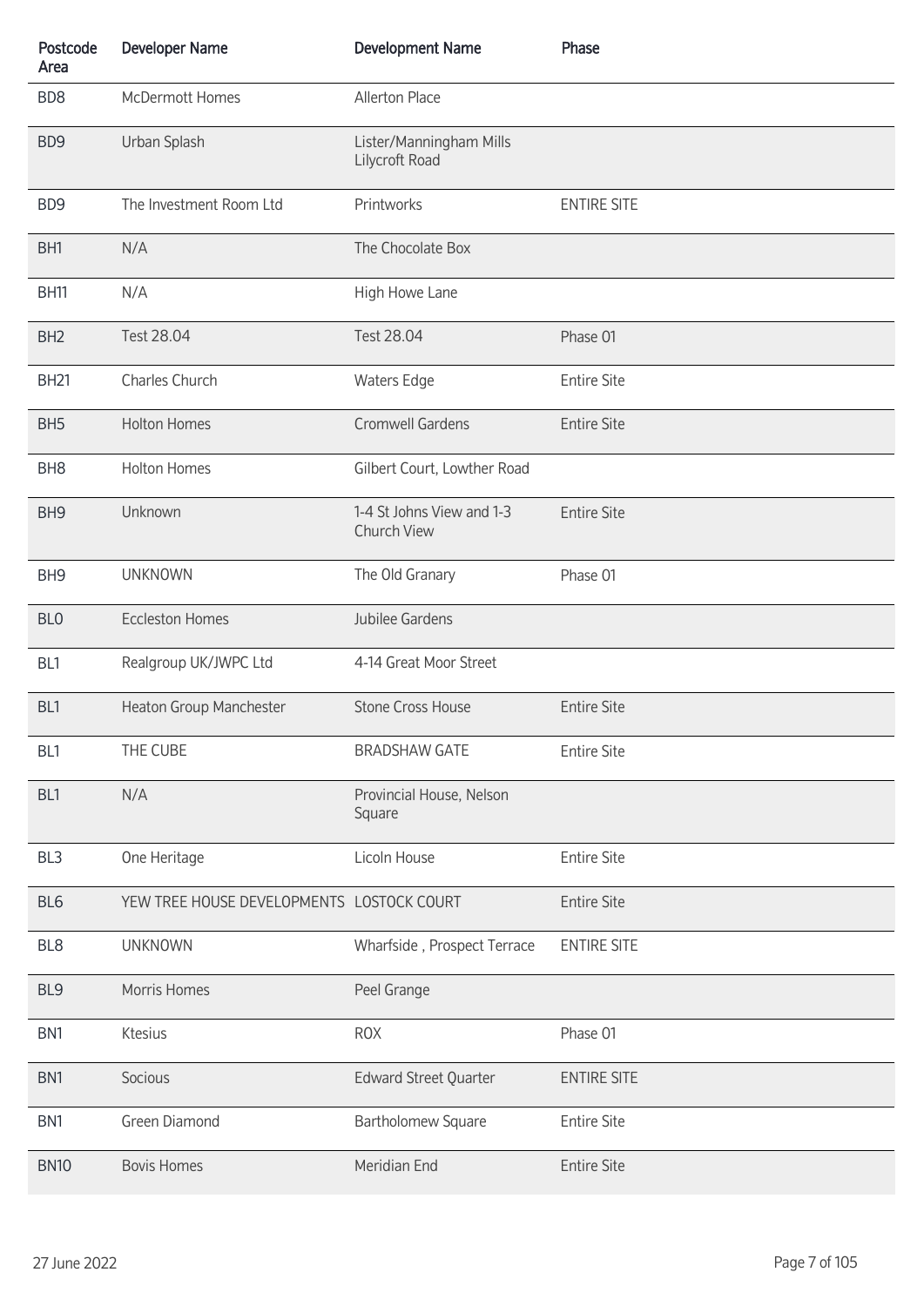| Postcode Area | Developer Name | Development Name | Phase |
|---|---|---|---|
| BD8 | McDermott Homes | Allerton Place | |
| BD9 | Urban Splash | Lister/Manningham Mills Lilycroft Road | |
| BD9 | The Investment Room Ltd | Printworks | ENTIRE SITE |
| BH1 | N/A | The Chocolate Box | |
| BH11 | N/A | High Howe Lane | |
| BH2 | Test 28.04 | Test 28.04 | Phase 01 |
| BH21 | Charles Church | Waters Edge | Entire Site |
| BH5 | Holton Homes | Cromwell Gardens | Entire Site |
| BH8 | Holton Homes | Gilbert Court, Lowther Road | |
| BH9 | Unknown | 1-4 St Johns View and 1-3 Church View | Entire Site |
| BH9 | UNKNOWN | The Old Granary | Phase 01 |
| BL0 | Eccleston Homes | Jubilee Gardens | |
| BL1 | Realgroup UK/JWPC Ltd | 4-14 Great Moor Street | |
| BL1 | Heaton Group Manchester | Stone Cross House | Entire Site |
| BL1 | THE CUBE | BRADSHAW GATE | Entire Site |
| BL1 | N/A | Provincial House, Nelson Square | |
| BL3 | One Heritage | Licoln House | Entire Site |
| BL6 | YEW TREE HOUSE DEVELOPMENTS | LOSTOCK COURT | Entire Site |
| BL8 | UNKNOWN | Wharfside , Prospect Terrace | ENTIRE SITE |
| BL9 | Morris Homes | Peel Grange | |
| BN1 | Ktesius | ROX | Phase 01 |
| BN1 | Socious | Edward Street Quarter | ENTIRE SITE |
| BN1 | Green Diamond | Bartholomew Square | Entire Site |
| BN10 | Bovis Homes | Meridian End | Entire Site |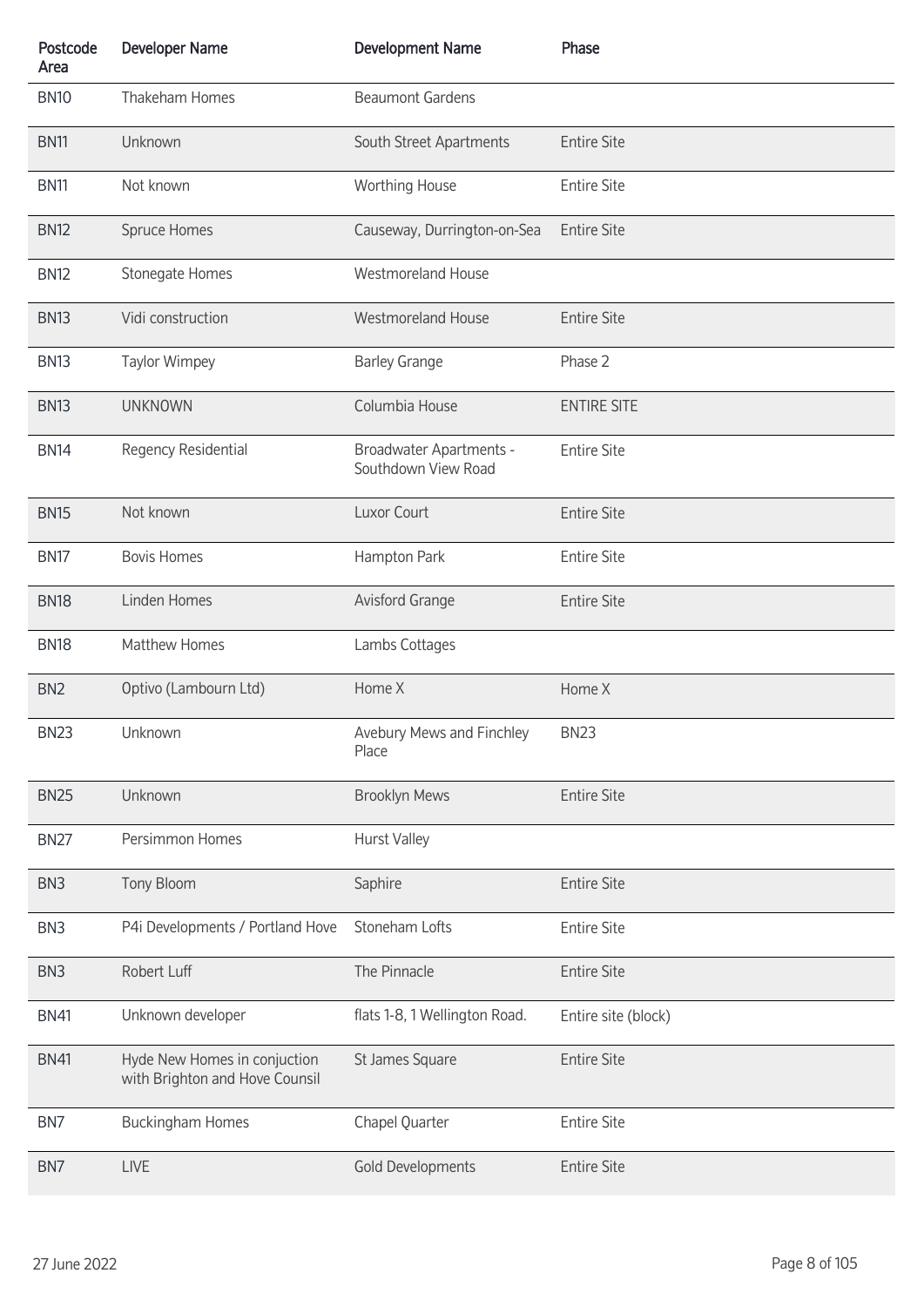| Postcode Area | Developer Name | Development Name | Phase |
|---|---|---|---|
| BN10 | Thakeham Homes | Beaumont Gardens | |
| BN11 | Unknown | South Street Apartments | Entire Site |
| BN11 | Not known | Worthing House | Entire Site |
| BN12 | Spruce Homes | Causeway, Durrington-on-Sea | Entire Site |
| BN12 | Stonegate Homes | Westmoreland House | |
| BN13 | Vidi construction | Westmoreland House | Entire Site |
| BN13 | Taylor Wimpey | Barley Grange | Phase 2 |
| BN13 | UNKNOWN | Columbia House | ENTIRE SITE |
| BN14 | Regency Residential | Broadwater Apartments - Southdown View Road | Entire Site |
| BN15 | Not known | Luxor Court | Entire Site |
| BN17 | Bovis Homes | Hampton Park | Entire Site |
| BN18 | Linden Homes | Avisford Grange | Entire Site |
| BN18 | Matthew Homes | Lambs Cottages | |
| BN2 | Optivo (Lambourn Ltd) | Home X | Home X |
| BN23 | Unknown | Avebury Mews and Finchley Place | BN23 |
| BN25 | Unknown | Brooklyn Mews | Entire Site |
| BN27 | Persimmon Homes | Hurst Valley | |
| BN3 | Tony Bloom | Saphire | Entire Site |
| BN3 | P4i Developments / Portland Hove | Stoneham Lofts | Entire Site |
| BN3 | Robert Luff | The Pinnacle | Entire Site |
| BN41 | Unknown developer | flats 1-8, 1 Wellington Road. | Entire site (block) |
| BN41 | Hyde New Homes in conjuction with Brighton and Hove Counsil | St James Square | Entire Site |
| BN7 | Buckingham Homes | Chapel Quarter | Entire Site |
| BN7 | LIVE | Gold Developments | Entire Site |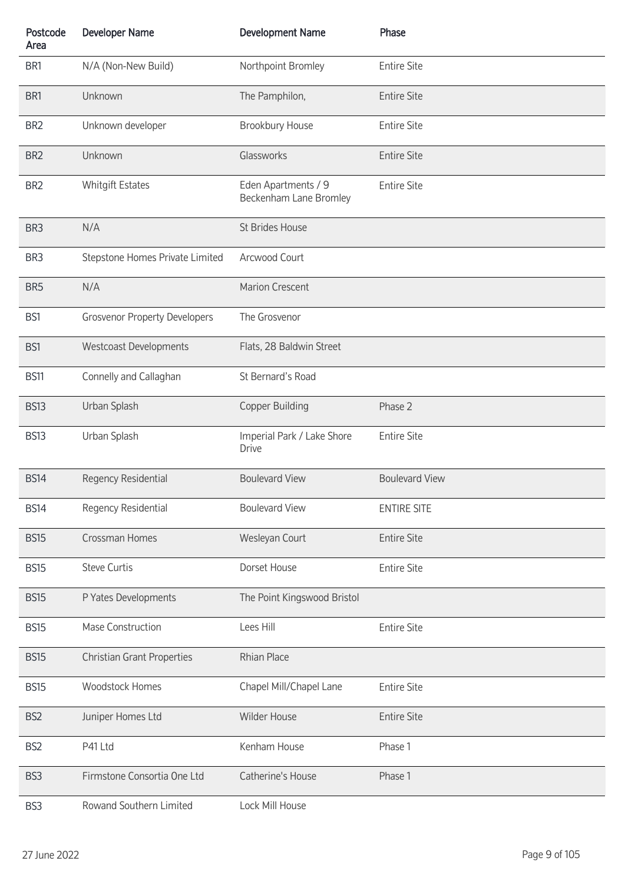| Postcode Area | Developer Name | Development Name | Phase |
|---|---|---|---|
| BR1 | N/A (Non-New Build) | Northpoint Bromley | Entire Site |
| BR1 | Unknown | The Pamphilon, | Entire Site |
| BR2 | Unknown developer | Brookbury House | Entire Site |
| BR2 | Unknown | Glassworks | Entire Site |
| BR2 | Whitgift Estates | Eden Apartments / 9 Beckenham Lane Bromley | Entire Site |
| BR3 | N/A | St Brides House | |
| BR3 | Stepstone Homes Private Limited | Arcwood Court | |
| BR5 | N/A | Marion Crescent | |
| BS1 | Grosvenor Property Developers | The Grosvenor | |
| BS1 | Westcoast Developments | Flats, 28 Baldwin Street | |
| BS11 | Connelly and Callaghan | St Bernard's Road | |
| BS13 | Urban Splash | Copper Building | Phase 2 |
| BS13 | Urban Splash | Imperial Park / Lake Shore Drive | Entire Site |
| BS14 | Regency Residential | Boulevard View | Boulevard View |
| BS14 | Regency Residential | Boulevard View | ENTIRE SITE |
| BS15 | Crossman Homes | Wesleyan Court | Entire Site |
| BS15 | Steve Curtis | Dorset House | Entire Site |
| BS15 | P Yates Developments | The Point Kingswood Bristol | |
| BS15 | Mase Construction | Lees Hill | Entire Site |
| BS15 | Christian Grant Properties | Rhian Place | |
| BS15 | Woodstock Homes | Chapel Mill/Chapel Lane | Entire Site |
| BS2 | Juniper Homes Ltd | Wilder House | Entire Site |
| BS2 | P41 Ltd | Kenham House | Phase 1 |
| BS3 | Firmstone Consortia One Ltd | Catherine's House | Phase 1 |
| BS3 | Rowand Southern Limited | Lock Mill House | |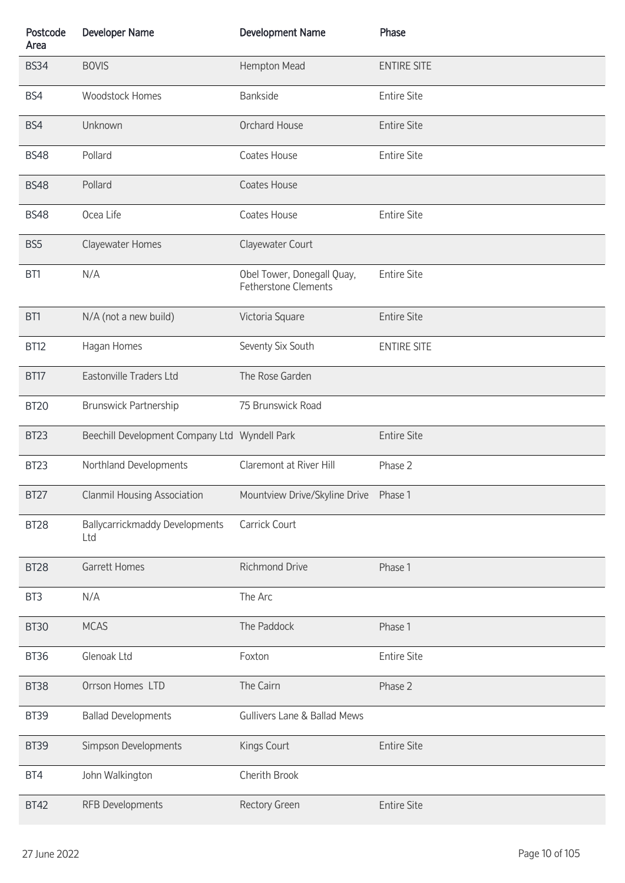| Postcode Area | Developer Name | Development Name | Phase |
| --- | --- | --- | --- |
| BS34 | BOVIS | Hempton Mead | ENTIRE SITE |
| BS4 | Woodstock Homes | Bankside | Entire Site |
| BS4 | Unknown | Orchard House | Entire Site |
| BS48 | Pollard | Coates House | Entire Site |
| BS48 | Pollard | Coates House | |
| BS48 | Ocea Life | Coates House | Entire Site |
| BS5 | Clayewater Homes | Clayewater Court | |
| BT1 | N/A | Obel Tower, Donegall Quay, Fetherstone Clements | Entire Site |
| BT1 | N/A (not a new build) | Victoria Square | Entire Site |
| BT12 | Hagan Homes | Seventy Six South | ENTIRE SITE |
| BT17 | Eastonville Traders Ltd | The Rose Garden | |
| BT20 | Brunswick Partnership | 75 Brunswick Road | |
| BT23 | Beechill Development Company Ltd | Wyndell Park | Entire Site |
| BT23 | Northland Developments | Claremont at River Hill | Phase 2 |
| BT27 | Clanmil Housing Association | Mountview Drive/Skyline Drive | Phase 1 |
| BT28 | Ballycarrickmaddy Developments Ltd | Carrick Court | |
| BT28 | Garrett Homes | Richmond Drive | Phase 1 |
| BT3 | N/A | The Arc | |
| BT30 | MCAS | The Paddock | Phase 1 |
| BT36 | Glenoak Ltd | Foxton | Entire Site |
| BT38 | Orrson Homes LTD | The Cairn | Phase 2 |
| BT39 | Ballad Developments | Gullivers Lane & Ballad Mews | |
| BT39 | Simpson Developments | Kings Court | Entire Site |
| BT4 | John Walkington | Cherith Brook | |
| BT42 | RFB Developments | Rectory Green | Entire Site |

27 June 2022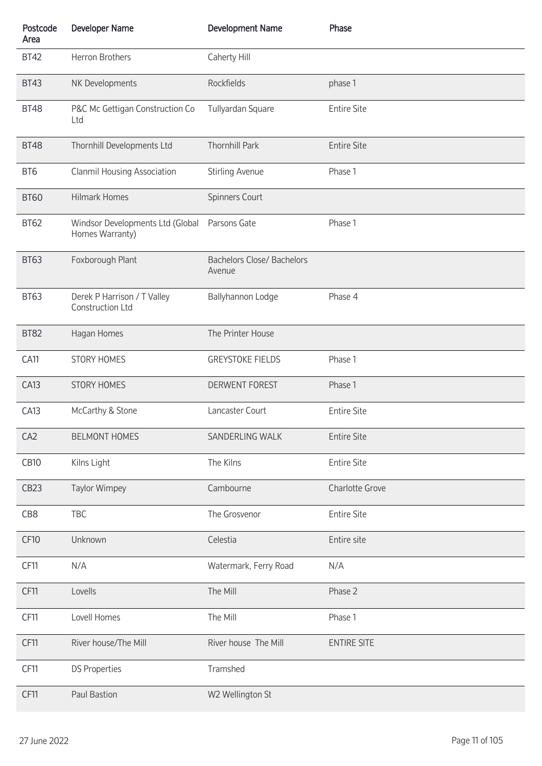| Postcode Area | Developer Name | Development Name | Phase |
|---|---|---|---|
| BT42 | Herron Brothers | Caherty Hill | |
| BT43 | NK Developments | Rockfields | phase 1 |
| BT48 | P&C Mc Gettigan Construction Co Ltd | Tullyardan Square | Entire Site |
| BT48 | Thornhill Developments Ltd | Thornhill Park | Entire Site |
| BT6 | Clanmil Housing Association | Stirling Avenue | Phase 1 |
| BT60 | Hilmark Homes | Spinners Court | |
| BT62 | Windsor Developments Ltd (Global Homes Warranty) | Parsons Gate | Phase 1 |
| BT63 | Foxborough Plant | Bachelors Close/ Bachelors Avenue | |
| BT63 | Derek P Harrison / T Valley Construction Ltd | Ballyhannon Lodge | Phase 4 |
| BT82 | Hagan Homes | The Printer House | |
| CA11 | STORY HOMES | GREYSTOKE FIELDS | Phase 1 |
| CA13 | STORY HOMES | DERWENT FOREST | Phase 1 |
| CA13 | McCarthy & Stone | Lancaster Court | Entire Site |
| CA2 | BELMONT HOMES | SANDERLING WALK | Entire Site |
| CB10 | Kilns Light | The Kilns | Entire Site |
| CB23 | Taylor Wimpey | Cambourne | Charlotte Grove |
| CB8 | TBC | The Grosvenor | Entire Site |
| CF10 | Unknown | Celestia | Entire site |
| CF11 | N/A | Watermark, Ferry Road | N/A |
| CF11 | Lovells | The Mill | Phase 2 |
| CF11 | Lovell Homes | The Mill | Phase 1 |
| CF11 | River house/The Mill | River house The Mill | ENTIRE SITE |
| CF11 | DS Properties | Tramshed | |
| CF11 | Paul Bastion | W2 Wellington St | |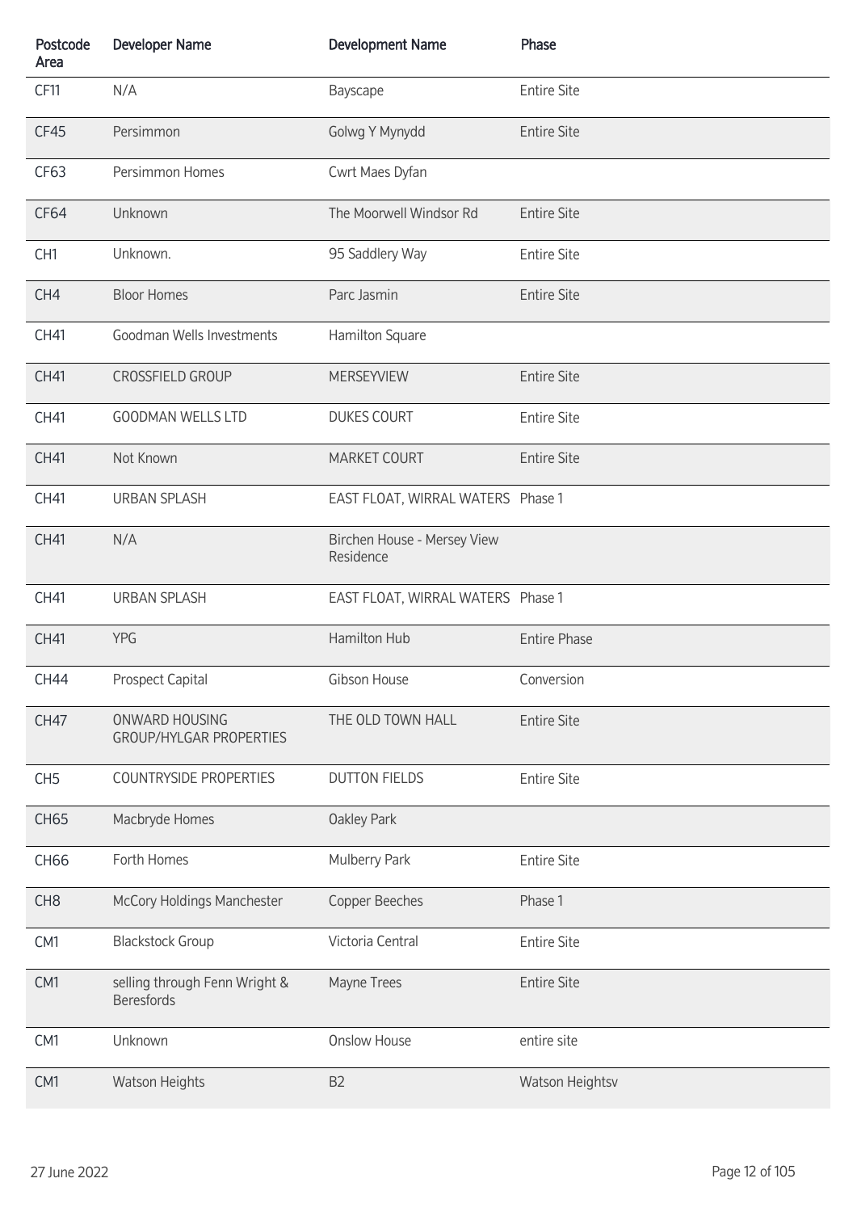| Postcode Area | Developer Name | Development Name | Phase |
|---|---|---|---|
| CF11 | N/A | Bayscape | Entire Site |
| CF45 | Persimmon | Golwg Y Mynydd | Entire Site |
| CF63 | Persimmon Homes | Cwrt Maes Dyfan | |
| CF64 | Unknown | The Moorwell Windsor Rd | Entire Site |
| CH1 | Unknown. | 95 Saddlery Way | Entire Site |
| CH4 | Bloor Homes | Parc Jasmin | Entire Site |
| CH41 | Goodman Wells Investments | Hamilton Square | |
| CH41 | CROSSFIELD GROUP | MERSEYVIEW | Entire Site |
| CH41 | GOODMAN WELLS LTD | DUKES COURT | Entire Site |
| CH41 | Not Known | MARKET COURT | Entire Site |
| CH41 | URBAN SPLASH | EAST FLOAT, WIRRAL WATERS | Phase 1 |
| CH41 | N/A | Birchen House - Mersey View Residence | |
| CH41 | URBAN SPLASH | EAST FLOAT, WIRRAL WATERS | Phase 1 |
| CH41 | YPG | Hamilton Hub | Entire Phase |
| CH44 | Prospect Capital | Gibson House | Conversion |
| CH47 | ONWARD HOUSING GROUP/HYLGAR PROPERTIES | THE OLD TOWN HALL | Entire Site |
| CH5 | COUNTRYSIDE PROPERTIES | DUTTON FIELDS | Entire Site |
| CH65 | Macbryde Homes | Oakley Park | |
| CH66 | Forth Homes | Mulberry Park | Entire Site |
| CH8 | McCory Holdings Manchester | Copper Beeches | Phase 1 |
| CM1 | Blackstock Group | Victoria Central | Entire Site |
| CM1 | selling through Fenn Wright & Beresfords | Mayne Trees | Entire Site |
| CM1 | Unknown | Onslow House | entire site |
| CM1 | Watson Heights | B2 | Watson Heightsv |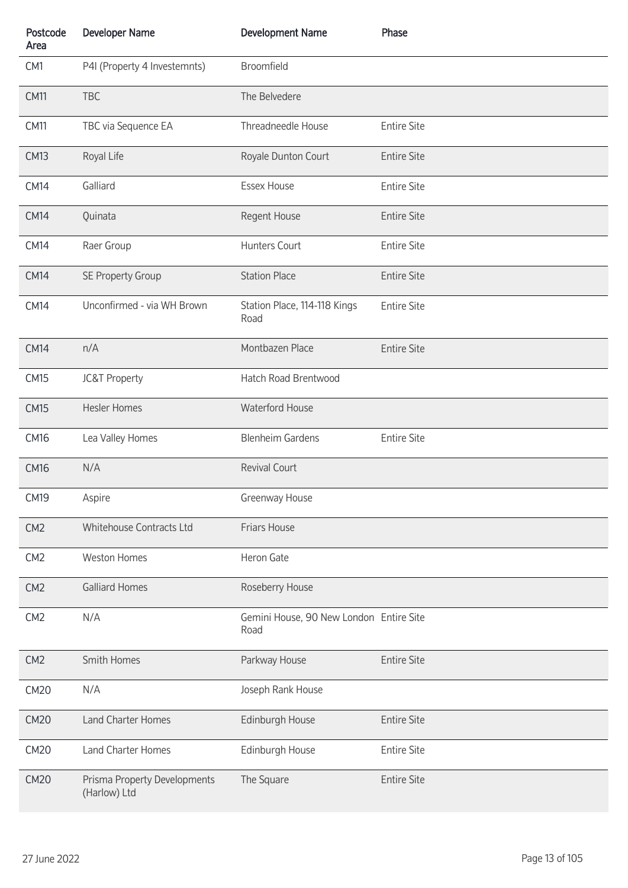| Postcode Area | Developer Name | Development Name | Phase |
|---|---|---|---|
| CM1 | P4I (Property 4 Investemnts) | Broomfield | |
| CM11 | TBC | The Belvedere | |
| CM11 | TBC via Sequence EA | Threadneedle House | Entire Site |
| CM13 | Royal Life | Royale Dunton Court | Entire Site |
| CM14 | Galliard | Essex House | Entire Site |
| CM14 | Quinata | Regent House | Entire Site |
| CM14 | Raer Group | Hunters Court | Entire Site |
| CM14 | SE Property Group | Station Place | Entire Site |
| CM14 | Unconfirmed - via WH Brown | Station Place, 114-118 Kings Road | Entire Site |
| CM14 | n/A | Montbazen Place | Entire Site |
| CM15 | JC&T Property | Hatch Road Brentwood | |
| CM15 | Hesler Homes | Waterford House | |
| CM16 | Lea Valley Homes | Blenheim Gardens | Entire Site |
| CM16 | N/A | Revival Court | |
| CM19 | Aspire | Greenway House | |
| CM2 | Whitehouse Contracts Ltd | Friars House | |
| CM2 | Weston Homes | Heron Gate | |
| CM2 | Galliard Homes | Roseberry House | |
| CM2 | N/A | Gemini House, 90 New London Road | Entire Site |
| CM2 | Smith Homes | Parkway House | Entire Site |
| CM20 | N/A | Joseph Rank House | |
| CM20 | Land Charter Homes | Edinburgh House | Entire Site |
| CM20 | Land Charter Homes | Edinburgh House | Entire Site |
| CM20 | Prisma Property Developments (Harlow) Ltd | The Square | Entire Site |

27 June 2022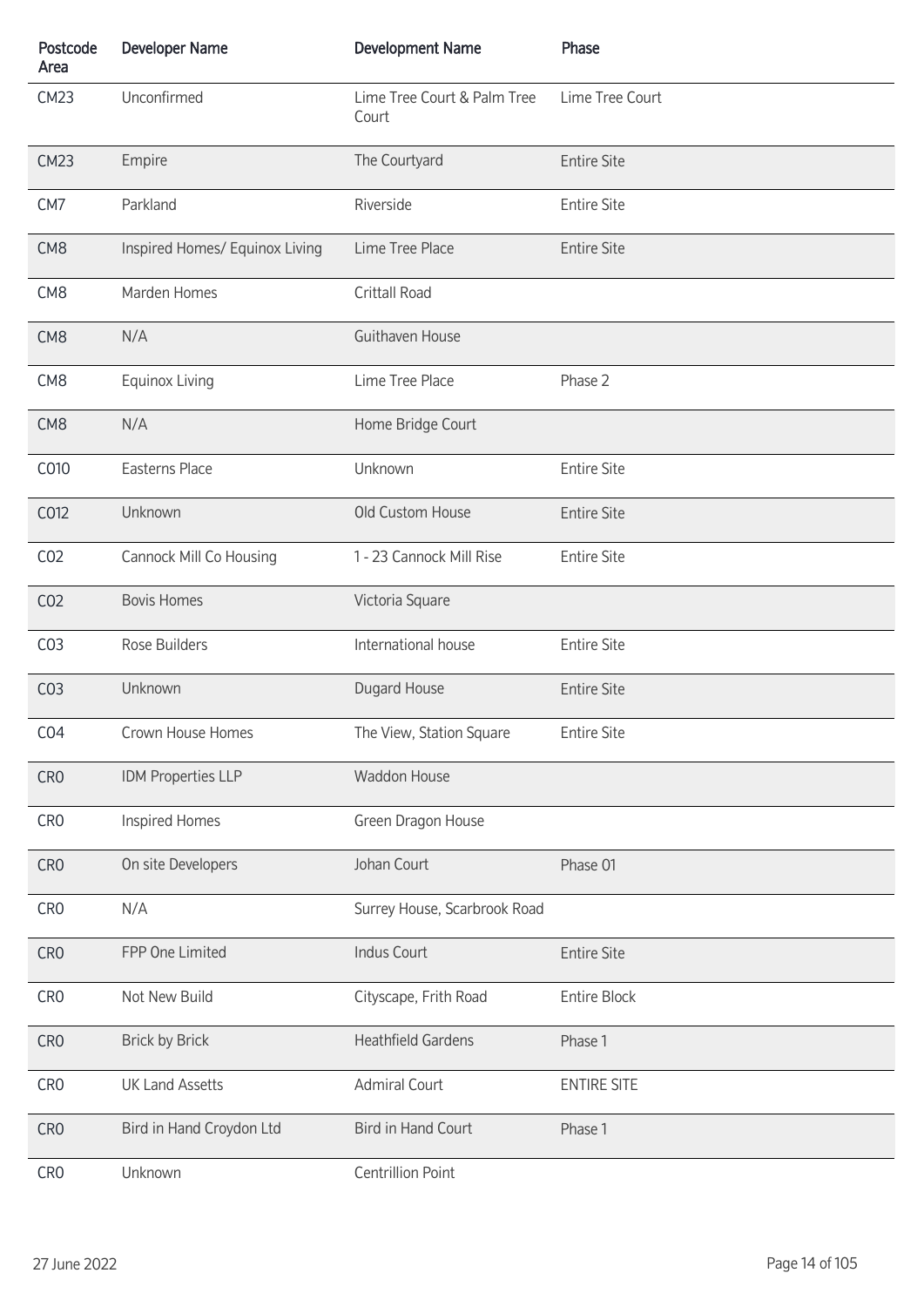| Postcode Area | Developer Name | Development Name | Phase |
|---|---|---|---|
| CM23 | Unconfirmed | Lime Tree Court & Palm Tree Court | Lime Tree Court |
| CM23 | Empire | The Courtyard | Entire Site |
| CM7 | Parkland | Riverside | Entire Site |
| CM8 | Inspired Homes/ Equinox Living | Lime Tree Place | Entire Site |
| CM8 | Marden Homes | Crittall Road | |
| CM8 | N/A | Guithaven House | |
| CM8 | Equinox Living | Lime Tree Place | Phase 2 |
| CM8 | N/A | Home Bridge Court | |
| CO10 | Easterns Place | Unknown | Entire Site |
| CO12 | Unknown | Old Custom House | Entire Site |
| CO2 | Cannock Mill Co Housing | 1 - 23 Cannock Mill Rise | Entire Site |
| CO2 | Bovis Homes | Victoria Square | |
| CO3 | Rose Builders | International house | Entire Site |
| CO3 | Unknown | Dugard House | Entire Site |
| CO4 | Crown House Homes | The View, Station Square | Entire Site |
| CR0 | IDM Properties LLP | Waddon House | |
| CR0 | Inspired Homes | Green Dragon House | |
| CR0 | On site Developers | Johan Court | Phase 01 |
| CR0 | N/A | Surrey House, Scarbrook Road | |
| CR0 | FPP One Limited | Indus Court | Entire Site |
| CR0 | Not New Build | Cityscape, Frith Road | Entire Block |
| CR0 | Brick by Brick | Heathfield Gardens | Phase 1 |
| CR0 | UK Land Assetts | Admiral Court | ENTIRE SITE |
| CR0 | Bird in Hand Croydon Ltd | Bird in Hand Court | Phase 1 |
| CR0 | Unknown | Centrillion Point | |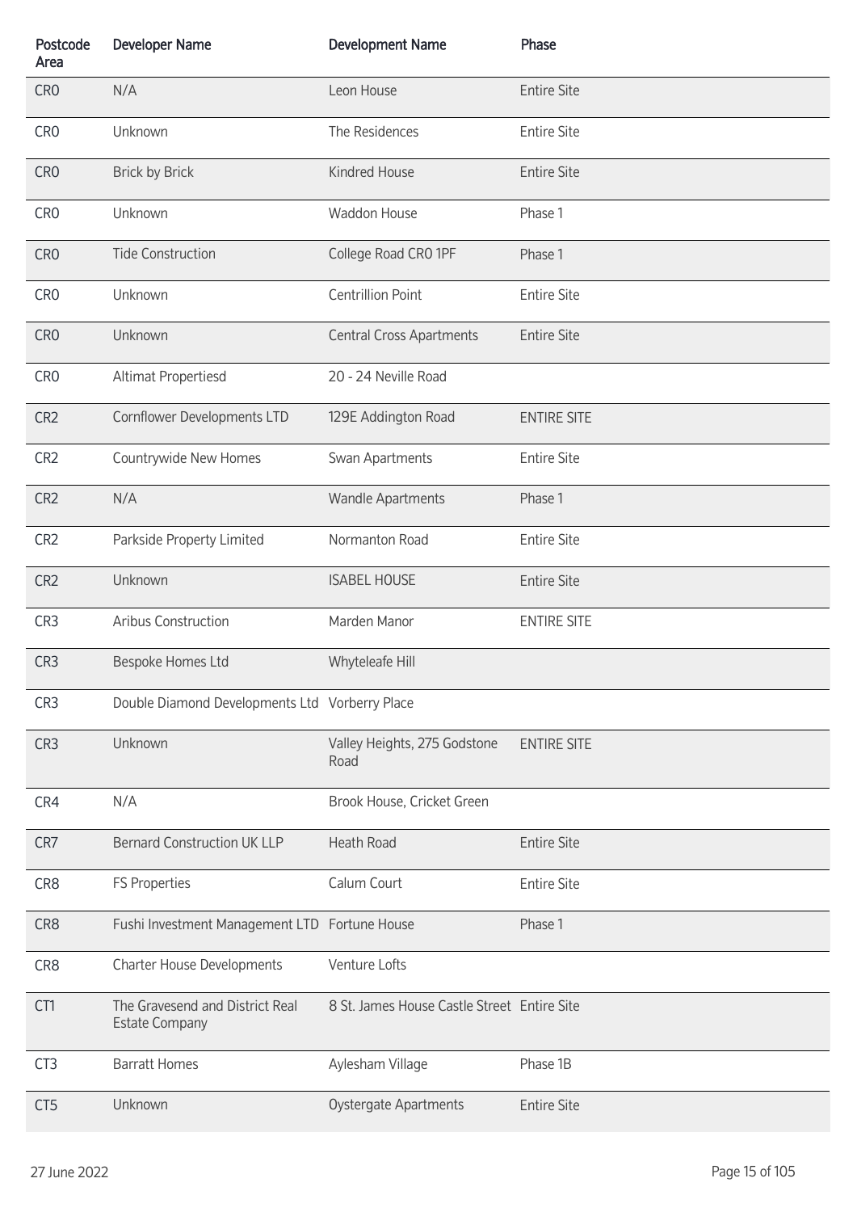| Postcode Area | Developer Name | Development Name | Phase |
|---|---|---|---|
| CR0 | N/A | Leon House | Entire Site |
| CR0 | Unknown | The Residences | Entire Site |
| CR0 | Brick by Brick | Kindred House | Entire Site |
| CR0 | Unknown | Waddon House | Phase 1 |
| CR0 | Tide Construction | College Road CR0 1PF | Phase 1 |
| CR0 | Unknown | Centrillion Point | Entire Site |
| CR0 | Unknown | Central Cross Apartments | Entire Site |
| CR0 | Altimat Propertiesd | 20 - 24 Neville Road | |
| CR2 | Cornflower Developments LTD | 129E Addington Road | ENTIRE SITE |
| CR2 | Countrywide New Homes | Swan Apartments | Entire Site |
| CR2 | N/A | Wandle Apartments | Phase 1 |
| CR2 | Parkside Property Limited | Normanton Road | Entire Site |
| CR2 | Unknown | ISABEL HOUSE | Entire Site |
| CR3 | Aribus Construction | Marden Manor | ENTIRE SITE |
| CR3 | Bespoke Homes Ltd | Whyteleafe Hill | |
| CR3 | Double Diamond Developments Ltd | Vorberry Place | |
| CR3 | Unknown | Valley Heights, 275 Godstone Road | ENTIRE SITE |
| CR4 | N/A | Brook House, Cricket Green | |
| CR7 | Bernard Construction UK LLP | Heath Road | Entire Site |
| CR8 | FS Properties | Calum Court | Entire Site |
| CR8 | Fushi Investment Management LTD | Fortune House | Phase 1 |
| CR8 | Charter House Developments | Venture Lofts | |
| CT1 | The Gravesend and District Real Estate Company | 8 St. James House Castle Street | Entire Site |
| CT3 | Barratt Homes | Aylesham Village | Phase 1B |
| CT5 | Unknown | Oystergate Apartments | Entire Site |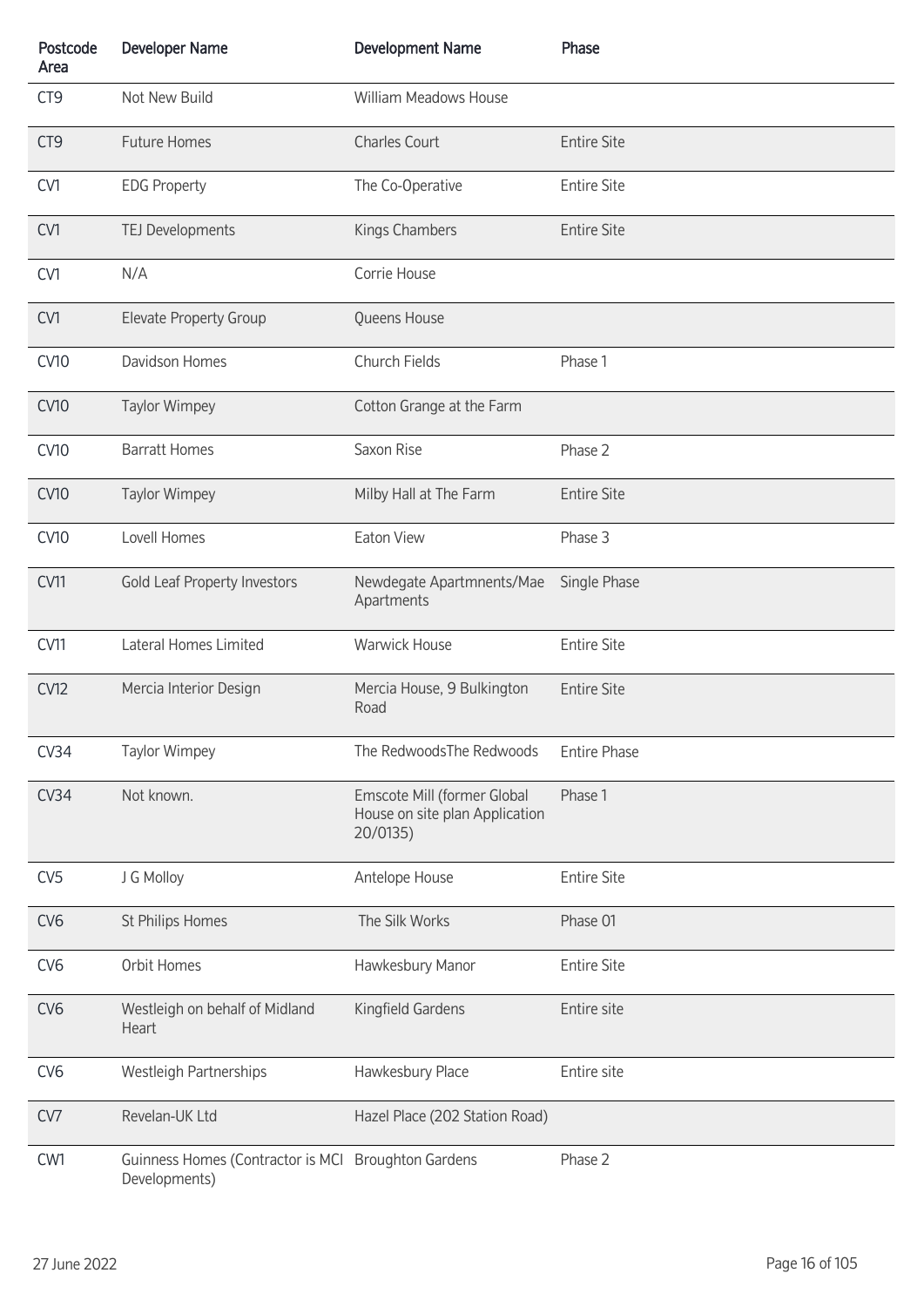| Postcode Area | Developer Name | Development Name | Phase |
|---|---|---|---|
| CT9 | Not New Build | William Meadows House | |
| CT9 | Future Homes | Charles Court | Entire Site |
| CV1 | EDG Property | The Co-Operative | Entire Site |
| CV1 | TEJ Developments | Kings Chambers | Entire Site |
| CV1 | N/A | Corrie House | |
| CV1 | Elevate Property Group | Queens House | |
| CV10 | Davidson Homes | Church Fields | Phase 1 |
| CV10 | Taylor Wimpey | Cotton Grange at the Farm | |
| CV10 | Barratt Homes | Saxon Rise | Phase 2 |
| CV10 | Taylor Wimpey | Milby Hall at The Farm | Entire Site |
| CV10 | Lovell Homes | Eaton View | Phase 3 |
| CV11 | Gold Leaf Property Investors | Newdegate Apartmnents/Mae Apartments | Single Phase |
| CV11 | Lateral Homes Limited | Warwick House | Entire Site |
| CV12 | Mercia Interior Design | Mercia House, 9 Bulkington Road | Entire Site |
| CV34 | Taylor Wimpey | The RedwoodsThe Redwoods | Entire Phase |
| CV34 | Not known. | Emscote Mill (former Global House on site plan Application 20/0135) | Phase 1 |
| CV5 | J G Molloy | Antelope House | Entire Site |
| CV6 | St Philips Homes | The Silk Works | Phase 01 |
| CV6 | Orbit Homes | Hawkesbury Manor | Entire Site |
| CV6 | Westleigh on behalf of Midland Heart | Kingfield Gardens | Entire site |
| CV6 | Westleigh Partnerships | Hawkesbury Place | Entire site |
| CV7 | Revelan-UK Ltd | Hazel Place (202 Station Road) | |
| CW1 | Guinness Homes (Contractor is MCI Developments) | Broughton Gardens | Phase 2 |

27 June 2022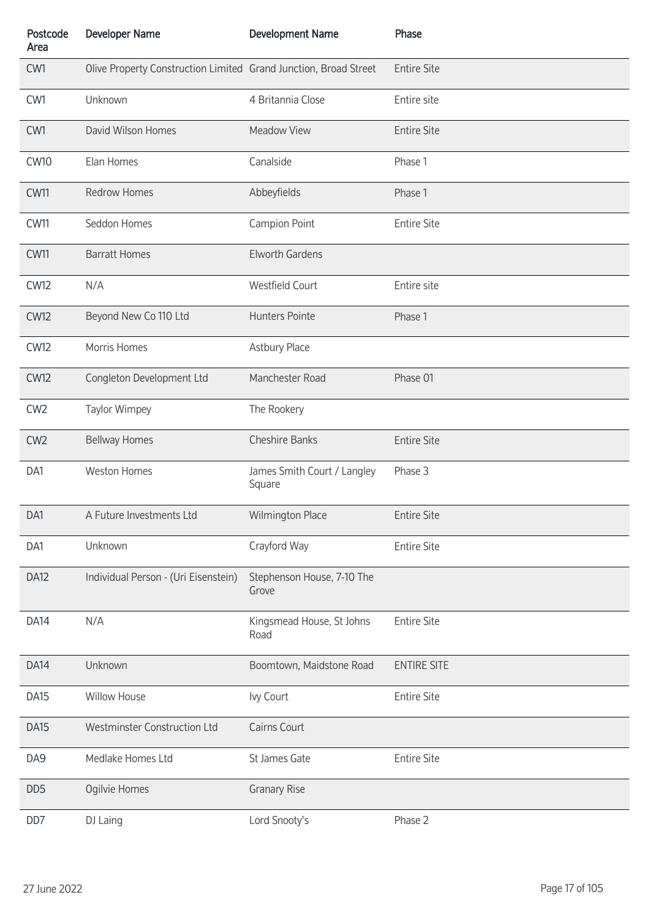| Postcode Area | Developer Name | Development Name | Phase |
|---|---|---|---|
| CW1 | Olive Property Construction Limited | Grand Junction, Broad Street | Entire Site |
| CW1 | Unknown | 4 Britannia Close | Entire site |
| CW1 | David Wilson Homes | Meadow View | Entire Site |
| CW10 | Elan Homes | Canalside | Phase 1 |
| CW11 | Redrow Homes | Abbeyfields | Phase 1 |
| CW11 | Seddon Homes | Campion Point | Entire Site |
| CW11 | Barratt Homes | Elworth Gardens | |
| CW12 | N/A | Westfield Court | Entire site |
| CW12 | Beyond New Co 110 Ltd | Hunters Pointe | Phase 1 |
| CW12 | Morris Homes | Astbury Place | |
| CW12 | Congleton Development Ltd | Manchester Road | Phase 01 |
| CW2 | Taylor Wimpey | The Rookery | |
| CW2 | Bellway Homes | Cheshire Banks | Entire Site |
| DA1 | Weston Homes | James Smith Court / Langley Square | Phase 3 |
| DA1 | A Future Investments Ltd | Wilmington Place | Entire Site |
| DA1 | Unknown | Crayford Way | Entire Site |
| DA12 | Individual Person - (Uri Eisenstein) | Stephenson House, 7-10 The Grove | |
| DA14 | N/A | Kingsmead House, St Johns Road | Entire Site |
| DA14 | Unknown | Boomtown, Maidstone Road | ENTIRE SITE |
| DA15 | Willow House | Ivy Court | Entire Site |
| DA15 | Westminster Construction Ltd | Cairns Court | |
| DA9 | Medlake Homes Ltd | St James Gate | Entire Site |
| DD5 | Ogilvie Homes | Granary Rise | |
| DD7 | DJ Laing | Lord Snooty's | Phase 2 |

27 June 2022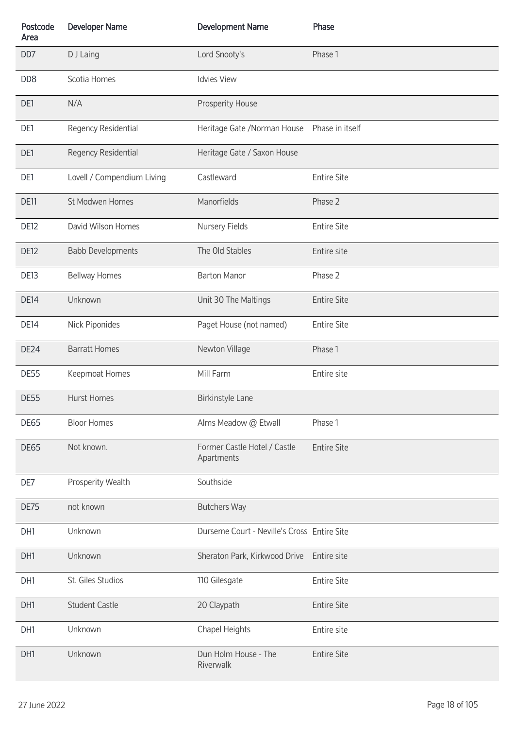| Postcode Area | Developer Name | Development Name | Phase |
|---|---|---|---|
| DD7 | D J Laing | Lord Snooty's | Phase 1 |
| DD8 | Scotia Homes | Idvies View | |
| DE1 | N/A | Prosperity House | |
| DE1 | Regency Residential | Heritage Gate /Norman House | Phase in itself |
| DE1 | Regency Residential | Heritage Gate / Saxon House | |
| DE1 | Lovell / Compendium Living | Castleward | Entire Site |
| DE11 | St Modwen Homes | Manorfields | Phase 2 |
| DE12 | David Wilson Homes | Nursery Fields | Entire Site |
| DE12 | Babb Developments | The Old Stables | Entire site |
| DE13 | Bellway Homes | Barton Manor | Phase 2 |
| DE14 | Unknown | Unit 30 The Maltings | Entire Site |
| DE14 | Nick Piponides | Paget House (not named) | Entire Site |
| DE24 | Barratt Homes | Newton Village | Phase 1 |
| DE55 | Keepmoat Homes | Mill Farm | Entire site |
| DE55 | Hurst Homes | Birkinstyle Lane | |
| DE65 | Bloor Homes | Alms Meadow @ Etwall | Phase 1 |
| DE65 | Not known. | Former Castle Hotel / Castle Apartments | Entire Site |
| DE7 | Prosperity Wealth | Southside | |
| DE75 | not known | Butchers Way | |
| DH1 | Unknown | Durseme Court - Neville's Cross | Entire Site |
| DH1 | Unknown | Sheraton Park, Kirkwood Drive | Entire site |
| DH1 | St. Giles Studios | 110 Gilesgate | Entire Site |
| DH1 | Student Castle | 20 Claypath | Entire Site |
| DH1 | Unknown | Chapel Heights | Entire site |
| DH1 | Unknown | Dun Holm House - The Riverwalk | Entire Site |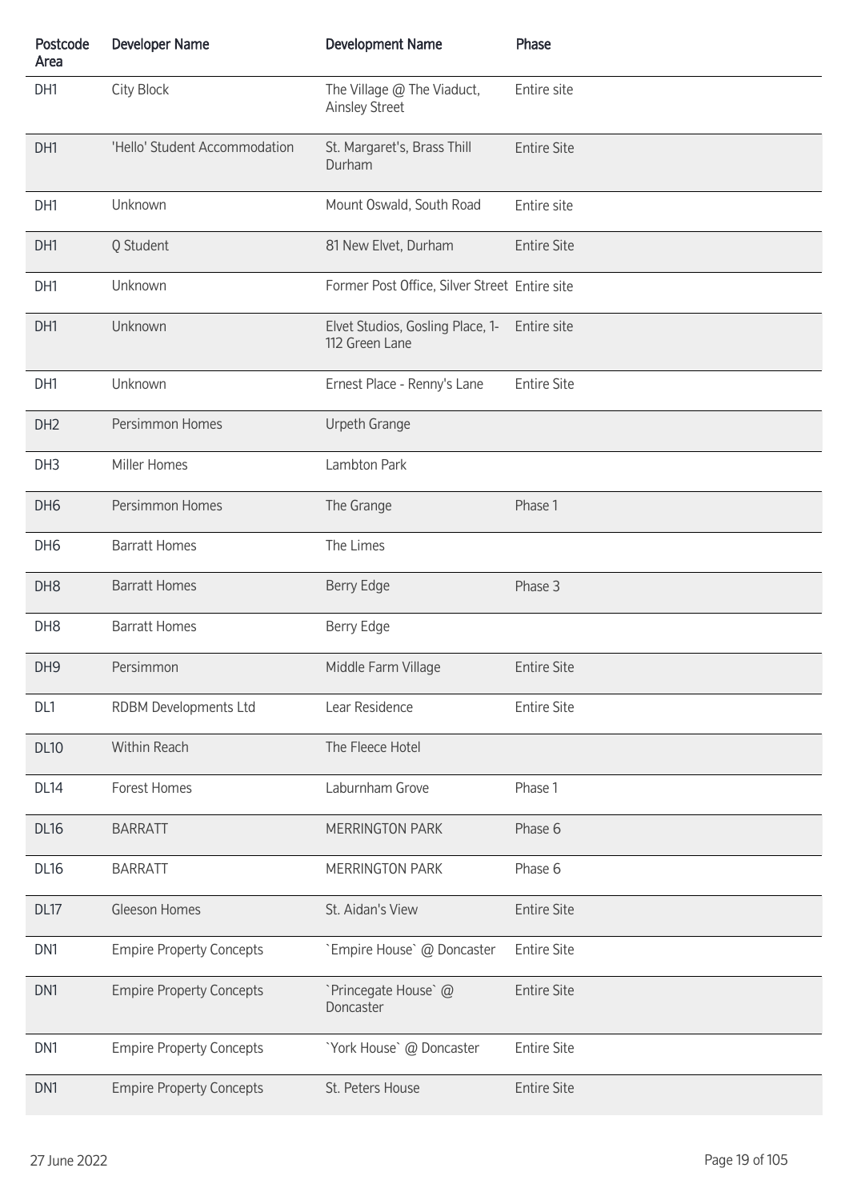| Postcode Area | Developer Name | Development Name | Phase |
|---|---|---|---|
| DH1 | City Block | The Village @ The Viaduct, Ainsley Street | Entire site |
| DH1 | 'Hello' Student Accommodation | St. Margaret's, Brass Thill Durham | Entire Site |
| DH1 | Unknown | Mount Oswald, South Road | Entire site |
| DH1 | Q Student | 81 New Elvet, Durham | Entire Site |
| DH1 | Unknown | Former Post Office, Silver Street | Entire site |
| DH1 | Unknown | Elvet Studios, Gosling Place, 1-112 Green Lane | Entire site |
| DH1 | Unknown | Ernest Place - Renny's Lane | Entire Site |
| DH2 | Persimmon Homes | Urpeth Grange | |
| DH3 | Miller Homes | Lambton Park | |
| DH6 | Persimmon Homes | The Grange | Phase 1 |
| DH6 | Barratt Homes | The Limes | |
| DH8 | Barratt Homes | Berry Edge | Phase 3 |
| DH8 | Barratt Homes | Berry Edge | |
| DH9 | Persimmon | Middle Farm Village | Entire Site |
| DL1 | RDBM Developments Ltd | Lear Residence | Entire Site |
| DL10 | Within Reach | The Fleece Hotel | |
| DL14 | Forest Homes | Laburnham Grove | Phase 1 |
| DL16 | BARRATT | MERRINGTON PARK | Phase 6 |
| DL16 | BARRATT | MERRINGTON PARK | Phase 6 |
| DL17 | Gleeson Homes | St. Aidan's View | Entire Site |
| DN1 | Empire Property Concepts | `Empire House` @ Doncaster | Entire Site |
| DN1 | Empire Property Concepts | `Princegate House` @ Doncaster | Entire Site |
| DN1 | Empire Property Concepts | `York House` @ Doncaster | Entire Site |
| DN1 | Empire Property Concepts | St. Peters House | Entire Site |

27 June 2022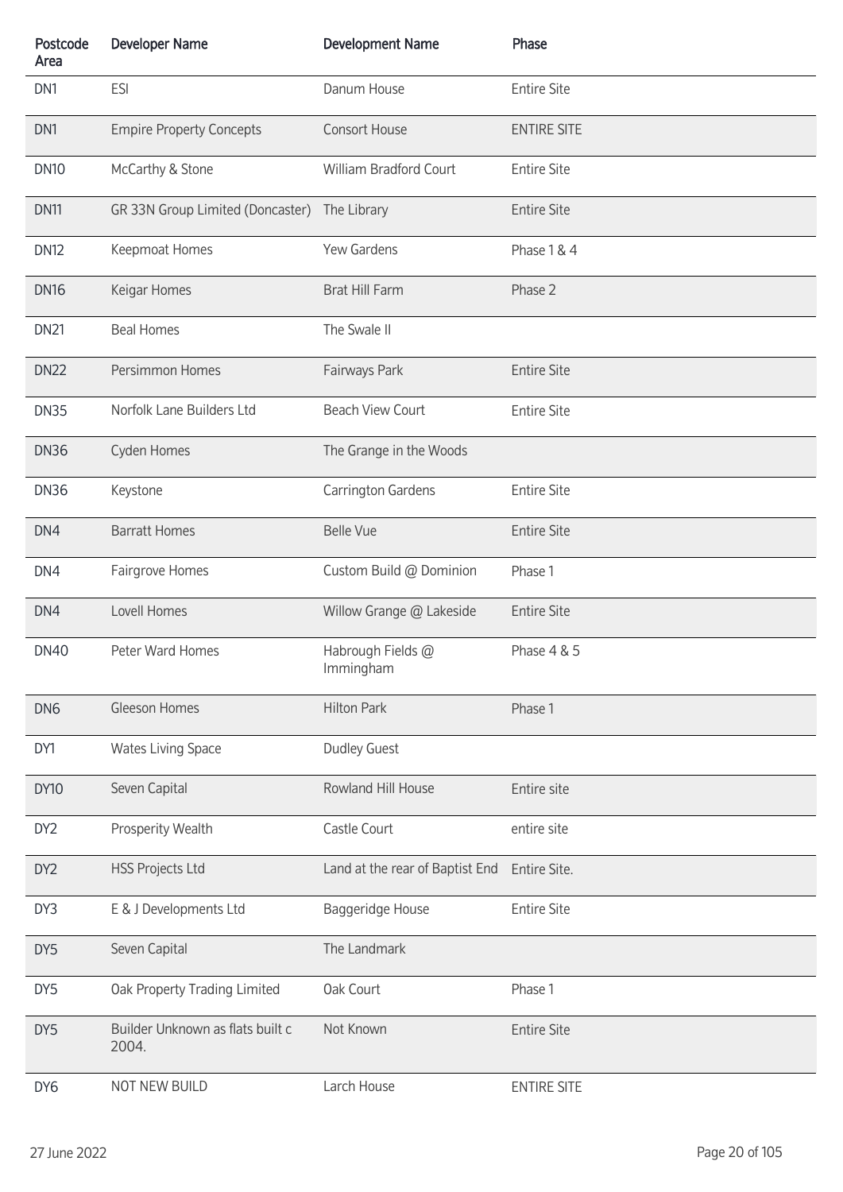| Postcode Area | Developer Name | Development Name | Phase |
|---|---|---|---|
| DN1 | ESI | Danum House | Entire Site |
| DN1 | Empire Property Concepts | Consort House | ENTIRE SITE |
| DN10 | McCarthy & Stone | William Bradford Court | Entire Site |
| DN11 | GR 33N Group Limited (Doncaster) | The Library | Entire Site |
| DN12 | Keepmoat Homes | Yew Gardens | Phase 1 & 4 |
| DN16 | Keigar Homes | Brat Hill Farm | Phase 2 |
| DN21 | Beal Homes | The Swale II | |
| DN22 | Persimmon Homes | Fairways Park | Entire Site |
| DN35 | Norfolk Lane Builders Ltd | Beach View Court | Entire Site |
| DN36 | Cyden Homes | The Grange in the Woods | |
| DN36 | Keystone | Carrington Gardens | Entire Site |
| DN4 | Barratt Homes | Belle Vue | Entire Site |
| DN4 | Fairgrove Homes | Custom Build @ Dominion | Phase 1 |
| DN4 | Lovell Homes | Willow Grange @ Lakeside | Entire Site |
| DN40 | Peter Ward Homes | Habrough Fields @ Immingham | Phase 4 & 5 |
| DN6 | Gleeson Homes | Hilton Park | Phase 1 |
| DY1 | Wates Living Space | Dudley Guest | |
| DY10 | Seven Capital | Rowland Hill House | Entire site |
| DY2 | Prosperity Wealth | Castle Court | entire site |
| DY2 | HSS Projects Ltd | Land at the rear of Baptist End | Entire Site. |
| DY3 | E & J Developments Ltd | Baggeridge House | Entire Site |
| DY5 | Seven Capital | The Landmark | |
| DY5 | Oak Property Trading Limited | Oak Court | Phase 1 |
| DY5 | Builder Unknown as flats built c 2004. | Not Known | Entire Site |
| DY6 | NOT NEW BUILD | Larch House | ENTIRE SITE |

27 June 2022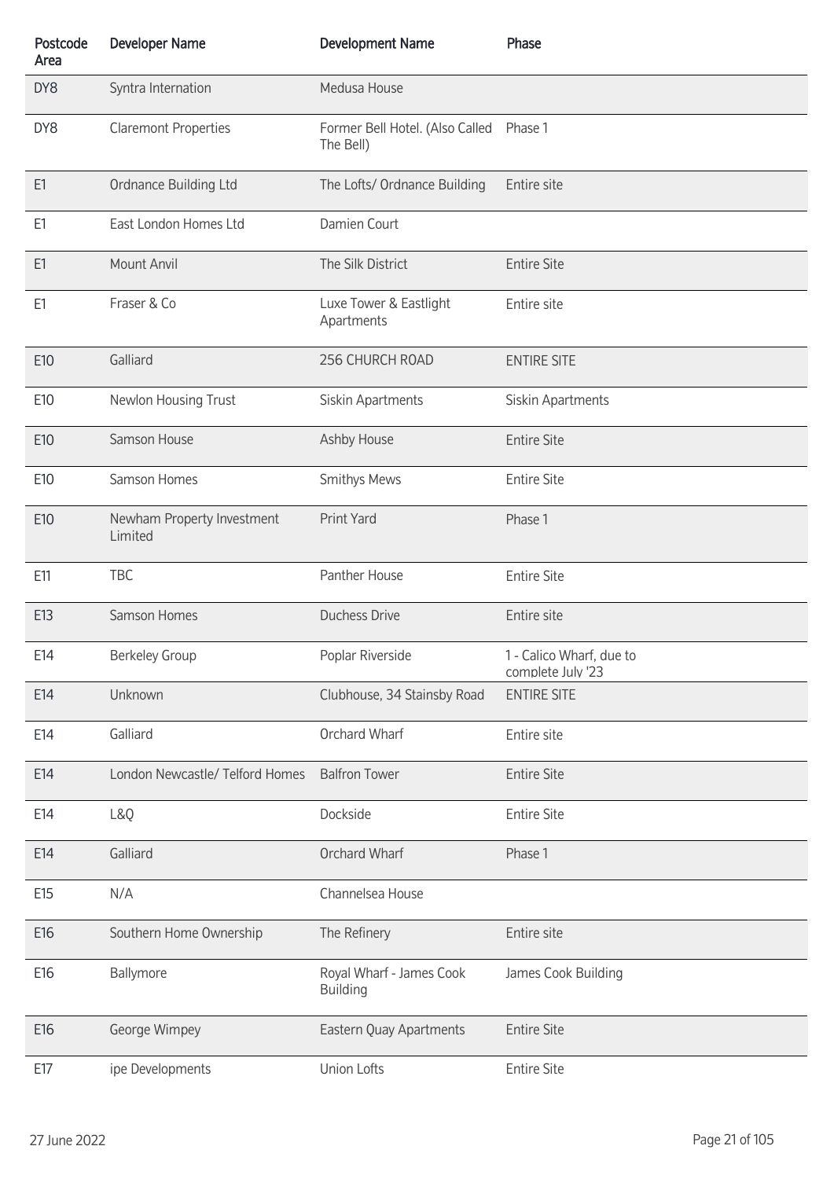| Postcode Area | Developer Name | Development Name | Phase |
|---|---|---|---|
| DY8 | Syntra Internation | Medusa House | |
| DY8 | Claremont Properties | Former Bell Hotel. (Also Called The Bell) | Phase 1 |
| E1 | Ordnance Building Ltd | The Lofts/ Ordnance Building | Entire site |
| E1 | East London Homes Ltd | Damien Court | |
| E1 | Mount Anvil | The Silk District | Entire Site |
| E1 | Fraser & Co | Luxe Tower & Eastlight Apartments | Entire site |
| E10 | Galliard | 256 CHURCH ROAD | ENTIRE SITE |
| E10 | Newlon Housing Trust | Siskin Apartments | Siskin Apartments |
| E10 | Samson House | Ashby House | Entire Site |
| E10 | Samson Homes | Smithys Mews | Entire Site |
| E10 | Newham Property Investment Limited | Print Yard | Phase 1 |
| E11 | TBC | Panther House | Entire Site |
| E13 | Samson Homes | Duchess Drive | Entire site |
| E14 | Berkeley Group | Poplar Riverside | 1 - Calico Wharf, due to complete July '23 |
| E14 | Unknown | Clubhouse, 34 Stainsby Road | ENTIRE SITE |
| E14 | Galliard | Orchard Wharf | Entire site |
| E14 | London Newcastle/ Telford Homes | Balfron Tower | Entire Site |
| E14 | L&Q | Dockside | Entire Site |
| E14 | Galliard | Orchard Wharf | Phase 1 |
| E15 | N/A | Channelsea House | |
| E16 | Southern Home Ownership | The Refinery | Entire site |
| E16 | Ballymore | Royal Wharf - James Cook Building | James Cook Building |
| E16 | George Wimpey | Eastern Quay Apartments | Entire Site |
| E17 | ipe Developments | Union Lofts | Entire Site |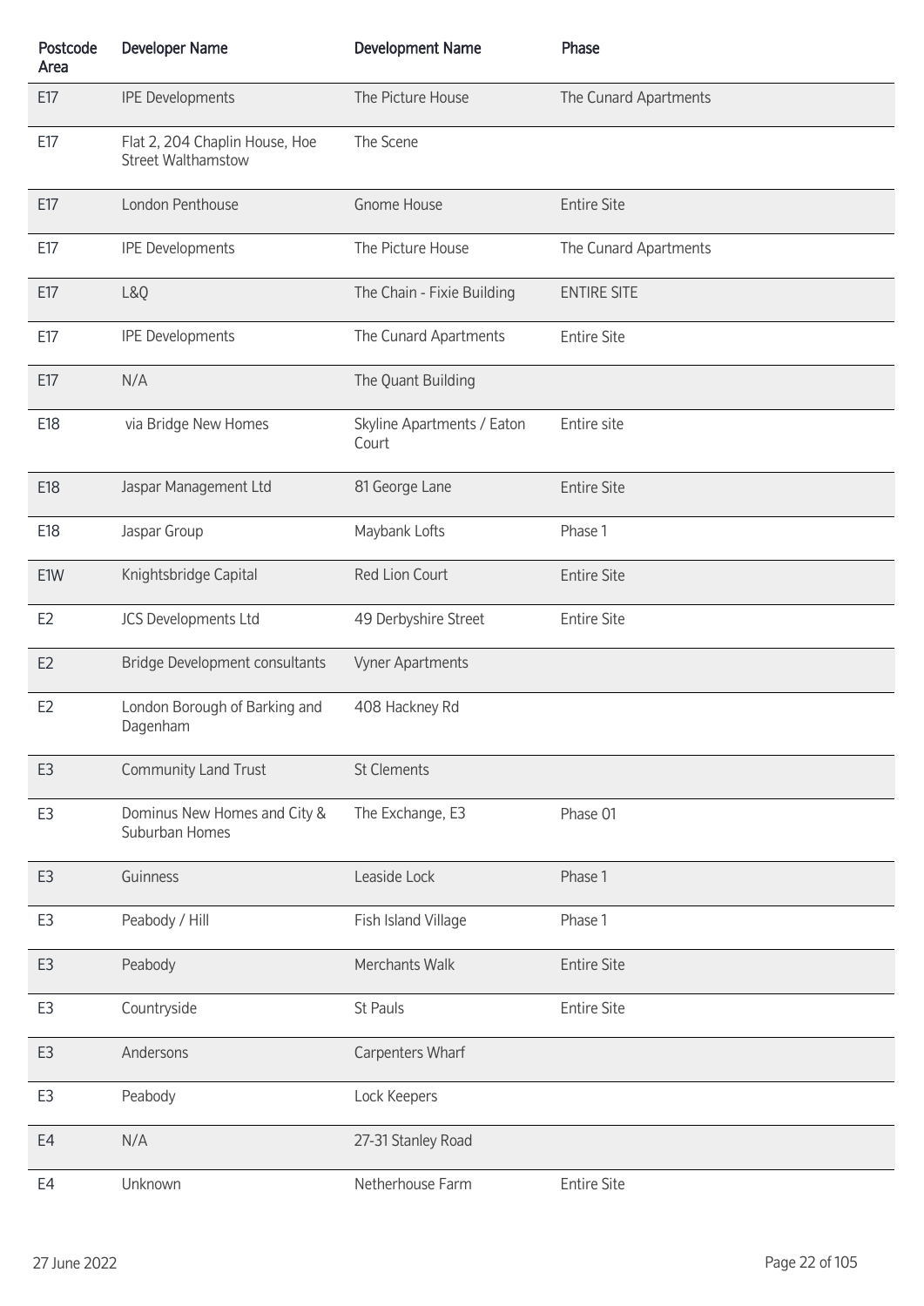| Postcode Area | Developer Name | Development Name | Phase |
| --- | --- | --- | --- |
| E17 | IPE Developments | The Picture House | The Cunard Apartments |
| E17 | Flat 2, 204 Chaplin House, Hoe Street Walthamstow | The Scene | |
| E17 | London Penthouse | Gnome House | Entire Site |
| E17 | IPE Developments | The Picture House | The Cunard Apartments |
| E17 | L&Q | The Chain - Fixie Building | ENTIRE SITE |
| E17 | IPE Developments | The Cunard Apartments | Entire Site |
| E17 | N/A | The Quant Building | |
| E18 | via Bridge New Homes | Skyline Apartments / Eaton Court | Entire site |
| E18 | Jaspar Management Ltd | 81 George Lane | Entire Site |
| E18 | Jaspar Group | Maybank Lofts | Phase 1 |
| E1W | Knightsbridge Capital | Red Lion Court | Entire Site |
| E2 | JCS Developments Ltd | 49 Derbyshire Street | Entire Site |
| E2 | Bridge Development consultants | Vyner Apartments | |
| E2 | London Borough of Barking and Dagenham | 408 Hackney Rd | |
| E3 | Community Land Trust | St Clements | |
| E3 | Dominus New Homes and City & Suburban Homes | The Exchange, E3 | Phase 01 |
| E3 | Guinness | Leaside Lock | Phase 1 |
| E3 | Peabody / Hill | Fish Island Village | Phase 1 |
| E3 | Peabody | Merchants Walk | Entire Site |
| E3 | Countryside | St Pauls | Entire Site |
| E3 | Andersons | Carpenters Wharf | |
| E3 | Peabody | Lock Keepers | |
| E4 | N/A | 27-31 Stanley Road | |
| E4 | Unknown | Netherhouse Farm | Entire Site |

27 June 2022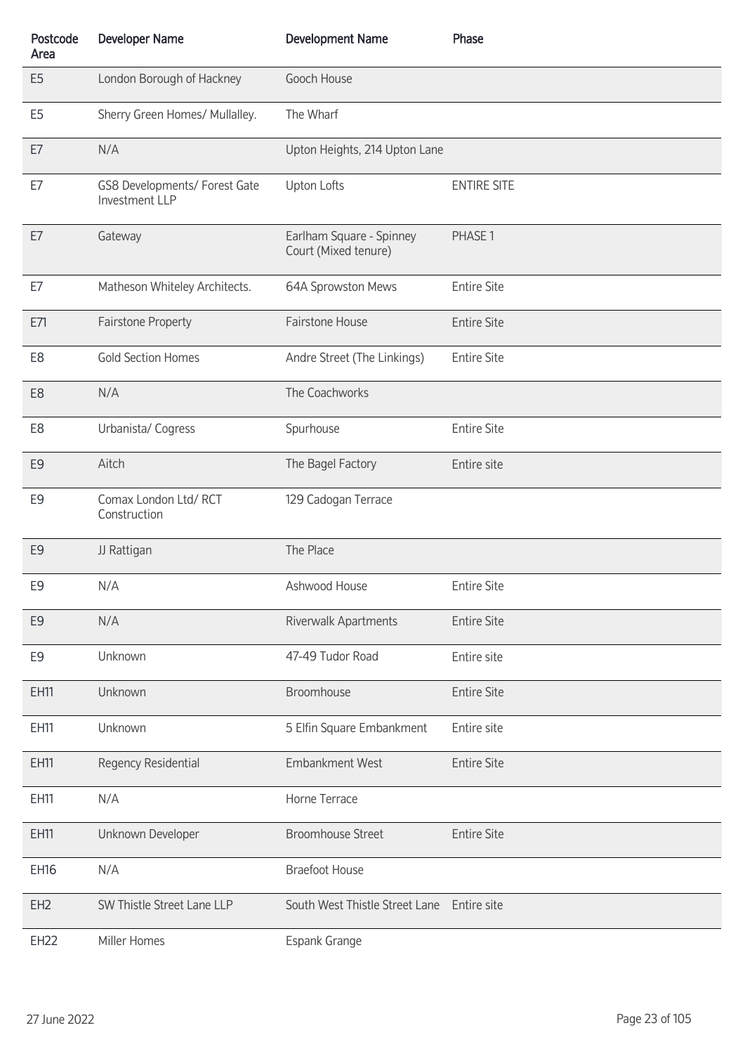| Postcode Area | Developer Name | Development Name | Phase |
| --- | --- | --- | --- |
| E5 | London Borough of Hackney | Gooch House | |
| E5 | Sherry Green Homes/ Mullalley. | The Wharf | |
| E7 | N/A | Upton Heights, 214 Upton Lane | |
| E7 | GS8 Developments/ Forest Gate Investment LLP | Upton Lofts | ENTIRE SITE |
| E7 | Gateway | Earlham Square - Spinney Court (Mixed tenure) | PHASE 1 |
| E7 | Matheson Whiteley Architects. | 64A Sprowston Mews | Entire Site |
| E71 | Fairstone Property | Fairstone House | Entire Site |
| E8 | Gold Section Homes | Andre Street (The Linkings) | Entire Site |
| E8 | N/A | The Coachworks | |
| E8 | Urbanista/ Cogress | Spurhouse | Entire Site |
| E9 | Aitch | The Bagel Factory | Entire site |
| E9 | Comax London Ltd/ RCT Construction | 129 Cadogan Terrace | |
| E9 | JJ Rattigan | The Place | |
| E9 | N/A | Ashwood House | Entire Site |
| E9 | N/A | Riverwalk Apartments | Entire Site |
| E9 | Unknown | 47-49 Tudor Road | Entire site |
| EH11 | Unknown | Broomhouse | Entire Site |
| EH11 | Unknown | 5 Elfin Square Embankment | Entire site |
| EH11 | Regency Residential | Embankment West | Entire Site |
| EH11 | N/A | Horne Terrace | |
| EH11 | Unknown Developer | Broomhouse Street | Entire Site |
| EH16 | N/A | Braefoot House | |
| EH2 | SW Thistle Street Lane LLP | South West Thistle Street Lane | Entire site |
| EH22 | Miller Homes | Espank Grange | |

27 June 2022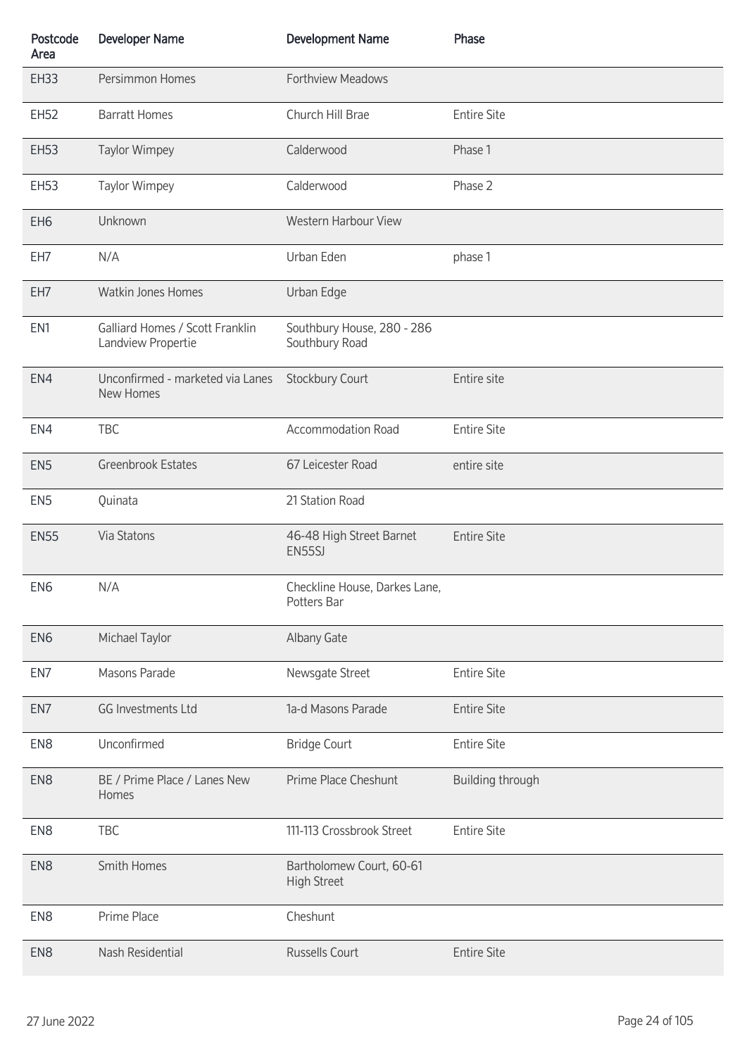| Postcode Area | Developer Name | Development Name | Phase |
|---|---|---|---|
| EH33 | Persimmon Homes | Forthview Meadows | |
| EH52 | Barratt Homes | Church Hill Brae | Entire Site |
| EH53 | Taylor Wimpey | Calderwood | Phase 1 |
| EH53 | Taylor Wimpey | Calderwood | Phase 2 |
| EH6 | Unknown | Western Harbour View | |
| EH7 | N/A | Urban Eden | phase 1 |
| EH7 | Watkin Jones Homes | Urban Edge | |
| EN1 | Galliard Homes / Scott Franklin Landview Propertie | Southbury House, 280 - 286 Southbury Road | |
| EN4 | Unconfirmed - marketed via Lanes New Homes | Stockbury Court | Entire site |
| EN4 | TBC | Accommodation Road | Entire Site |
| EN5 | Greenbrook Estates | 67 Leicester Road | entire site |
| EN5 | Quinata | 21 Station Road | |
| EN55 | Via Statons | 46-48 High Street Barnet EN55SJ | Entire Site |
| EN6 | N/A | Checkline House, Darkes Lane, Potters Bar | |
| EN6 | Michael Taylor | Albany Gate | |
| EN7 | Masons Parade | Newsgate Street | Entire Site |
| EN7 | GG Investments Ltd | 1a-d Masons Parade | Entire Site |
| EN8 | Unconfirmed | Bridge Court | Entire Site |
| EN8 | BE / Prime Place / Lanes New Homes | Prime Place Cheshunt | Building through |
| EN8 | TBC | 111-113 Crossbrook Street | Entire Site |
| EN8 | Smith Homes | Bartholomew Court, 60-61 High Street | |
| EN8 | Prime Place | Cheshunt | |
| EN8 | Nash Residential | Russells Court | Entire Site |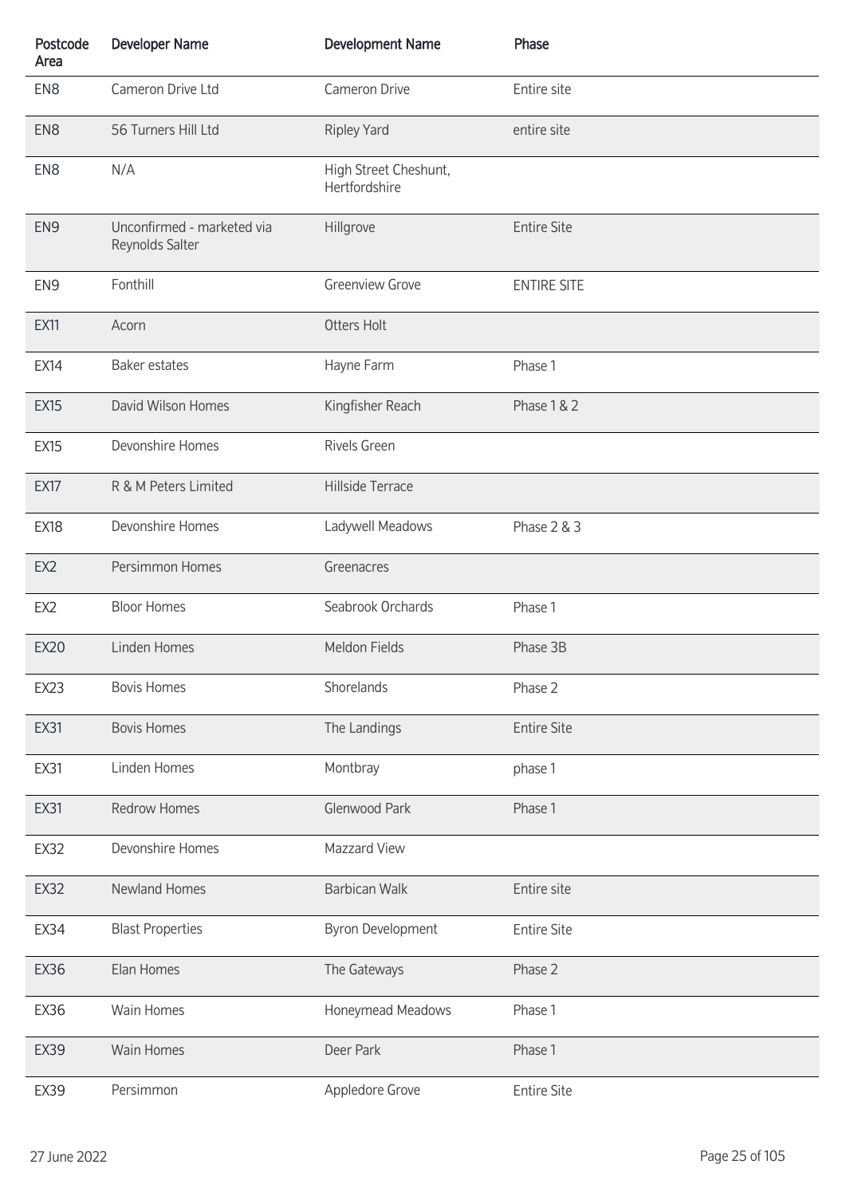| Postcode Area | Developer Name | Development Name | Phase |
|---|---|---|---|
| EN8 | Cameron Drive Ltd | Cameron Drive | Entire site |
| EN8 | 56 Turners Hill Ltd | Ripley Yard | entire site |
| EN8 | N/A | High Street Cheshunt, Hertfordshire | |
| EN9 | Unconfirmed - marketed via Reynolds Salter | Hillgrove | Entire Site |
| EN9 | Fonthill | Greenview Grove | ENTIRE SITE |
| EX11 | Acorn | Otters Holt | |
| EX14 | Baker estates | Hayne Farm | Phase 1 |
| EX15 | David Wilson Homes | Kingfisher Reach | Phase 1 & 2 |
| EX15 | Devonshire Homes | Rivels Green | |
| EX17 | R & M Peters Limited | Hillside Terrace | |
| EX18 | Devonshire Homes | Ladywell Meadows | Phase 2 & 3 |
| EX2 | Persimmon Homes | Greenacres | |
| EX2 | Bloor Homes | Seabrook Orchards | Phase 1 |
| EX20 | Linden Homes | Meldon Fields | Phase 3B |
| EX23 | Bovis Homes | Shorelands | Phase 2 |
| EX31 | Bovis Homes | The Landings | Entire Site |
| EX31 | Linden Homes | Montbray | phase 1 |
| EX31 | Redrow Homes | Glenwood Park | Phase 1 |
| EX32 | Devonshire Homes | Mazzard View | |
| EX32 | Newland Homes | Barbican Walk | Entire site |
| EX34 | Blast Properties | Byron Development | Entire Site |
| EX36 | Elan Homes | The Gateways | Phase 2 |
| EX36 | Wain Homes | Honeymead Meadows | Phase 1 |
| EX39 | Wain Homes | Deer Park | Phase 1 |
| EX39 | Persimmon | Appledore Grove | Entire Site |

27 June 2022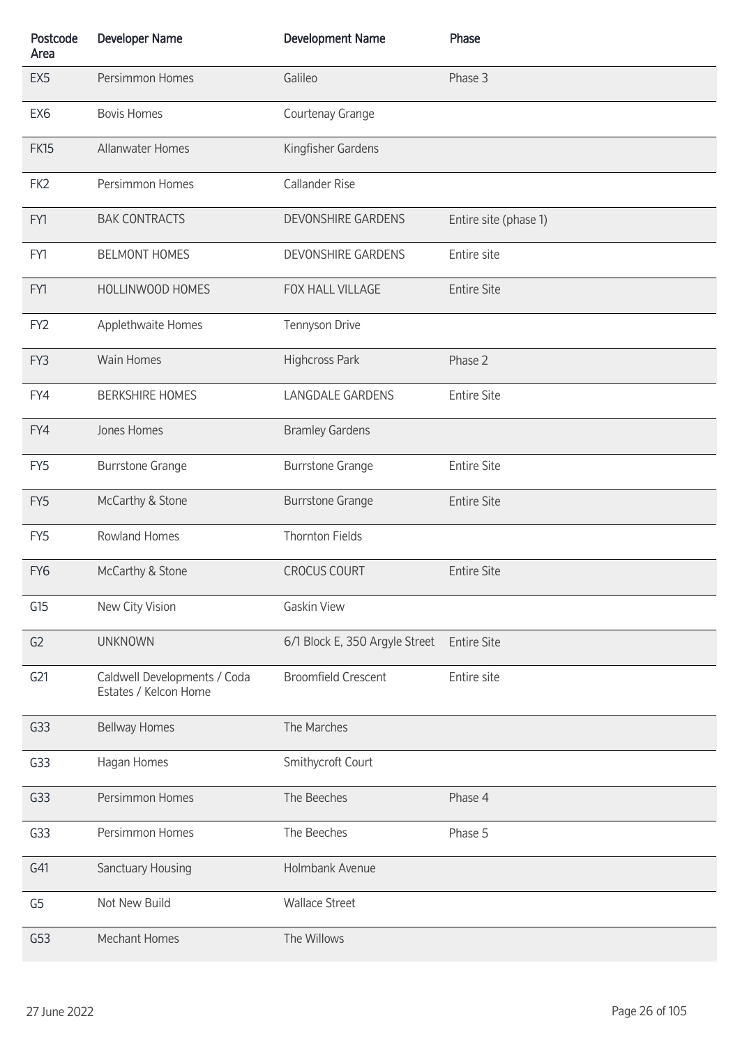| Postcode Area | Developer Name | Development Name | Phase |
|---|---|---|---|
| EX5 | Persimmon Homes | Galileo | Phase 3 |
| EX6 | Bovis Homes | Courtenay Grange | |
| FK15 | Allanwater Homes | Kingfisher Gardens | |
| FK2 | Persimmon Homes | Callander Rise | |
| FY1 | BAK CONTRACTS | DEVONSHIRE GARDENS | Entire site (phase 1) |
| FY1 | BELMONT HOMES | DEVONSHIRE GARDENS | Entire site |
| FY1 | HOLLINWOOD HOMES | FOX HALL VILLAGE | Entire Site |
| FY2 | Applethwaite Homes | Tennyson Drive | |
| FY3 | Wain Homes | Highcross Park | Phase 2 |
| FY4 | BERKSHIRE HOMES | LANGDALE GARDENS | Entire Site |
| FY4 | Jones Homes | Bramley Gardens | |
| FY5 | Burrstone Grange | Burrstone Grange | Entire Site |
| FY5 | McCarthy & Stone | Burrstone Grange | Entire Site |
| FY5 | Rowland Homes | Thornton Fields | |
| FY6 | McCarthy & Stone | CROCUS COURT | Entire Site |
| G15 | New City Vision | Gaskin View | |
| G2 | UNKNOWN | 6/1 Block E, 350 Argyle Street | Entire Site |
| G21 | Caldwell Developments / Coda Estates / Kelcon Home | Broomfield Crescent | Entire site |
| G33 | Bellway Homes | The Marches | |
| G33 | Hagan Homes | Smithycroft Court | |
| G33 | Persimmon Homes | The Beeches | Phase 4 |
| G33 | Persimmon Homes | The Beeches | Phase 5 |
| G41 | Sanctuary Housing | Holmbank Avenue | |
| G5 | Not New Build | Wallace Street | |
| G53 | Mechant Homes | The Willows | |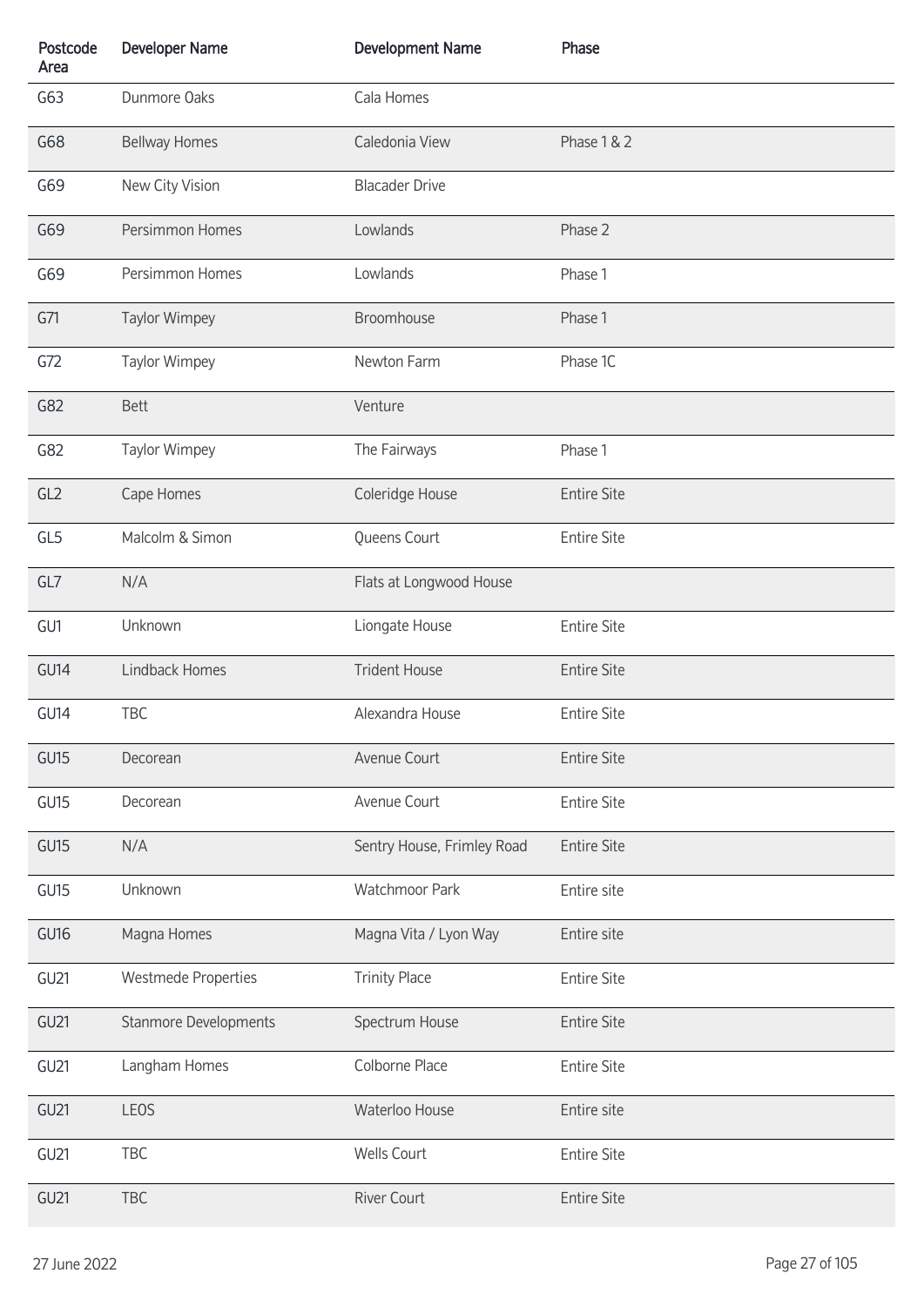| Postcode Area | Developer Name | Development Name | Phase |
|---|---|---|---|
| G63 | Dunmore Oaks | Cala Homes | |
| G68 | Bellway Homes | Caledonia View | Phase 1 & 2 |
| G69 | New City Vision | Blacader Drive | |
| G69 | Persimmon Homes | Lowlands | Phase 2 |
| G69 | Persimmon Homes | Lowlands | Phase 1 |
| G71 | Taylor Wimpey | Broomhouse | Phase 1 |
| G72 | Taylor Wimpey | Newton Farm | Phase 1C |
| G82 | Bett | Venture | |
| G82 | Taylor Wimpey | The Fairways | Phase 1 |
| GL2 | Cape Homes | Coleridge House | Entire Site |
| GL5 | Malcolm & Simon | Queens Court | Entire Site |
| GL7 | N/A | Flats at Longwood House | |
| GU1 | Unknown | Liongate House | Entire Site |
| GU14 | Lindback Homes | Trident House | Entire Site |
| GU14 | TBC | Alexandra House | Entire Site |
| GU15 | Decorean | Avenue Court | Entire Site |
| GU15 | Decorean | Avenue Court | Entire Site |
| GU15 | N/A | Sentry House, Frimley Road | Entire Site |
| GU15 | Unknown | Watchmoor Park | Entire site |
| GU16 | Magna Homes | Magna Vita / Lyon Way | Entire site |
| GU21 | Westmede Properties | Trinity Place | Entire Site |
| GU21 | Stanmore Developments | Spectrum House | Entire Site |
| GU21 | Langham Homes | Colborne Place | Entire Site |
| GU21 | LEOS | Waterloo House | Entire site |
| GU21 | TBC | Wells Court | Entire Site |
| GU21 | TBC | River Court | Entire Site |

27 June 2022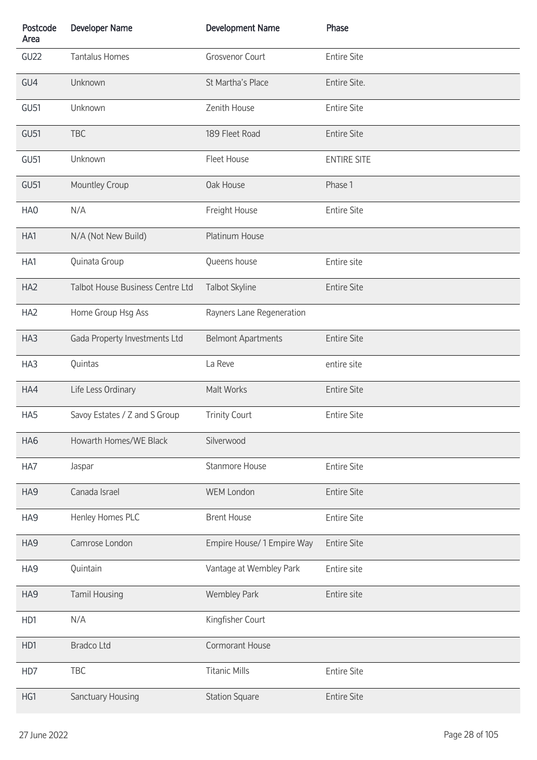| Postcode Area | Developer Name | Development Name | Phase |
|---|---|---|---|
| GU22 | Tantalus Homes | Grosvenor Court | Entire Site |
| GU4 | Unknown | St Martha's Place | Entire Site. |
| GU51 | Unknown | Zenith House | Entire Site |
| GU51 | TBC | 189 Fleet Road | Entire Site |
| GU51 | Unknown | Fleet House | ENTIRE SITE |
| GU51 | Mountley Croup | Oak House | Phase 1 |
| HA0 | N/A | Freight House | Entire Site |
| HA1 | N/A (Not New Build) | Platinum House | |
| HA1 | Quinata Group | Queens house | Entire site |
| HA2 | Talbot House Business Centre Ltd | Talbot Skyline | Entire Site |
| HA2 | Home Group Hsg Ass | Rayners Lane Regeneration | |
| HA3 | Gada Property Investments Ltd | Belmont Apartments | Entire Site |
| HA3 | Quintas | La Reve | entire site |
| HA4 | Life Less Ordinary | Malt Works | Entire Site |
| HA5 | Savoy Estates / Z and S Group | Trinity Court | Entire Site |
| HA6 | Howarth Homes/WE Black | Silverwood | |
| HA7 | Jaspar | Stanmore House | Entire Site |
| HA9 | Canada Israel | WEM London | Entire Site |
| HA9 | Henley Homes PLC | Brent House | Entire Site |
| HA9 | Camrose London | Empire House/ 1 Empire Way | Entire Site |
| HA9 | Quintain | Vantage at Wembley Park | Entire site |
| HA9 | Tamil Housing | Wembley Park | Entire site |
| HD1 | N/A | Kingfisher Court | |
| HD1 | Bradco Ltd | Cormorant House | |
| HD7 | TBC | Titanic Mills | Entire Site |
| HG1 | Sanctuary Housing | Station Square | Entire Site |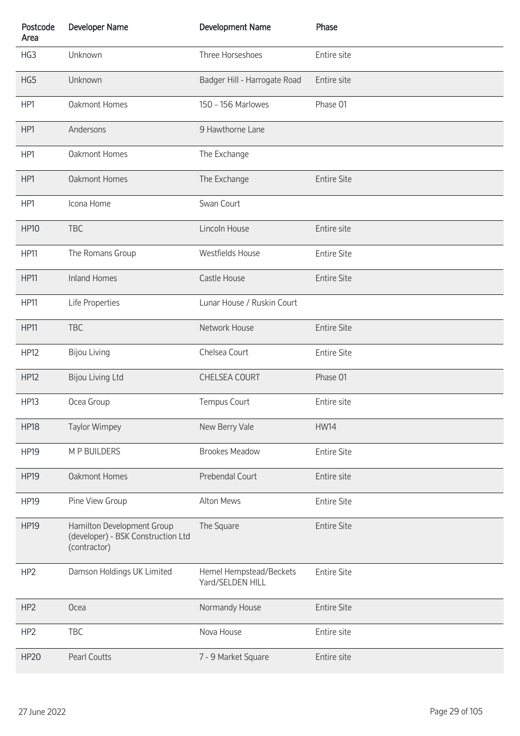| Postcode Area | Developer Name | Development Name | Phase |
|---|---|---|---|
| HG3 | Unknown | Three Horseshoes | Entire site |
| HG5 | Unknown | Badger Hill - Harrogate Road | Entire site |
| HP1 | Oakmont Homes | 150 – 156 Marlowes | Phase 01 |
| HP1 | Andersons | 9 Hawthorne Lane | |
| HP1 | Oakmont Homes | The Exchange | |
| HP1 | Oakmont Homes | The Exchange | Entire Site |
| HP1 | Icona Home | Swan Court | |
| HP10 | TBC | Lincoln House | Entire site |
| HP11 | The Romans Group | Westfields House | Entire Site |
| HP11 | Inland Homes | Castle House | Entire Site |
| HP11 | Life Properties | Lunar House / Ruskin Court | |
| HP11 | TBC | Network House | Entire Site |
| HP12 | Bijou Living | Chelsea Court | Entire Site |
| HP12 | Bijou Living Ltd | CHELSEA COURT | Phase 01 |
| HP13 | Ocea Group | Tempus Court | Entire site |
| HP18 | Taylor Wimpey | New Berry Vale | HW14 |
| HP19 | M P BUILDERS | Brookes Meadow | Entire Site |
| HP19 | Oakmont Homes | Prebendal Court | Entire site |
| HP19 | Pine View Group | Alton Mews | Entire Site |
| HP19 | Hamilton Development Group (developer) - BSK Construction Ltd (contractor) | The Square | Entire Site |
| HP2 | Damson Holdings UK Limited | Hemel Hempstead/Beckets Yard/SELDEN HILL | Entire Site |
| HP2 | Ocea | Normandy House | Entire Site |
| HP2 | TBC | Nova House | Entire site |
| HP20 | Pearl Coutts | 7 - 9 Market Square | Entire site |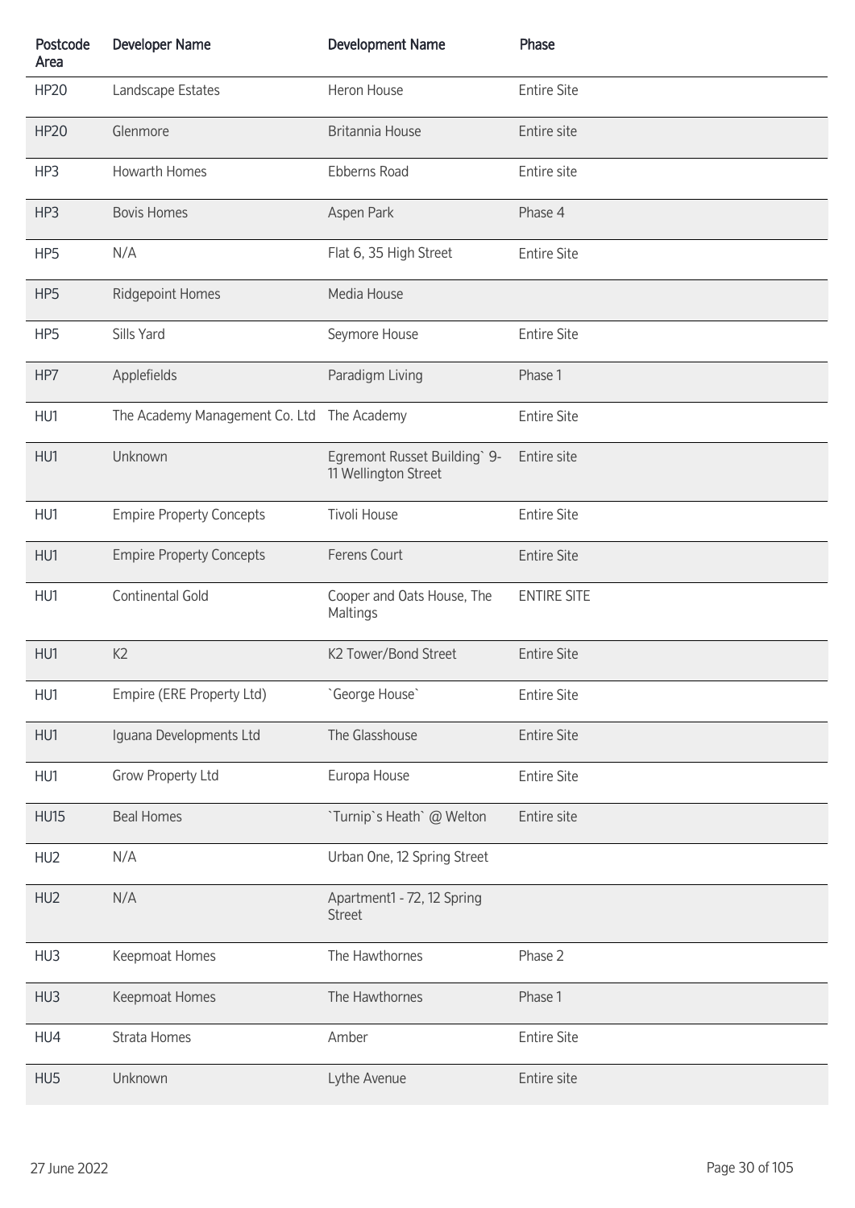| Postcode Area | Developer Name | Development Name | Phase |
|---|---|---|---|
| HP20 | Landscape Estates | Heron House | Entire Site |
| HP20 | Glenmore | Britannia House | Entire site |
| HP3 | Howarth Homes | Ebberns Road | Entire site |
| HP3 | Bovis Homes | Aspen Park | Phase 4 |
| HP5 | N/A | Flat 6, 35 High Street | Entire Site |
| HP5 | Ridgepoint Homes | Media House | |
| HP5 | Sills Yard | Seymore House | Entire Site |
| HP7 | Applefields | Paradigm Living | Phase 1 |
| HU1 | The Academy Management Co. Ltd | The Academy | Entire Site |
| HU1 | Unknown | Egremont Russet Building` 9-11 Wellington Street | Entire site |
| HU1 | Empire Property Concepts | Tivoli House | Entire Site |
| HU1 | Empire Property Concepts | Ferens Court | Entire Site |
| HU1 | Continental Gold | Cooper and Oats House, The Maltings | ENTIRE SITE |
| HU1 | K2 | K2 Tower/Bond Street | Entire Site |
| HU1 | Empire (ERE Property Ltd) | `George House` | Entire Site |
| HU1 | Iguana Developments Ltd | The Glasshouse | Entire Site |
| HU1 | Grow Property Ltd | Europa House | Entire Site |
| HU15 | Beal Homes | `Turnip`s Heath` @ Welton | Entire site |
| HU2 | N/A | Urban One, 12 Spring Street | |
| HU2 | N/A | Apartment1 - 72, 12 Spring Street | |
| HU3 | Keepmoat Homes | The Hawthornes | Phase 2 |
| HU3 | Keepmoat Homes | The Hawthornes | Phase 1 |
| HU4 | Strata Homes | Amber | Entire Site |
| HU5 | Unknown | Lythe Avenue | Entire site |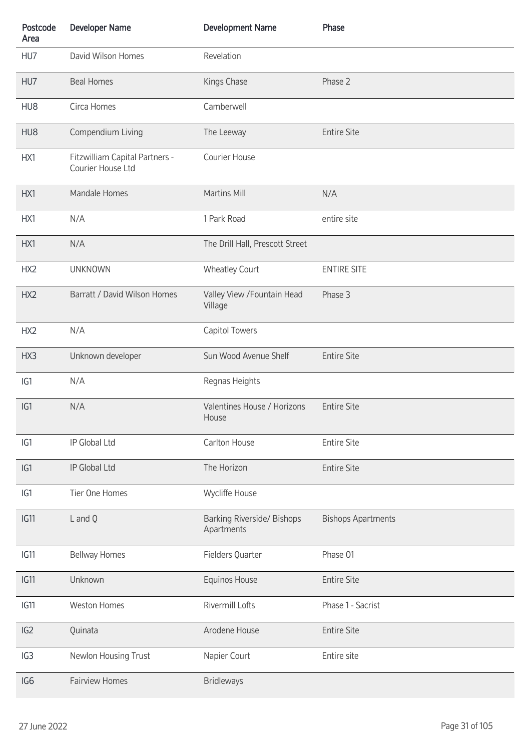| Postcode Area | Developer Name | Development Name | Phase |
|---|---|---|---|
| HU7 | David Wilson Homes | Revelation | |
| HU7 | Beal Homes | Kings Chase | Phase 2 |
| HU8 | Circa Homes | Camberwell | |
| HU8 | Compendium Living | The Leeway | Entire Site |
| HX1 | Fitzwilliam Capital Partners - Courier House Ltd | Courier House | |
| HX1 | Mandale Homes | Martins Mill | N/A |
| HX1 | N/A | 1 Park Road | entire site |
| HX1 | N/A | The Drill Hall, Prescott Street | |
| HX2 | UNKNOWN | Wheatley Court | ENTIRE SITE |
| HX2 | Barratt / David Wilson Homes | Valley View /Fountain Head Village | Phase 3 |
| HX2 | N/A | Capitol Towers | |
| HX3 | Unknown developer | Sun Wood Avenue Shelf | Entire Site |
| IG1 | N/A | Regnas Heights | |
| IG1 | N/A | Valentines House / Horizons House | Entire Site |
| IG1 | IP Global Ltd | Carlton House | Entire Site |
| IG1 | IP Global Ltd | The Horizon | Entire Site |
| IG1 | Tier One Homes | Wycliffe House | |
| IG11 | L and Q | Barking Riverside/ Bishops Apartments | Bishops Apartments |
| IG11 | Bellway Homes | Fielders Quarter | Phase 01 |
| IG11 | Unknown | Equinos House | Entire Site |
| IG11 | Weston Homes | Rivermill Lofts | Phase 1 - Sacrist |
| IG2 | Quinata | Arodene House | Entire Site |
| IG3 | Newlon Housing Trust | Napier Court | Entire site |
| IG6 | Fairview Homes | Bridleways | |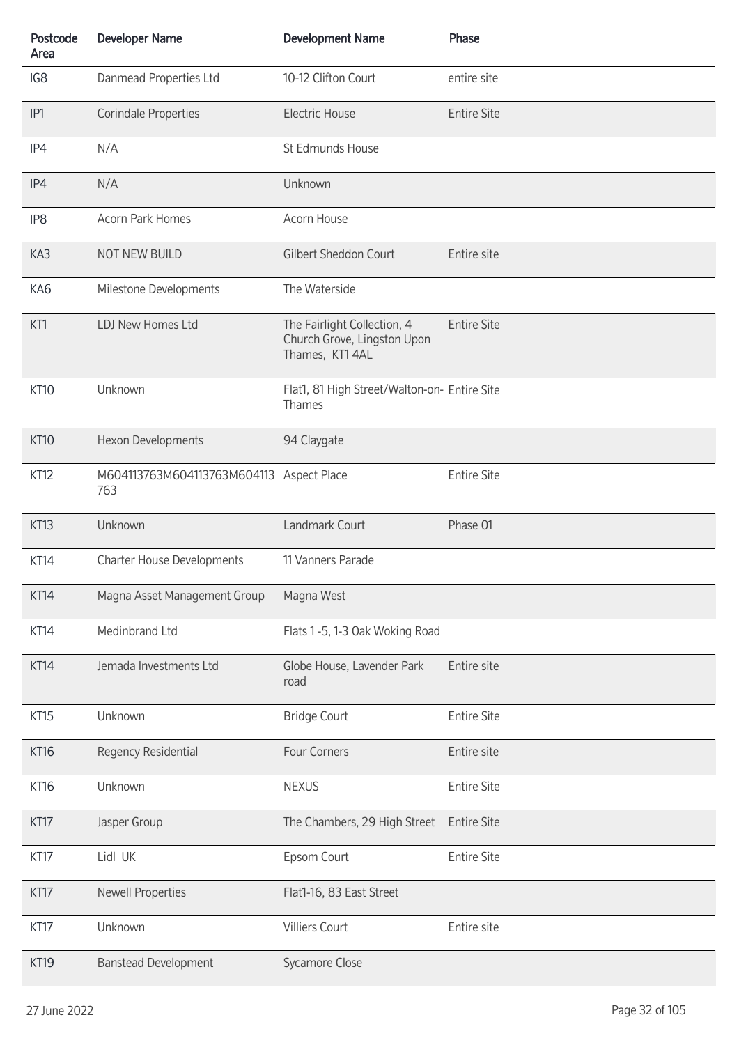| Postcode Area | Developer Name | Development Name | Phase |
|---|---|---|---|
| IG8 | Danmead Properties Ltd | 10-12 Clifton Court | entire site |
| IP1 | Corindale Properties | Electric House | Entire Site |
| IP4 | N/A | St Edmunds House | |
| IP4 | N/A | Unknown | |
| IP8 | Acorn Park Homes | Acorn House | |
| KA3 | NOT NEW BUILD | Gilbert Sheddon Court | Entire site |
| KA6 | Milestone Developments | The Waterside | |
| KT1 | LDJ New Homes Ltd | The Fairlight Collection, 4 Church Grove, Lingston Upon Thames, KT1 4AL | Entire Site |
| KT10 | Unknown | Flat1, 81 High Street/Walton-on-Thames | Entire Site |
| KT10 | Hexon Developments | 94 Claygate | |
| KT12 | M604113763M604113763M604113763 | Aspect Place | Entire Site |
| KT13 | Unknown | Landmark Court | Phase 01 |
| KT14 | Charter House Developments | 11 Vanners Parade | |
| KT14 | Magna Asset Management Group | Magna West | |
| KT14 | Medinbrand Ltd | Flats 1 -5, 1-3 Oak Woking Road | |
| KT14 | Jemada Investments Ltd | Globe House, Lavender Park road | Entire site |
| KT15 | Unknown | Bridge Court | Entire Site |
| KT16 | Regency Residential | Four Corners | Entire site |
| KT16 | Unknown | NEXUS | Entire Site |
| KT17 | Jasper Group | The Chambers, 29 High Street | Entire Site |
| KT17 | Lidl UK | Epsom Court | Entire Site |
| KT17 | Newell Properties | Flat1-16, 83 East Street | |
| KT17 | Unknown | Villiers Court | Entire site |
| KT19 | Banstead Development | Sycamore Close | |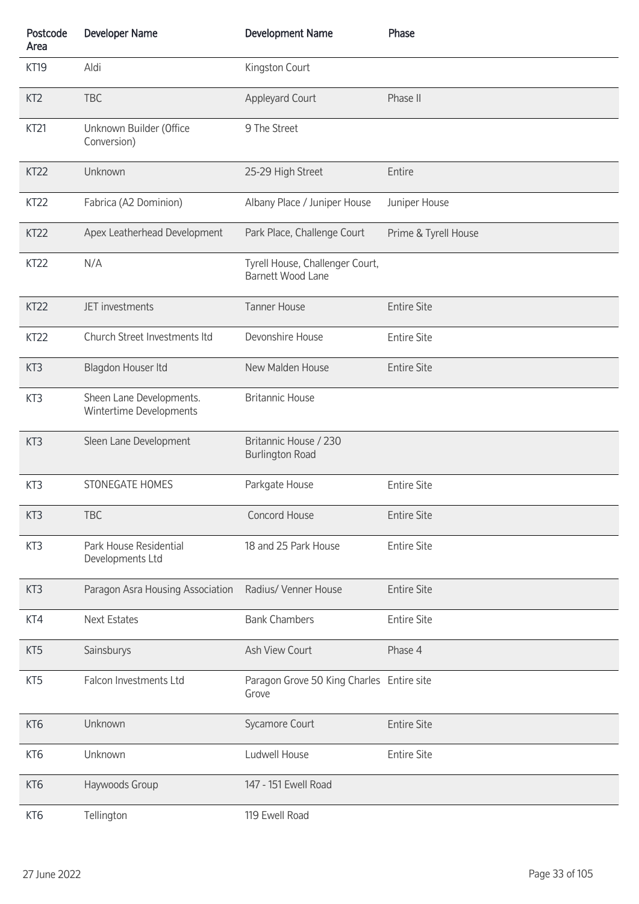| Postcode Area | Developer Name | Development Name | Phase |
|---|---|---|---|
| KT19 | Aldi | Kingston Court | |
| KT2 | TBC | Appleyard Court | Phase II |
| KT21 | Unknown Builder (Office Conversion) | 9 The Street | |
| KT22 | Unknown | 25-29 High Street | Entire |
| KT22 | Fabrica (A2 Dominion) | Albany Place / Juniper House | Juniper House |
| KT22 | Apex Leatherhead Development | Park Place, Challenge Court | Prime & Tyrell House |
| KT22 | N/A | Tyrell House, Challenger Court, Barnett Wood Lane | |
| KT22 | JET investments | Tanner House | Entire Site |
| KT22 | Church Street Investments ltd | Devonshire House | Entire Site |
| KT3 | Blagdon Houser ltd | New Malden House | Entire Site |
| KT3 | Sheen Lane Developments. Wintertime Developments | Britannic House | |
| KT3 | Sleen Lane Development | Britannic House / 230 Burlington Road | |
| KT3 | STONEGATE HOMES | Parkgate House | Entire Site |
| KT3 | TBC | Concord House | Entire Site |
| KT3 | Park House Residential Developments Ltd | 18 and 25 Park House | Entire Site |
| KT3 | Paragon Asra Housing Association | Radius/ Venner House | Entire Site |
| KT4 | Next Estates | Bank Chambers | Entire Site |
| KT5 | Sainsburys | Ash View Court | Phase 4 |
| KT5 | Falcon Investments Ltd | Paragon Grove 50 King Charles Grove | Entire site |
| KT6 | Unknown | Sycamore Court | Entire Site |
| KT6 | Unknown | Ludwell House | Entire Site |
| KT6 | Haywoods Group | 147 - 151 Ewell Road | |
| KT6 | Tellington | 119 Ewell Road | |

27 June 2022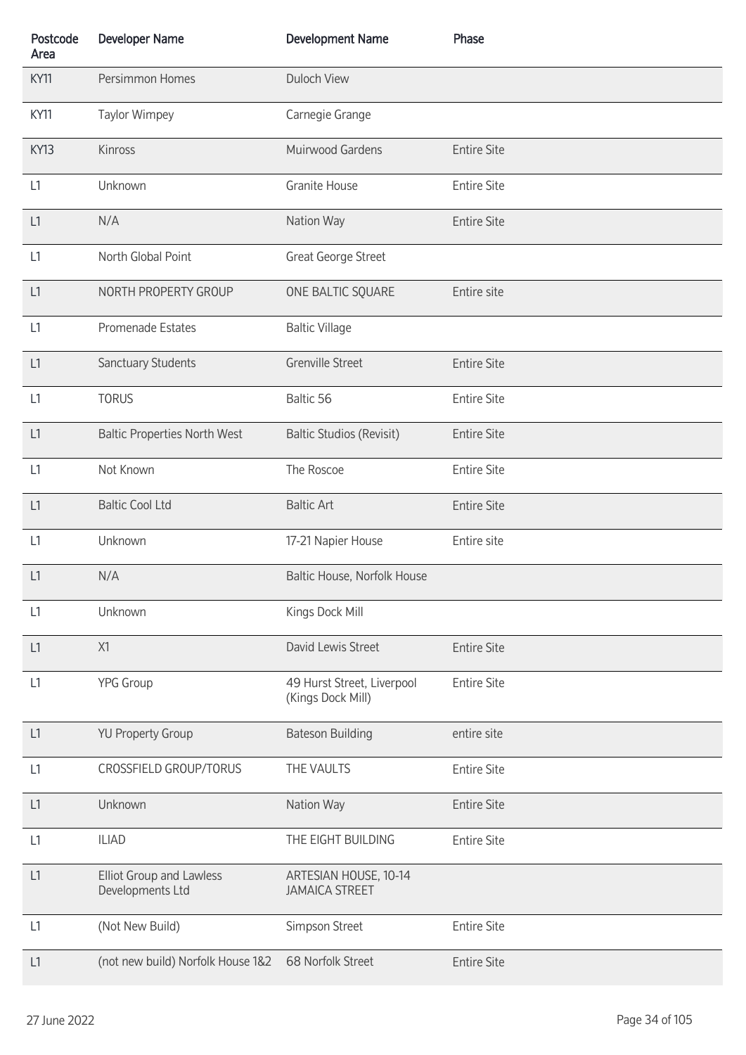| Postcode Area | Developer Name | Development Name | Phase |
|---|---|---|---|
| KY11 | Persimmon Homes | Duloch View | |
| KY11 | Taylor Wimpey | Carnegie Grange | |
| KY13 | Kinross | Muirwood Gardens | Entire Site |
| L1 | Unknown | Granite House | Entire Site |
| L1 | N/A | Nation Way | Entire Site |
| L1 | North Global Point | Great George Street | |
| L1 | NORTH PROPERTY GROUP | ONE BALTIC SQUARE | Entire site |
| L1 | Promenade Estates | Baltic Village | |
| L1 | Sanctuary Students | Grenville Street | Entire Site |
| L1 | TORUS | Baltic 56 | Entire Site |
| L1 | Baltic Properties North West | Baltic Studios (Revisit) | Entire Site |
| L1 | Not Known | The Roscoe | Entire Site |
| L1 | Baltic Cool Ltd | Baltic Art | Entire Site |
| L1 | Unknown | 17-21 Napier House | Entire site |
| L1 | N/A | Baltic House, Norfolk House | |
| L1 | Unknown | Kings Dock Mill | |
| L1 | X1 | David Lewis Street | Entire Site |
| L1 | YPG Group | 49 Hurst Street, Liverpool (Kings Dock Mill) | Entire Site |
| L1 | YU Property Group | Bateson Building | entire site |
| L1 | CROSSFIELD GROUP/TORUS | THE VAULTS | Entire Site |
| L1 | Unknown | Nation Way | Entire Site |
| L1 | ILIAD | THE EIGHT BUILDING | Entire Site |
| L1 | Elliot Group and Lawless Developments Ltd | ARTESIAN HOUSE, 10-14 JAMAICA STREET | |
| L1 | (Not New Build) | Simpson Street | Entire Site |
| L1 | (not new build) Norfolk House 1&2 | 68 Norfolk Street | Entire Site |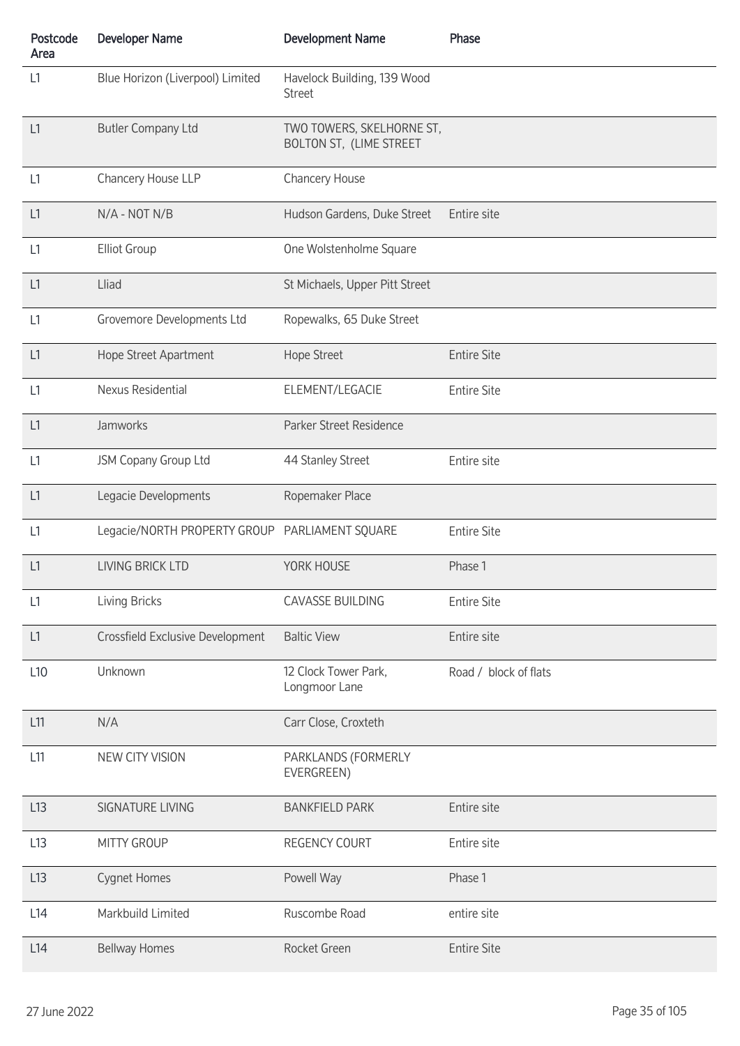| Postcode Area | Developer Name | Development Name | Phase |
|---|---|---|---|
| L1 | Blue Horizon (Liverpool) Limited | Havelock Building, 139 Wood Street | |
| L1 | Butler Company Ltd | TWO TOWERS, SKELHORNE ST, BOLTON ST, (LIME STREET | |
| L1 | Chancery House LLP | Chancery House | |
| L1 | N/A - NOT N/B | Hudson Gardens, Duke Street | Entire site |
| L1 | Elliot Group | One Wolstenholme Square | |
| L1 | Lliad | St Michaels, Upper Pitt Street | |
| L1 | Grovemore Developments Ltd | Ropewalks, 65 Duke Street | |
| L1 | Hope Street Apartment | Hope Street | Entire Site |
| L1 | Nexus Residential | ELEMENT/LEGACIE | Entire Site |
| L1 | Jamworks | Parker Street Residence | |
| L1 | JSM Copany Group Ltd | 44 Stanley Street | Entire site |
| L1 | Legacie Developments | Ropemaker Place | |
| L1 | Legacie/NORTH PROPERTY GROUP | PARLIAMENT SQUARE | Entire Site |
| L1 | LIVING BRICK LTD | YORK HOUSE | Phase 1 |
| L1 | Living Bricks | CAVASSE BUILDING | Entire Site |
| L1 | Crossfield Exclusive Development | Baltic View | Entire site |
| L10 | Unknown | 12 Clock Tower Park, Longmoor Lane | Road / block of flats |
| L11 | N/A | Carr Close, Croxteth | |
| L11 | NEW CITY VISION | PARKLANDS (FORMERLY EVERGREEN) | |
| L13 | SIGNATURE LIVING | BANKFIELD PARK | Entire site |
| L13 | MITTY GROUP | REGENCY COURT | Entire site |
| L13 | Cygnet Homes | Powell Way | Phase 1 |
| L14 | Markbuild Limited | Ruscombe Road | entire site |
| L14 | Bellway Homes | Rocket Green | Entire Site |

27 June 2022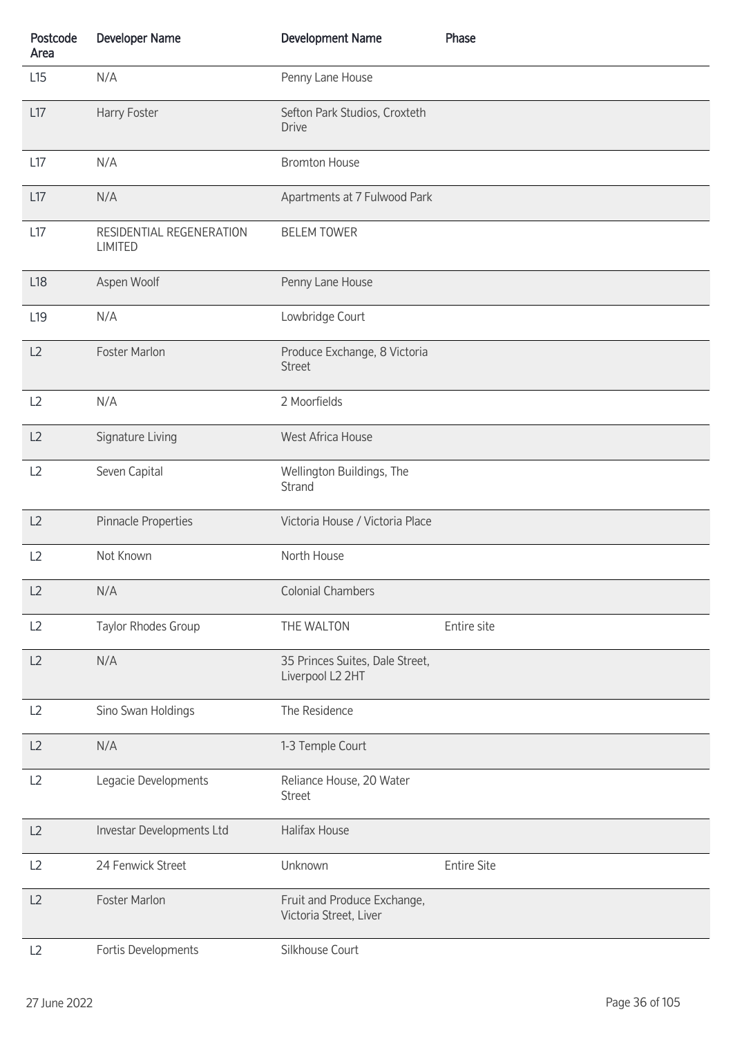| Postcode Area | Developer Name | Development Name | Phase |
|---|---|---|---|
| L15 | N/A | Penny Lane House | |
| L17 | Harry Foster | Sefton Park Studios, Croxteth Drive | |
| L17 | N/A | Bromton House | |
| L17 | N/A | Apartments at 7 Fulwood Park | |
| L17 | RESIDENTIAL REGENERATION LIMITED | BELEM TOWER | |
| L18 | Aspen Woolf | Penny Lane House | |
| L19 | N/A | Lowbridge Court | |
| L2 | Foster Marlon | Produce Exchange, 8 Victoria Street | |
| L2 | N/A | 2 Moorfields | |
| L2 | Signature Living | West Africa House | |
| L2 | Seven Capital | Wellington Buildings, The Strand | |
| L2 | Pinnacle Properties | Victoria House / Victoria Place | |
| L2 | Not Known | North House | |
| L2 | N/A | Colonial Chambers | |
| L2 | Taylor Rhodes Group | THE WALTON | Entire site |
| L2 | N/A | 35 Princes Suites, Dale Street, Liverpool L2 2HT | |
| L2 | Sino Swan Holdings | The Residence | |
| L2 | N/A | 1-3 Temple Court | |
| L2 | Legacie Developments | Reliance House, 20 Water Street | |
| L2 | Investar Developments Ltd | Halifax House | |
| L2 | 24 Fenwick Street | Unknown | Entire Site |
| L2 | Foster Marlon | Fruit and Produce Exchange, Victoria Street, Liver | |
| L2 | Fortis Developments | Silkhouse Court | |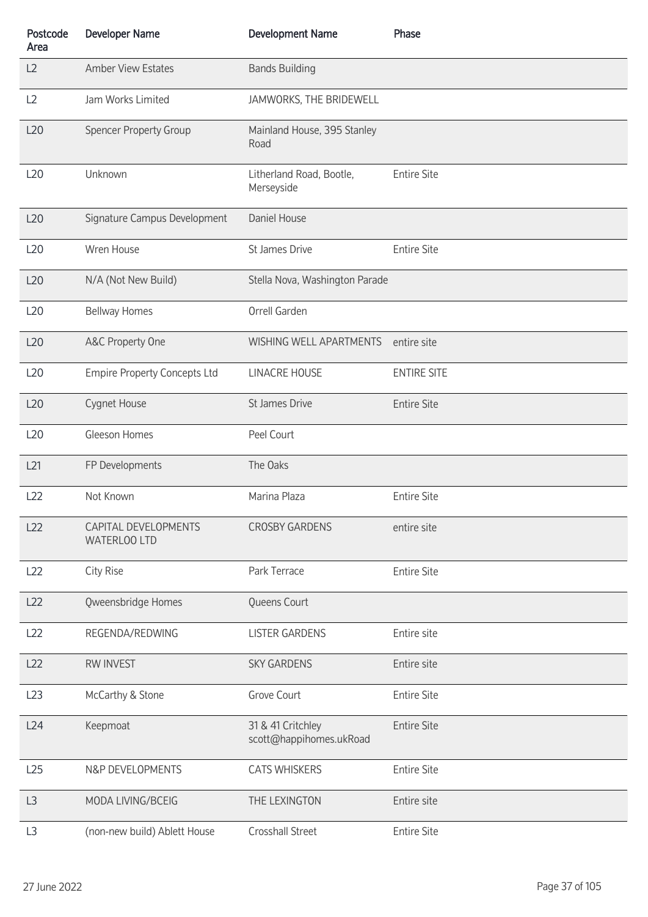| Postcode Area | Developer Name | Development Name | Phase |
|---|---|---|---|
| L2 | Amber View Estates | Bands Building | |
| L2 | Jam Works Limited | JAMWORKS, THE BRIDEWELL | |
| L20 | Spencer Property Group | Mainland House, 395 Stanley Road | |
| L20 | Unknown | Litherland Road, Bootle, Merseyside | Entire Site |
| L20 | Signature Campus Development | Daniel House | |
| L20 | Wren House | St James Drive | Entire Site |
| L20 | N/A (Not New Build) | Stella Nova, Washington Parade | |
| L20 | Bellway Homes | Orrell Garden | |
| L20 | A&C Property One | WISHING WELL APARTMENTS | entire site |
| L20 | Empire Property Concepts Ltd | LINACRE HOUSE | ENTIRE SITE |
| L20 | Cygnet House | St James Drive | Entire Site |
| L20 | Gleeson Homes | Peel Court | |
| L21 | FP Developments | The Oaks | |
| L22 | Not Known | Marina Plaza | Entire Site |
| L22 | CAPITAL DEVELOPMENTS WATERLOO LTD | CROSBY GARDENS | entire site |
| L22 | City Rise | Park Terrace | Entire Site |
| L22 | Qweensbridge Homes | Queens Court | |
| L22 | REGENDA/REDWING | LISTER GARDENS | Entire site |
| L22 | RW INVEST | SKY GARDENS | Entire site |
| L23 | McCarthy & Stone | Grove Court | Entire Site |
| L24 | Keepmoat | 31 & 41 Critchley scott@happihomes.ukRoad | Entire Site |
| L25 | N&P DEVELOPMENTS | CATS WHISKERS | Entire Site |
| L3 | MODA LIVING/BCEIG | THE LEXINGTON | Entire site |
| L3 | (non-new build) Ablett House | Crosshall Street | Entire Site |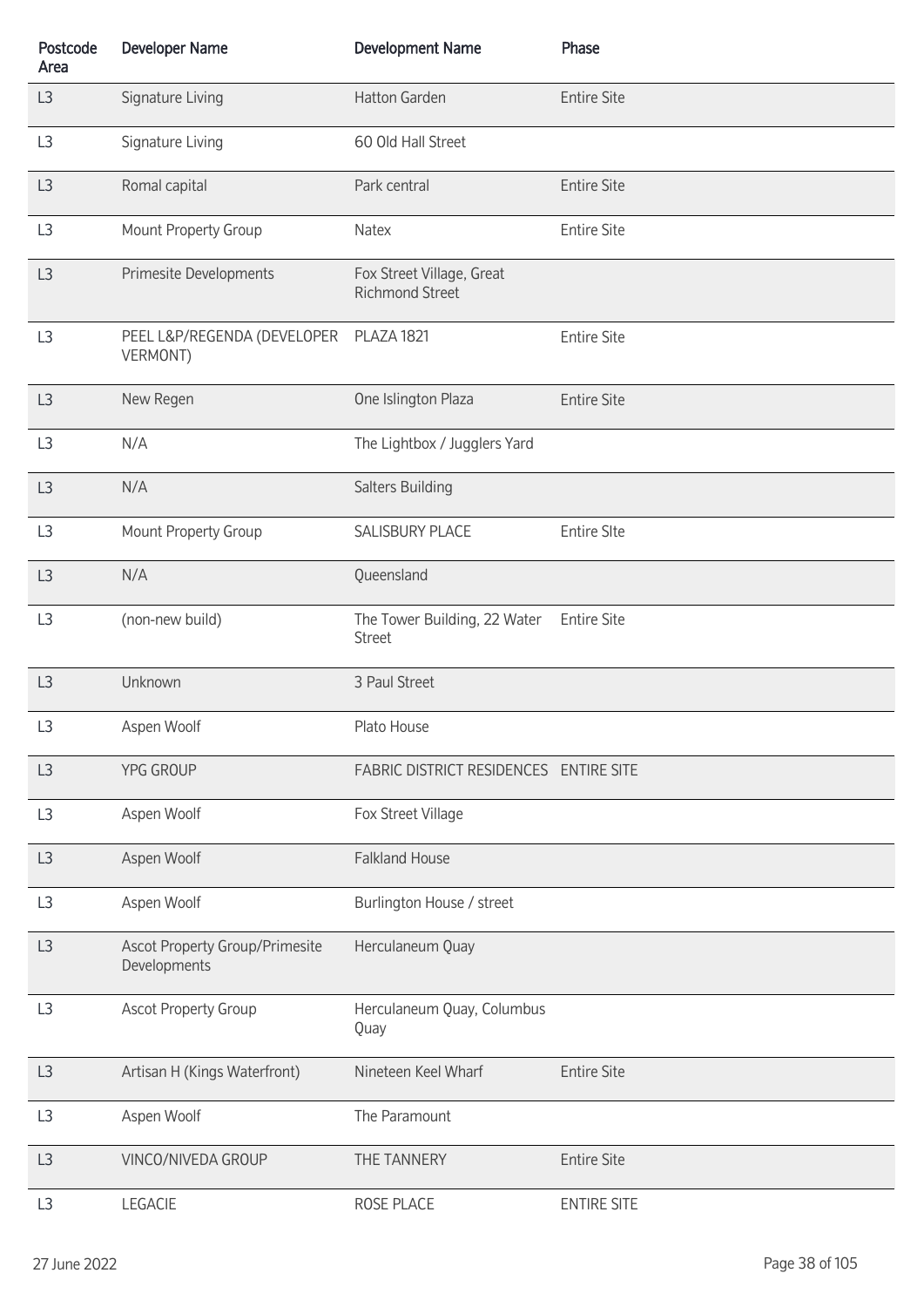| Postcode Area | Developer Name | Development Name | Phase |
|---|---|---|---|
| L3 | Signature Living | Hatton Garden | Entire Site |
| L3 | Signature Living | 60 Old Hall Street | |
| L3 | Romal capital | Park central | Entire Site |
| L3 | Mount Property Group | Natex | Entire Site |
| L3 | Primesite Developments | Fox Street Village, Great Richmond Street | |
| L3 | PEEL L&P/REGENDA (DEVELOPER VERMONT) | PLAZA 1821 | Entire Site |
| L3 | New Regen | One Islington Plaza | Entire Site |
| L3 | N/A | The Lightbox / Jugglers Yard | |
| L3 | N/A | Salters Building | |
| L3 | Mount Property Group | SALISBURY PLACE | Entire SIte |
| L3 | N/A | Queensland | |
| L3 | (non-new build) | The Tower Building, 22 Water Street | Entire Site |
| L3 | Unknown | 3 Paul Street | |
| L3 | Aspen Woolf | Plato House | |
| L3 | YPG GROUP | FABRIC DISTRICT RESIDENCES | ENTIRE SITE |
| L3 | Aspen Woolf | Fox Street Village | |
| L3 | Aspen Woolf | Falkland House | |
| L3 | Aspen Woolf | Burlington House / street | |
| L3 | Ascot Property Group/Primesite Developments | Herculaneum Quay | |
| L3 | Ascot Property Group | Herculaneum Quay, Columbus Quay | |
| L3 | Artisan H (Kings Waterfront) | Nineteen Keel Wharf | Entire Site |
| L3 | Aspen Woolf | The Paramount | |
| L3 | VINCO/NIVEDA GROUP | THE TANNERY | Entire Site |
| L3 | LEGACIE | ROSE PLACE | ENTIRE SITE |

27 June 2022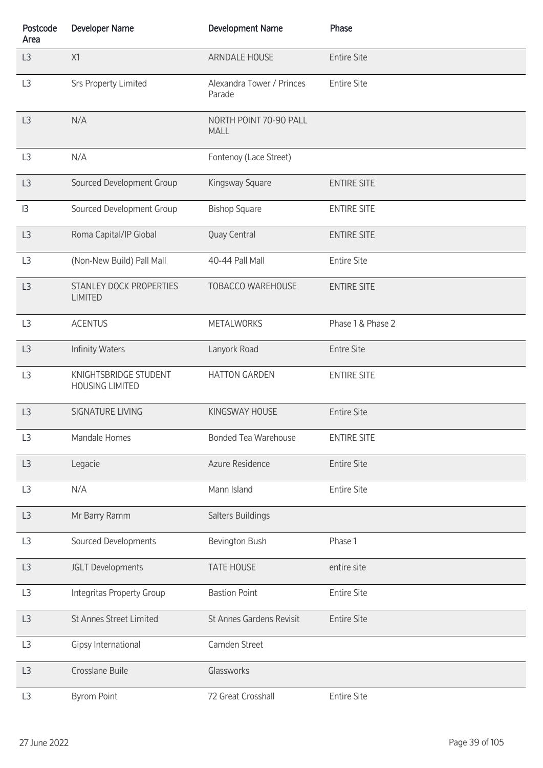| Postcode Area | Developer Name | Development Name | Phase |
|---|---|---|---|
| L3 | X1 | ARNDALE HOUSE | Entire Site |
| L3 | Srs Property Limited | Alexandra Tower / Princes Parade | Entire Site |
| L3 | N/A | NORTH POINT 70-90 PALL MALL | |
| L3 | N/A | Fontenoy (Lace Street) | |
| L3 | Sourced Development Group | Kingsway Square | ENTIRE SITE |
| l3 | Sourced Development Group | Bishop Square | ENTIRE SITE |
| L3 | Roma Capital/IP Global | Quay Central | ENTIRE SITE |
| L3 | (Non-New Build) Pall Mall | 40-44 Pall Mall | Entire Site |
| L3 | STANLEY DOCK PROPERTIES LIMITED | TOBACCO WAREHOUSE | ENTIRE SITE |
| L3 | ACENTUS | METALWORKS | Phase 1 & Phase 2 |
| L3 | Infinity Waters | Lanyork Road | Entre Site |
| L3 | KNIGHTSBRIDGE STUDENT HOUSING LIMITED | HATTON GARDEN | ENTIRE SITE |
| L3 | SIGNATURE LIVING | KINGSWAY HOUSE | Entire Site |
| L3 | Mandale Homes | Bonded Tea Warehouse | ENTIRE SITE |
| L3 | Legacie | Azure Residence | Entire Site |
| L3 | N/A | Mann Island | Entire Site |
| L3 | Mr Barry Ramm | Salters Buildings | |
| L3 | Sourced Developments | Bevington Bush | Phase 1 |
| L3 | JGLT Developments | TATE HOUSE | entire site |
| L3 | Integritas Property Group | Bastion Point | Entire Site |
| L3 | St Annes Street Limited | St Annes Gardens Revisit | Entire Site |
| L3 | Gipsy International | Camden Street | |
| L3 | Crosslane Buile | Glassworks | |
| L3 | Byrom Point | 72 Great Crosshall | Entire Site |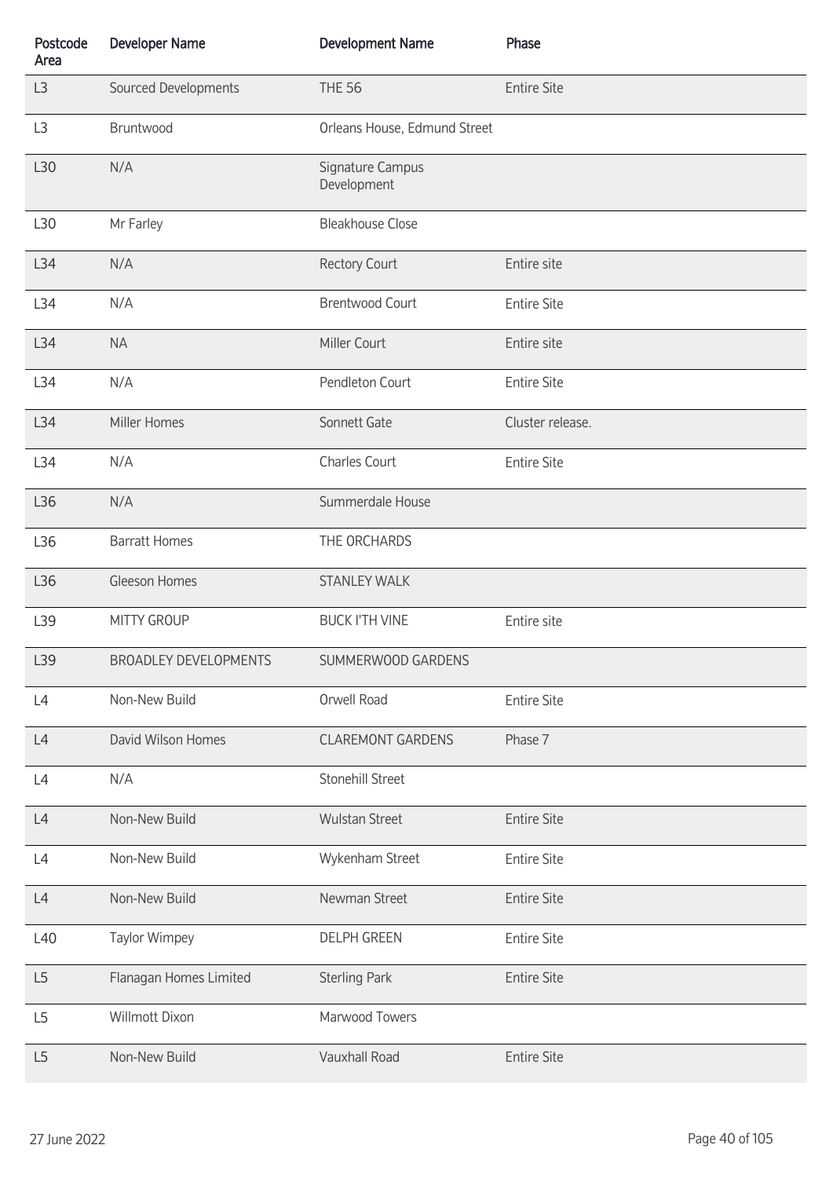| Postcode Area | Developer Name | Development Name | Phase |
|---|---|---|---|
| L3 | Sourced Developments | THE 56 | Entire Site |
| L3 | Bruntwood | Orleans House, Edmund Street | |
| L30 | N/A | Signature Campus Development | |
| L30 | Mr Farley | Bleakhouse Close | |
| L34 | N/A | Rectory Court | Entire site |
| L34 | N/A | Brentwood Court | Entire Site |
| L34 | NA | Miller Court | Entire site |
| L34 | N/A | Pendleton Court | Entire Site |
| L34 | Miller Homes | Sonnett Gate | Cluster release. |
| L34 | N/A | Charles Court | Entire Site |
| L36 | N/A | Summerdale House | |
| L36 | Barratt Homes | THE ORCHARDS | |
| L36 | Gleeson Homes | STANLEY WALK | |
| L39 | MITTY GROUP | BUCK I'TH VINE | Entire site |
| L39 | BROADLEY DEVELOPMENTS | SUMMERWOOD GARDENS | |
| L4 | Non-New Build | Orwell Road | Entire Site |
| L4 | David Wilson Homes | CLAREMONT GARDENS | Phase 7 |
| L4 | N/A | Stonehill Street | |
| L4 | Non-New Build | Wulstan Street | Entire Site |
| L4 | Non-New Build | Wykenham Street | Entire Site |
| L4 | Non-New Build | Newman Street | Entire Site |
| L40 | Taylor Wimpey | DELPH GREEN | Entire Site |
| L5 | Flanagan Homes Limited | Sterling Park | Entire Site |
| L5 | Willmott Dixon | Marwood Towers | |
| L5 | Non-New Build | Vauxhall Road | Entire Site |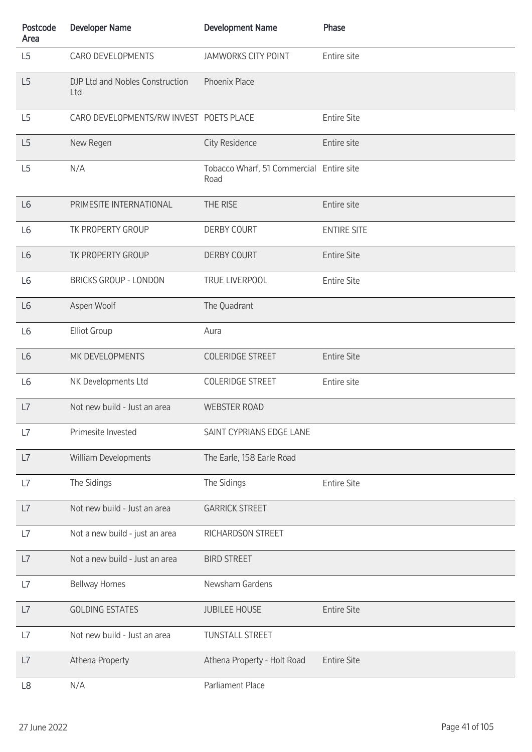| Postcode Area | Developer Name | Development Name | Phase |
|---|---|---|---|
| L5 | CARO DEVELOPMENTS | JAMWORKS CITY POINT | Entire site |
| L5 | DJP Ltd and Nobles Construction Ltd | Phoenix Place | |
| L5 | CARO DEVELOPMENTS/RW INVEST | POETS PLACE | Entire Site |
| L5 | New Regen | City Residence | Entire site |
| L5 | N/A | Tobacco Wharf, 51 Commercial Road | Entire site |
| L6 | PRIMESITE INTERNATIONAL | THE RISE | Entire site |
| L6 | TK PROPERTY GROUP | DERBY COURT | ENTIRE SITE |
| L6 | TK PROPERTY GROUP | DERBY COURT | Entire Site |
| L6 | BRICKS GROUP - LONDON | TRUE LIVERPOOL | Entire Site |
| L6 | Aspen Woolf | The Quadrant | |
| L6 | Elliot Group | Aura | |
| L6 | MK DEVELOPMENTS | COLERIDGE STREET | Entire Site |
| L6 | NK Developments Ltd | COLERIDGE STREET | Entire site |
| L7 | Not new build - Just an area | WEBSTER ROAD | |
| L7 | Primesite Invested | SAINT CYPRIANS EDGE LANE | |
| L7 | William Developments | The Earle, 158 Earle Road | |
| L7 | The Sidings | The Sidings | Entire Site |
| L7 | Not new build - Just an area | GARRICK STREET | |
| L7 | Not a new build - just an area | RICHARDSON STREET | |
| L7 | Not a new build - Just an area | BIRD STREET | |
| L7 | Bellway Homes | Newsham Gardens | |
| L7 | GOLDING ESTATES | JUBILEE HOUSE | Entire Site |
| L7 | Not new build - Just an area | TUNSTALL STREET | |
| L7 | Athena Property | Athena Property - Holt Road | Entire Site |
| L8 | N/A | Parliament Place | |

27 June 2022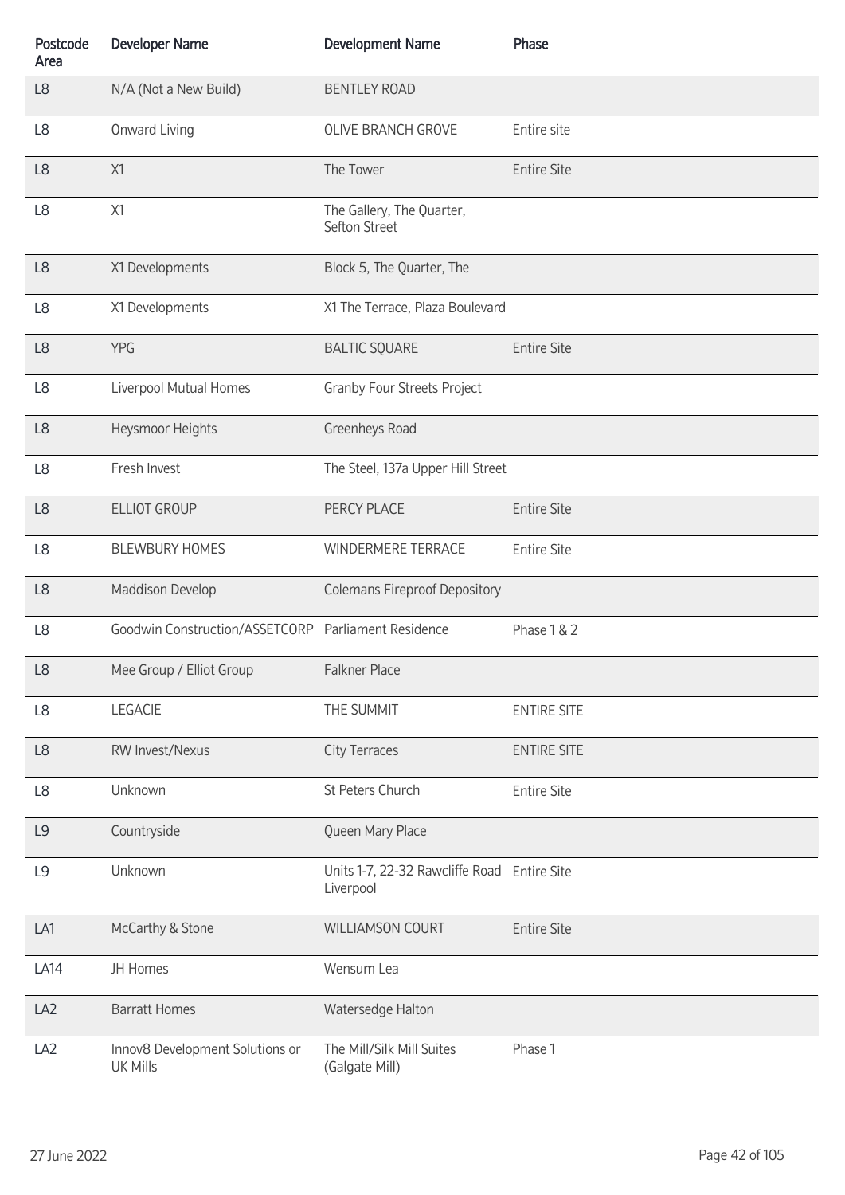| Postcode Area | Developer Name | Development Name | Phase |
|---|---|---|---|
| L8 | N/A (Not a New Build) | BENTLEY ROAD | |
| L8 | Onward Living | OLIVE BRANCH GROVE | Entire site |
| L8 | X1 | The Tower | Entire Site |
| L8 | X1 | The Gallery, The Quarter, Sefton Street | |
| L8 | X1 Developments | Block 5, The Quarter, The | |
| L8 | X1 Developments | X1 The Terrace, Plaza Boulevard | |
| L8 | YPG | BALTIC SQUARE | Entire Site |
| L8 | Liverpool Mutual Homes | Granby Four Streets Project | |
| L8 | Heysmoor Heights | Greenheys Road | |
| L8 | Fresh Invest | The Steel, 137a Upper Hill Street | |
| L8 | ELLIOT GROUP | PERCY PLACE | Entire Site |
| L8 | BLEWBURY HOMES | WINDERMERE TERRACE | Entire Site |
| L8 | Maddison Develop | Colemans Fireproof Depository | |
| L8 | Goodwin Construction/ASSETCORP | Parliament Residence | Phase 1 & 2 |
| L8 | Mee Group / Elliot Group | Falkner Place | |
| L8 | LEGACIE | THE SUMMIT | ENTIRE SITE |
| L8 | RW Invest/Nexus | City Terraces | ENTIRE SITE |
| L8 | Unknown | St Peters Church | Entire Site |
| L9 | Countryside | Queen Mary Place | |
| L9 | Unknown | Units 1-7, 22-32 Rawcliffe Road Liverpool | Entire Site |
| LA1 | McCarthy & Stone | WILLIAMSON COURT | Entire Site |
| LA14 | JH Homes | Wensum Lea | |
| LA2 | Barratt Homes | Watersedge Halton | |
| LA2 | Innov8 Development Solutions or UK Mills | The Mill/Silk Mill Suites (Galgate Mill) | Phase 1 |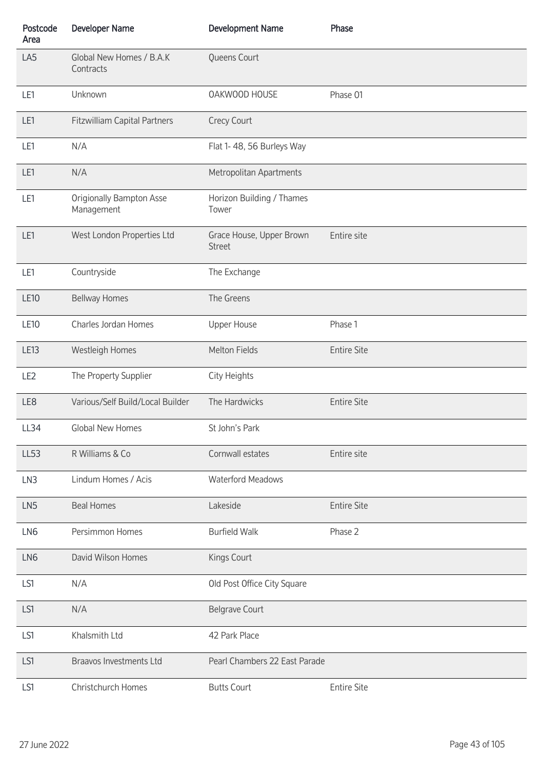| Postcode Area | Developer Name | Development Name | Phase |
|---|---|---|---|
| LA5 | Global New Homes / B.A.K Contracts | Queens Court | |
| LE1 | Unknown | OAKWOOD HOUSE | Phase 01 |
| LE1 | Fitzwilliam Capital Partners | Crecy Court | |
| LE1 | N/A | Flat 1- 48, 56 Burleys Way | |
| LE1 | N/A | Metropolitan Apartments | |
| LE1 | Origionally Bampton Asse Management | Horizon Building / Thames Tower | |
| LE1 | West London Properties Ltd | Grace House, Upper Brown Street | Entire site |
| LE1 | Countryside | The Exchange | |
| LE10 | Bellway Homes | The Greens | |
| LE10 | Charles Jordan Homes | Upper House | Phase 1 |
| LE13 | Westleigh Homes | Melton Fields | Entire Site |
| LE2 | The Property Supplier | City Heights | |
| LE8 | Various/Self Build/Local Builder | The Hardwicks | Entire Site |
| LL34 | Global New Homes | St John's Park | |
| LL53 | R Williams & Co | Cornwall estates | Entire site |
| LN3 | Lindum Homes / Acis | Waterford Meadows | |
| LN5 | Beal Homes | Lakeside | Entire Site |
| LN6 | Persimmon Homes | Burfield Walk | Phase 2 |
| LN6 | David Wilson Homes | Kings Court | |
| LS1 | N/A | Old Post Office City Square | |
| LS1 | N/A | Belgrave Court | |
| LS1 | Khalsmith Ltd | 42 Park Place | |
| LS1 | Braavos Investments Ltd | Pearl Chambers 22 East Parade | |
| LS1 | Christchurch Homes | Butts Court | Entire Site |

27 June 2022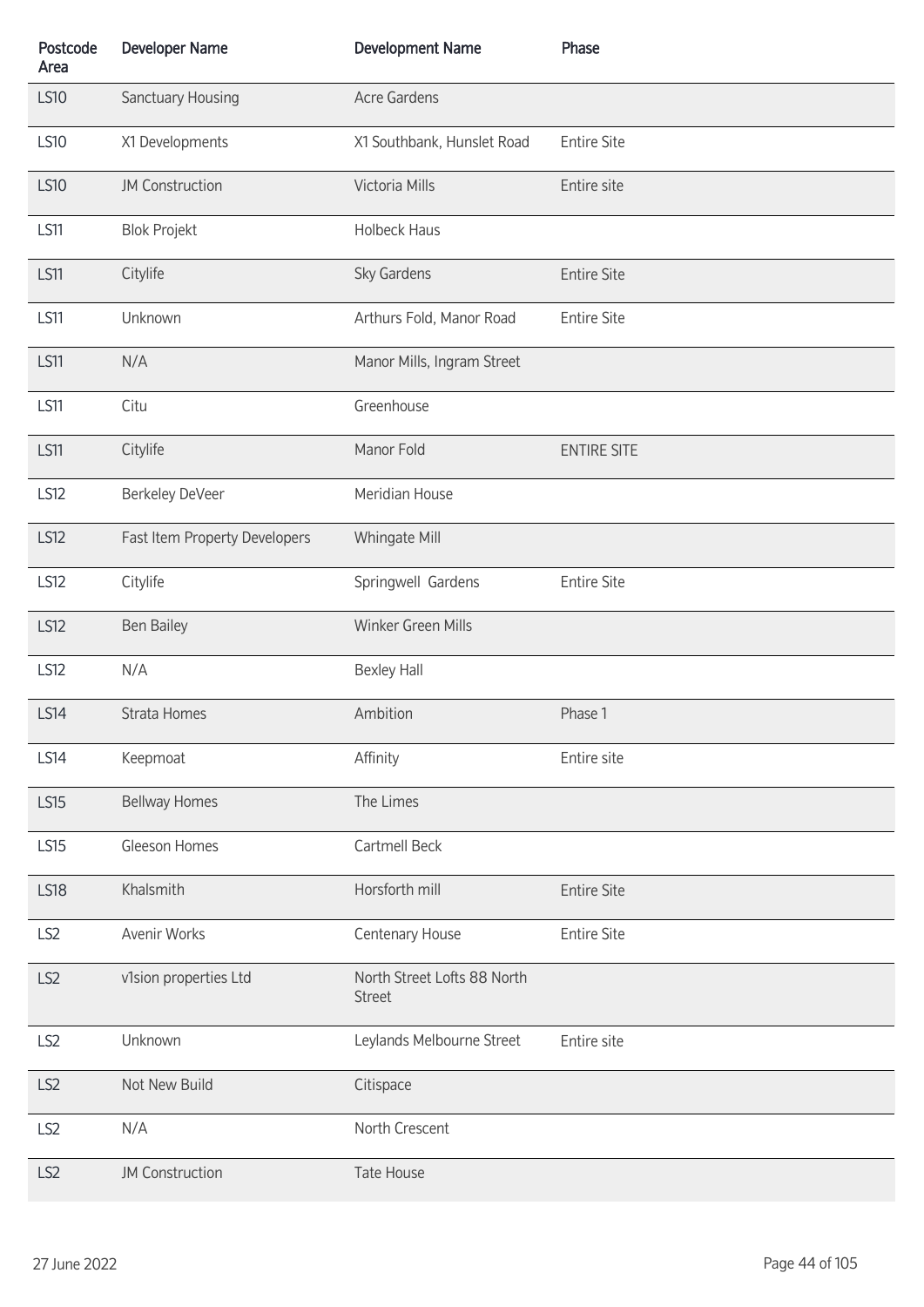| Postcode Area | Developer Name | Development Name | Phase |
|---|---|---|---|
| LS10 | Sanctuary Housing | Acre Gardens | |
| LS10 | X1 Developments | X1 Southbank, Hunslet Road | Entire Site |
| LS10 | JM Construction | Victoria Mills | Entire site |
| LS11 | Blok Projekt | Holbeck Haus | |
| LS11 | Citylife | Sky Gardens | Entire Site |
| LS11 | Unknown | Arthurs Fold, Manor Road | Entire Site |
| LS11 | N/A | Manor Mills, Ingram Street | |
| LS11 | Citu | Greenhouse | |
| LS11 | Citylife | Manor Fold | ENTIRE SITE |
| LS12 | Berkeley DeVeer | Meridian House | |
| LS12 | Fast Item Property Developers | Whingate Mill | |
| LS12 | Citylife | Springwell  Gardens | Entire Site |
| LS12 | Ben Bailey | Winker Green Mills | |
| LS12 | N/A | Bexley Hall | |
| LS14 | Strata Homes | Ambition | Phase 1 |
| LS14 | Keepmoat | Affinity | Entire site |
| LS15 | Bellway Homes | The Limes | |
| LS15 | Gleeson Homes | Cartmell Beck | |
| LS18 | Khalsmith | Horsforth mill | Entire Site |
| LS2 | Avenir Works | Centenary House | Entire Site |
| LS2 | v1sion properties Ltd | North Street Lofts 88 North Street | |
| LS2 | Unknown | Leylands Melbourne Street | Entire site |
| LS2 | Not New Build | Citispace | |
| LS2 | N/A | North Crescent | |
| LS2 | JM Construction | Tate House | |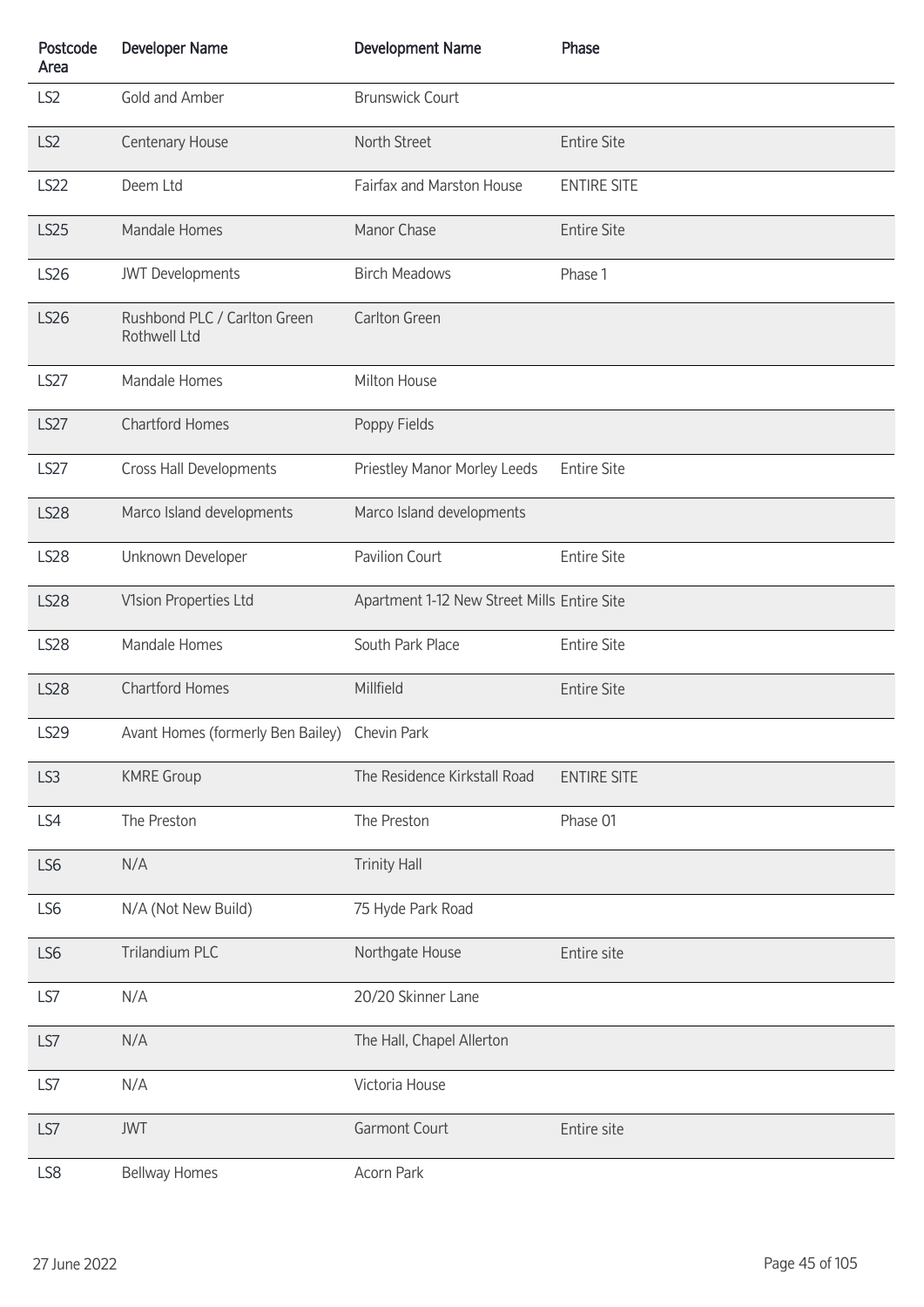| Postcode Area | Developer Name | Development Name | Phase |
| --- | --- | --- | --- |
| LS2 | Gold and Amber | Brunswick Court | |
| LS2 | Centenary House | North Street | Entire Site |
| LS22 | Deem Ltd | Fairfax and Marston House | ENTIRE SITE |
| LS25 | Mandale Homes | Manor Chase | Entire Site |
| LS26 | JWT Developments | Birch Meadows | Phase 1 |
| LS26 | Rushbond PLC / Carlton Green Rothwell Ltd | Carlton Green | |
| LS27 | Mandale Homes | Milton House | |
| LS27 | Chartford Homes | Poppy Fields | |
| LS27 | Cross Hall Developments | Priestley Manor Morley Leeds | Entire Site |
| LS28 | Marco Island developments | Marco Island developments | |
| LS28 | Unknown Developer | Pavilion Court | Entire Site |
| LS28 | V1sion Properties Ltd | Apartment 1-12 New Street Mills | Entire Site |
| LS28 | Mandale Homes | South Park Place | Entire Site |
| LS28 | Chartford Homes | Millfield | Entire Site |
| LS29 | Avant Homes (formerly Ben Bailey) | Chevin Park | |
| LS3 | KMRE Group | The Residence Kirkstall Road | ENTIRE SITE |
| LS4 | The Preston | The Preston | Phase 01 |
| LS6 | N/A | Trinity Hall | |
| LS6 | N/A (Not New Build) | 75 Hyde Park Road | |
| LS6 | Trilandium PLC | Northgate House | Entire site |
| LS7 | N/A | 20/20 Skinner Lane | |
| LS7 | N/A | The Hall, Chapel Allerton | |
| LS7 | N/A | Victoria House | |
| LS7 | JWT | Garmont Court | Entire site |
| LS8 | Bellway Homes | Acorn Park | |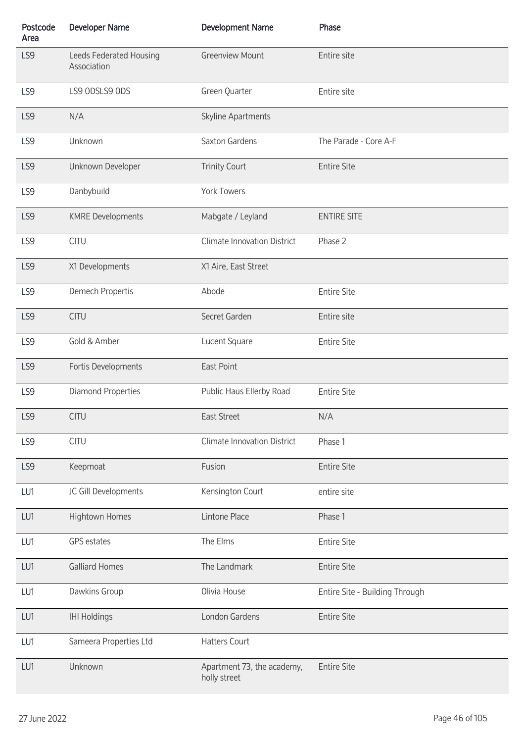| Postcode Area | Developer Name | Development Name | Phase |
| --- | --- | --- | --- |
| LS9 | Leeds Federated Housing Association | Greenview Mount | Entire site |
| LS9 | LS9 0DSLS9 0DS | Green Quarter | Entire site |
| LS9 | N/A | Skyline Apartments | |
| LS9 | Unknown | Saxton Gardens | The Parade - Core A-F |
| LS9 | Unknown Developer | Trinity Court | Entire Site |
| LS9 | Danbybuild | York Towers | |
| LS9 | KMRE Developments | Mabgate / Leyland | ENTIRE SITE |
| LS9 | CITU | Climate Innovation District | Phase 2 |
| LS9 | X1 Developments | X1 Aire, East Street | |
| LS9 | Demech Propertis | Abode | Entire Site |
| LS9 | CITU | Secret Garden | Entire site |
| LS9 | Gold & Amber | Lucent Square | Entire Site |
| LS9 | Fortis Developments | East Point | |
| LS9 | Diamond Properties | Public Haus Ellerby Road | Entire Site |
| LS9 | CITU | East Street | N/A |
| LS9 | CITU | Climate Innovation District | Phase 1 |
| LS9 | Keepmoat | Fusion | Entire Site |
| LU1 | JC Gill Developments | Kensington Court | entire site |
| LU1 | Hightown Homes | Lintone Place | Phase 1 |
| LU1 | GPS estates | The Elms | Entire Site |
| LU1 | Galliard Homes | The Landmark | Entire Site |
| LU1 | Dawkins Group | Olivia House | Entire Site - Building Through |
| LU1 | IHI Holdings | London Gardens | Entire Site |
| LU1 | Sameera Properties Ltd | Hatters Court | |
| LU1 | Unknown | Apartment 73, the academy, holly street | Entire Site |

27 June 2022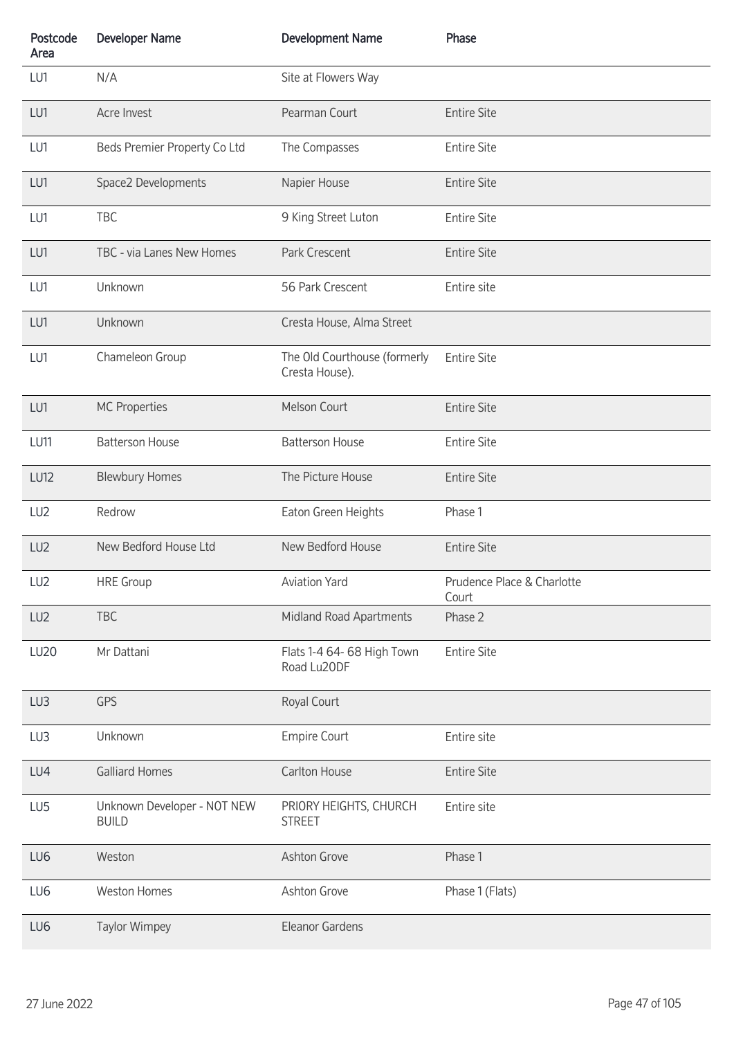| Postcode Area | Developer Name | Development Name | Phase |
|---|---|---|---|
| LU1 | N/A | Site at Flowers Way | |
| LU1 | Acre Invest | Pearman Court | Entire Site |
| LU1 | Beds Premier Property Co Ltd | The Compasses | Entire Site |
| LU1 | Space2 Developments | Napier House | Entire Site |
| LU1 | TBC | 9 King Street Luton | Entire Site |
| LU1 | TBC - via Lanes New Homes | Park Crescent | Entire Site |
| LU1 | Unknown | 56 Park Crescent | Entire site |
| LU1 | Unknown | Cresta House, Alma Street | |
| LU1 | Chameleon Group | The Old Courthouse (formerly Cresta House). | Entire Site |
| LU1 | MC Properties | Melson Court | Entire Site |
| LU11 | Batterson House | Batterson House | Entire Site |
| LU12 | Blewbury Homes | The Picture House | Entire Site |
| LU2 | Redrow | Eaton Green Heights | Phase 1 |
| LU2 | New Bedford House Ltd | New Bedford House | Entire Site |
| LU2 | HRE Group | Aviation Yard | Prudence Place & Charlotte Court |
| LU2 | TBC | Midland Road Apartments | Phase 2 |
| LU20 | Mr Dattani | Flats 1-4 64- 68 High Town Road Lu20DF | Entire Site |
| LU3 | GPS | Royal Court | |
| LU3 | Unknown | Empire Court | Entire site |
| LU4 | Galliard Homes | Carlton House | Entire Site |
| LU5 | Unknown Developer - NOT NEW BUILD | PRIORY HEIGHTS, CHURCH STREET | Entire site |
| LU6 | Weston | Ashton Grove | Phase 1 |
| LU6 | Weston Homes | Ashton Grove | Phase 1 (Flats) |
| LU6 | Taylor Wimpey | Eleanor Gardens | |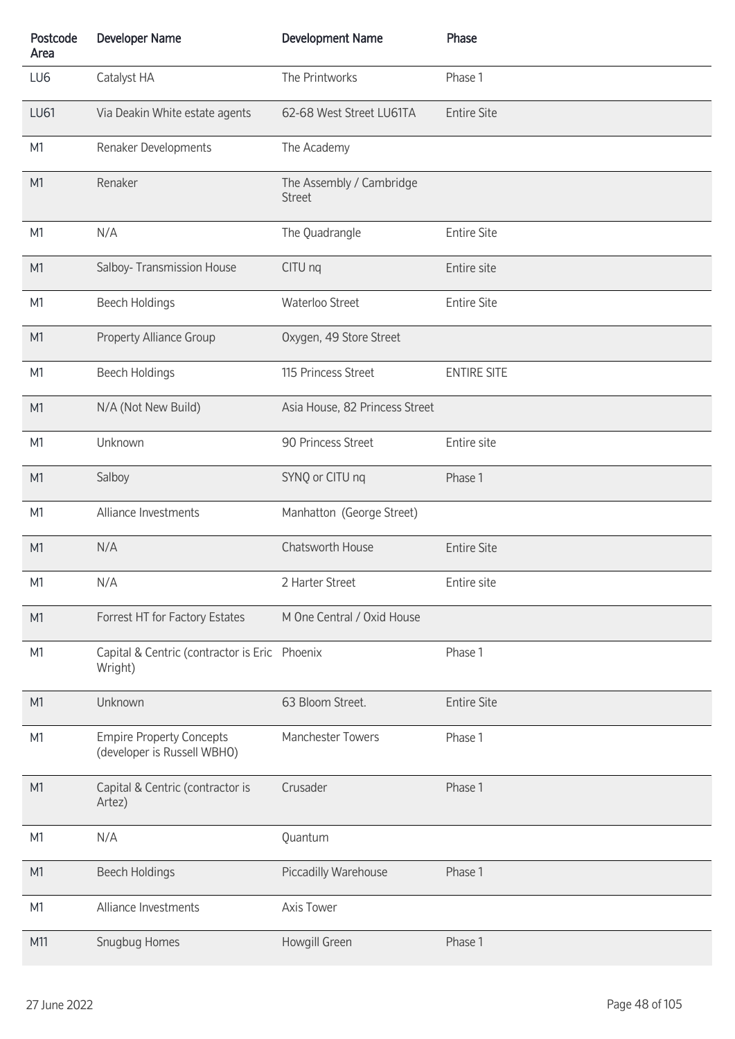| Postcode Area | Developer Name | Development Name | Phase |
|---|---|---|---|
| LU6 | Catalyst HA | The Printworks | Phase 1 |
| LU61 | Via Deakin White estate agents | 62-68 West Street LU61TA | Entire Site |
| M1 | Renaker Developments | The Academy | |
| M1 | Renaker | The Assembly / Cambridge Street | |
| M1 | N/A | The Quadrangle | Entire Site |
| M1 | Salboy- Transmission House | CITU nq | Entire site |
| M1 | Beech Holdings | Waterloo Street | Entire Site |
| M1 | Property Alliance Group | Oxygen, 49 Store Street | |
| M1 | Beech Holdings | 115 Princess Street | ENTIRE SITE |
| M1 | N/A (Not New Build) | Asia House, 82 Princess Street | |
| M1 | Unknown | 90 Princess Street | Entire site |
| M1 | Salboy | SYNQ or CITU nq | Phase 1 |
| M1 | Alliance Investments | Manhatton (George Street) | |
| M1 | N/A | Chatsworth House | Entire Site |
| M1 | N/A | 2 Harter Street | Entire site |
| M1 | Forrest HT for Factory Estates | M One Central / Oxid House | |
| M1 | Capital & Centric (contractor is Eric Wright) | Phoenix | Phase 1 |
| M1 | Unknown | 63 Bloom Street. | Entire Site |
| M1 | Empire Property Concepts (developer is Russell WBHO) | Manchester Towers | Phase 1 |
| M1 | Capital & Centric (contractor is Artez) | Crusader | Phase 1 |
| M1 | N/A | Quantum | |
| M1 | Beech Holdings | Piccadilly Warehouse | Phase 1 |
| M1 | Alliance Investments | Axis Tower | |
| M11 | Snugbug Homes | Howgill Green | Phase 1 |

27 June 2022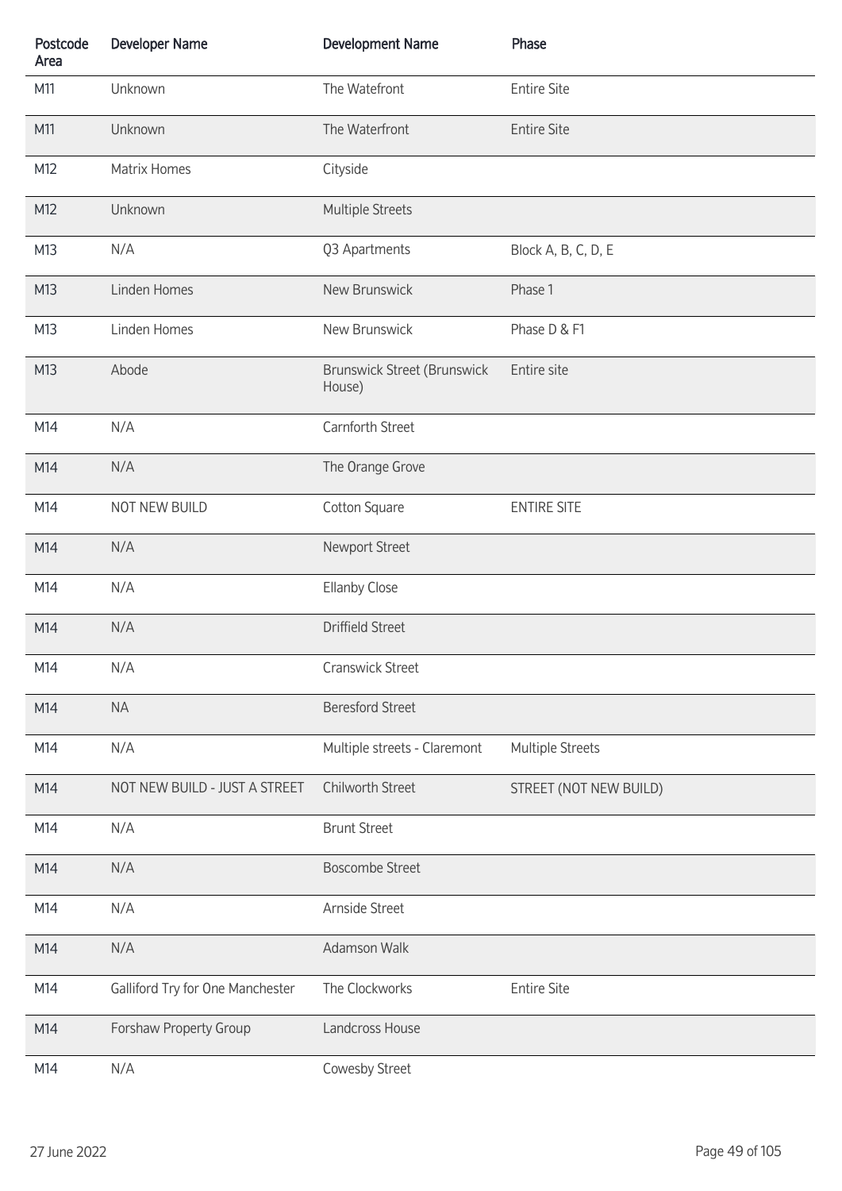| Postcode Area | Developer Name | Development Name | Phase |
|---|---|---|---|
| M11 | Unknown | The Watefront | Entire Site |
| M11 | Unknown | The Waterfront | Entire Site |
| M12 | Matrix Homes | Cityside | |
| M12 | Unknown | Multiple Streets | |
| M13 | N/A | Q3 Apartments | Block A, B, C, D, E |
| M13 | Linden Homes | New Brunswick | Phase 1 |
| M13 | Linden Homes | New Brunswick | Phase D & F1 |
| M13 | Abode | Brunswick Street (Brunswick House) | Entire site |
| M14 | N/A | Carnforth Street | |
| M14 | N/A | The Orange Grove | |
| M14 | NOT NEW BUILD | Cotton Square | ENTIRE SITE |
| M14 | N/A | Newport Street | |
| M14 | N/A | Ellanby Close | |
| M14 | N/A | Driffield Street | |
| M14 | N/A | Cranswick Street | |
| M14 | NA | Beresford Street | |
| M14 | N/A | Multiple streets - Claremont | Multiple Streets |
| M14 | NOT NEW BUILD - JUST A STREET | Chilworth Street | STREET (NOT NEW BUILD) |
| M14 | N/A | Brunt Street | |
| M14 | N/A | Boscombe Street | |
| M14 | N/A | Arnside Street | |
| M14 | N/A | Adamson Walk | |
| M14 | Galliford Try for One Manchester | The Clockworks | Entire Site |
| M14 | Forshaw Property Group | Landcross House | |
| M14 | N/A | Cowesby Street | |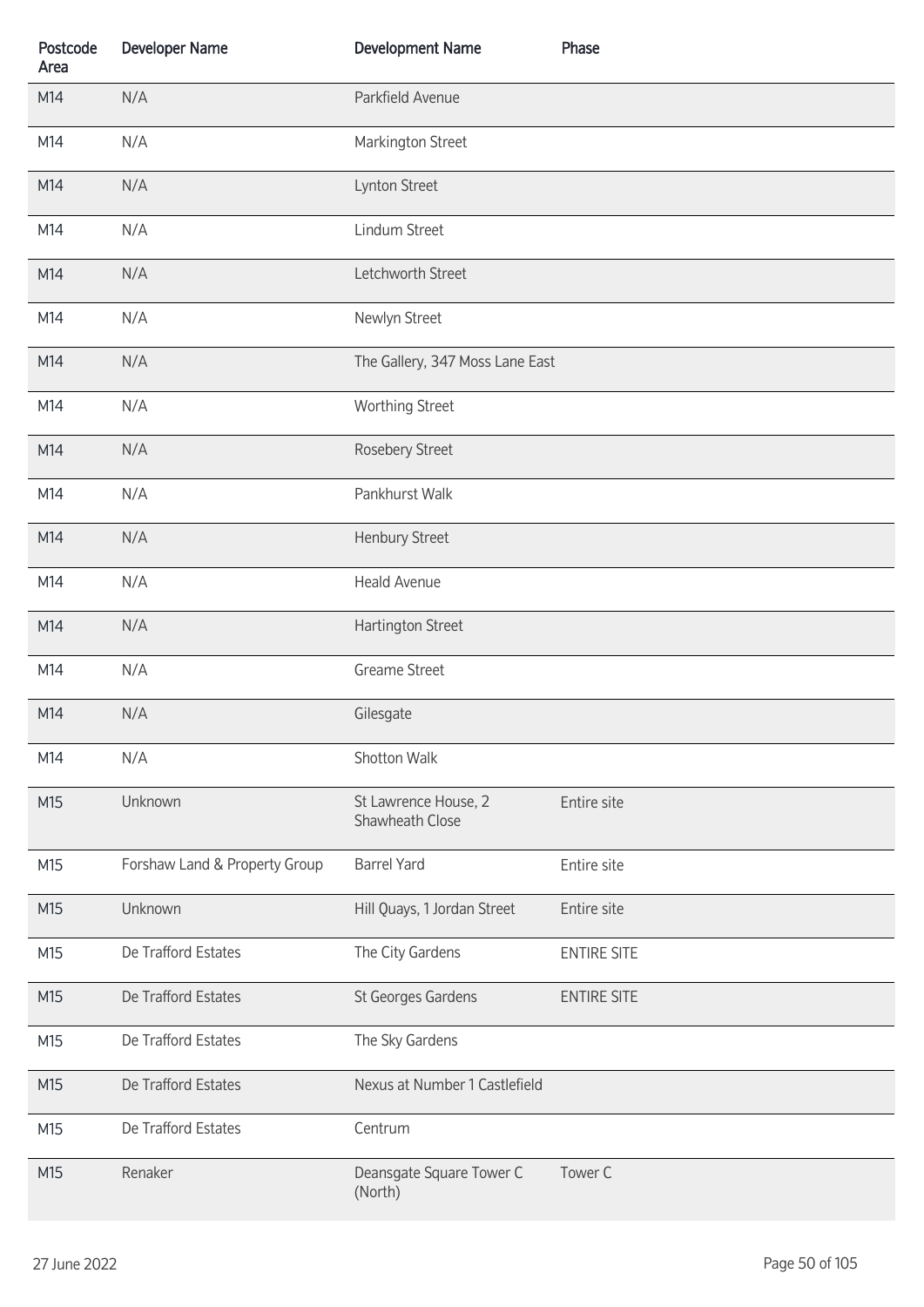| Postcode Area | Developer Name | Development Name | Phase |
|---|---|---|---|
| M14 | N/A | Parkfield Avenue | |
| M14 | N/A | Markington Street | |
| M14 | N/A | Lynton Street | |
| M14 | N/A | Lindum Street | |
| M14 | N/A | Letchworth Street | |
| M14 | N/A | Newlyn Street | |
| M14 | N/A | The Gallery, 347 Moss Lane East | |
| M14 | N/A | Worthing Street | |
| M14 | N/A | Rosebery Street | |
| M14 | N/A | Pankhurst Walk | |
| M14 | N/A | Henbury Street | |
| M14 | N/A | Heald Avenue | |
| M14 | N/A | Hartington Street | |
| M14 | N/A | Greame Street | |
| M14 | N/A | Gilesgate | |
| M14 | N/A | Shotton Walk | |
| M15 | Unknown | St Lawrence House, 2 Shawheath Close | Entire site |
| M15 | Forshaw Land & Property Group | Barrel Yard | Entire site |
| M15 | Unknown | Hill Quays, 1 Jordan Street | Entire site |
| M15 | De Trafford Estates | The City Gardens | ENTIRE SITE |
| M15 | De Trafford Estates | St Georges Gardens | ENTIRE SITE |
| M15 | De Trafford Estates | The Sky Gardens | |
| M15 | De Trafford Estates | Nexus at Number 1 Castlefield | |
| M15 | De Trafford Estates | Centrum | |
| M15 | Renaker | Deansgate Square Tower C (North) | Tower C |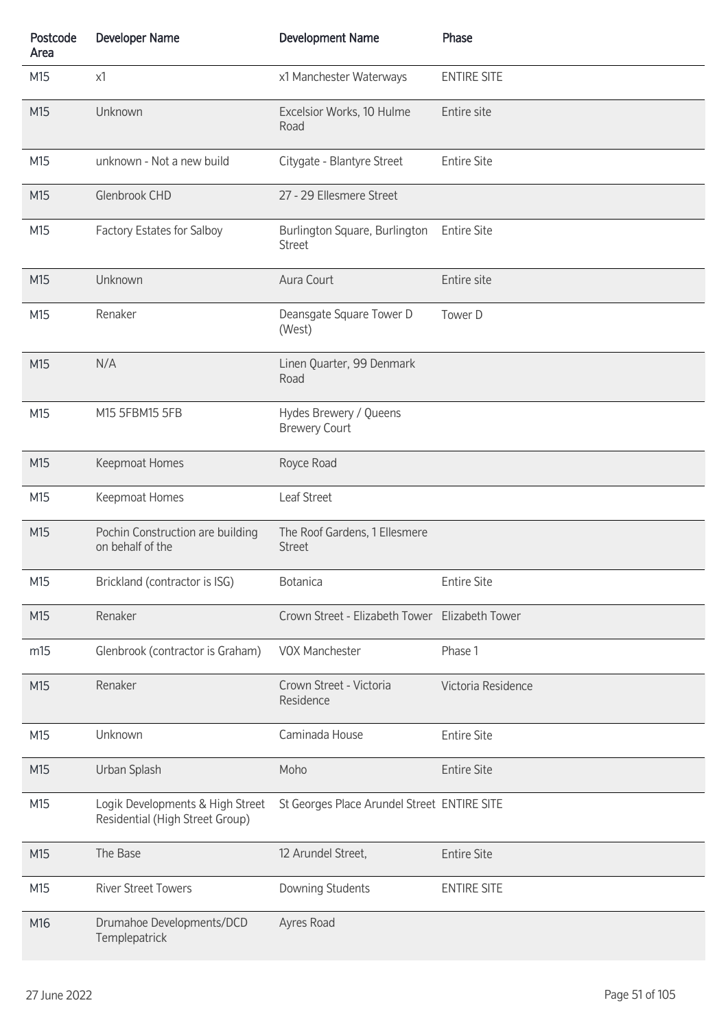| Postcode Area | Developer Name | Development Name | Phase |
|---|---|---|---|
| M15 | x1 | x1 Manchester Waterways | ENTIRE SITE |
| M15 | Unknown | Excelsior Works, 10 Hulme Road | Entire site |
| M15 | unknown - Not a new build | Citygate - Blantyre Street | Entire Site |
| M15 | Glenbrook CHD | 27 - 29 Ellesmere Street | |
| M15 | Factory Estates for Salboy | Burlington Square, Burlington Street | Entire Site |
| M15 | Unknown | Aura Court | Entire site |
| M15 | Renaker | Deansgate Square Tower D (West) | Tower D |
| M15 | N/A | Linen Quarter, 99 Denmark Road | |
| M15 | M15 5FBM15 5FB | Hydes Brewery / Queens Brewery Court | |
| M15 | Keepmoat Homes | Royce Road | |
| M15 | Keepmoat Homes | Leaf Street | |
| M15 | Pochin Construction are building on behalf of the | The Roof Gardens, 1 Ellesmere Street | |
| M15 | Brickland (contractor is ISG) | Botanica | Entire Site |
| M15 | Renaker | Crown Street - Elizabeth Tower | Elizabeth Tower |
| m15 | Glenbrook (contractor is Graham) | VOX Manchester | Phase 1 |
| M15 | Renaker | Crown Street - Victoria Residence | Victoria Residence |
| M15 | Unknown | Caminada House | Entire Site |
| M15 | Urban Splash | Moho | Entire Site |
| M15 | Logik Developments & High Street Residential (High Street Group) | St Georges Place Arundel Street | ENTIRE SITE |
| M15 | The Base | 12 Arundel Street, | Entire Site |
| M15 | River Street Towers | Downing Students | ENTIRE SITE |
| M16 | Drumahoe Developments/DCD Templepatrick | Ayres Road | |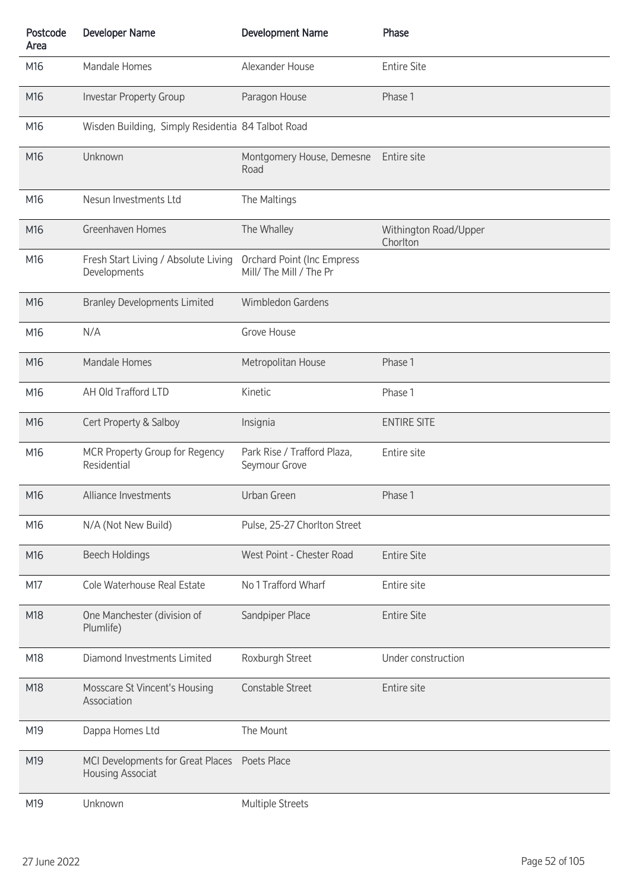| Postcode Area | Developer Name | Development Name | Phase |
|---|---|---|---|
| M16 | Mandale Homes | Alexander House | Entire Site |
| M16 | Investar Property Group | Paragon House | Phase 1 |
| M16 | Wisden Building, Simply Residentia | 84 Talbot Road | |
| M16 | Unknown | Montgomery House, Demesne Road | Entire site |
| M16 | Nesun Investments Ltd | The Maltings | |
| M16 | Greenhaven Homes | The Whalley | Withington Road/Upper Chorlton |
| M16 | Fresh Start Living / Absolute Living Developments | Orchard Point (Inc Empress Mill/ The Mill / The Pr | |
| M16 | Branley Developments Limited | Wimbledon Gardens | |
| M16 | N/A | Grove House | |
| M16 | Mandale Homes | Metropolitan House | Phase 1 |
| M16 | AH Old Trafford LTD | Kinetic | Phase 1 |
| M16 | Cert Property & Salboy | Insignia | ENTIRE SITE |
| M16 | MCR Property Group for Regency Residential | Park Rise / Trafford Plaza, Seymour Grove | Entire site |
| M16 | Alliance Investments | Urban Green | Phase 1 |
| M16 | N/A (Not New Build) | Pulse, 25-27 Chorlton Street | |
| M16 | Beech Holdings | West Point - Chester Road | Entire Site |
| M17 | Cole Waterhouse Real Estate | No 1 Trafford Wharf | Entire site |
| M18 | One Manchester (division of Plumlife) | Sandpiper Place | Entire Site |
| M18 | Diamond Investments Limited | Roxburgh Street | Under construction |
| M18 | Mosscare St Vincent's Housing Association | Constable Street | Entire site |
| M19 | Dappa Homes Ltd | The Mount | |
| M19 | MCI Developments for Great Places Housing Associat | Poets Place | |
| M19 | Unknown | Multiple Streets | |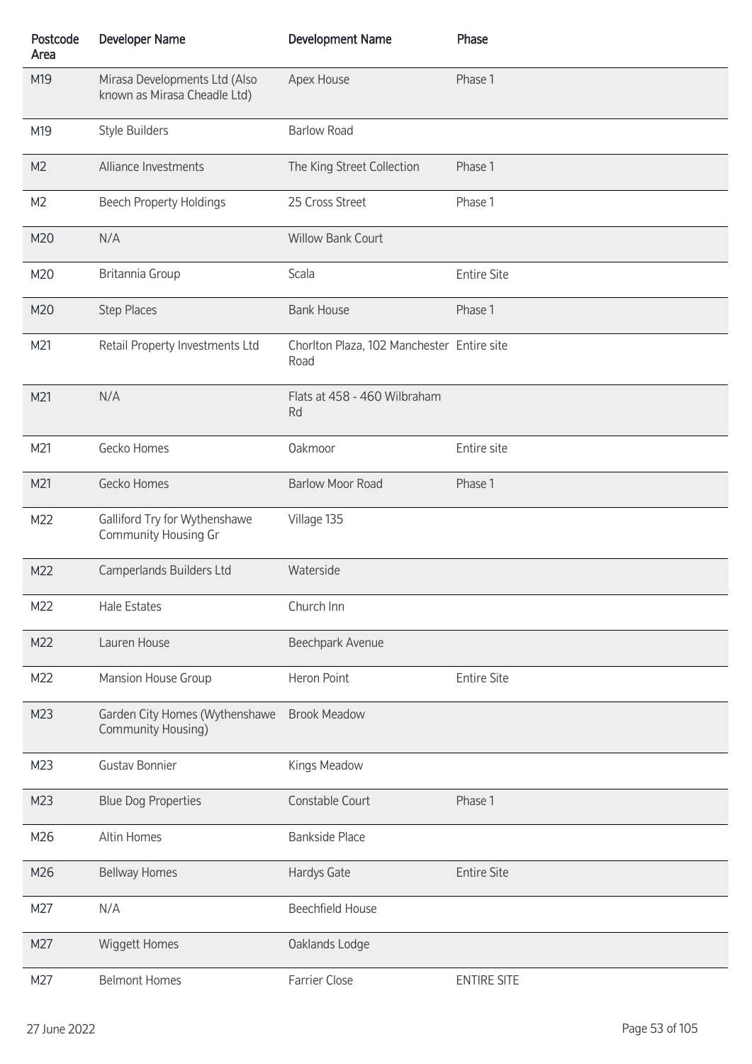| Postcode Area | Developer Name | Development Name | Phase |
|---|---|---|---|
| M19 | Mirasa Developments Ltd (Also known as Mirasa Cheadle Ltd) | Apex House | Phase 1 |
| M19 | Style Builders | Barlow Road | |
| M2 | Alliance Investments | The King Street Collection | Phase 1 |
| M2 | Beech Property Holdings | 25 Cross Street | Phase 1 |
| M20 | N/A | Willow Bank Court | |
| M20 | Britannia Group | Scala | Entire Site |
| M20 | Step Places | Bank House | Phase 1 |
| M21 | Retail Property Investments Ltd | Chorlton Plaza, 102 Manchester Road | Entire site |
| M21 | N/A | Flats at 458 - 460 Wilbraham Rd | |
| M21 | Gecko Homes | Oakmoor | Entire site |
| M21 | Gecko Homes | Barlow Moor Road | Phase 1 |
| M22 | Galliford Try for Wythenshawe Community Housing Gr | Village 135 | |
| M22 | Camperlands Builders Ltd | Waterside | |
| M22 | Hale Estates | Church Inn | |
| M22 | Lauren House | Beechpark Avenue | |
| M22 | Mansion House Group | Heron Point | Entire Site |
| M23 | Garden City Homes (Wythenshawe Community Housing) | Brook Meadow | |
| M23 | Gustav Bonnier | Kings Meadow | |
| M23 | Blue Dog Properties | Constable Court | Phase 1 |
| M26 | Altin Homes | Bankside Place | |
| M26 | Bellway Homes | Hardys Gate | Entire Site |
| M27 | N/A | Beechfield House | |
| M27 | Wiggett Homes | Oaklands Lodge | |
| M27 | Belmont Homes | Farrier Close | ENTIRE SITE |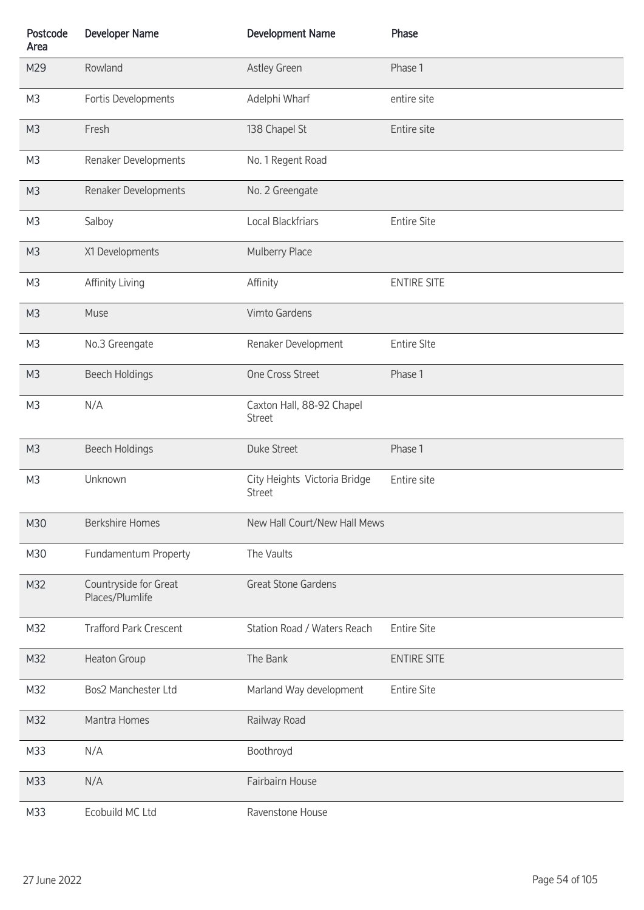| Postcode Area | Developer Name | Development Name | Phase |
|---|---|---|---|
| M29 | Rowland | Astley Green | Phase 1 |
| M3 | Fortis Developments | Adelphi Wharf | entire site |
| M3 | Fresh | 138 Chapel St | Entire site |
| M3 | Renaker Developments | No. 1 Regent Road | |
| M3 | Renaker Developments | No. 2 Greengate | |
| M3 | Salboy | Local Blackfriars | Entire Site |
| M3 | X1 Developments | Mulberry Place | |
| M3 | Affinity Living | Affinity | ENTIRE SITE |
| M3 | Muse | Vimto Gardens | |
| M3 | No.3 Greengate | Renaker Development | Entire SIte |
| M3 | Beech Holdings | One Cross Street | Phase 1 |
| M3 | N/A | Caxton Hall, 88-92 Chapel Street | |
| M3 | Beech Holdings | Duke Street | Phase 1 |
| M3 | Unknown | City Heights Victoria Bridge Street | Entire site |
| M30 | Berkshire Homes | New Hall Court/New Hall Mews | |
| M30 | Fundamentum Property | The Vaults | |
| M32 | Countryside for Great Places/Plumlife | Great Stone Gardens | |
| M32 | Trafford Park Crescent | Station Road / Waters Reach | Entire Site |
| M32 | Heaton Group | The Bank | ENTIRE SITE |
| M32 | Bos2 Manchester Ltd | Marland Way development | Entire Site |
| M32 | Mantra Homes | Railway Road | |
| M33 | N/A | Boothroyd | |
| M33 | N/A | Fairbairn House | |
| M33 | Ecobuild MC Ltd | Ravenstone House | |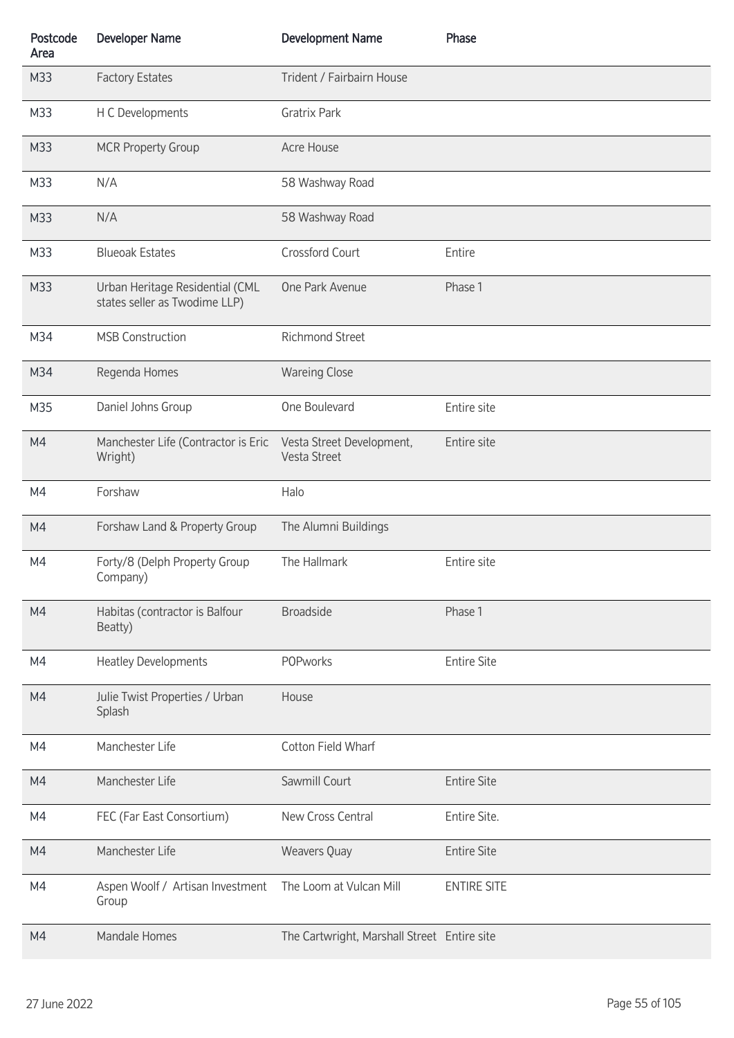| Postcode Area | Developer Name | Development Name | Phase |
|---|---|---|---|
| M33 | Factory Estates | Trident / Fairbairn House | |
| M33 | H C Developments | Gratrix Park | |
| M33 | MCR Property Group | Acre House | |
| M33 | N/A | 58 Washway Road | |
| M33 | N/A | 58 Washway Road | |
| M33 | Blueoak Estates | Crossford Court | Entire |
| M33 | Urban Heritage Residential (CML states seller as Twodime LLP) | One Park Avenue | Phase 1 |
| M34 | MSB Construction | Richmond Street | |
| M34 | Regenda Homes | Wareing Close | |
| M35 | Daniel Johns Group | One Boulevard | Entire site |
| M4 | Manchester Life (Contractor is Eric Wright) | Vesta Street Development, Vesta Street | Entire site |
| M4 | Forshaw | Halo | |
| M4 | Forshaw Land & Property Group | The Alumni Buildings | |
| M4 | Forty/8 (Delph Property Group Company) | The Hallmark | Entire site |
| M4 | Habitas (contractor is Balfour Beatty) | Broadside | Phase 1 |
| M4 | Heatley Developments | POPworks | Entire Site |
| M4 | Julie Twist Properties / Urban Splash | House | |
| M4 | Manchester Life | Cotton Field Wharf | |
| M4 | Manchester Life | Sawmill Court | Entire Site |
| M4 | FEC (Far East Consortium) | New Cross Central | Entire Site. |
| M4 | Manchester Life | Weavers Quay | Entire Site |
| M4 | Aspen Woolf / Artisan Investment Group | The Loom at Vulcan Mill | ENTIRE SITE |
| M4 | Mandale Homes | The Cartwright, Marshall Street | Entire site |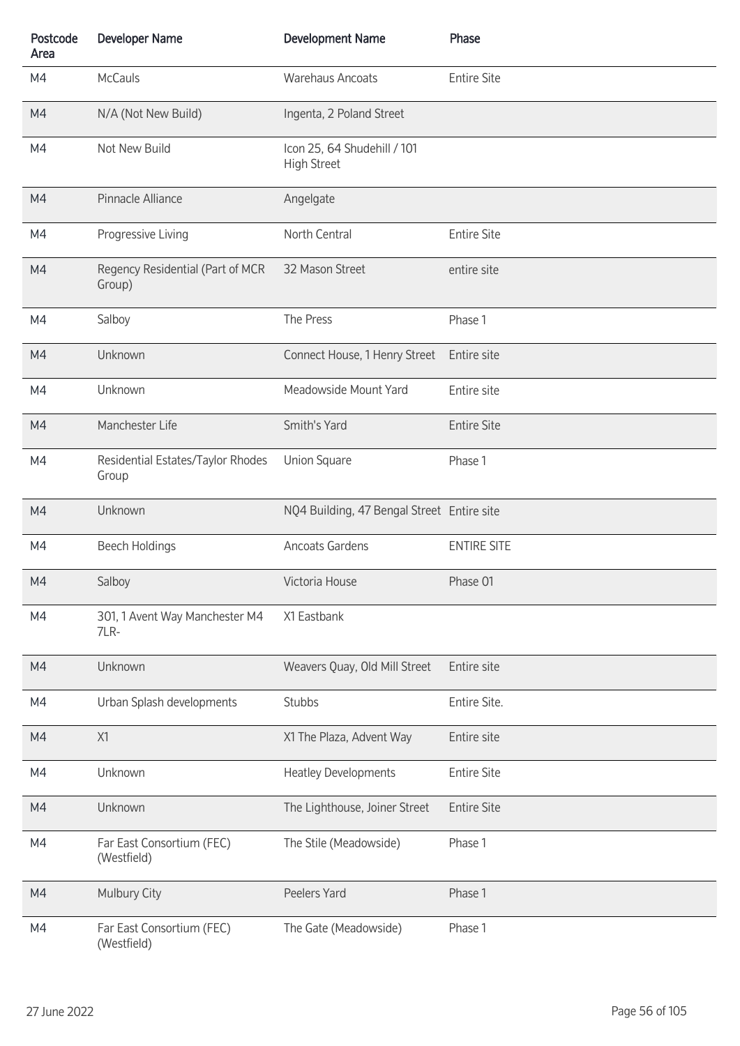| Postcode Area | Developer Name | Development Name | Phase |
|---|---|---|---|
| M4 | McCauls | Warehaus Ancoats | Entire Site |
| M4 | N/A (Not New Build) | Ingenta, 2 Poland Street | |
| M4 | Not New Build | Icon 25, 64 Shudehill / 101 High Street | |
| M4 | Pinnacle Alliance | Angelgate | |
| M4 | Progressive Living | North Central | Entire Site |
| M4 | Regency Residential (Part of MCR Group) | 32 Mason Street | entire site |
| M4 | Salboy | The Press | Phase 1 |
| M4 | Unknown | Connect House, 1 Henry Street | Entire site |
| M4 | Unknown | Meadowside Mount Yard | Entire site |
| M4 | Manchester Life | Smith's Yard | Entire Site |
| M4 | Residential Estates/Taylor Rhodes Group | Union Square | Phase 1 |
| M4 | Unknown | NQ4 Building, 47 Bengal Street | Entire site |
| M4 | Beech Holdings | Ancoats Gardens | ENTIRE SITE |
| M4 | Salboy | Victoria House | Phase 01 |
| M4 | 301, 1 Avent Way Manchester M4 7LR- | X1 Eastbank | |
| M4 | Unknown | Weavers Quay, Old Mill Street | Entire site |
| M4 | Urban Splash developments | Stubbs | Entire Site. |
| M4 | X1 | X1 The Plaza, Advent Way | Entire site |
| M4 | Unknown | Heatley Developments | Entire Site |
| M4 | Unknown | The Lighthouse, Joiner Street | Entire Site |
| M4 | Far East Consortium (FEC) (Westfield) | The Stile (Meadowside) | Phase 1 |
| M4 | Mulbury City | Peelers Yard | Phase 1 |
| M4 | Far East Consortium (FEC) (Westfield) | The Gate (Meadowside) | Phase 1 |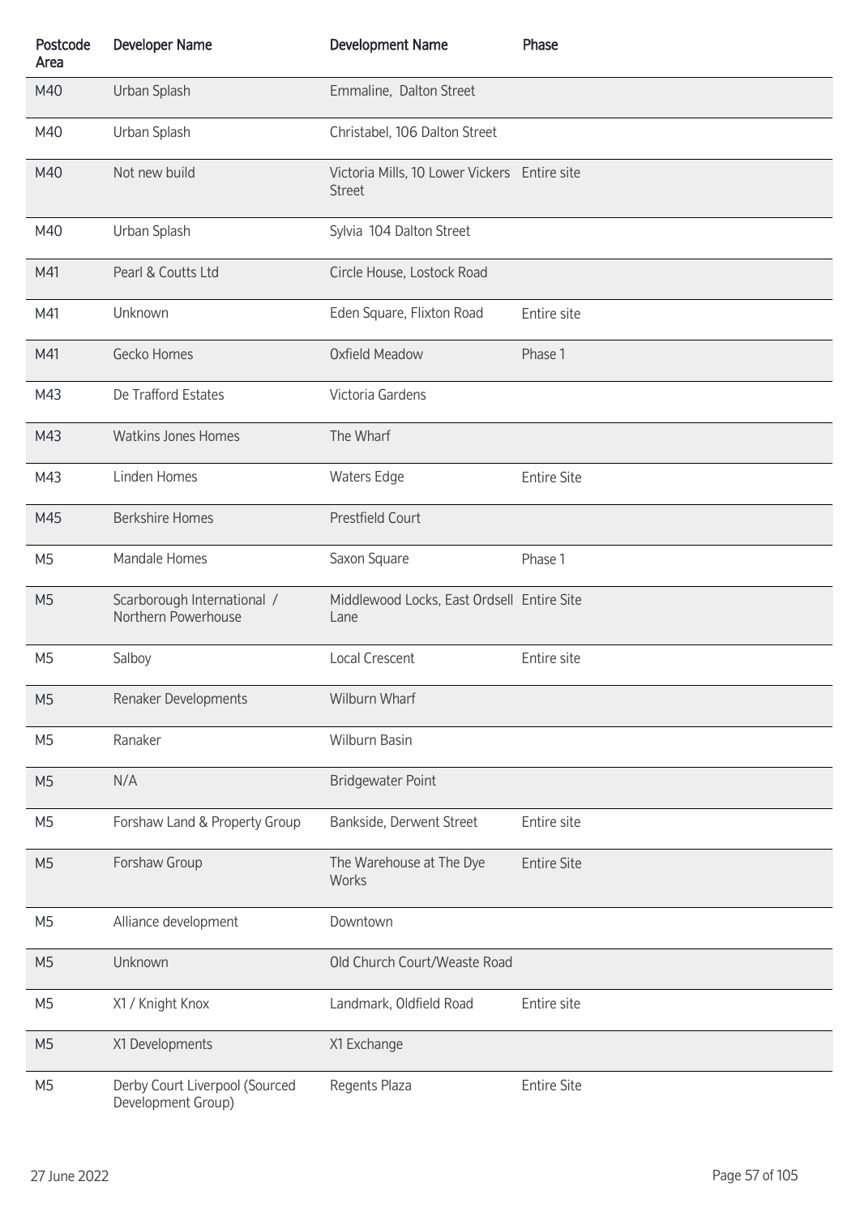| Postcode Area | Developer Name | Development Name | Phase |
|---|---|---|---|
| M40 | Urban Splash | Emmaline, Dalton Street | |
| M40 | Urban Splash | Christabel, 106 Dalton Street | |
| M40 | Not new build | Victoria Mills, 10 Lower Vickers Street | Entire site |
| M40 | Urban Splash | Sylvia 104 Dalton Street | |
| M41 | Pearl & Coutts Ltd | Circle House, Lostock Road | |
| M41 | Unknown | Eden Square, Flixton Road | Entire site |
| M41 | Gecko Homes | Oxfield Meadow | Phase 1 |
| M43 | De Trafford Estates | Victoria Gardens | |
| M43 | Watkins Jones Homes | The Wharf | |
| M43 | Linden Homes | Waters Edge | Entire Site |
| M45 | Berkshire Homes | Prestfield Court | |
| M5 | Mandale Homes | Saxon Square | Phase 1 |
| M5 | Scarborough International / Northern Powerhouse | Middlewood Locks, East Ordsell Lane | Entire Site |
| M5 | Salboy | Local Crescent | Entire site |
| M5 | Renaker Developments | Wilburn Wharf | |
| M5 | Ranaker | Wilburn Basin | |
| M5 | N/A | Bridgewater Point | |
| M5 | Forshaw Land & Property Group | Bankside, Derwent Street | Entire site |
| M5 | Forshaw Group | The Warehouse at The Dye Works | Entire Site |
| M5 | Alliance development | Downtown | |
| M5 | Unknown | Old Church Court/Weaste Road | |
| M5 | X1 / Knight Knox | Landmark, Oldfield Road | Entire site |
| M5 | X1 Developments | X1 Exchange | |
| M5 | Derby Court Liverpool (Sourced Development Group) | Regents Plaza | Entire Site |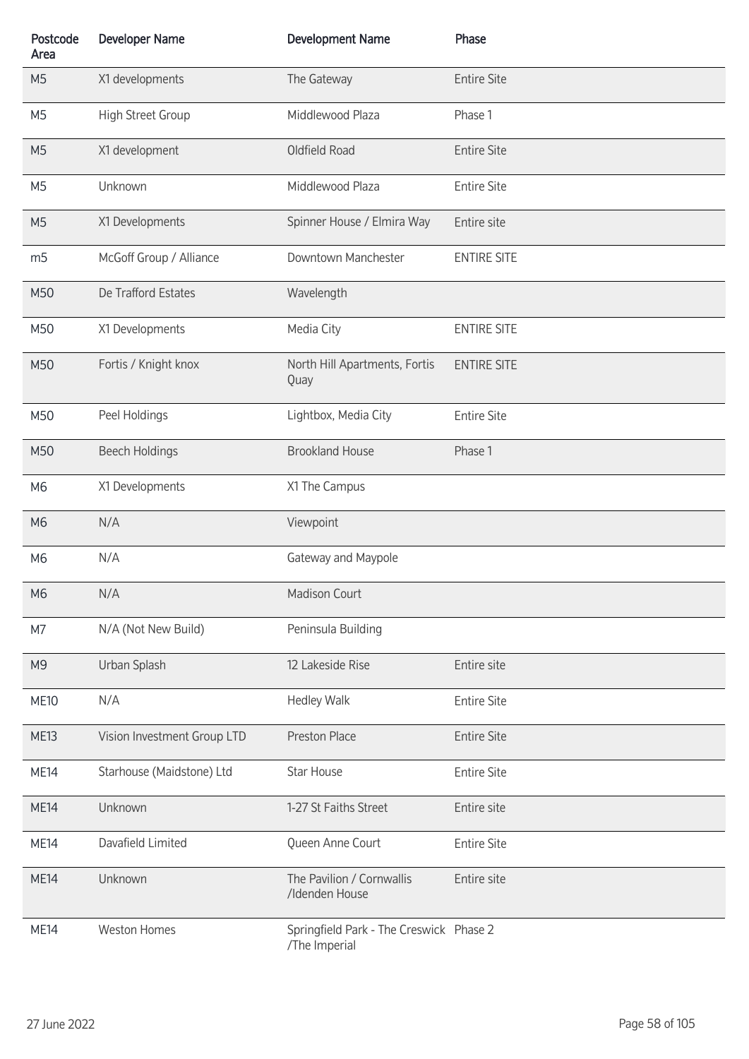| Postcode Area | Developer Name | Development Name | Phase |
|---|---|---|---|
| M5 | X1 developments | The Gateway | Entire Site |
| M5 | High Street Group | Middlewood Plaza | Phase 1 |
| M5 | X1 development | Oldfield Road | Entire Site |
| M5 | Unknown | Middlewood Plaza | Entire Site |
| M5 | X1 Developments | Spinner House / Elmira Way | Entire site |
| m5 | McGoff Group / Alliance | Downtown Manchester | ENTIRE SITE |
| M50 | De Trafford Estates | Wavelength | |
| M50 | X1 Developments | Media City | ENTIRE SITE |
| M50 | Fortis / Knight knox | North Hill Apartments, Fortis Quay | ENTIRE SITE |
| M50 | Peel Holdings | Lightbox, Media City | Entire Site |
| M50 | Beech Holdings | Brookland House | Phase 1 |
| M6 | X1 Developments | X1 The Campus | |
| M6 | N/A | Viewpoint | |
| M6 | N/A | Gateway and Maypole | |
| M6 | N/A | Madison Court | |
| M7 | N/A (Not New Build) | Peninsula Building | |
| M9 | Urban Splash | 12 Lakeside Rise | Entire site |
| ME10 | N/A | Hedley Walk | Entire Site |
| ME13 | Vision Investment Group LTD | Preston Place | Entire Site |
| ME14 | Starhouse (Maidstone) Ltd | Star House | Entire Site |
| ME14 | Unknown | 1-27 St Faiths Street | Entire site |
| ME14 | Davafield Limited | Queen Anne Court | Entire Site |
| ME14 | Unknown | The Pavilion / Cornwallis /Idenden House | Entire site |
| ME14 | Weston Homes | Springfield Park - The Creswick /The Imperial | Phase 2 |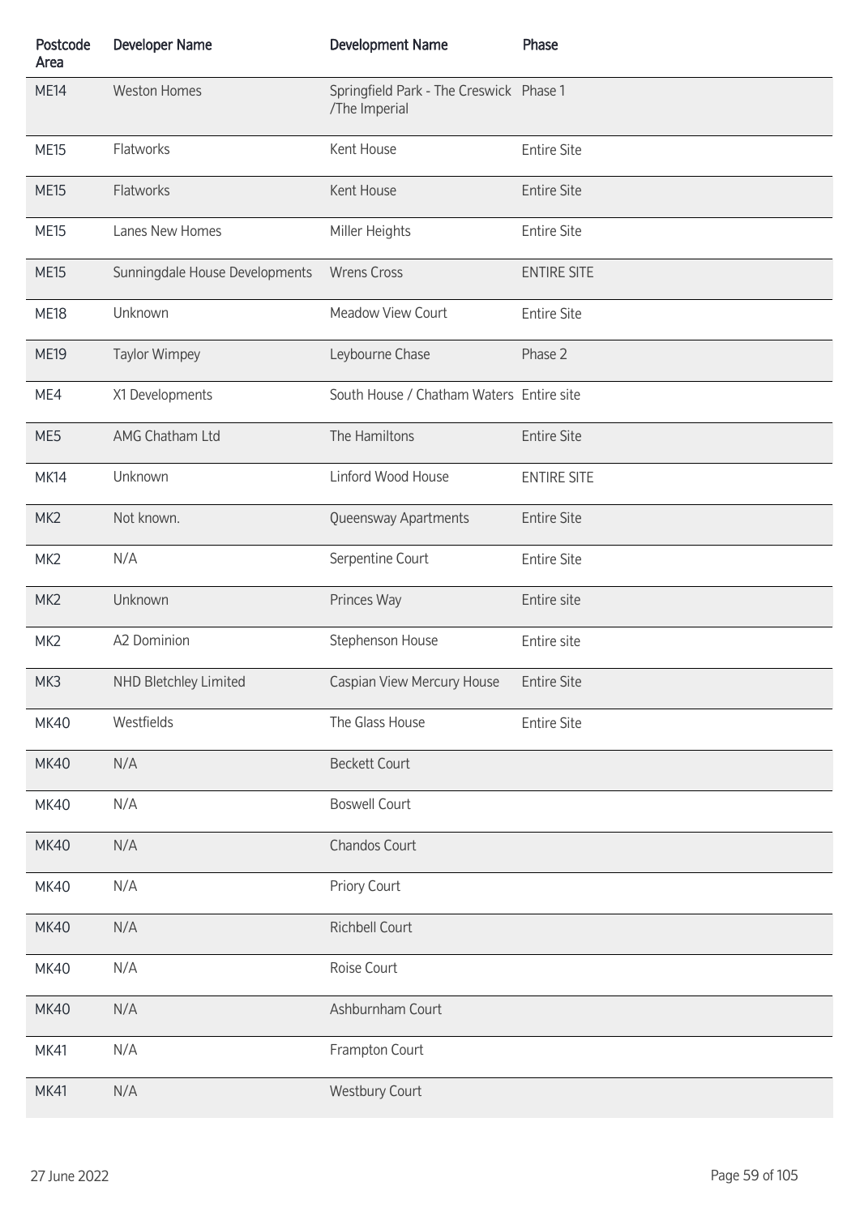| Postcode Area | Developer Name | Development Name | Phase |
|---|---|---|---|
| ME14 | Weston Homes | Springfield Park - The Creswick /The Imperial | Phase 1 |
| ME15 | Flatworks | Kent House | Entire Site |
| ME15 | Flatworks | Kent House | Entire Site |
| ME15 | Lanes New Homes | Miller Heights | Entire Site |
| ME15 | Sunningdale House Developments | Wrens Cross | ENTIRE SITE |
| ME18 | Unknown | Meadow View Court | Entire Site |
| ME19 | Taylor Wimpey | Leybourne Chase | Phase 2 |
| ME4 | X1 Developments | South House / Chatham Waters | Entire site |
| ME5 | AMG Chatham Ltd | The Hamiltons | Entire Site |
| MK14 | Unknown | Linford Wood House | ENTIRE SITE |
| MK2 | Not known. | Queensway Apartments | Entire Site |
| MK2 | N/A | Serpentine Court | Entire Site |
| MK2 | Unknown | Princes Way | Entire site |
| MK2 | A2 Dominion | Stephenson House | Entire site |
| MK3 | NHD Bletchley Limited | Caspian View Mercury House | Entire Site |
| MK40 | Westfields | The Glass House | Entire Site |
| MK40 | N/A | Beckett Court | |
| MK40 | N/A | Boswell Court | |
| MK40 | N/A | Chandos Court | |
| MK40 | N/A | Priory Court | |
| MK40 | N/A | Richbell Court | |
| MK40 | N/A | Roise Court | |
| MK40 | N/A | Ashburnham Court | |
| MK41 | N/A | Frampton Court | |
| MK41 | N/A | Westbury Court | |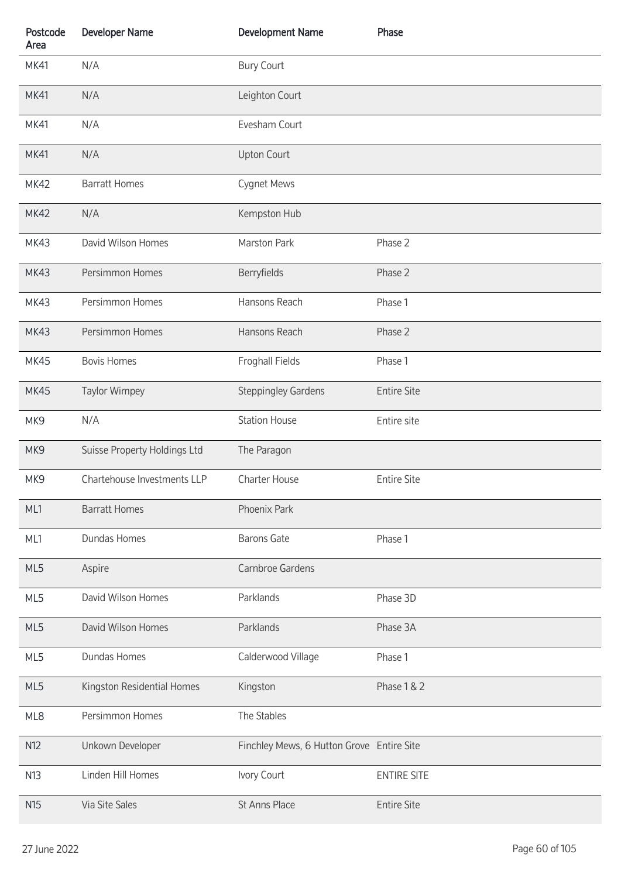| Postcode Area | Developer Name | Development Name | Phase |
|---|---|---|---|
| MK41 | N/A | Bury Court | |
| MK41 | N/A | Leighton Court | |
| MK41 | N/A | Evesham Court | |
| MK41 | N/A | Upton Court | |
| MK42 | Barratt Homes | Cygnet Mews | |
| MK42 | N/A | Kempston Hub | |
| MK43 | David Wilson Homes | Marston Park | Phase 2 |
| MK43 | Persimmon Homes | Berryfields | Phase 2 |
| MK43 | Persimmon Homes | Hansons Reach | Phase 1 |
| MK43 | Persimmon Homes | Hansons Reach | Phase 2 |
| MK45 | Bovis Homes | Froghall Fields | Phase 1 |
| MK45 | Taylor Wimpey | Steppingley Gardens | Entire Site |
| MK9 | N/A | Station House | Entire site |
| MK9 | Suisse Property Holdings Ltd | The Paragon | |
| MK9 | Chartehouse Investments LLP | Charter House | Entire Site |
| ML1 | Barratt Homes | Phoenix Park | |
| ML1 | Dundas Homes | Barons Gate | Phase 1 |
| ML5 | Aspire | Carnbroe Gardens | |
| ML5 | David Wilson Homes | Parklands | Phase 3D |
| ML5 | David Wilson Homes | Parklands | Phase 3A |
| ML5 | Dundas Homes | Calderwood Village | Phase 1 |
| ML5 | Kingston Residential Homes | Kingston | Phase 1 & 2 |
| ML8 | Persimmon Homes | The Stables | |
| N12 | Unkown Developer | Finchley Mews, 6 Hutton Grove | Entire Site |
| N13 | Linden Hill Homes | Ivory Court | ENTIRE SITE |
| N15 | Via Site Sales | St Anns Place | Entire Site |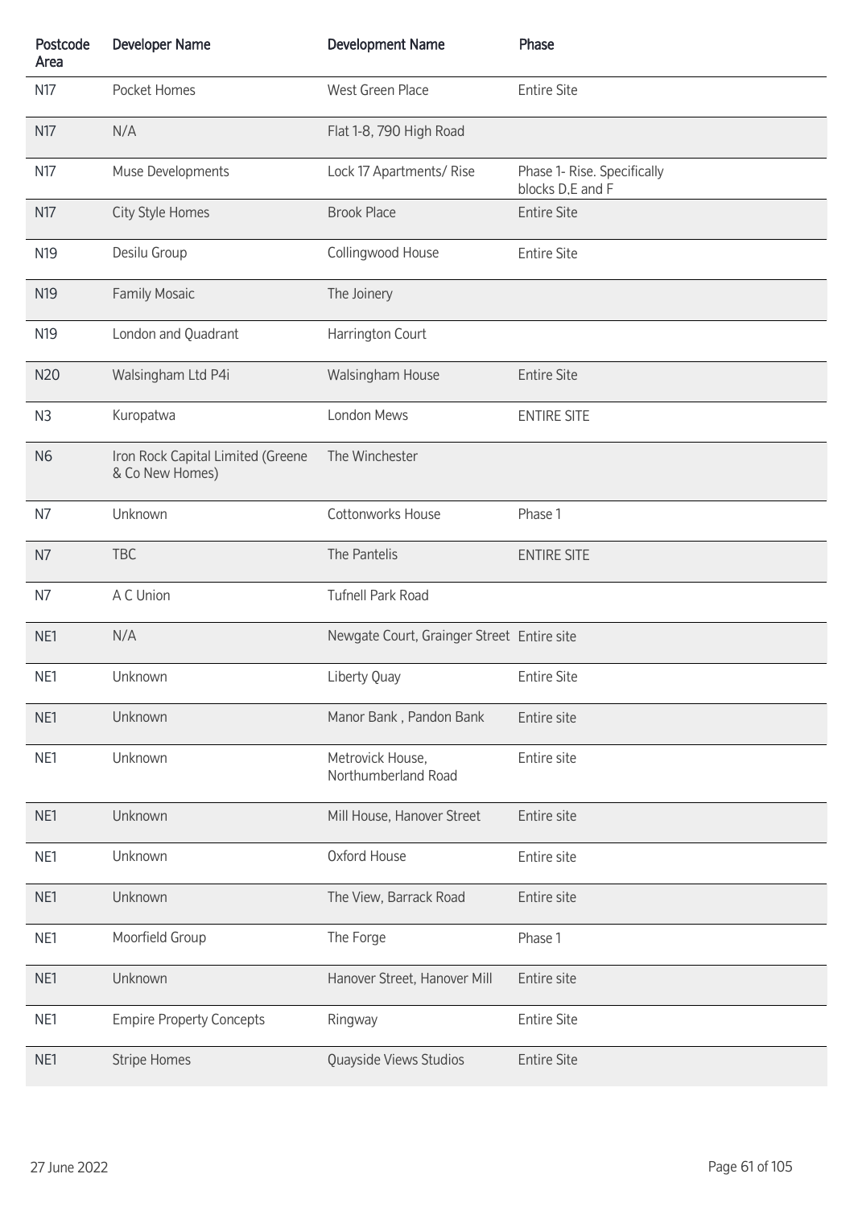| Postcode Area | Developer Name | Development Name | Phase |
|---|---|---|---|
| N17 | Pocket Homes | West Green Place | Entire Site |
| N17 | N/A | Flat 1-8, 790 High Road | |
| N17 | Muse Developments | Lock 17 Apartments/ Rise | Phase 1- Rise. Specifically blocks D,E and F |
| N17 | City Style Homes | Brook Place | Entire Site |
| N19 | Desilu Group | Collingwood House | Entire Site |
| N19 | Family Mosaic | The Joinery | |
| N19 | London and Quadrant | Harrington Court | |
| N20 | Walsingham Ltd P4i | Walsingham House | Entire Site |
| N3 | Kuropatwa | London Mews | ENTIRE SITE |
| N6 | Iron Rock Capital Limited (Greene & Co New Homes) | The Winchester | |
| N7 | Unknown | Cottonworks House | Phase 1 |
| N7 | TBC | The Pantelis | ENTIRE SITE |
| N7 | A C Union | Tufnell Park Road | |
| NE1 | N/A | Newgate Court, Grainger Street | Entire site |
| NE1 | Unknown | Liberty Quay | Entire Site |
| NE1 | Unknown | Manor Bank , Pandon Bank | Entire site |
| NE1 | Unknown | Metrovick House, Northumberland Road | Entire site |
| NE1 | Unknown | Mill House, Hanover Street | Entire site |
| NE1 | Unknown | Oxford House | Entire site |
| NE1 | Unknown | The View, Barrack Road | Entire site |
| NE1 | Moorfield Group | The Forge | Phase 1 |
| NE1 | Unknown | Hanover Street, Hanover Mill | Entire site |
| NE1 | Empire Property Concepts | Ringway | Entire Site |
| NE1 | Stripe Homes | Quayside Views Studios | Entire Site |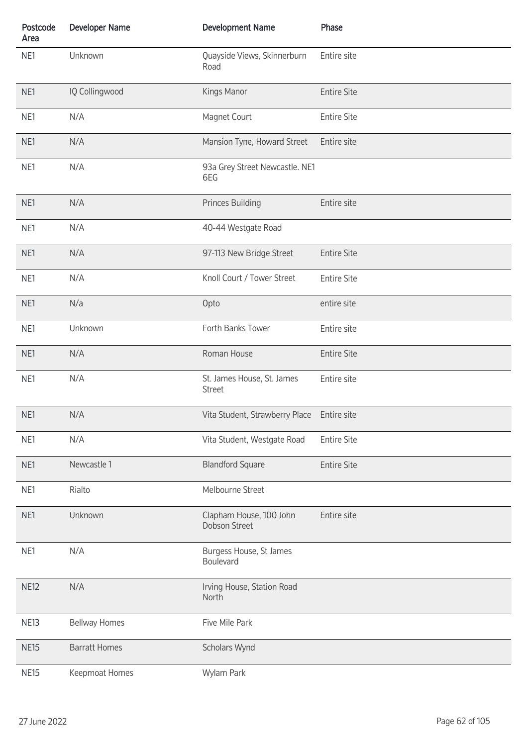| Postcode Area | Developer Name | Development Name | Phase |
|---|---|---|---|
| NE1 | Unknown | Quayside Views, Skinnerburn Road | Entire site |
| NE1 | IQ Collingwood | Kings Manor | Entire Site |
| NE1 | N/A | Magnet Court | Entire Site |
| NE1 | N/A | Mansion Tyne, Howard Street | Entire site |
| NE1 | N/A | 93a Grey Street Newcastle. NE1 6EG | |
| NE1 | N/A | Princes Building | Entire site |
| NE1 | N/A | 40-44 Westgate Road | |
| NE1 | N/A | 97-113 New Bridge Street | Entire Site |
| NE1 | N/A | Knoll Court / Tower Street | Entire Site |
| NE1 | N/a | Opto | entire site |
| NE1 | Unknown | Forth Banks Tower | Entire site |
| NE1 | N/A | Roman House | Entire Site |
| NE1 | N/A | St. James House, St. James Street | Entire site |
| NE1 | N/A | Vita Student, Strawberry Place | Entire site |
| NE1 | N/A | Vita Student, Westgate Road | Entire Site |
| NE1 | Newcastle 1 | Blandford Square | Entire Site |
| NE1 | Rialto | Melbourne Street | |
| NE1 | Unknown | Clapham House, 100 John Dobson Street | Entire site |
| NE1 | N/A | Burgess House, St James Boulevard | |
| NE12 | N/A | Irving House, Station Road North | |
| NE13 | Bellway Homes | Five Mile Park | |
| NE15 | Barratt Homes | Scholars Wynd | |
| NE15 | Keepmoat Homes | Wylam Park | |

27 June 2022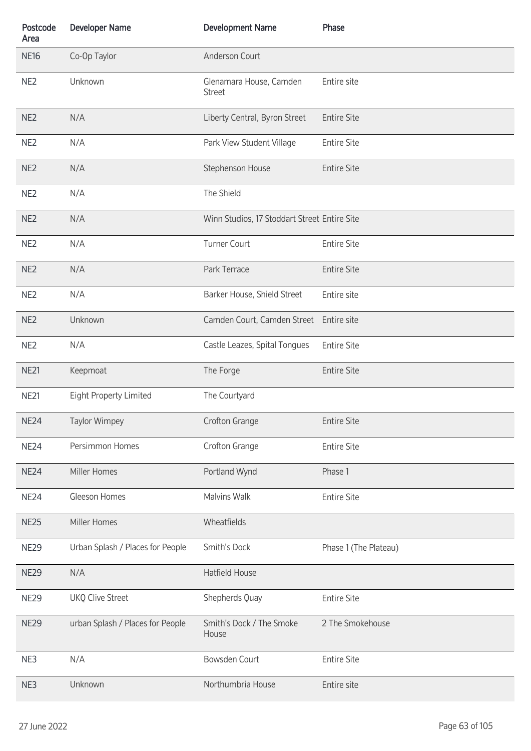| Postcode Area | Developer Name | Development Name | Phase |
|---|---|---|---|
| NE16 | Co-Op Taylor | Anderson Court | |
| NE2 | Unknown | Glenamara House, Camden Street | Entire site |
| NE2 | N/A | Liberty Central, Byron Street | Entire Site |
| NE2 | N/A | Park View Student Village | Entire Site |
| NE2 | N/A | Stephenson House | Entire Site |
| NE2 | N/A | The Shield | |
| NE2 | N/A | Winn Studios, 17 Stoddart Street | Entire Site |
| NE2 | N/A | Turner Court | Entire Site |
| NE2 | N/A | Park Terrace | Entire Site |
| NE2 | N/A | Barker House, Shield Street | Entire site |
| NE2 | Unknown | Camden Court, Camden Street | Entire site |
| NE2 | N/A | Castle Leazes, Spital Tongues | Entire Site |
| NE21 | Keepmoat | The Forge | Entire Site |
| NE21 | Eight Property Limited | The Courtyard | |
| NE24 | Taylor Wimpey | Crofton Grange | Entire Site |
| NE24 | Persimmon Homes | Crofton Grange | Entire Site |
| NE24 | Miller Homes | Portland Wynd | Phase 1 |
| NE24 | Gleeson Homes | Malvins Walk | Entire Site |
| NE25 | Miller Homes | Wheatfields | |
| NE29 | Urban Splash / Places for People | Smith's Dock | Phase 1 (The Plateau) |
| NE29 | N/A | Hatfield House | |
| NE29 | UKQ Clive Street | Shepherds Quay | Entire Site |
| NE29 | urban Splash / Places for People | Smith's Dock / The Smoke House | 2 The Smokehouse |
| NE3 | N/A | Bowsden Court | Entire Site |
| NE3 | Unknown | Northumbria House | Entire site |

27 June 2022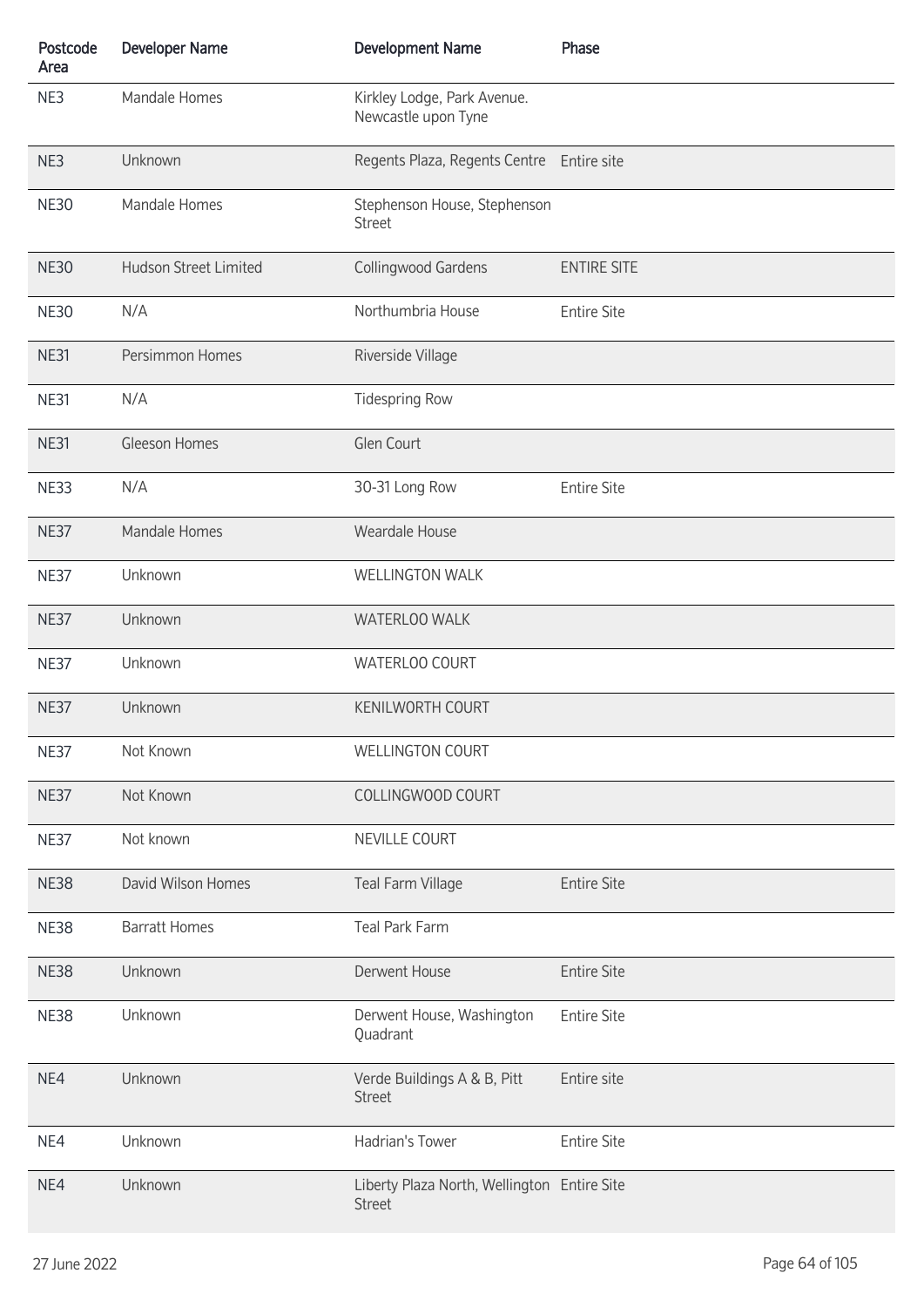| Postcode Area | Developer Name | Development Name | Phase |
|---|---|---|---|
| NE3 | Mandale Homes | Kirkley Lodge, Park Avenue. Newcastle upon Tyne | |
| NE3 | Unknown | Regents Plaza, Regents Centre | Entire site |
| NE30 | Mandale Homes | Stephenson House, Stephenson Street | |
| NE30 | Hudson Street Limited | Collingwood Gardens | ENTIRE SITE |
| NE30 | N/A | Northumbria House | Entire Site |
| NE31 | Persimmon Homes | Riverside Village | |
| NE31 | N/A | Tidespring Row | |
| NE31 | Gleeson Homes | Glen Court | |
| NE33 | N/A | 30-31 Long Row | Entire Site |
| NE37 | Mandale Homes | Weardale House | |
| NE37 | Unknown | WELLINGTON WALK | |
| NE37 | Unknown | WATERLOO WALK | |
| NE37 | Unknown | WATERLOO COURT | |
| NE37 | Unknown | KENILWORTH COURT | |
| NE37 | Not Known | WELLINGTON COURT | |
| NE37 | Not Known | COLLINGWOOD COURT | |
| NE37 | Not known | NEVILLE COURT | |
| NE38 | David Wilson Homes | Teal Farm Village | Entire Site |
| NE38 | Barratt Homes | Teal Park Farm | |
| NE38 | Unknown | Derwent House | Entire Site |
| NE38 | Unknown | Derwent House, Washington Quadrant | Entire Site |
| NE4 | Unknown | Verde Buildings A & B, Pitt Street | Entire site |
| NE4 | Unknown | Hadrian's Tower | Entire Site |
| NE4 | Unknown | Liberty Plaza North, Wellington Street | Entire Site |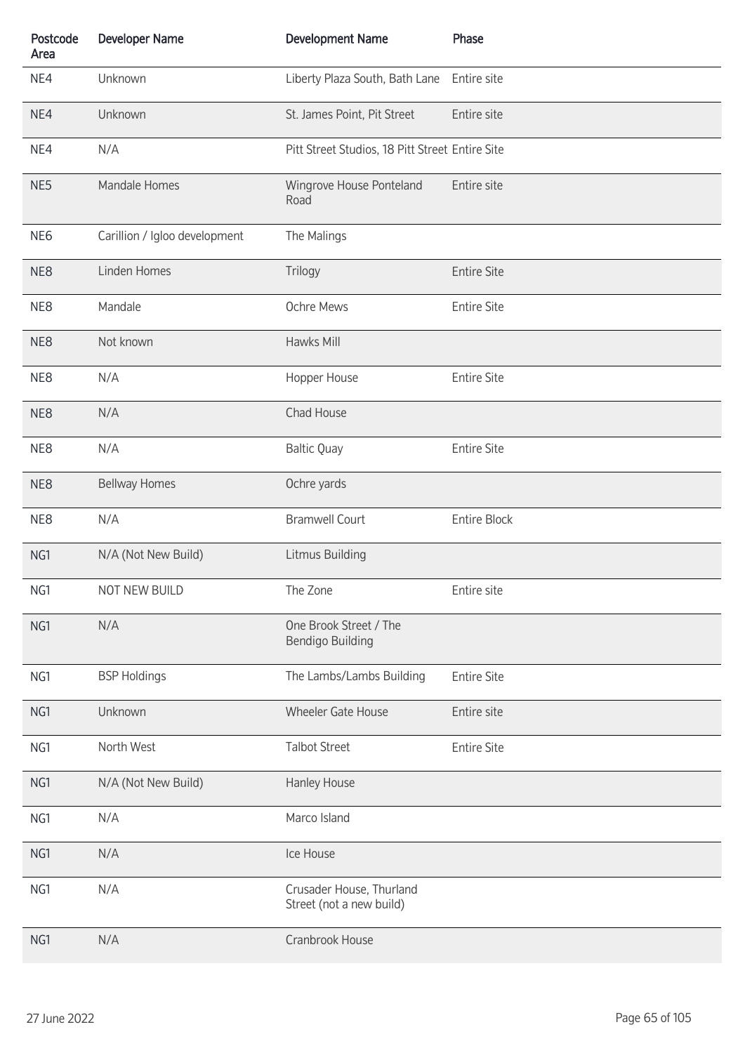| Postcode Area | Developer Name | Development Name | Phase |
|---|---|---|---|
| NE4 | Unknown | Liberty Plaza South, Bath Lane | Entire site |
| NE4 | Unknown | St. James Point, Pit Street | Entire site |
| NE4 | N/A | Pitt Street Studios, 18 Pitt Street | Entire Site |
| NE5 | Mandale Homes | Wingrove House Ponteland Road | Entire site |
| NE6 | Carillion / Igloo development | The Malings | |
| NE8 | Linden Homes | Trilogy | Entire Site |
| NE8 | Mandale | Ochre Mews | Entire Site |
| NE8 | Not known | Hawks Mill | |
| NE8 | N/A | Hopper House | Entire Site |
| NE8 | N/A | Chad House | |
| NE8 | N/A | Baltic Quay | Entire Site |
| NE8 | Bellway Homes | Ochre yards | |
| NE8 | N/A | Bramwell Court | Entire Block |
| NG1 | N/A (Not New Build) | Litmus Building | |
| NG1 | NOT NEW BUILD | The Zone | Entire site |
| NG1 | N/A | One Brook Street / The Bendigo Building | |
| NG1 | BSP Holdings | The Lambs/Lambs Building | Entire Site |
| NG1 | Unknown | Wheeler Gate House | Entire site |
| NG1 | North West | Talbot Street | Entire Site |
| NG1 | N/A (Not New Build) | Hanley House | |
| NG1 | N/A | Marco Island | |
| NG1 | N/A | Ice House | |
| NG1 | N/A | Crusader House, Thurland Street (not a new build) | |
| NG1 | N/A | Cranbrook House | |

27 June 2022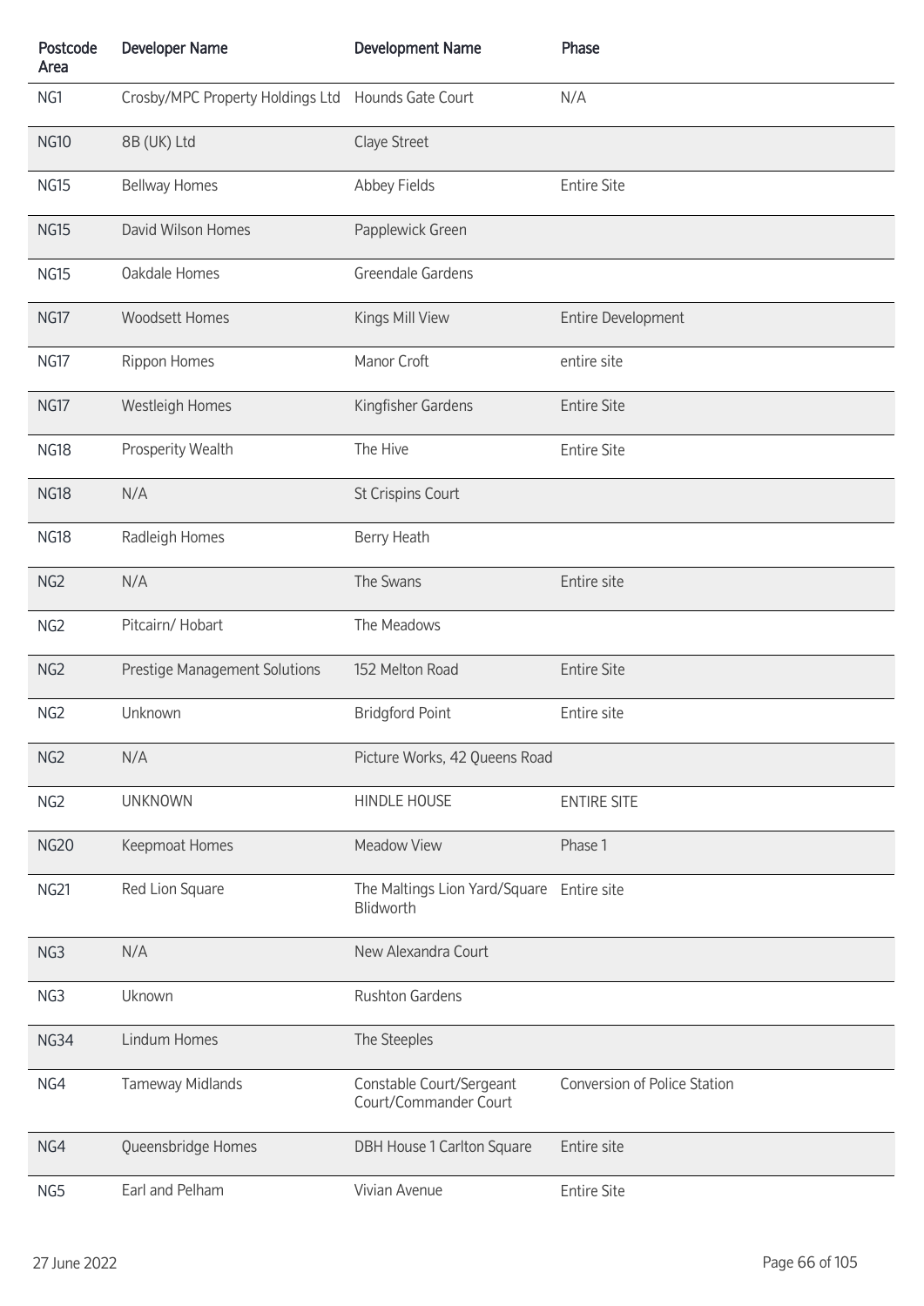| Postcode Area | Developer Name | Development Name | Phase |
|---|---|---|---|
| NG1 | Crosby/MPC Property Holdings Ltd | Hounds Gate Court | N/A |
| NG10 | 8B (UK) Ltd | Claye Street | |
| NG15 | Bellway Homes | Abbey Fields | Entire Site |
| NG15 | David Wilson Homes | Papplewick Green | |
| NG15 | Oakdale Homes | Greendale Gardens | |
| NG17 | Woodsett Homes | Kings Mill View | Entire Development |
| NG17 | Rippon Homes | Manor Croft | entire site |
| NG17 | Westleigh Homes | Kingfisher Gardens | Entire Site |
| NG18 | Prosperity Wealth | The Hive | Entire Site |
| NG18 | N/A | St Crispins Court | |
| NG18 | Radleigh Homes | Berry Heath | |
| NG2 | N/A | The Swans | Entire site |
| NG2 | Pitcairn/ Hobart | The Meadows | |
| NG2 | Prestige Management Solutions | 152 Melton Road | Entire Site |
| NG2 | Unknown | Bridgford Point | Entire site |
| NG2 | N/A | Picture Works, 42 Queens Road | |
| NG2 | UNKNOWN | HINDLE HOUSE | ENTIRE SITE |
| NG20 | Keepmoat Homes | Meadow View | Phase 1 |
| NG21 | Red Lion Square | The Maltings Lion Yard/Square Blidworth | Entire site |
| NG3 | N/A | New Alexandra Court | |
| NG3 | Uknown | Rushton Gardens | |
| NG34 | Lindum Homes | The Steeples | |
| NG4 | Tameway Midlands | Constable Court/Sergeant Court/Commander Court | Conversion of Police Station |
| NG4 | Queensbridge Homes | DBH House 1 Carlton Square | Entire site |
| NG5 | Earl and Pelham | Vivian Avenue | Entire Site |

27 June 2022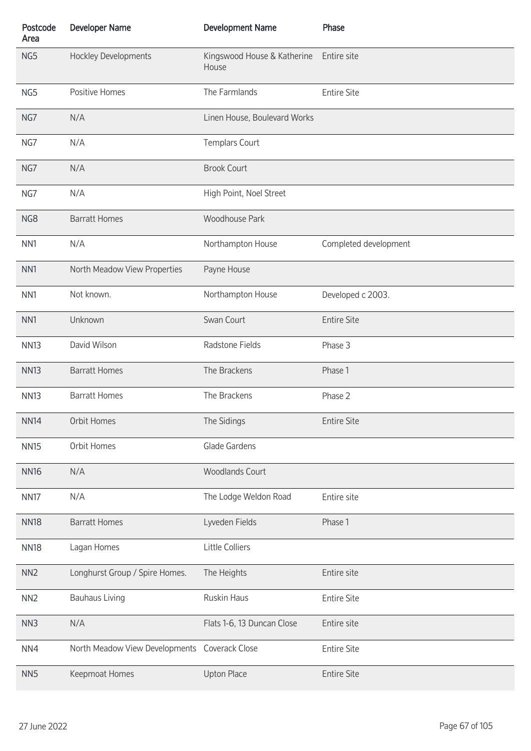| Postcode Area | Developer Name | Development Name | Phase |
|---|---|---|---|
| NG5 | Hockley Developments | Kingswood House & Katherine House | Entire site |
| NG5 | Positive Homes | The Farmlands | Entire Site |
| NG7 | N/A | Linen House, Boulevard Works | |
| NG7 | N/A | Templars Court | |
| NG7 | N/A | Brook Court | |
| NG7 | N/A | High Point, Noel Street | |
| NG8 | Barratt Homes | Woodhouse Park | |
| NN1 | N/A | Northampton House | Completed development |
| NN1 | North Meadow View Properties | Payne House | |
| NN1 | Not known. | Northampton House | Developed c 2003. |
| NN1 | Unknown | Swan Court | Entire Site |
| NN13 | David Wilson | Radstone Fields | Phase 3 |
| NN13 | Barratt Homes | The Brackens | Phase 1 |
| NN13 | Barratt Homes | The Brackens | Phase 2 |
| NN14 | Orbit Homes | The Sidings | Entire Site |
| NN15 | Orbit Homes | Glade Gardens | |
| NN16 | N/A | Woodlands Court | |
| NN17 | N/A | The Lodge Weldon Road | Entire site |
| NN18 | Barratt Homes | Lyveden Fields | Phase 1 |
| NN18 | Lagan Homes | Little Colliers | |
| NN2 | Longhurst Group / Spire Homes. | The Heights | Entire site |
| NN2 | Bauhaus Living | Ruskin Haus | Entire Site |
| NN3 | N/A | Flats 1-6, 13 Duncan Close | Entire site |
| NN4 | North Meadow View Developments | Coverack Close | Entire Site |
| NN5 | Keepmoat Homes | Upton Place | Entire Site |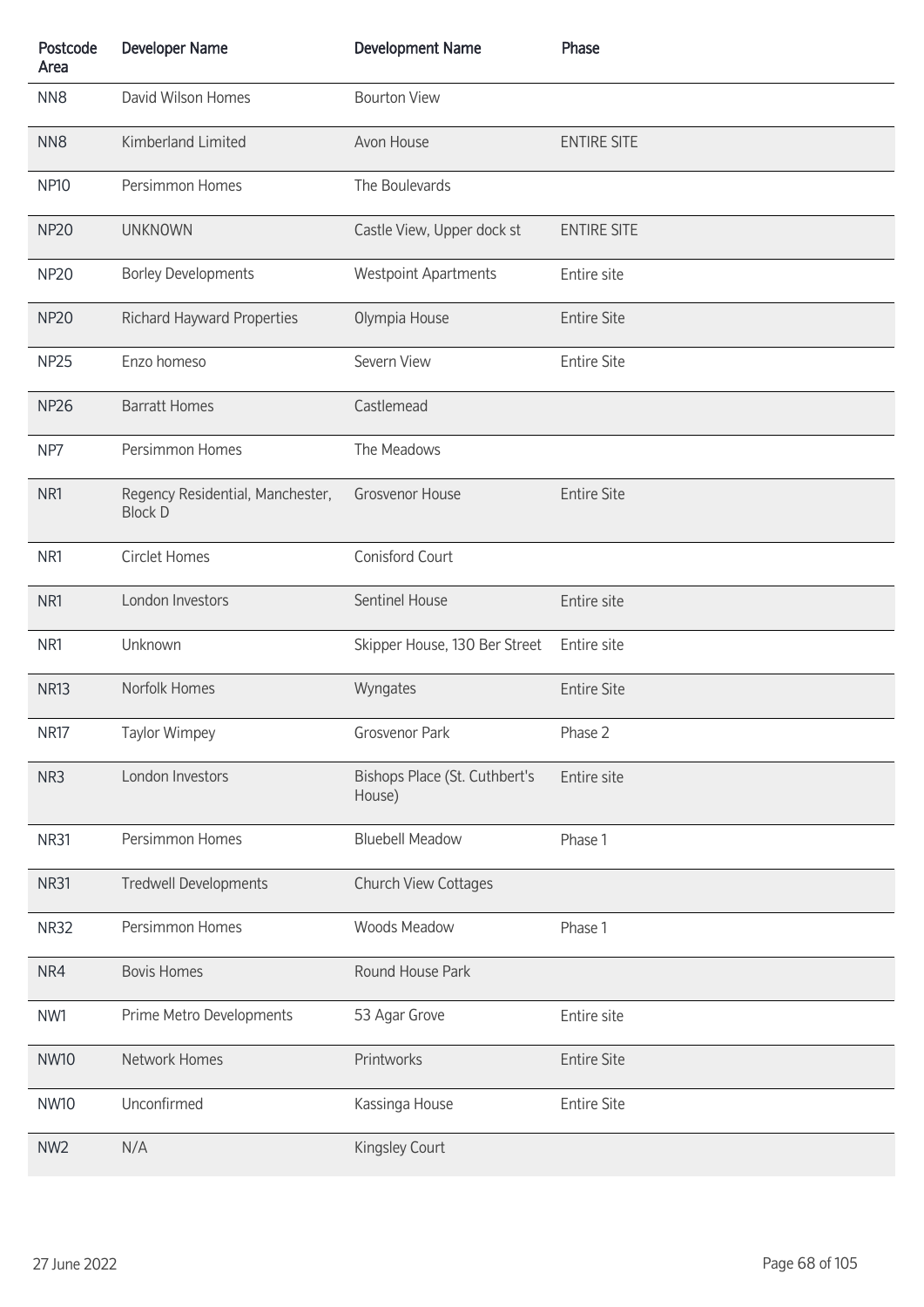| Postcode Area | Developer Name | Development Name | Phase |
|---|---|---|---|
| NN8 | David Wilson Homes | Bourton View | |
| NN8 | Kimberland Limited | Avon House | ENTIRE SITE |
| NP10 | Persimmon Homes | The Boulevards | |
| NP20 | UNKNOWN | Castle View, Upper dock st | ENTIRE SITE |
| NP20 | Borley Developments | Westpoint Apartments | Entire site |
| NP20 | Richard Hayward Properties | Olympia House | Entire Site |
| NP25 | Enzo homeso | Severn View | Entire Site |
| NP26 | Barratt Homes | Castlemead | |
| NP7 | Persimmon Homes | The Meadows | |
| NR1 | Regency Residential, Manchester, Block D | Grosvenor House | Entire Site |
| NR1 | Circlet Homes | Conisford Court | |
| NR1 | London Investors | Sentinel House | Entire site |
| NR1 | Unknown | Skipper House, 130 Ber Street | Entire site |
| NR13 | Norfolk Homes | Wyngates | Entire Site |
| NR17 | Taylor Wimpey | Grosvenor Park | Phase 2 |
| NR3 | London Investors | Bishops Place (St. Cuthbert's House) | Entire site |
| NR31 | Persimmon Homes | Bluebell Meadow | Phase 1 |
| NR31 | Tredwell Developments | Church View Cottages | |
| NR32 | Persimmon Homes | Woods Meadow | Phase 1 |
| NR4 | Bovis Homes | Round House Park | |
| NW1 | Prime Metro Developments | 53 Agar Grove | Entire site |
| NW10 | Network Homes | Printworks | Entire Site |
| NW10 | Unconfirmed | Kassinga House | Entire Site |
| NW2 | N/A | Kingsley Court | |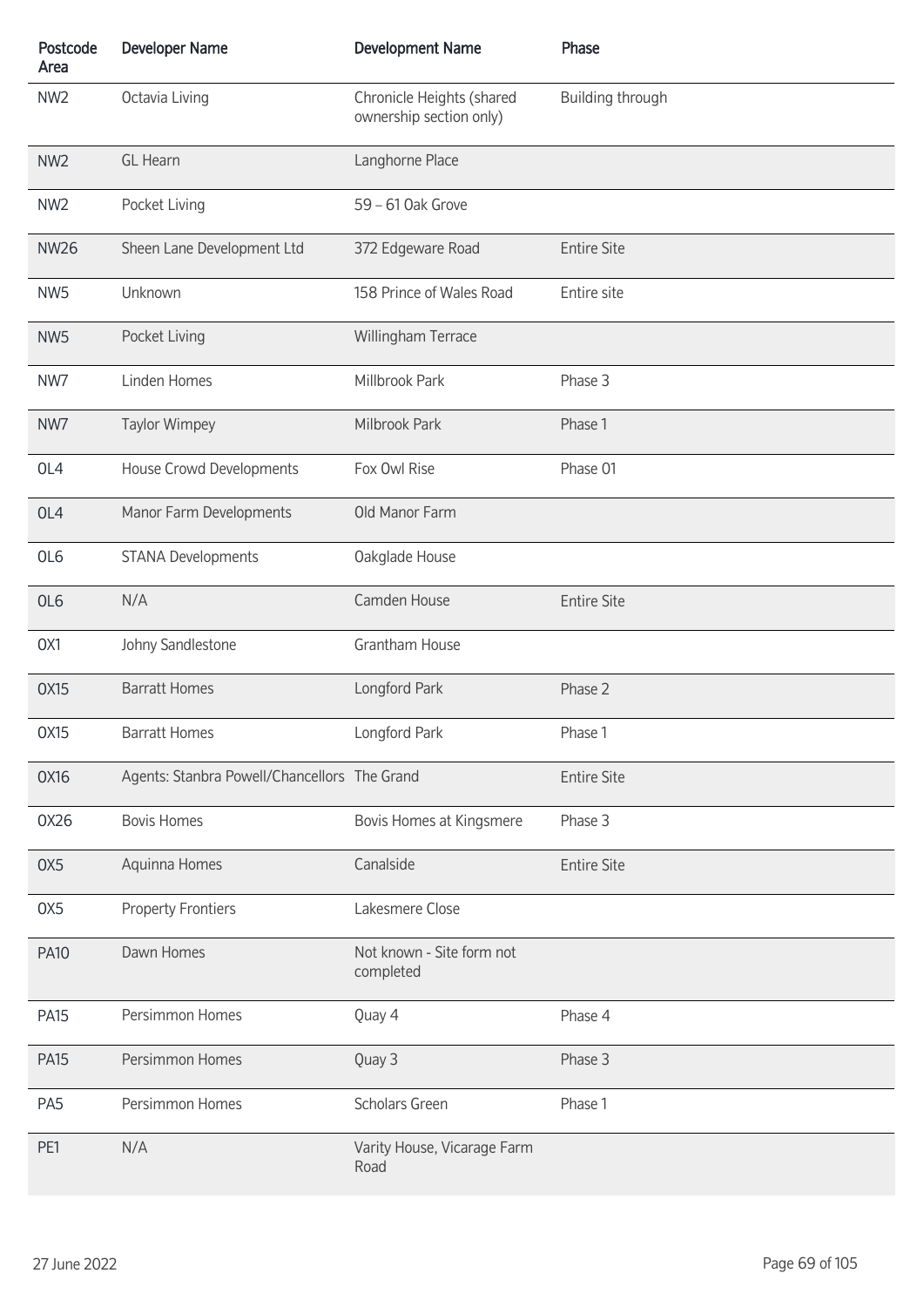| Postcode Area | Developer Name | Development Name | Phase |
|---|---|---|---|
| NW2 | Octavia Living | Chronicle Heights (shared ownership section only) | Building through |
| NW2 | GL Hearn | Langhorne Place | |
| NW2 | Pocket Living | 59 – 61 Oak Grove | |
| NW26 | Sheen Lane Development Ltd | 372 Edgeware Road | Entire Site |
| NW5 | Unknown | 158 Prince of Wales Road | Entire site |
| NW5 | Pocket Living | Willingham Terrace | |
| NW7 | Linden Homes | Millbrook Park | Phase 3 |
| NW7 | Taylor Wimpey | Milbrook Park | Phase 1 |
| OL4 | House Crowd Developments | Fox Owl Rise | Phase 01 |
| OL4 | Manor Farm Developments | Old Manor Farm | |
| OL6 | STANA Developments | Oakglade House | |
| OL6 | N/A | Camden House | Entire Site |
| OX1 | Johny Sandlestone | Grantham House | |
| OX15 | Barratt Homes | Longford Park | Phase 2 |
| OX15 | Barratt Homes | Longford Park | Phase 1 |
| OX16 | Agents: Stanbra Powell/Chancellors | The Grand | Entire Site |
| OX26 | Bovis Homes | Bovis Homes at Kingsmere | Phase 3 |
| OX5 | Aquinna Homes | Canalside | Entire Site |
| OX5 | Property Frontiers | Lakesmere Close | |
| PA10 | Dawn Homes | Not known - Site form not completed | |
| PA15 | Persimmon Homes | Quay 4 | Phase 4 |
| PA15 | Persimmon Homes | Quay 3 | Phase 3 |
| PA5 | Persimmon Homes | Scholars Green | Phase 1 |
| PE1 | N/A | Varity House, Vicarage Farm Road | |

27 June 2022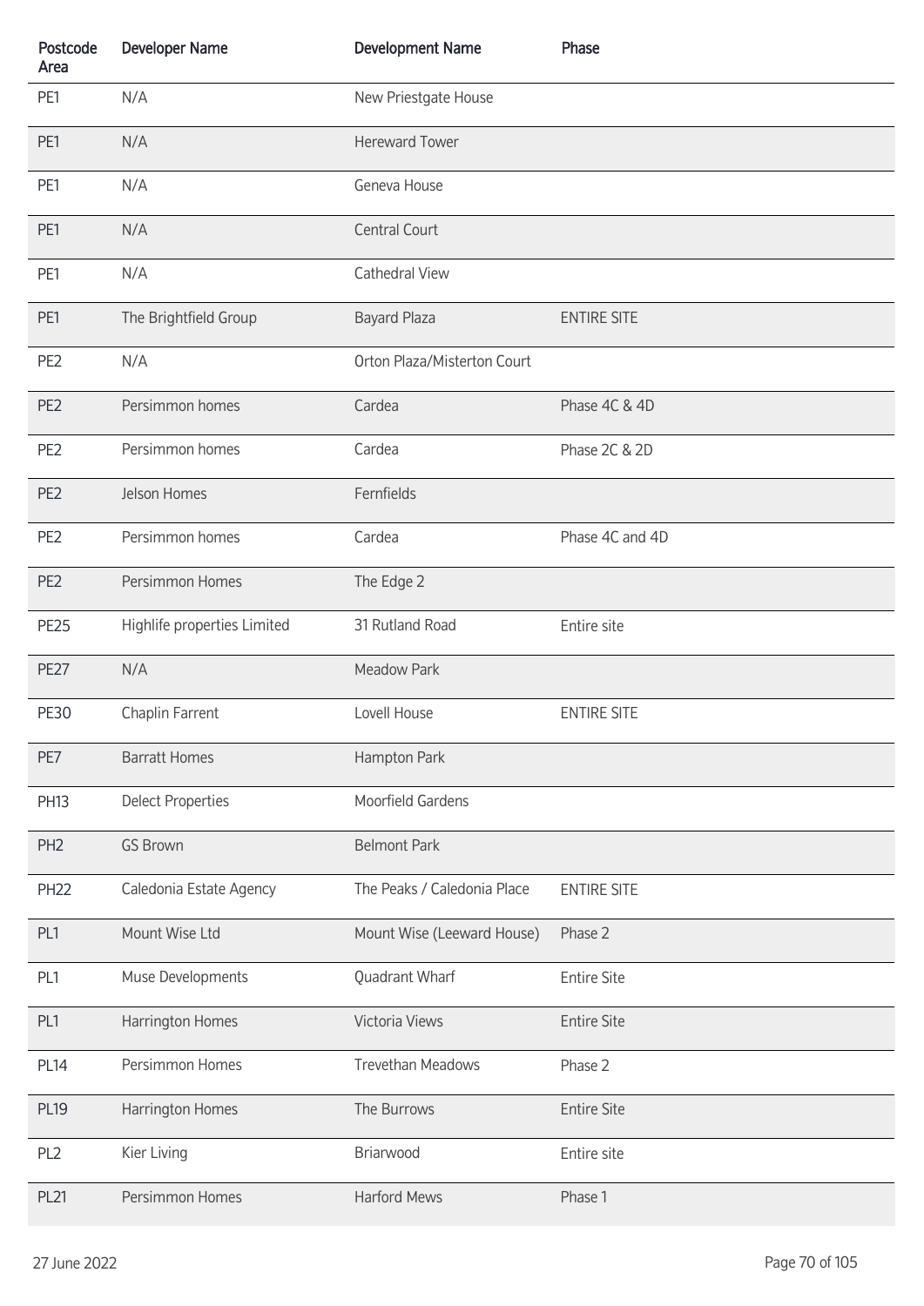| Postcode Area | Developer Name | Development Name | Phase |
|---|---|---|---|
| PE1 | N/A | New Priestgate House | |
| PE1 | N/A | Hereward Tower | |
| PE1 | N/A | Geneva House | |
| PE1 | N/A | Central Court | |
| PE1 | N/A | Cathedral View | |
| PE1 | The Brightfield Group | Bayard Plaza | ENTIRE SITE |
| PE2 | N/A | Orton Plaza/Misterton Court | |
| PE2 | Persimmon homes | Cardea | Phase 4C & 4D |
| PE2 | Persimmon homes | Cardea | Phase 2C & 2D |
| PE2 | Jelson Homes | Fernfields | |
| PE2 | Persimmon homes | Cardea | Phase 4C and 4D |
| PE2 | Persimmon Homes | The Edge 2 | |
| PE25 | Highlife properties Limited | 31 Rutland Road | Entire site |
| PE27 | N/A | Meadow Park | |
| PE30 | Chaplin Farrent | Lovell House | ENTIRE SITE |
| PE7 | Barratt Homes | Hampton Park | |
| PH13 | Delect Properties | Moorfield Gardens | |
| PH2 | GS Brown | Belmont Park | |
| PH22 | Caledonia Estate Agency | The Peaks / Caledonia Place | ENTIRE SITE |
| PL1 | Mount Wise Ltd | Mount Wise (Leeward House) | Phase 2 |
| PL1 | Muse Developments | Quadrant Wharf | Entire Site |
| PL1 | Harrington Homes | Victoria Views | Entire Site |
| PL14 | Persimmon Homes | Trevethan Meadows | Phase 2 |
| PL19 | Harrington Homes | The Burrows | Entire Site |
| PL2 | Kier Living | Briarwood | Entire site |
| PL21 | Persimmon Homes | Harford Mews | Phase 1 |

27 June 2022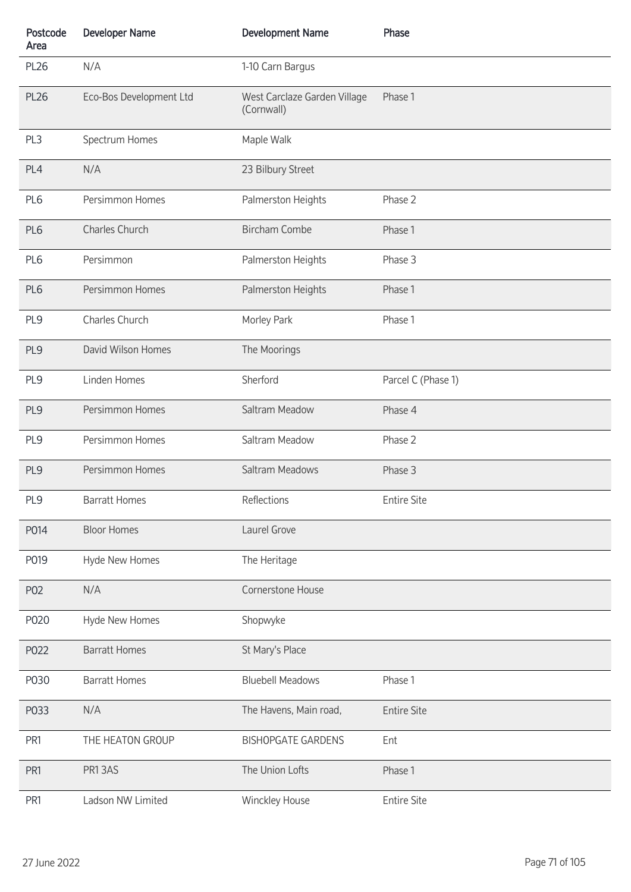| Postcode Area | Developer Name | Development Name | Phase |
|---|---|---|---|
| PL26 | N/A | 1-10 Carn Bargus | |
| PL26 | Eco-Bos Development Ltd | West Carclaze Garden Village (Cornwall) | Phase 1 |
| PL3 | Spectrum Homes | Maple Walk | |
| PL4 | N/A | 23 Bilbury Street | |
| PL6 | Persimmon Homes | Palmerston Heights | Phase 2 |
| PL6 | Charles Church | Bircham Combe | Phase 1 |
| PL6 | Persimmon | Palmerston Heights | Phase 3 |
| PL6 | Persimmon Homes | Palmerston Heights | Phase 1 |
| PL9 | Charles Church | Morley Park | Phase 1 |
| PL9 | David Wilson Homes | The Moorings | |
| PL9 | Linden Homes | Sherford | Parcel C (Phase 1) |
| PL9 | Persimmon Homes | Saltram Meadow | Phase 4 |
| PL9 | Persimmon Homes | Saltram Meadow | Phase 2 |
| PL9 | Persimmon Homes | Saltram Meadows | Phase 3 |
| PL9 | Barratt Homes | Reflections | Entire Site |
| P014 | Bloor Homes | Laurel Grove | |
| P019 | Hyde New Homes | The Heritage | |
| P02 | N/A | Cornerstone House | |
| P020 | Hyde New Homes | Shopwyke | |
| P022 | Barratt Homes | St Mary's Place | |
| P030 | Barratt Homes | Bluebell Meadows | Phase 1 |
| P033 | N/A | The Havens, Main road, | Entire Site |
| PR1 | THE HEATON GROUP | BISHOPGATE GARDENS | Ent |
| PR1 | PR1 3AS | The Union Lofts | Phase 1 |
| PR1 | Ladson NW Limited | Winckley House | Entire Site |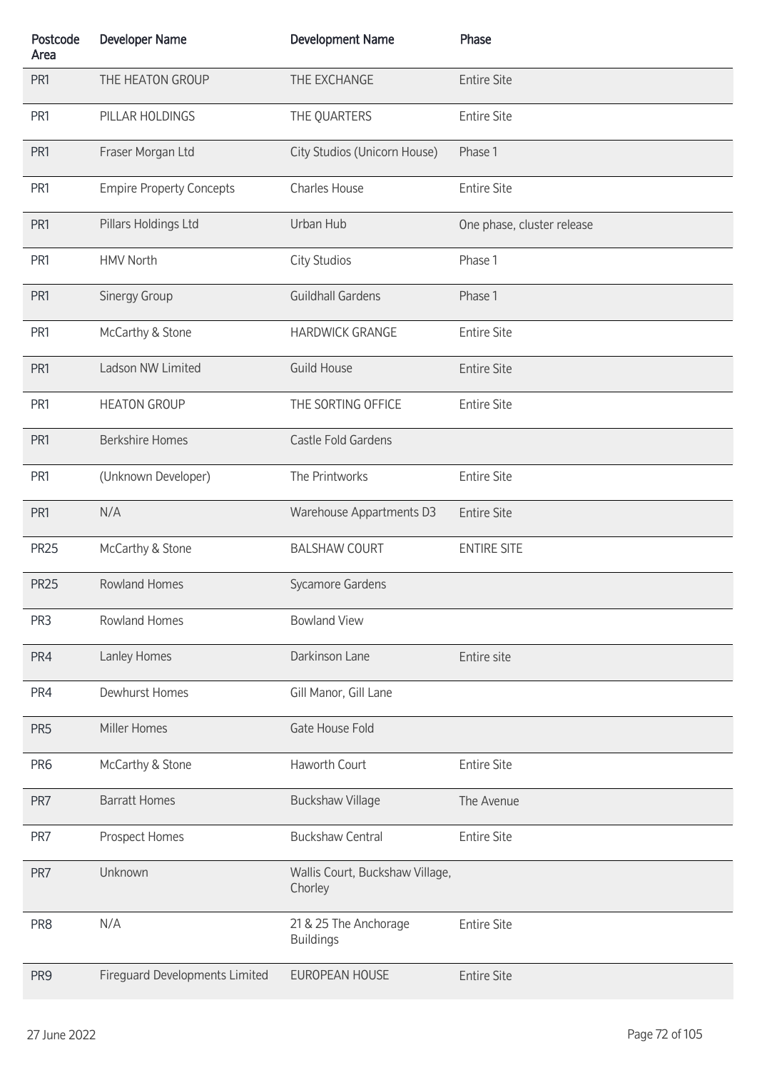| Postcode Area | Developer Name | Development Name | Phase |
|---|---|---|---|
| PR1 | THE HEATON GROUP | THE EXCHANGE | Entire Site |
| PR1 | PILLAR HOLDINGS | THE QUARTERS | Entire Site |
| PR1 | Fraser Morgan Ltd | City Studios (Unicorn House) | Phase 1 |
| PR1 | Empire Property Concepts | Charles House | Entire Site |
| PR1 | Pillars Holdings Ltd | Urban Hub | One phase, cluster release |
| PR1 | HMV North | City Studios | Phase 1 |
| PR1 | Sinergy Group | Guildhall Gardens | Phase 1 |
| PR1 | McCarthy & Stone | HARDWICK GRANGE | Entire Site |
| PR1 | Ladson NW Limited | Guild House | Entire Site |
| PR1 | HEATON GROUP | THE SORTING OFFICE | Entire Site |
| PR1 | Berkshire Homes | Castle Fold Gardens | |
| PR1 | (Unknown Developer) | The Printworks | Entire Site |
| PR1 | N/A | Warehouse Appartments D3 | Entire Site |
| PR25 | McCarthy & Stone | BALSHAW COURT | ENTIRE SITE |
| PR25 | Rowland Homes | Sycamore Gardens | |
| PR3 | Rowland Homes | Bowland View | |
| PR4 | Lanley Homes | Darkinson Lane | Entire site |
| PR4 | Dewhurst Homes | Gill Manor, Gill Lane | |
| PR5 | Miller Homes | Gate House Fold | |
| PR6 | McCarthy & Stone | Haworth Court | Entire Site |
| PR7 | Barratt Homes | Buckshaw Village | The Avenue |
| PR7 | Prospect Homes | Buckshaw Central | Entire Site |
| PR7 | Unknown | Wallis Court, Buckshaw Village, Chorley | |
| PR8 | N/A | 21 & 25 The Anchorage Buildings | Entire Site |
| PR9 | Fireguard Developments Limited | EUROPEAN HOUSE | Entire Site |

27 June 2022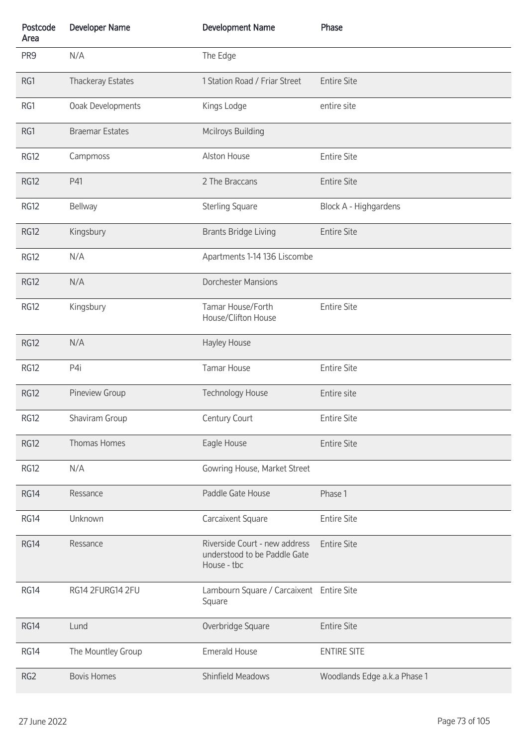| Postcode Area | Developer Name | Development Name | Phase |
|---|---|---|---|
| PR9 | N/A | The Edge | |
| RG1 | Thackeray Estates | 1 Station Road / Friar Street | Entire Site |
| RG1 | Ooak Developments | Kings Lodge | entire site |
| RG1 | Braemar Estates | Mcilroys Building | |
| RG12 | Campmoss | Alston House | Entire Site |
| RG12 | P41 | 2 The Braccans | Entire Site |
| RG12 | Bellway | Sterling Square | Block A - Highgardens |
| RG12 | Kingsbury | Brants Bridge Living | Entire Site |
| RG12 | N/A | Apartments 1-14 136 Liscombe | |
| RG12 | N/A | Dorchester Mansions | |
| RG12 | Kingsbury | Tamar House/Forth House/Clifton House | Entire Site |
| RG12 | N/A | Hayley House | |
| RG12 | P4i | Tamar House | Entire Site |
| RG12 | Pineview Group | Technology House | Entire site |
| RG12 | Shaviram Group | Century Court | Entire Site |
| RG12 | Thomas Homes | Eagle House | Entire Site |
| RG12 | N/A | Gowring House, Market Street | |
| RG14 | Ressance | Paddle Gate House | Phase 1 |
| RG14 | Unknown | Carcaixent Square | Entire Site |
| RG14 | Ressance | Riverside Court - new address understood to be Paddle Gate House - tbc | Entire Site |
| RG14 | RG14 2FURG14 2FU | Lambourn Square / Carcaixent Square | Entire Site |
| RG14 | Lund | Overbridge Square | Entire Site |
| RG14 | The Mountley Group | Emerald House | ENTIRE SITE |
| RG2 | Bovis Homes | Shinfield Meadows | Woodlands Edge a.k.a Phase 1 |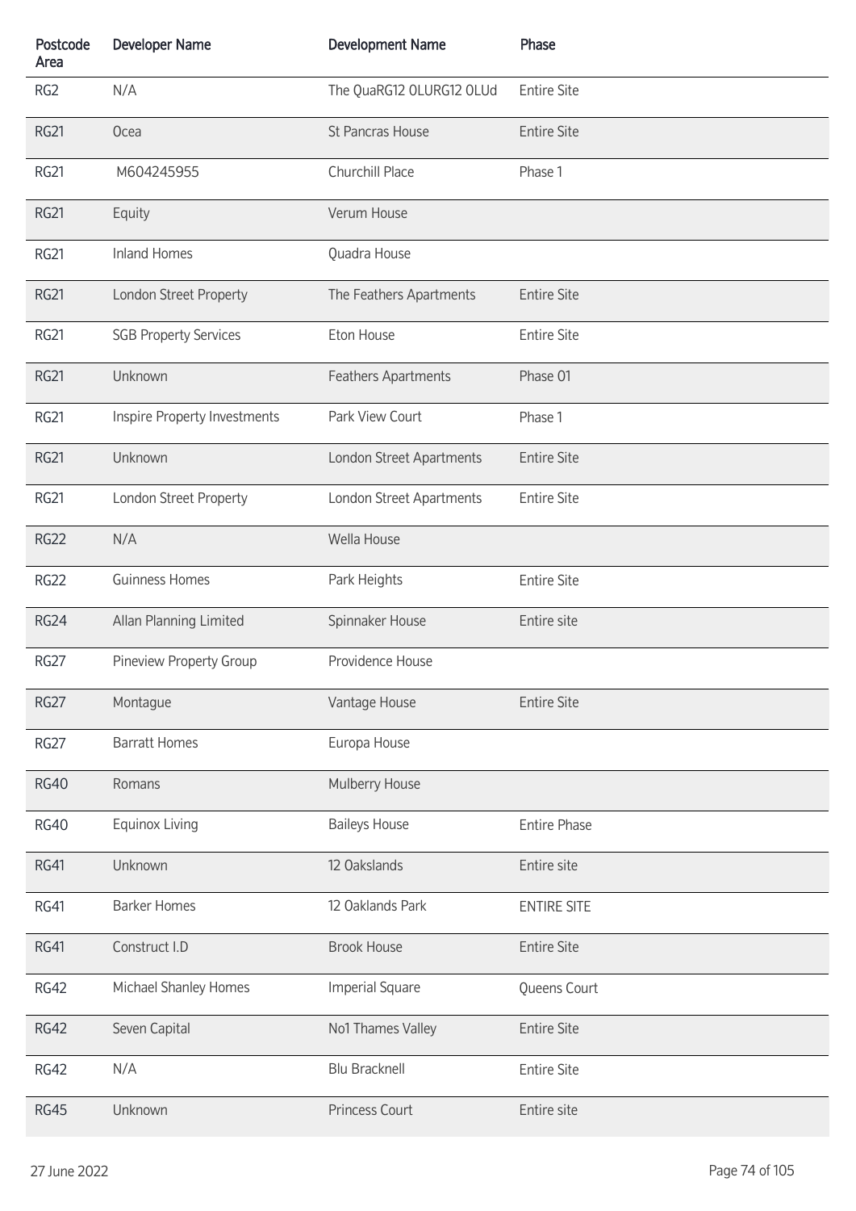| Postcode Area | Developer Name | Development Name | Phase |
|---|---|---|---|
| RG2 | N/A | The QuaRG12 0LURG12 0LUd | Entire Site |
| RG21 | Ocea | St Pancras House | Entire Site |
| RG21 | M604245955 | Churchill Place | Phase 1 |
| RG21 | Equity | Verum House | |
| RG21 | Inland Homes | Quadra House | |
| RG21 | London Street Property | The Feathers Apartments | Entire Site |
| RG21 | SGB Property Services | Eton House | Entire Site |
| RG21 | Unknown | Feathers Apartments | Phase 01 |
| RG21 | Inspire Property Investments | Park View Court | Phase 1 |
| RG21 | Unknown | London Street Apartments | Entire Site |
| RG21 | London Street Property | London Street Apartments | Entire Site |
| RG22 | N/A | Wella House | |
| RG22 | Guinness Homes | Park Heights | Entire Site |
| RG24 | Allan Planning Limited | Spinnaker House | Entire site |
| RG27 | Pineview Property Group | Providence House | |
| RG27 | Montague | Vantage House | Entire Site |
| RG27 | Barratt Homes | Europa House | |
| RG40 | Romans | Mulberry House | |
| RG40 | Equinox Living | Baileys House | Entire Phase |
| RG41 | Unknown | 12 Oakslands | Entire site |
| RG41 | Barker Homes | 12 Oaklands Park | ENTIRE SITE |
| RG41 | Construct I.D | Brook House | Entire Site |
| RG42 | Michael Shanley Homes | Imperial Square | Queens Court |
| RG42 | Seven Capital | No1 Thames Valley | Entire Site |
| RG42 | N/A | Blu Bracknell | Entire Site |
| RG45 | Unknown | Princess Court | Entire site |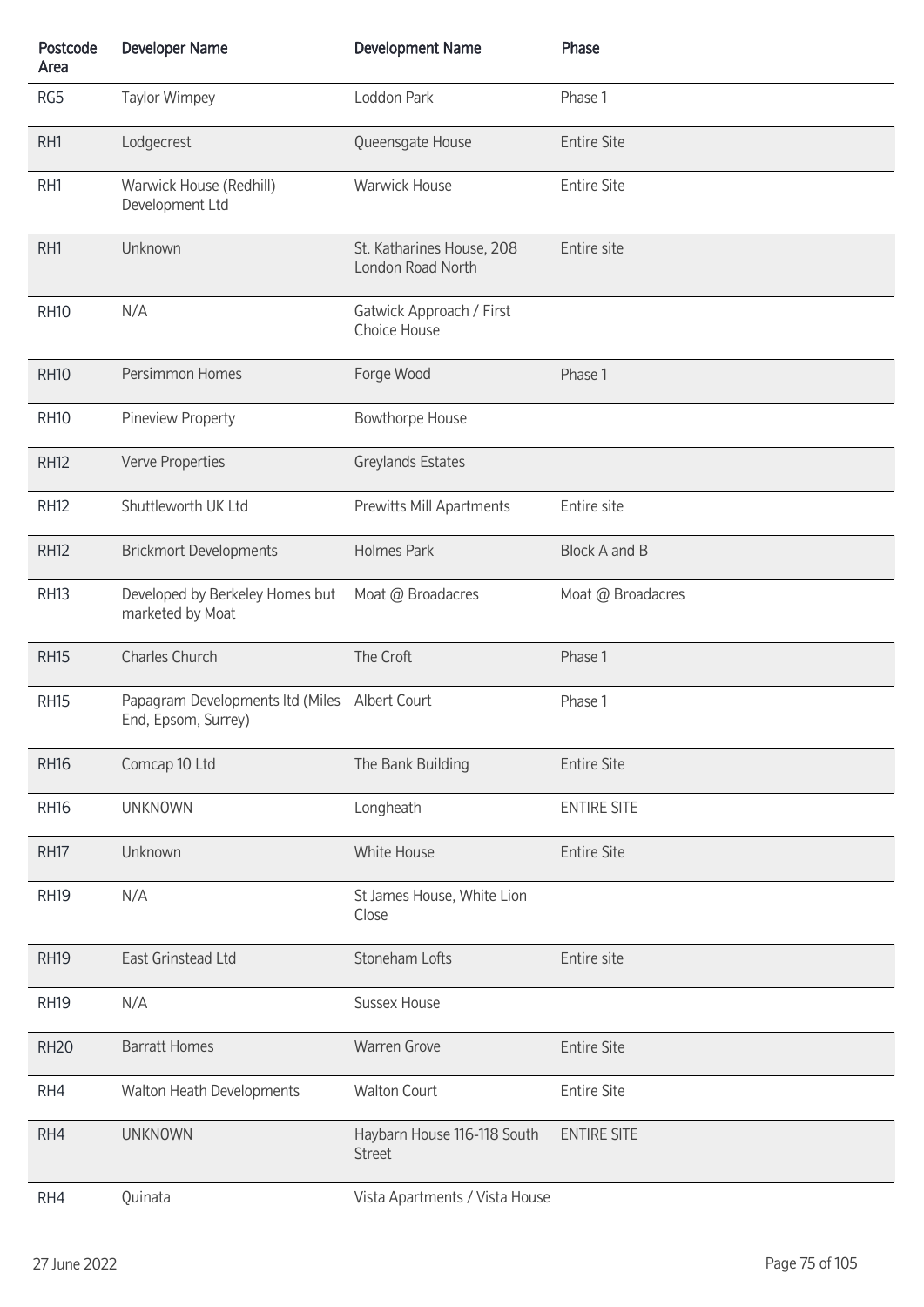| Postcode Area | Developer Name | Development Name | Phase |
|---|---|---|---|
| RG5 | Taylor Wimpey | Loddon Park | Phase 1 |
| RH1 | Lodgecrest | Queensgate House | Entire Site |
| RH1 | Warwick House (Redhill) Development Ltd | Warwick House | Entire Site |
| RH1 | Unknown | St. Katharines House, 208 London Road North | Entire site |
| RH10 | N/A | Gatwick Approach / First Choice House | |
| RH10 | Persimmon Homes | Forge Wood | Phase 1 |
| RH10 | Pineview Property | Bowthorpe House | |
| RH12 | Verve Properties | Greylands Estates | |
| RH12 | Shuttleworth UK Ltd | Prewitts Mill Apartments | Entire site |
| RH12 | Brickmort Developments | Holmes Park | Block A and B |
| RH13 | Developed by Berkeley Homes but marketed by Moat | Moat @ Broadacres | Moat @ Broadacres |
| RH15 | Charles Church | The Croft | Phase 1 |
| RH15 | Papagram Developments ltd (Miles End, Epsom, Surrey) | Albert Court | Phase 1 |
| RH16 | Comcap 10 Ltd | The Bank Building | Entire Site |
| RH16 | UNKNOWN | Longheath | ENTIRE SITE |
| RH17 | Unknown | White House | Entire Site |
| RH19 | N/A | St James House, White Lion Close | |
| RH19 | East Grinstead Ltd | Stoneham Lofts | Entire site |
| RH19 | N/A | Sussex House | |
| RH20 | Barratt Homes | Warren Grove | Entire Site |
| RH4 | Walton Heath Developments | Walton Court | Entire Site |
| RH4 | UNKNOWN | Haybarn House 116-118 South Street | ENTIRE SITE |
| RH4 | Quinata | Vista Apartments / Vista House | |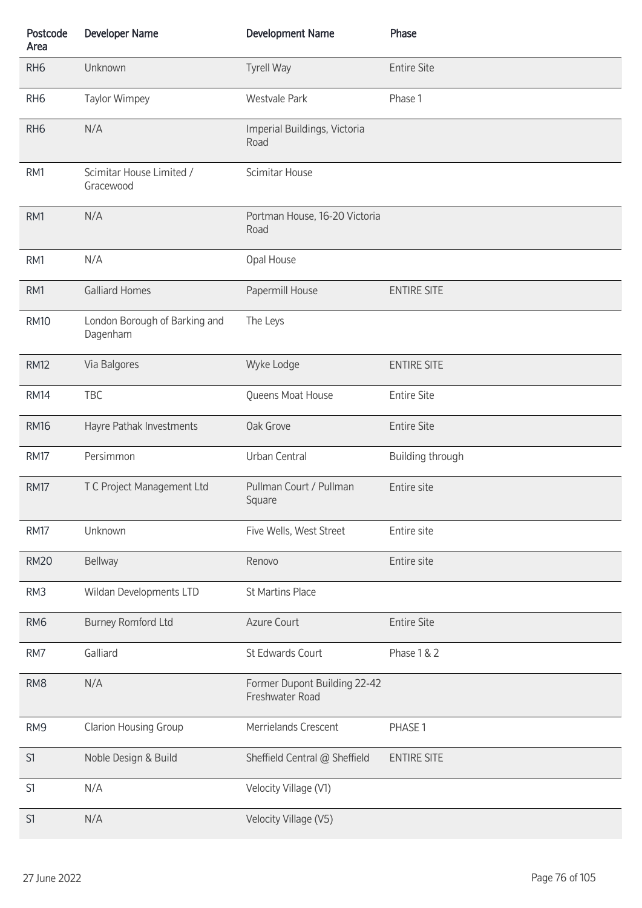| Postcode Area | Developer Name | Development Name | Phase |
|---|---|---|---|
| RH6 | Unknown | Tyrell Way | Entire Site |
| RH6 | Taylor Wimpey | Westvale Park | Phase 1 |
| RH6 | N/A | Imperial Buildings, Victoria Road | |
| RM1 | Scimitar House Limited / Gracewood | Scimitar House | |
| RM1 | N/A | Portman House, 16-20 Victoria Road | |
| RM1 | N/A | Opal House | |
| RM1 | Galliard Homes | Papermill House | ENTIRE SITE |
| RM10 | London Borough of Barking and Dagenham | The Leys | |
| RM12 | Via Balgores | Wyke Lodge | ENTIRE SITE |
| RM14 | TBC | Queens Moat House | Entire Site |
| RM16 | Hayre Pathak Investments | Oak Grove | Entire Site |
| RM17 | Persimmon | Urban Central | Building through |
| RM17 | T C Project Management Ltd | Pullman Court / Pullman Square | Entire site |
| RM17 | Unknown | Five Wells, West Street | Entire site |
| RM20 | Bellway | Renovo | Entire site |
| RM3 | Wildan Developments LTD | St Martins Place | |
| RM6 | Burney Romford Ltd | Azure Court | Entire Site |
| RM7 | Galliard | St Edwards Court | Phase 1 & 2 |
| RM8 | N/A | Former Dupont Building 22-42 Freshwater Road | |
| RM9 | Clarion Housing Group | Merrielands Crescent | PHASE 1 |
| S1 | Noble Design & Build | Sheffield Central @ Sheffield | ENTIRE SITE |
| S1 | N/A | Velocity Village (V1) | |
| S1 | N/A | Velocity Village (V5) | |

27 June 2022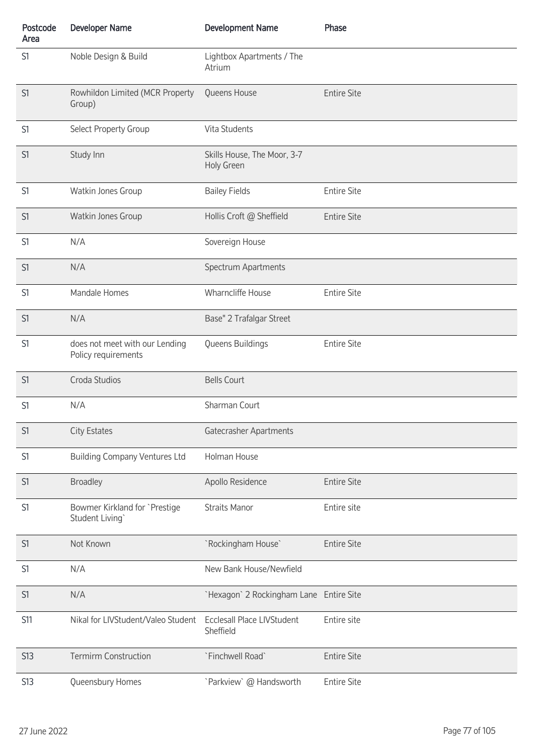| Postcode Area | Developer Name | Development Name | Phase |
|---|---|---|---|
| S1 | Noble Design & Build | Lightbox Apartments / The Atrium | |
| S1 | Rowhildon Limited (MCR Property Group) | Queens House | Entire Site |
| S1 | Select Property Group | Vita Students | |
| S1 | Study Inn | Skills House, The Moor, 3-7 Holy Green | |
| S1 | Watkin Jones Group | Bailey Fields | Entire Site |
| S1 | Watkin Jones Group | Hollis Croft @ Sheffield | Entire Site |
| S1 | N/A | Sovereign House | |
| S1 | N/A | Spectrum Apartments | |
| S1 | Mandale Homes | Wharncliffe House | Entire Site |
| S1 | N/A | Base" 2 Trafalgar Street | |
| S1 | does not meet with our Lending Policy requirements | Queens Buildings | Entire Site |
| S1 | Croda Studios | Bells Court | |
| S1 | N/A | Sharman Court | |
| S1 | City Estates | Gatecrasher Apartments | |
| S1 | Building Company Ventures Ltd | Holman House | |
| S1 | Broadley | Apollo Residence | Entire Site |
| S1 | Bowmer Kirkland for `Prestige Student Living` | Straits Manor | Entire site |
| S1 | Not Known | `Rockingham House` | Entire Site |
| S1 | N/A | New Bank House/Newfield | |
| S1 | N/A | `Hexagon` 2 Rockingham Lane | Entire Site |
| S11 | Nikal for LIVStudent/Valeo Student | Ecclesall Place LIVStudent Sheffield | Entire site |
| S13 | Termirm Construction | `Finchwell Road` | Entire Site |
| S13 | Queensbury Homes | `Parkview` @ Handsworth | Entire Site |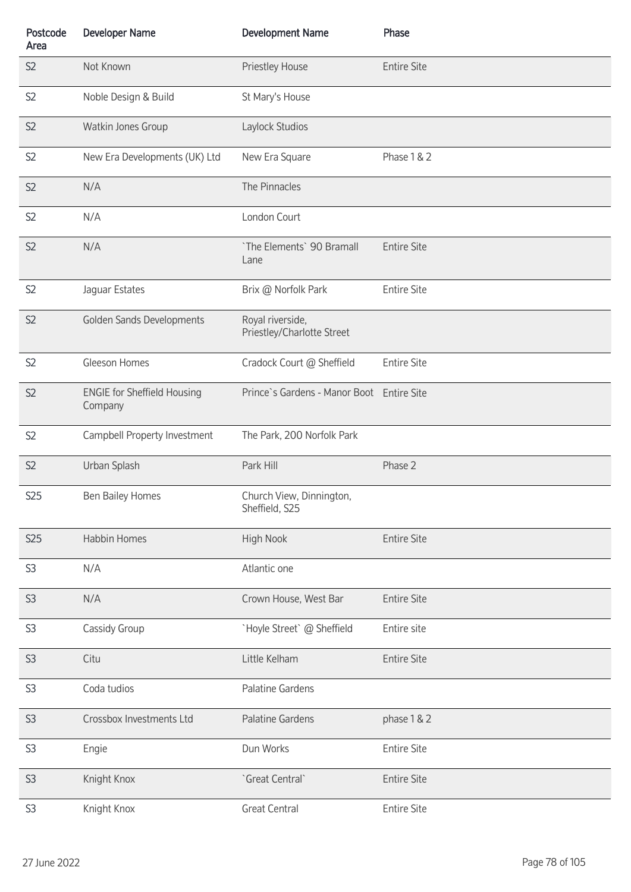| Postcode Area | Developer Name | Development Name | Phase |
|---|---|---|---|
| S2 | Not Known | Priestley House | Entire Site |
| S2 | Noble Design & Build | St Mary's House | |
| S2 | Watkin Jones Group | Laylock Studios | |
| S2 | New Era Developments (UK) Ltd | New Era Square | Phase 1 & 2 |
| S2 | N/A | The Pinnacles | |
| S2 | N/A | London Court | |
| S2 | N/A | `The Elements` 90 Bramall Lane | Entire Site |
| S2 | Jaguar Estates | Brix @ Norfolk Park | Entire Site |
| S2 | Golden Sands Developments | Royal riverside, Priestley/Charlotte Street | |
| S2 | Gleeson Homes | Cradock Court @ Sheffield | Entire Site |
| S2 | ENGIE for Sheffield Housing Company | Prince`s Gardens - Manor Boot | Entire Site |
| S2 | Campbell Property Investment | The Park, 200 Norfolk Park | |
| S2 | Urban Splash | Park Hill | Phase 2 |
| S25 | Ben Bailey Homes | Church View, Dinnington, Sheffield, S25 | |
| S25 | Habbin Homes | High Nook | Entire Site |
| S3 | N/A | Atlantic one | |
| S3 | N/A | Crown House, West Bar | Entire Site |
| S3 | Cassidy Group | `Hoyle Street` @ Sheffield | Entire site |
| S3 | Citu | Little Kelham | Entire Site |
| S3 | Coda tudios | Palatine Gardens | |
| S3 | Crossbox Investments Ltd | Palatine Gardens | phase 1 & 2 |
| S3 | Engie | Dun Works | Entire Site |
| S3 | Knight Knox | `Great Central` | Entire Site |
| S3 | Knight Knox | Great Central | Entire Site |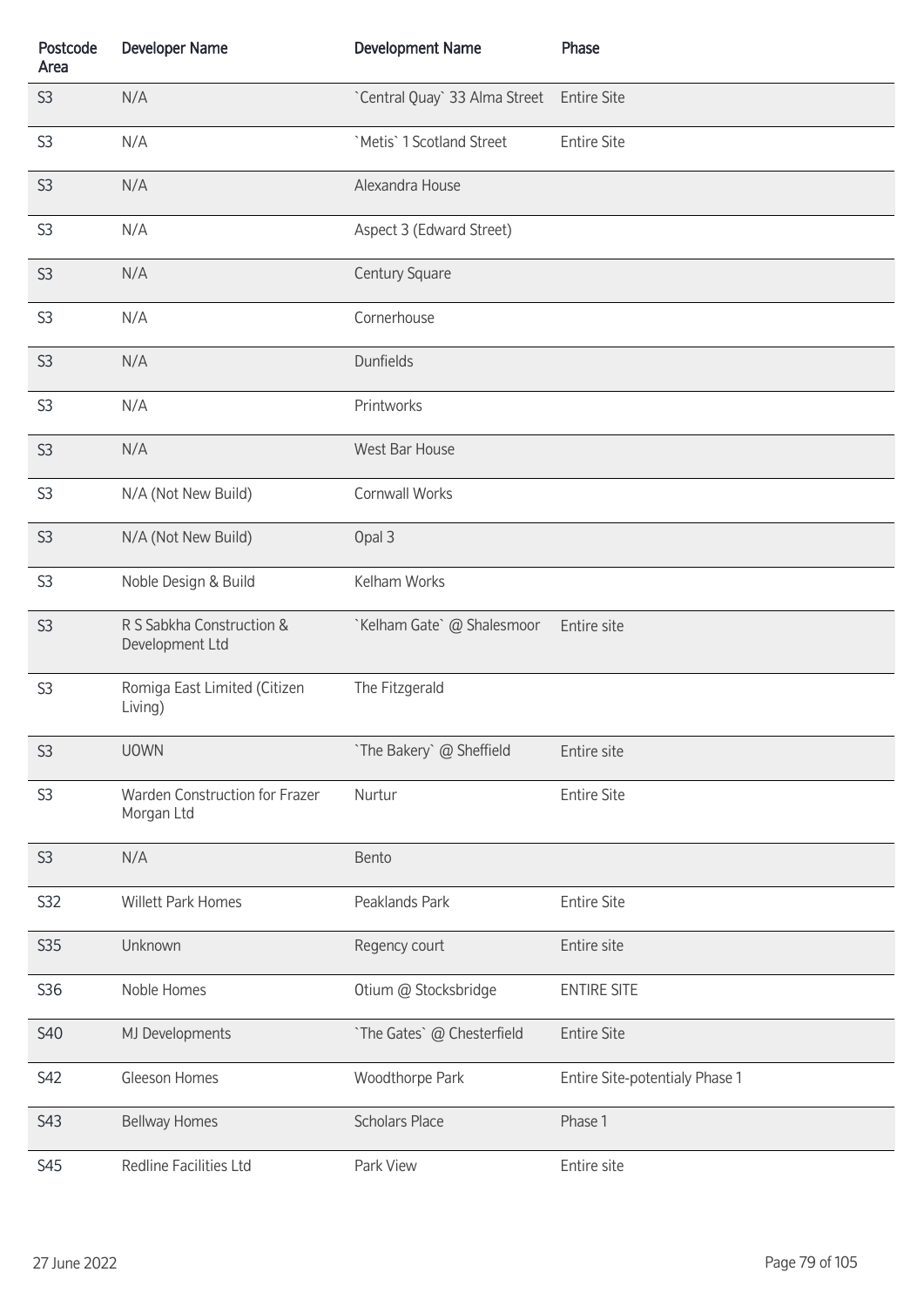| Postcode Area | Developer Name | Development Name | Phase |
| --- | --- | --- | --- |
| S3 | N/A | `Central Quay` 33 Alma Street | Entire Site |
| S3 | N/A | `Metis` 1 Scotland Street | Entire Site |
| S3 | N/A | Alexandra House | |
| S3 | N/A | Aspect 3 (Edward Street) | |
| S3 | N/A | Century Square | |
| S3 | N/A | Cornerhouse | |
| S3 | N/A | Dunfields | |
| S3 | N/A | Printworks | |
| S3 | N/A | West Bar House | |
| S3 | N/A (Not New Build) | Cornwall Works | |
| S3 | N/A (Not New Build) | Opal 3 | |
| S3 | Noble Design & Build | Kelham Works | |
| S3 | R S Sabkha Construction & Development Ltd | `Kelham Gate` @ Shalesmoor | Entire site |
| S3 | Romiga East Limited (Citizen Living) | The Fitzgerald | |
| S3 | UOWN | `The Bakery` @ Sheffield | Entire site |
| S3 | Warden Construction for Frazer Morgan Ltd | Nurtur | Entire Site |
| S3 | N/A | Bento | |
| S32 | Willett Park Homes | Peaklands Park | Entire Site |
| S35 | Unknown | Regency court | Entire site |
| S36 | Noble Homes | Otium @ Stocksbridge | ENTIRE SITE |
| S40 | MJ Developments | `The Gates` @ Chesterfield | Entire Site |
| S42 | Gleeson Homes | Woodthorpe Park | Entire Site-potentialy Phase 1 |
| S43 | Bellway Homes | Scholars Place | Phase 1 |
| S45 | Redline Facilities Ltd | Park View | Entire site |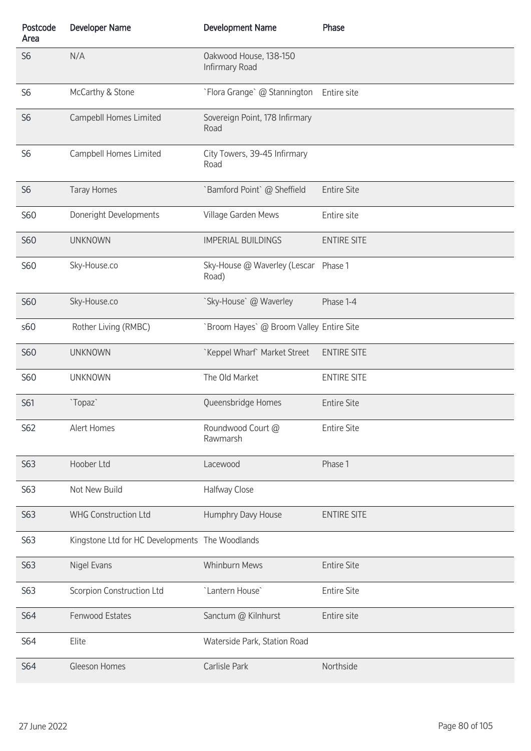| Postcode Area | Developer Name | Development Name | Phase |
|---|---|---|---|
| S6 | N/A | Oakwood House, 138-150 Infirmary Road | |
| S6 | McCarthy & Stone | `Flora Grange` @ Stannington | Entire site |
| S6 | Campebll Homes Limited | Sovereign Point, 178 Infirmary Road | |
| S6 | Campbell Homes Limited | City Towers, 39-45 Infirmary Road | |
| S6 | Taray Homes | `Bamford Point` @ Sheffield | Entire Site |
| S60 | Doneright Developments | Village Garden Mews | Entire site |
| S60 | UNKNOWN | IMPERIAL BUILDINGS | ENTIRE SITE |
| S60 | Sky-House.co | Sky-House @ Waverley (Lescar Road) | Phase 1 |
| S60 | Sky-House.co | `Sky-House` @ Waverley | Phase 1-4 |
| s60 | Rother Living (RMBC) | `Broom Hayes` @ Broom Valley | Entire Site |
| S60 | UNKNOWN | `Keppel Wharf` Market Street | ENTIRE SITE |
| S60 | UNKNOWN | The Old Market | ENTIRE SITE |
| S61 | `Topaz` | Queensbridge Homes | Entire Site |
| S62 | Alert Homes | Roundwood Court @ Rawmarsh | Entire Site |
| S63 | Hoober Ltd | Lacewood | Phase 1 |
| S63 | Not New Build | Halfway Close | |
| S63 | WHG Construction Ltd | Humphry Davy House | ENTIRE SITE |
| S63 | Kingstone Ltd for HC Developments | The Woodlands | |
| S63 | Nigel Evans | Whinburn Mews | Entire Site |
| S63 | Scorpion Construction Ltd | `Lantern House` | Entire Site |
| S64 | Fenwood Estates | Sanctum @ Kilnhurst | Entire site |
| S64 | Elite | Waterside Park, Station Road | |
| S64 | Gleeson Homes | Carlisle Park | Northside |

27 June 2022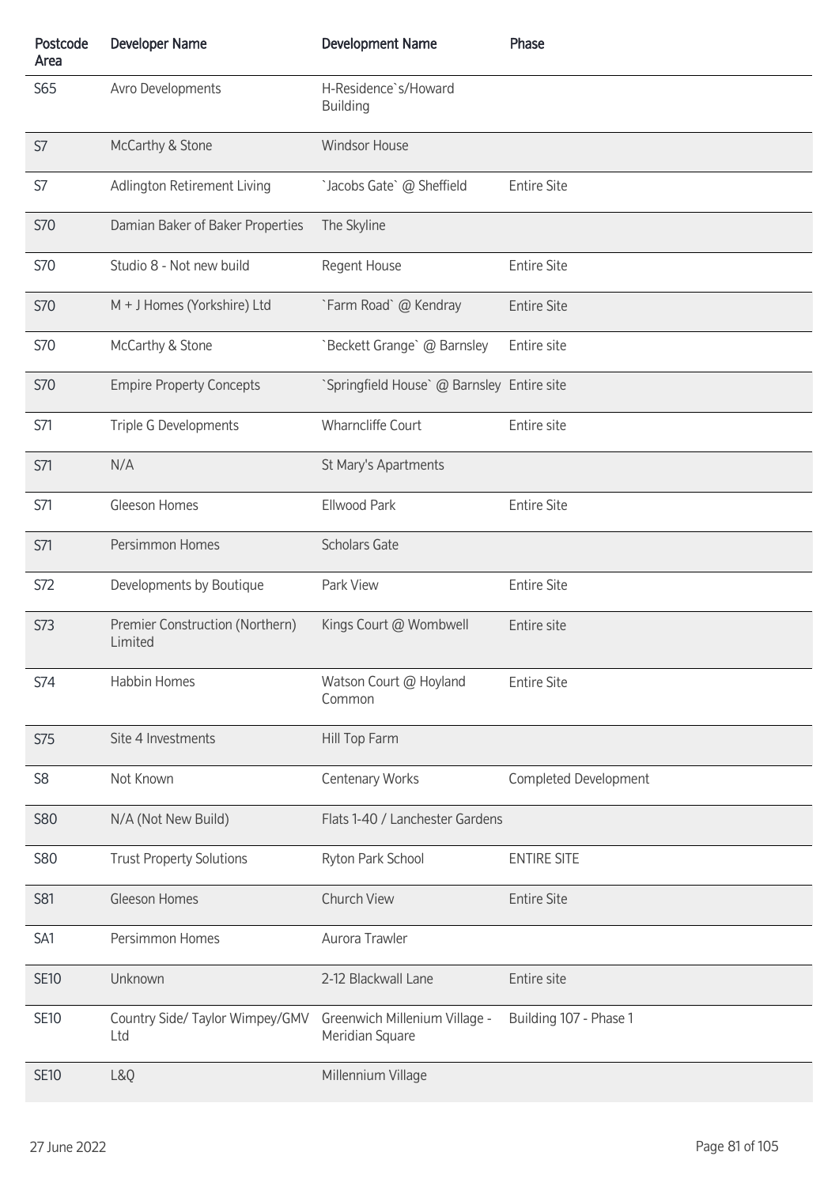| Postcode Area | Developer Name | Development Name | Phase |
|---|---|---|---|
| S65 | Avro Developments | H-Residence`s/Howard Building | |
| S7 | McCarthy & Stone | Windsor House | |
| S7 | Adlington Retirement Living | `Jacobs Gate` @ Sheffield | Entire Site |
| S70 | Damian Baker of Baker Properties | The Skyline | |
| S70 | Studio 8 - Not new build | Regent House | Entire Site |
| S70 | M + J Homes (Yorkshire) Ltd | `Farm Road` @ Kendray | Entire Site |
| S70 | McCarthy & Stone | `Beckett Grange` @ Barnsley | Entire site |
| S70 | Empire Property Concepts | `Springfield House` @ Barnsley | Entire site |
| S71 | Triple G Developments | Wharncliffe Court | Entire site |
| S71 | N/A | St Mary's Apartments | |
| S71 | Gleeson Homes | Ellwood Park | Entire Site |
| S71 | Persimmon Homes | Scholars Gate | |
| S72 | Developments by Boutique | Park View | Entire Site |
| S73 | Premier Construction (Northern) Limited | Kings Court @ Wombwell | Entire site |
| S74 | Habbin Homes | Watson Court @ Hoyland Common | Entire Site |
| S75 | Site 4 Investments | Hill Top Farm | |
| S8 | Not Known | Centenary Works | Completed Development |
| S80 | N/A (Not New Build) | Flats 1-40 / Lanchester Gardens | |
| S80 | Trust Property Solutions | Ryton Park School | ENTIRE SITE |
| S81 | Gleeson Homes | Church View | Entire Site |
| SA1 | Persimmon Homes | Aurora Trawler | |
| SE10 | Unknown | 2-12 Blackwall Lane | Entire site |
| SE10 | Country Side/ Taylor Wimpey/GMV Ltd | Greenwich Millenium Village - Meridian Square | Building 107 - Phase 1 |
| SE10 | L&Q | Millennium Village | |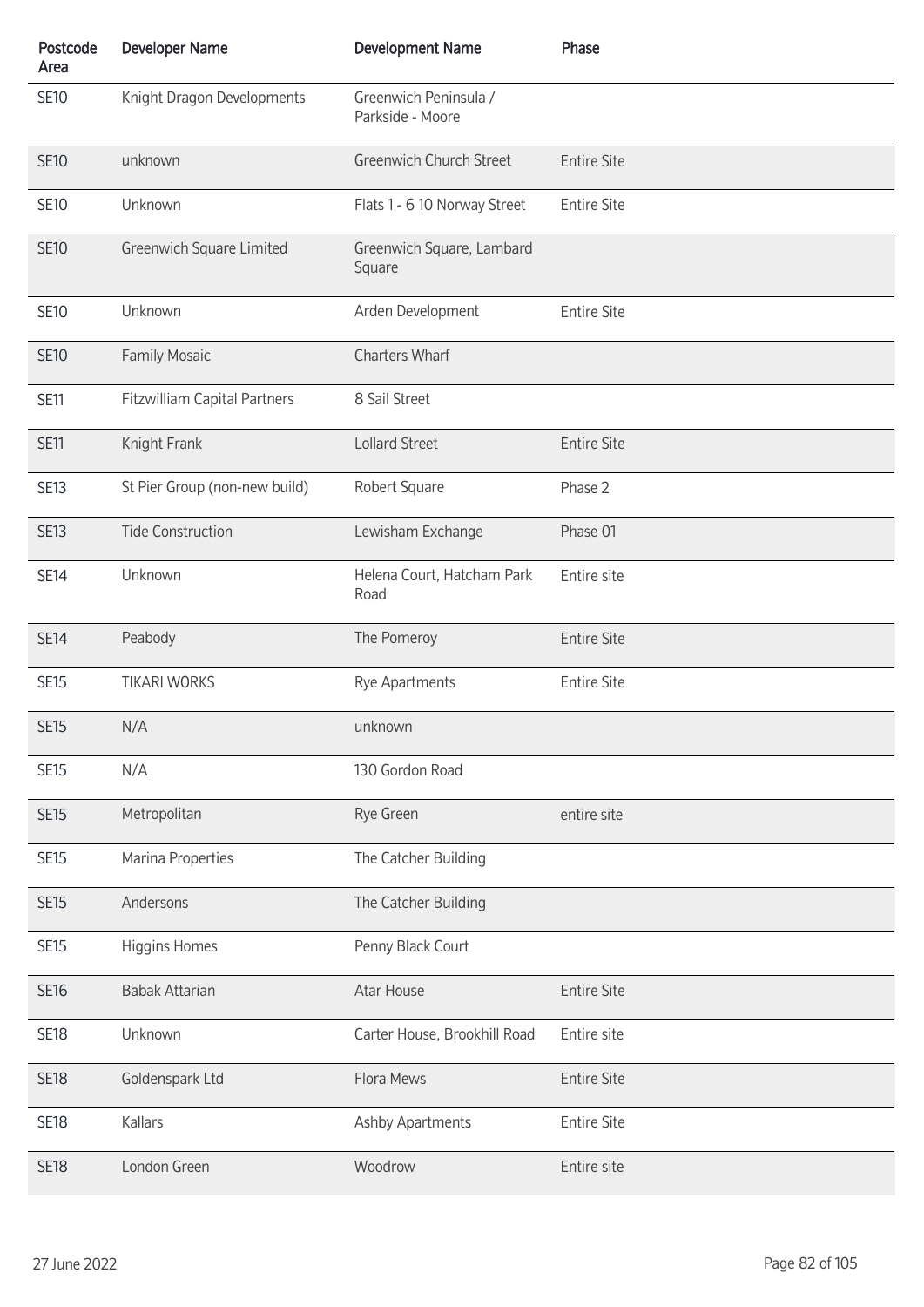| Postcode Area | Developer Name | Development Name | Phase |
|---|---|---|---|
| SE10 | Knight Dragon Developments | Greenwich Peninsula / Parkside - Moore | |
| SE10 | unknown | Greenwich Church Street | Entire Site |
| SE10 | Unknown | Flats 1 - 6 10 Norway Street | Entire Site |
| SE10 | Greenwich Square Limited | Greenwich Square, Lambard Square | |
| SE10 | Unknown | Arden Development | Entire Site |
| SE10 | Family Mosaic | Charters Wharf | |
| SE11 | Fitzwilliam Capital Partners | 8 Sail Street | |
| SE11 | Knight Frank | Lollard Street | Entire Site |
| SE13 | St Pier Group (non-new build) | Robert Square | Phase 2 |
| SE13 | Tide Construction | Lewisham Exchange | Phase 01 |
| SE14 | Unknown | Helena Court, Hatcham Park Road | Entire site |
| SE14 | Peabody | The Pomeroy | Entire Site |
| SE15 | TIKARI WORKS | Rye Apartments | Entire Site |
| SE15 | N/A | unknown | |
| SE15 | N/A | 130 Gordon Road | |
| SE15 | Metropolitan | Rye Green | entire site |
| SE15 | Marina Properties | The Catcher Building | |
| SE15 | Andersons | The Catcher Building | |
| SE15 | Higgins Homes | Penny Black Court | |
| SE16 | Babak Attarian | Atar House | Entire Site |
| SE18 | Unknown | Carter House, Brookhill Road | Entire site |
| SE18 | Goldenspark Ltd | Flora Mews | Entire Site |
| SE18 | Kallars | Ashby Apartments | Entire Site |
| SE18 | London Green | Woodrow | Entire site |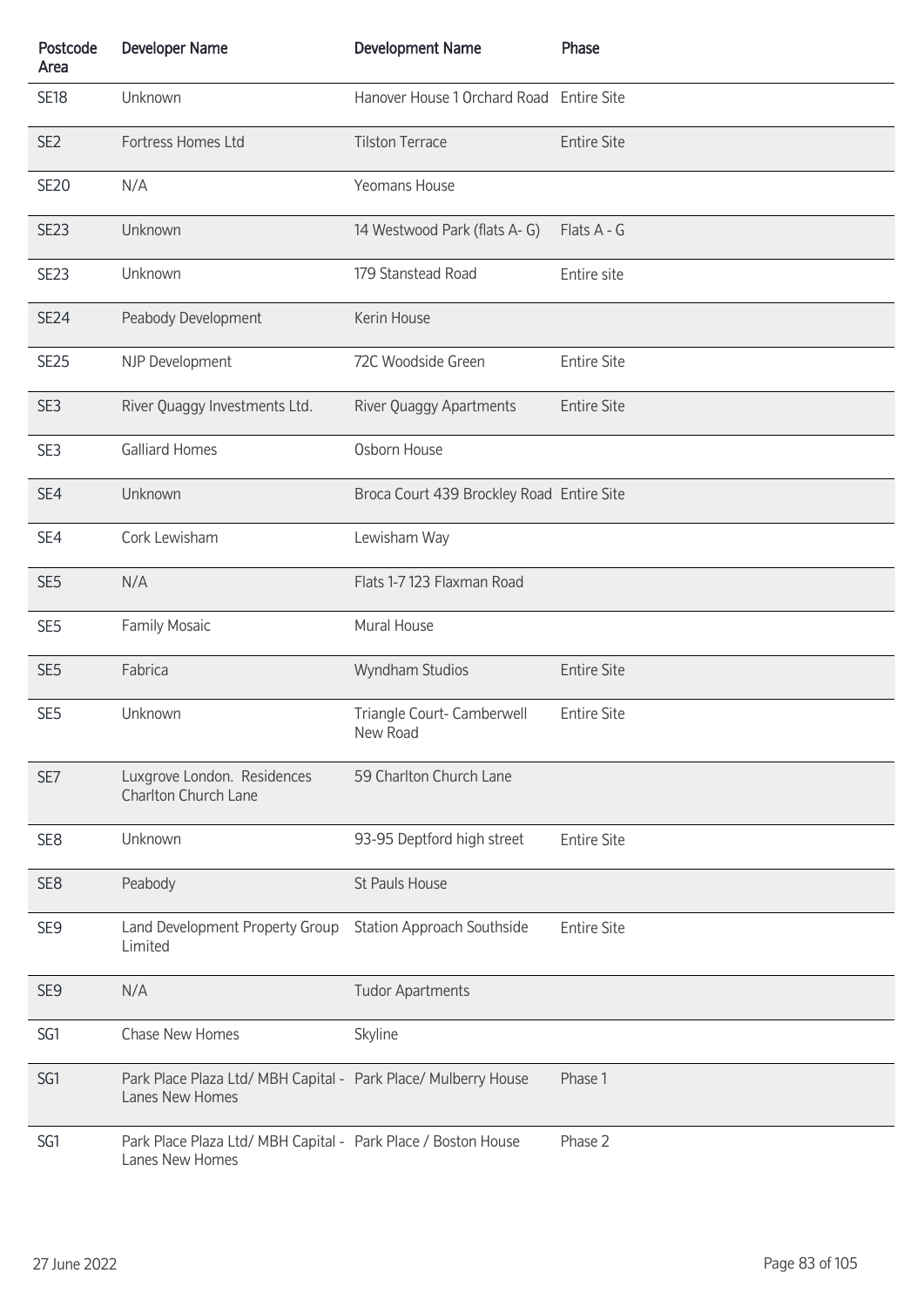| Postcode Area | Developer Name | Development Name | Phase |
|---|---|---|---|
| SE18 | Unknown | Hanover House 1 Orchard Road | Entire Site |
| SE2 | Fortress Homes Ltd | Tilston Terrace | Entire Site |
| SE20 | N/A | Yeomans House | |
| SE23 | Unknown | 14 Westwood Park (flats A- G) | Flats A - G |
| SE23 | Unknown | 179 Stanstead Road | Entire site |
| SE24 | Peabody Development | Kerin House | |
| SE25 | NJP Development | 72C Woodside Green | Entire Site |
| SE3 | River Quaggy Investments Ltd. | River Quaggy Apartments | Entire Site |
| SE3 | Galliard Homes | Osborn House | |
| SE4 | Unknown | Broca Court 439 Brockley Road | Entire Site |
| SE4 | Cork Lewisham | Lewisham Way | |
| SE5 | N/A | Flats 1-7 123 Flaxman Road | |
| SE5 | Family Mosaic | Mural House | |
| SE5 | Fabrica | Wyndham Studios | Entire Site |
| SE5 | Unknown | Triangle Court- Camberwell New Road | Entire Site |
| SE7 | Luxgrove London. Residences Charlton Church Lane | 59 Charlton Church Lane | |
| SE8 | Unknown | 93-95 Deptford high street | Entire Site |
| SE8 | Peabody | St Pauls House | |
| SE9 | Land Development Property Group Limited | Station Approach Southside | Entire Site |
| SE9 | N/A | Tudor Apartments | |
| SG1 | Chase New Homes | Skyline | |
| SG1 | Park Place Plaza Ltd/ MBH Capital - Lanes New Homes | Park Place/ Mulberry House | Phase 1 |
| SG1 | Park Place Plaza Ltd/ MBH Capital - Lanes New Homes | Park Place / Boston House | Phase 2 |

27 June 2022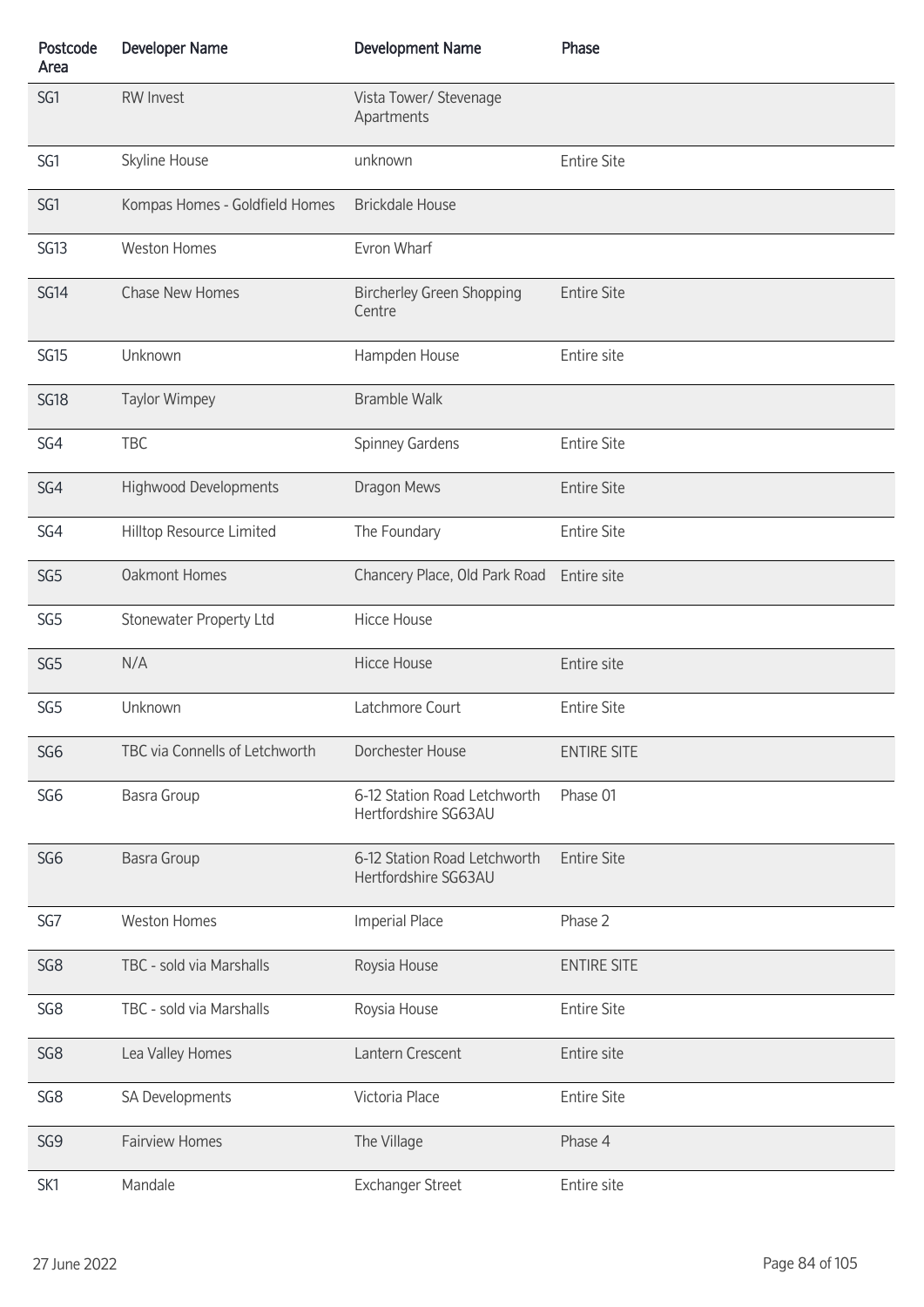| Postcode Area | Developer Name | Development Name | Phase |
| --- | --- | --- | --- |
| SG1 | RW Invest | Vista Tower/ Stevenage Apartments | |
| SG1 | Skyline House | unknown | Entire Site |
| SG1 | Kompas Homes - Goldfield Homes | Brickdale House | |
| SG13 | Weston Homes | Evron Wharf | |
| SG14 | Chase New Homes | Bircherley Green Shopping Centre | Entire Site |
| SG15 | Unknown | Hampden House | Entire site |
| SG18 | Taylor Wimpey | Bramble Walk | |
| SG4 | TBC | Spinney Gardens | Entire Site |
| SG4 | Highwood Developments | Dragon Mews | Entire Site |
| SG4 | Hilltop Resource Limited | The Foundary | Entire Site |
| SG5 | Oakmont Homes | Chancery Place, Old Park Road | Entire site |
| SG5 | Stonewater Property Ltd | Hicce House | |
| SG5 | N/A | Hicce House | Entire site |
| SG5 | Unknown | Latchmore Court | Entire Site |
| SG6 | TBC via Connells of Letchworth | Dorchester House | ENTIRE SITE |
| SG6 | Basra Group | 6-12 Station Road Letchworth Hertfordshire SG63AU | Phase 01 |
| SG6 | Basra Group | 6-12 Station Road Letchworth Hertfordshire SG63AU | Entire Site |
| SG7 | Weston Homes | Imperial Place | Phase 2 |
| SG8 | TBC - sold via Marshalls | Roysia House | ENTIRE SITE |
| SG8 | TBC - sold via Marshalls | Roysia House | Entire Site |
| SG8 | Lea Valley Homes | Lantern Crescent | Entire site |
| SG8 | SA Developments | Victoria Place | Entire Site |
| SG9 | Fairview Homes | The Village | Phase 4 |
| SK1 | Mandale | Exchanger Street | Entire site |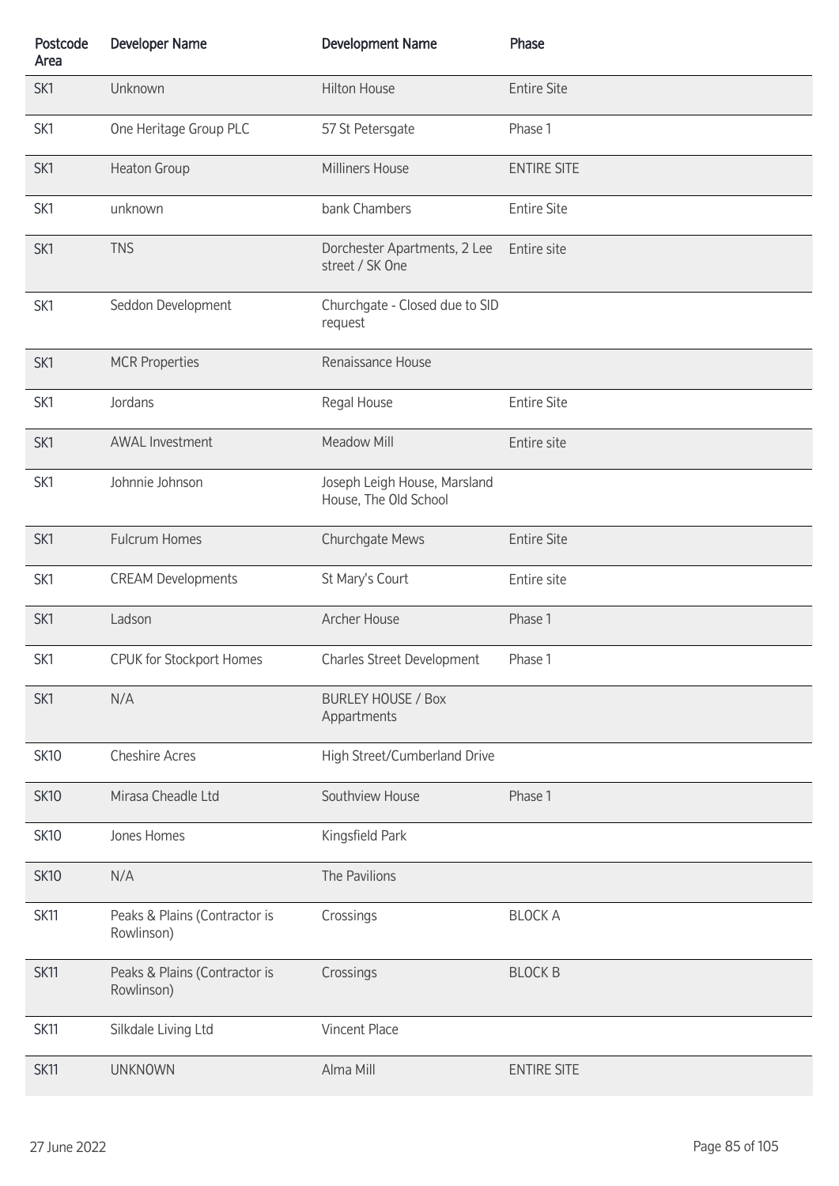| Postcode Area | Developer Name | Development Name | Phase |
|---|---|---|---|
| SK1 | Unknown | Hilton House | Entire Site |
| SK1 | One Heritage Group PLC | 57 St Petersgate | Phase 1 |
| SK1 | Heaton Group | Milliners House | ENTIRE SITE |
| SK1 | unknown | bank Chambers | Entire Site |
| SK1 | TNS | Dorchester Apartments, 2 Lee street / SK One | Entire site |
| SK1 | Seddon Development | Churchgate - Closed due to SID request | |
| SK1 | MCR Properties | Renaissance House | |
| SK1 | Jordans | Regal House | Entire Site |
| SK1 | AWAL Investment | Meadow Mill | Entire site |
| SK1 | Johnnie Johnson | Joseph Leigh House, Marsland House, The Old School | |
| SK1 | Fulcrum Homes | Churchgate Mews | Entire Site |
| SK1 | CREAM Developments | St Mary's Court | Entire site |
| SK1 | Ladson | Archer House | Phase 1 |
| SK1 | CPUK for Stockport Homes | Charles Street Development | Phase 1 |
| SK1 | N/A | BURLEY HOUSE / Box Appartments | |
| SK10 | Cheshire Acres | High Street/Cumberland Drive | |
| SK10 | Mirasa Cheadle Ltd | Southview House | Phase 1 |
| SK10 | Jones Homes | Kingsfield Park | |
| SK10 | N/A | The Pavilions | |
| SK11 | Peaks & Plains (Contractor is Rowlinson) | Crossings | BLOCK A |
| SK11 | Peaks & Plains (Contractor is Rowlinson) | Crossings | BLOCK B |
| SK11 | Silkdale Living Ltd | Vincent Place | |
| SK11 | UNKNOWN | Alma Mill | ENTIRE SITE |

27 June 2022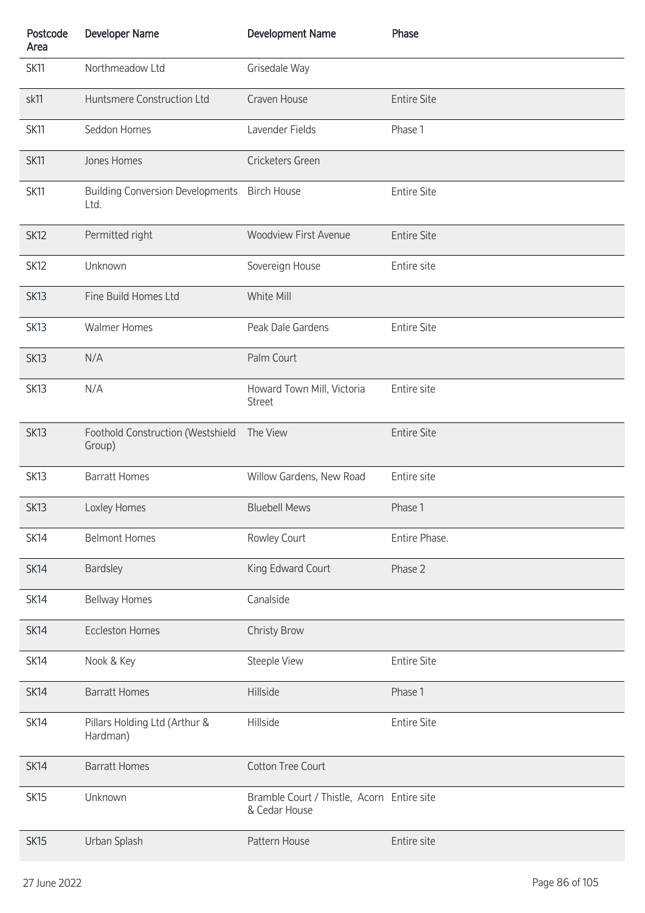| Postcode Area | Developer Name | Development Name | Phase |
|---|---|---|---|
| SK11 | Northmeadow Ltd | Grisedale Way | |
| sk11 | Huntsmere Construction Ltd | Craven House | Entire Site |
| SK11 | Seddon Homes | Lavender Fields | Phase 1 |
| SK11 | Jones Homes | Cricketers Green | |
| SK11 | Building Conversion Developments Ltd. | Birch House | Entire Site |
| SK12 | Permitted right | Woodview First Avenue | Entire Site |
| SK12 | Unknown | Sovereign House | Entire site |
| SK13 | Fine Build Homes Ltd | White Mill | |
| SK13 | Walmer Homes | Peak Dale Gardens | Entire Site |
| SK13 | N/A | Palm Court | |
| SK13 | N/A | Howard Town Mill, Victoria Street | Entire site |
| SK13 | Foothold Construction (Westshield Group) | The View | Entire Site |
| SK13 | Barratt Homes | Willow Gardens, New Road | Entire site |
| SK13 | Loxley Homes | Bluebell Mews | Phase 1 |
| SK14 | Belmont Homes | Rowley Court | Entire Phase. |
| SK14 | Bardsley | King Edward Court | Phase 2 |
| SK14 | Bellway Homes | Canalside | |
| SK14 | Eccleston Homes | Christy Brow | |
| SK14 | Nook & Key | Steeple View | Entire Site |
| SK14 | Barratt Homes | Hillside | Phase 1 |
| SK14 | Pillars Holding Ltd (Arthur & Hardman) | Hillside | Entire Site |
| SK14 | Barratt Homes | Cotton Tree Court | |
| SK15 | Unknown | Bramble Court / Thistle, Acorn & Cedar House | Entire site |
| SK15 | Urban Splash | Pattern House | Entire site |

27 June 2022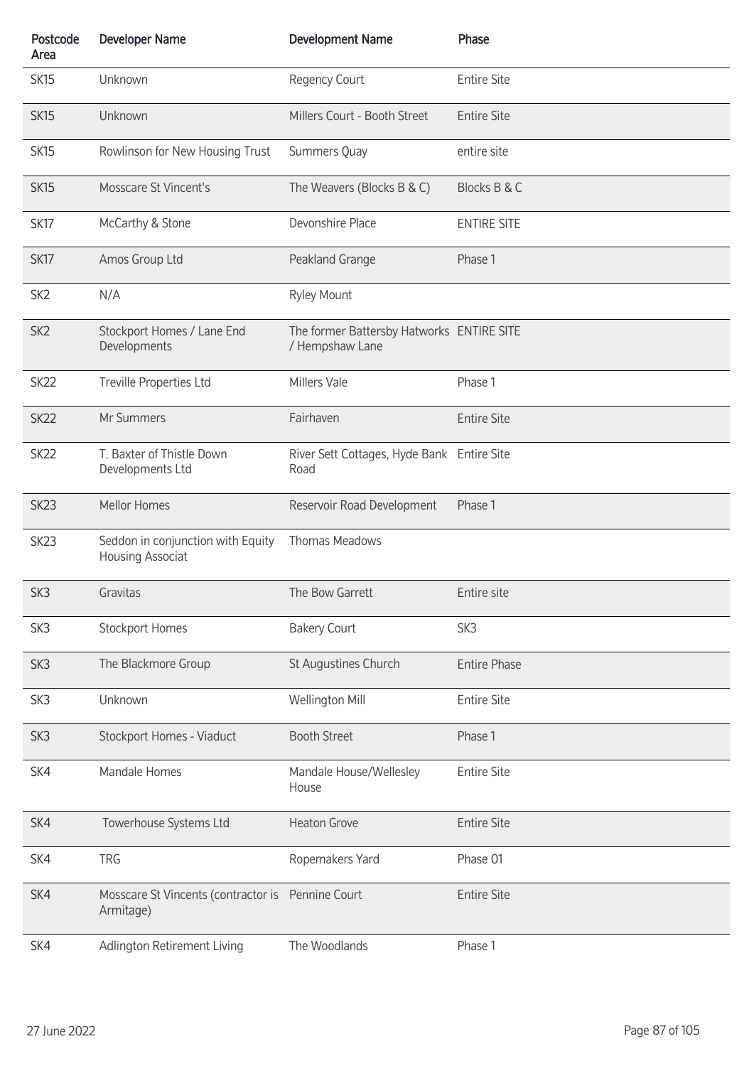| Postcode Area | Developer Name | Development Name | Phase |
|---|---|---|---|
| SK15 | Unknown | Regency Court | Entire Site |
| SK15 | Unknown | Millers Court - Booth Street | Entire Site |
| SK15 | Rowlinson for New Housing Trust | Summers Quay | entire site |
| SK15 | Mosscare St Vincent's | The Weavers (Blocks B & C) | Blocks B & C |
| SK17 | McCarthy & Stone | Devonshire Place | ENTIRE SITE |
| SK17 | Amos Group Ltd | Peakland Grange | Phase 1 |
| SK2 | N/A | Ryley Mount | |
| SK2 | Stockport Homes / Lane End Developments | The former Battersby Hatworks / Hempshaw Lane | ENTIRE SITE |
| SK22 | Treville Properties Ltd | Millers Vale | Phase 1 |
| SK22 | Mr Summers | Fairhaven | Entire Site |
| SK22 | T. Baxter of Thistle Down Developments Ltd | River Sett Cottages, Hyde Bank Road | Entire Site |
| SK23 | Mellor Homes | Reservoir Road Development | Phase 1 |
| SK23 | Seddon in conjunction with Equity Housing Associat | Thomas Meadows | |
| SK3 | Gravitas | The Bow Garrett | Entire site |
| SK3 | Stockport Homes | Bakery Court | SK3 |
| SK3 | The Blackmore Group | St Augustines Church | Entire Phase |
| SK3 | Unknown | Wellington Mill | Entire Site |
| SK3 | Stockport Homes - Viaduct | Booth Street | Phase 1 |
| SK4 | Mandale Homes | Mandale House/Wellesley House | Entire Site |
| SK4 | Towerhouse Systems Ltd | Heaton Grove | Entire Site |
| SK4 | TRG | Ropemakers Yard | Phase 01 |
| SK4 | Mosscare St Vincents (contractor is Armitage) | Pennine Court | Entire Site |
| SK4 | Adlington Retirement Living | The Woodlands | Phase 1 |

27 June 2022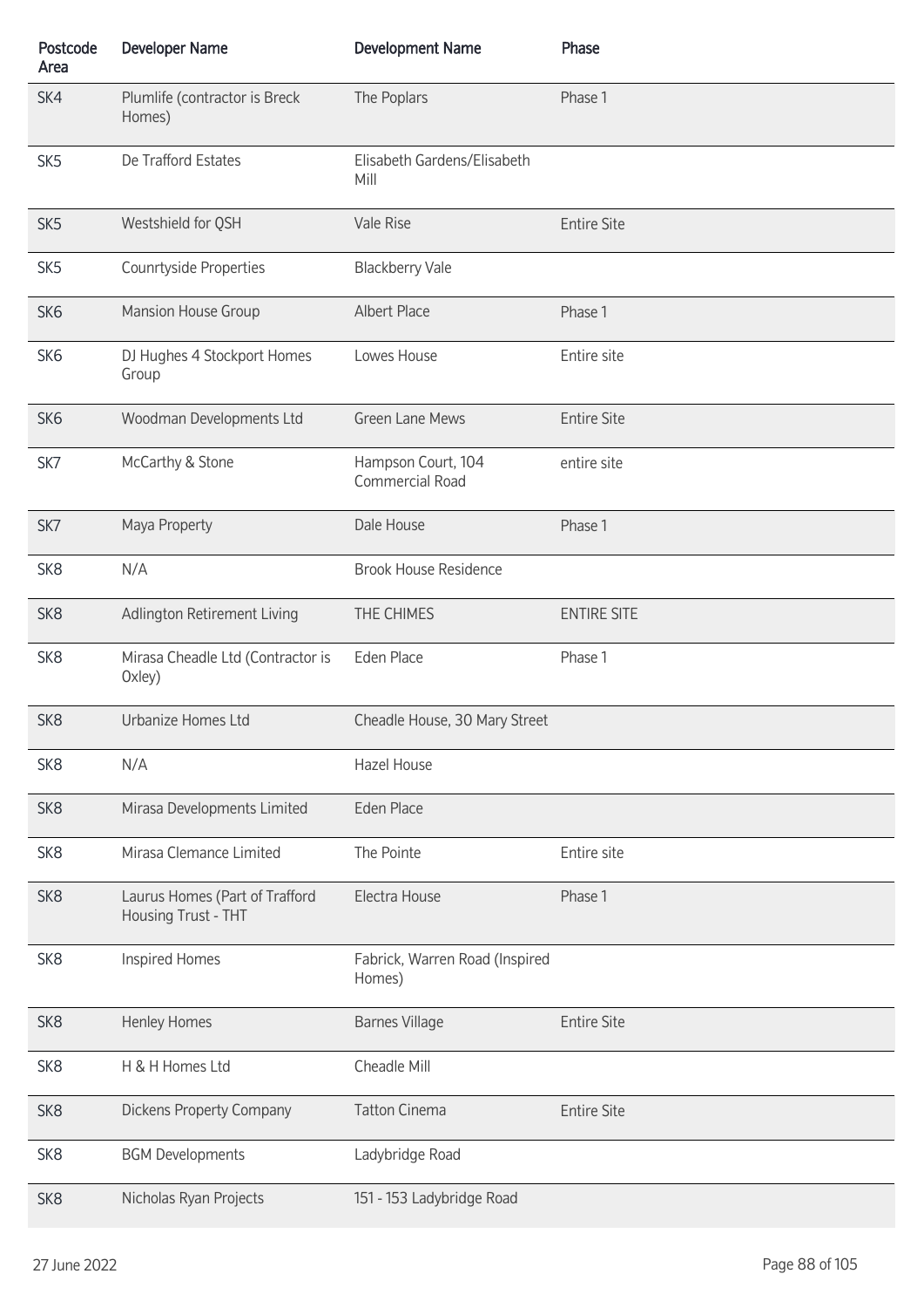| Postcode Area | Developer Name | Development Name | Phase |
|---|---|---|---|
| SK4 | Plumlife (contractor is Breck Homes) | The Poplars | Phase 1 |
| SK5 | De Trafford Estates | Elisabeth Gardens/Elisabeth Mill | |
| SK5 | Westshield for QSH | Vale Rise | Entire Site |
| SK5 | Counrtyside Properties | Blackberry Vale | |
| SK6 | Mansion House Group | Albert Place | Phase 1 |
| SK6 | DJ Hughes 4 Stockport Homes Group | Lowes House | Entire site |
| SK6 | Woodman Developments Ltd | Green Lane Mews | Entire Site |
| SK7 | McCarthy & Stone | Hampson Court, 104 Commercial Road | entire site |
| SK7 | Maya Property | Dale House | Phase 1 |
| SK8 | N/A | Brook House Residence | |
| SK8 | Adlington Retirement Living | THE CHIMES | ENTIRE SITE |
| SK8 | Mirasa Cheadle Ltd (Contractor is Oxley) | Eden Place | Phase 1 |
| SK8 | Urbanize Homes Ltd | Cheadle House, 30 Mary Street | |
| SK8 | N/A | Hazel House | |
| SK8 | Mirasa Developments Limited | Eden Place | |
| SK8 | Mirasa Clemance Limited | The Pointe | Entire site |
| SK8 | Laurus Homes (Part of Trafford Housing Trust - THT | Electra House | Phase 1 |
| SK8 | Inspired Homes | Fabrick, Warren Road (Inspired Homes) | |
| SK8 | Henley Homes | Barnes Village | Entire Site |
| SK8 | H & H Homes Ltd | Cheadle Mill | |
| SK8 | Dickens Property Company | Tatton Cinema | Entire Site |
| SK8 | BGM Developments | Ladybridge Road | |
| SK8 | Nicholas Ryan Projects | 151 - 153 Ladybridge Road | |

27 June 2022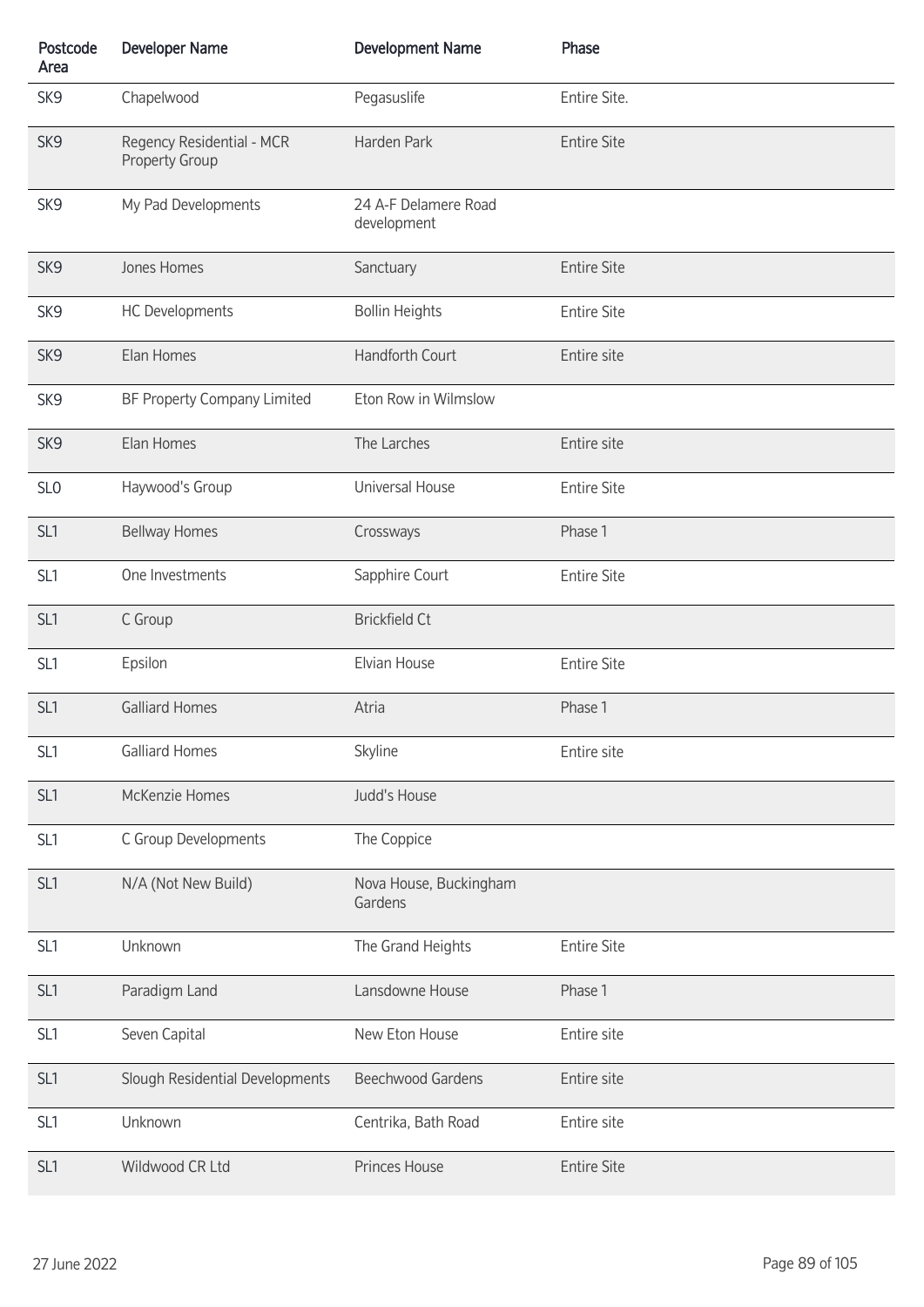| Postcode Area | Developer Name | Development Name | Phase |
| --- | --- | --- | --- |
| SK9 | Chapelwood | Pegasuslife | Entire Site. |
| SK9 | Regency Residential - MCR Property Group | Harden Park | Entire Site |
| SK9 | My Pad Developments | 24 A-F Delamere Road development | |
| SK9 | Jones Homes | Sanctuary | Entire Site |
| SK9 | HC Developments | Bollin Heights | Entire Site |
| SK9 | Elan Homes | Handforth Court | Entire site |
| SK9 | BF Property Company Limited | Eton Row in Wilmslow | |
| SK9 | Elan Homes | The Larches | Entire site |
| SL0 | Haywood's Group | Universal House | Entire Site |
| SL1 | Bellway Homes | Crossways | Phase 1 |
| SL1 | One Investments | Sapphire Court | Entire Site |
| SL1 | C Group | Brickfield Ct | |
| SL1 | Epsilon | Elvian House | Entire Site |
| SL1 | Galliard Homes | Atria | Phase 1 |
| SL1 | Galliard Homes | Skyline | Entire site |
| SL1 | McKenzie Homes | Judd's House | |
| SL1 | C Group Developments | The Coppice | |
| SL1 | N/A (Not New Build) | Nova House, Buckingham Gardens | |
| SL1 | Unknown | The Grand Heights | Entire Site |
| SL1 | Paradigm Land | Lansdowne House | Phase 1 |
| SL1 | Seven Capital | New Eton House | Entire site |
| SL1 | Slough Residential Developments | Beechwood Gardens | Entire site |
| SL1 | Unknown | Centrika, Bath Road | Entire site |
| SL1 | Wildwood CR Ltd | Princes House | Entire Site |

27 June 2022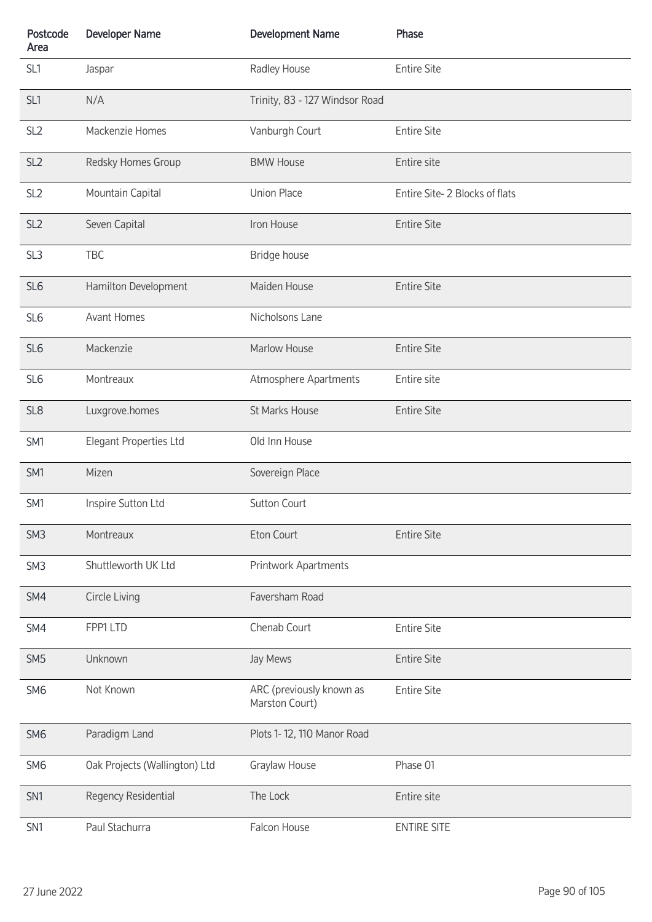| Postcode Area | Developer Name | Development Name | Phase |
|---|---|---|---|
| SL1 | Jaspar | Radley House | Entire Site |
| SL1 | N/A | Trinity, 83 - 127 Windsor Road | |
| SL2 | Mackenzie Homes | Vanburgh Court | Entire Site |
| SL2 | Redsky Homes Group | BMW House | Entire site |
| SL2 | Mountain Capital | Union Place | Entire Site- 2 Blocks of flats |
| SL2 | Seven Capital | Iron House | Entire Site |
| SL3 | TBC | Bridge house | |
| SL6 | Hamilton Development | Maiden House | Entire Site |
| SL6 | Avant Homes | Nicholsons Lane | |
| SL6 | Mackenzie | Marlow House | Entire Site |
| SL6 | Montreaux | Atmosphere Apartments | Entire site |
| SL8 | Luxgrove.homes | St Marks House | Entire Site |
| SM1 | Elegant Properties Ltd | Old Inn House | |
| SM1 | Mizen | Sovereign Place | |
| SM1 | Inspire Sutton Ltd | Sutton Court | |
| SM3 | Montreaux | Eton Court | Entire Site |
| SM3 | Shuttleworth UK Ltd | Printwork Apartments | |
| SM4 | Circle Living | Faversham Road | |
| SM4 | FPP1 LTD | Chenab Court | Entire Site |
| SM5 | Unknown | Jay Mews | Entire Site |
| SM6 | Not Known | ARC (previously known as Marston Court) | Entire Site |
| SM6 | Paradigm Land | Plots 1- 12, 110 Manor Road | |
| SM6 | Oak Projects (Wallington) Ltd | Graylaw House | Phase 01 |
| SN1 | Regency Residential | The Lock | Entire site |
| SN1 | Paul Stachurra | Falcon House | ENTIRE SITE |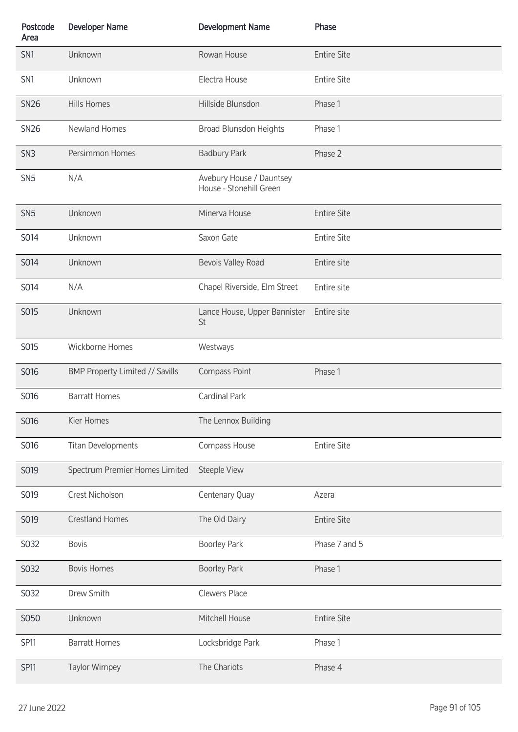| Postcode Area | Developer Name | Development Name | Phase |
|---|---|---|---|
| SN1 | Unknown | Rowan House | Entire Site |
| SN1 | Unknown | Electra House | Entire Site |
| SN26 | Hills Homes | Hillside Blunsdon | Phase 1 |
| SN26 | Newland Homes | Broad Blunsdon Heights | Phase 1 |
| SN3 | Persimmon Homes | Badbury Park | Phase 2 |
| SN5 | N/A | Avebury House / Dauntsey House - Stonehill Green | |
| SN5 | Unknown | Minerva House | Entire Site |
| SO14 | Unknown | Saxon Gate | Entire Site |
| SO14 | Unknown | Bevois Valley Road | Entire site |
| SO14 | N/A | Chapel Riverside, Elm Street | Entire site |
| SO15 | Unknown | Lance House, Upper Bannister St | Entire site |
| SO15 | Wickborne Homes | Westways | |
| SO16 | BMP Property Limited // Savills | Compass Point | Phase 1 |
| SO16 | Barratt Homes | Cardinal Park | |
| SO16 | Kier Homes | The Lennox Building | |
| SO16 | Titan Developments | Compass House | Entire Site |
| SO19 | Spectrum Premier Homes Limited | Steeple View | |
| SO19 | Crest Nicholson | Centenary Quay | Azera |
| SO19 | Crestland Homes | The Old Dairy | Entire Site |
| SO32 | Bovis | Boorley Park | Phase 7 and 5 |
| SO32 | Bovis Homes | Boorley Park | Phase 1 |
| SO32 | Drew Smith | Clewers Place | |
| SO50 | Unknown | Mitchell House | Entire Site |
| SP11 | Barratt Homes | Locksbridge Park | Phase 1 |
| SP11 | Taylor Wimpey | The Chariots | Phase 4 |

27 June 2022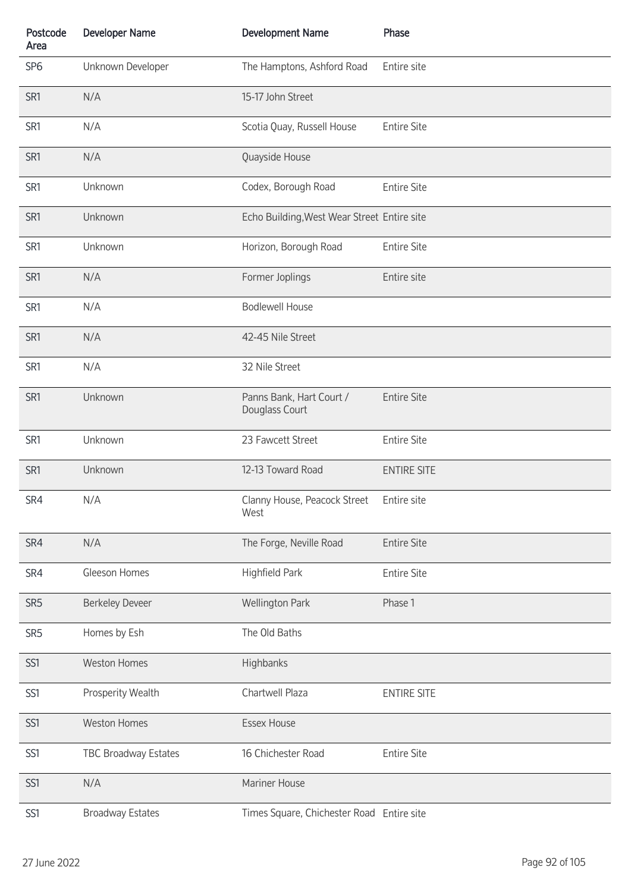| Postcode Area | Developer Name | Development Name | Phase |
| --- | --- | --- | --- |
| SP6 | Unknown Developer | The Hamptons, Ashford Road | Entire site |
| SR1 | N/A | 15-17 John Street | |
| SR1 | N/A | Scotia Quay, Russell House | Entire Site |
| SR1 | N/A | Quayside House | |
| SR1 | Unknown | Codex, Borough Road | Entire Site |
| SR1 | Unknown | Echo Building,West Wear Street | Entire site |
| SR1 | Unknown | Horizon, Borough Road | Entire Site |
| SR1 | N/A | Former Joplings | Entire site |
| SR1 | N/A | Bodlewell House | |
| SR1 | N/A | 42-45 Nile Street | |
| SR1 | N/A | 32 Nile Street | |
| SR1 | Unknown | Panns Bank, Hart Court / Douglass Court | Entire Site |
| SR1 | Unknown | 23 Fawcett Street | Entire Site |
| SR1 | Unknown | 12-13 Toward Road | ENTIRE SITE |
| SR4 | N/A | Clanny House, Peacock Street West | Entire site |
| SR4 | N/A | The Forge, Neville Road | Entire Site |
| SR4 | Gleeson Homes | Highfield Park | Entire Site |
| SR5 | Berkeley Deveer | Wellington Park | Phase 1 |
| SR5 | Homes by Esh | The Old Baths | |
| SS1 | Weston Homes | Highbanks | |
| SS1 | Prosperity Wealth | Chartwell Plaza | ENTIRE SITE |
| SS1 | Weston Homes | Essex House | |
| SS1 | TBC Broadway Estates | 16 Chichester Road | Entire Site |
| SS1 | N/A | Mariner House | |
| SS1 | Broadway Estates | Times Square, Chichester Road | Entire site |

27 June 2022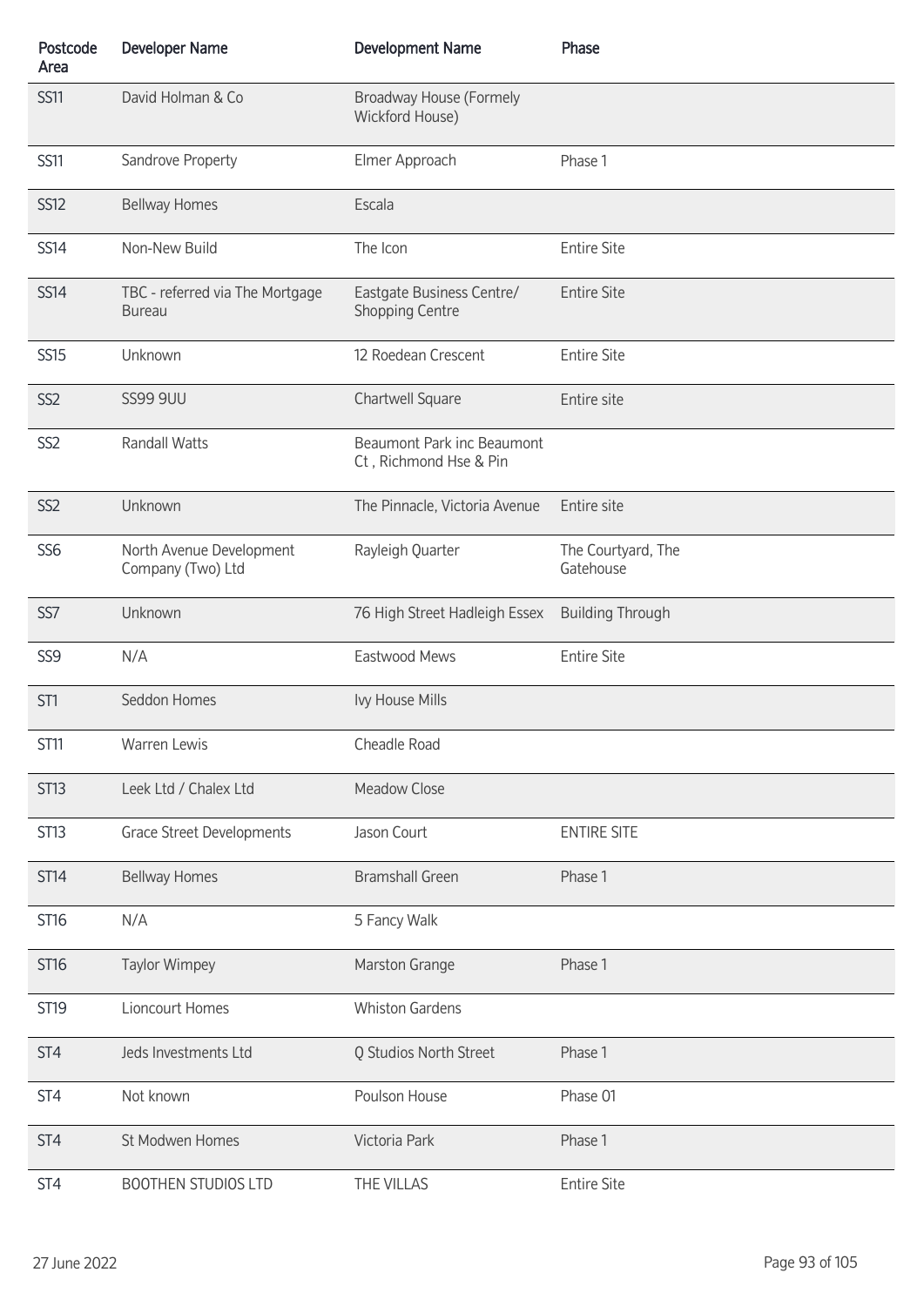| Postcode Area | Developer Name | Development Name | Phase |
|---|---|---|---|
| SS11 | David Holman & Co | Broadway House (Formely Wickford House) | |
| SS11 | Sandrove Property | Elmer Approach | Phase 1 |
| SS12 | Bellway Homes | Escala | |
| SS14 | Non-New Build | The Icon | Entire Site |
| SS14 | TBC - referred via The Mortgage Bureau | Eastgate Business Centre/ Shopping Centre | Entire Site |
| SS15 | Unknown | 12 Roedean Crescent | Entire Site |
| SS2 | SS99 9UU | Chartwell Square | Entire site |
| SS2 | Randall Watts | Beaumont Park inc Beaumont Ct , Richmond Hse & Pin | |
| SS2 | Unknown | The Pinnacle, Victoria Avenue | Entire site |
| SS6 | North Avenue Development Company (Two) Ltd | Rayleigh Quarter | The Courtyard, The Gatehouse |
| SS7 | Unknown | 76 High Street Hadleigh Essex | Building Through |
| SS9 | N/A | Eastwood Mews | Entire Site |
| ST1 | Seddon Homes | Ivy House Mills | |
| ST11 | Warren Lewis | Cheadle Road | |
| ST13 | Leek Ltd / Chalex Ltd | Meadow Close | |
| ST13 | Grace Street Developments | Jason Court | ENTIRE SITE |
| ST14 | Bellway Homes | Bramshall Green | Phase 1 |
| ST16 | N/A | 5 Fancy Walk | |
| ST16 | Taylor Wimpey | Marston Grange | Phase 1 |
| ST19 | Lioncourt Homes | Whiston Gardens | |
| ST4 | Jeds Investments Ltd | Q Studios North Street | Phase 1 |
| ST4 | Not known | Poulson House | Phase 01 |
| ST4 | St Modwen Homes | Victoria Park | Phase 1 |
| ST4 | BOOTHEN STUDIOS LTD | THE VILLAS | Entire Site |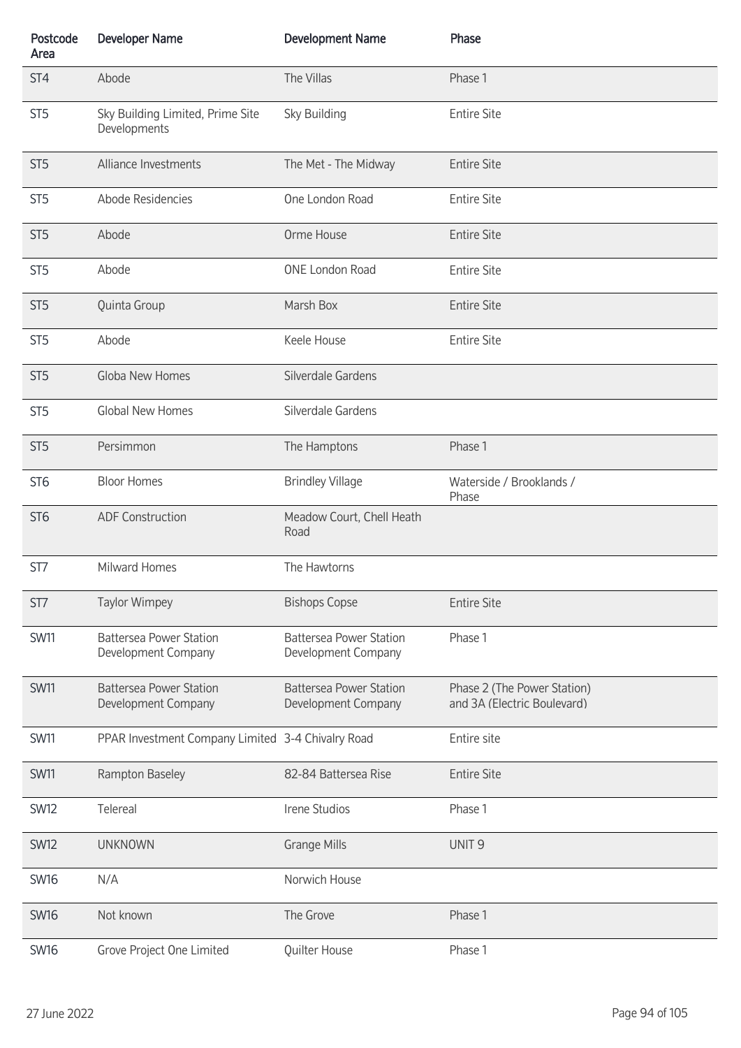| Postcode Area | Developer Name | Development Name | Phase |
|---|---|---|---|
| ST4 | Abode | The Villas | Phase 1 |
| ST5 | Sky Building Limited, Prime Site Developments | Sky Building | Entire Site |
| ST5 | Alliance Investments | The Met - The Midway | Entire Site |
| ST5 | Abode Residencies | One London Road | Entire Site |
| ST5 | Abode | Orme House | Entire Site |
| ST5 | Abode | ONE London Road | Entire Site |
| ST5 | Quinta Group | Marsh Box | Entire Site |
| ST5 | Abode | Keele House | Entire Site |
| ST5 | Globa New Homes | Silverdale Gardens | |
| ST5 | Global New Homes | Silverdale Gardens | |
| ST5 | Persimmon | The Hamptons | Phase 1 |
| ST6 | Bloor Homes | Brindley Village | Waterside / Brooklands / Phase |
| ST6 | ADF Construction | Meadow Court, Chell Heath Road | |
| ST7 | Milward Homes | The Hawtorns | |
| ST7 | Taylor Wimpey | Bishops Copse | Entire Site |
| SW11 | Battersea Power Station Development Company | Battersea Power Station Development Company | Phase 1 |
| SW11 | Battersea Power Station Development Company | Battersea Power Station Development Company | Phase 2 (The Power Station) and 3A (Electric Boulevard) |
| SW11 | PPAR Investment Company Limited | 3-4 Chivalry Road | Entire site |
| SW11 | Rampton Baseley | 82-84 Battersea Rise | Entire Site |
| SW12 | Telereal | Irene Studios | Phase 1 |
| SW12 | UNKNOWN | Grange Mills | UNIT 9 |
| SW16 | N/A | Norwich House | |
| SW16 | Not known | The Grove | Phase 1 |
| SW16 | Grove Project One Limited | Quilter House | Phase 1 |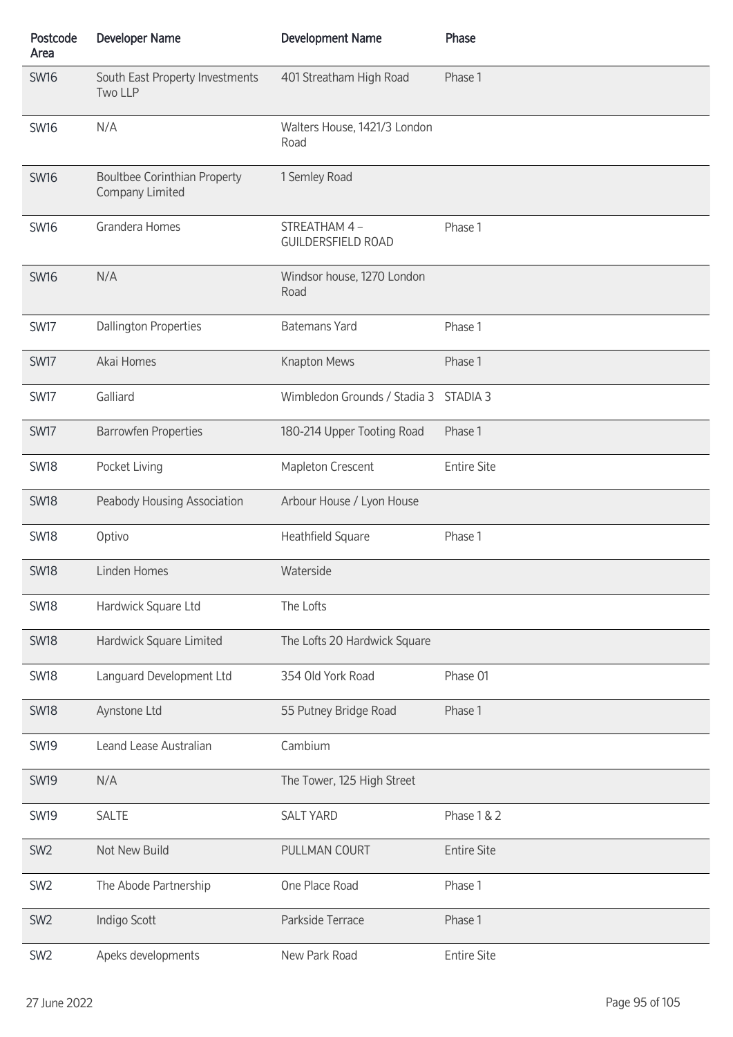| Postcode Area | Developer Name | Development Name | Phase |
|---|---|---|---|
| SW16 | South East Property Investments Two LLP | 401 Streatham High Road | Phase 1 |
| SW16 | N/A | Walters House, 1421/3 London Road | |
| SW16 | Boultbee Corinthian Property Company Limited | 1 Semley Road | |
| SW16 | Grandera Homes | STREATHAM 4 – GUILDERSFIELD ROAD | Phase 1 |
| SW16 | N/A | Windsor house, 1270 London Road | |
| SW17 | Dallington Properties | Batemans Yard | Phase 1 |
| SW17 | Akai Homes | Knapton Mews | Phase 1 |
| SW17 | Galliard | Wimbledon Grounds / Stadia 3 | STADIA 3 |
| SW17 | Barrowfen Properties | 180-214 Upper Tooting Road | Phase 1 |
| SW18 | Pocket Living | Mapleton Crescent | Entire Site |
| SW18 | Peabody Housing Association | Arbour House / Lyon House | |
| SW18 | Optivo | Heathfield Square | Phase 1 |
| SW18 | Linden Homes | Waterside | |
| SW18 | Hardwick Square Ltd | The Lofts | |
| SW18 | Hardwick Square Limited | The Lofts 20 Hardwick Square | |
| SW18 | Languard Development Ltd | 354 Old York Road | Phase 01 |
| SW18 | Aynstone Ltd | 55 Putney Bridge Road | Phase 1 |
| SW19 | Leand Lease Australian | Cambium | |
| SW19 | N/A | The Tower, 125 High Street | |
| SW19 | SALTE | SALT YARD | Phase 1 & 2 |
| SW2 | Not New Build | PULLMAN COURT | Entire Site |
| SW2 | The Abode Partnership | One Place Road | Phase 1 |
| SW2 | Indigo Scott | Parkside Terrace | Phase 1 |
| SW2 | Apeks developments | New Park Road | Entire Site |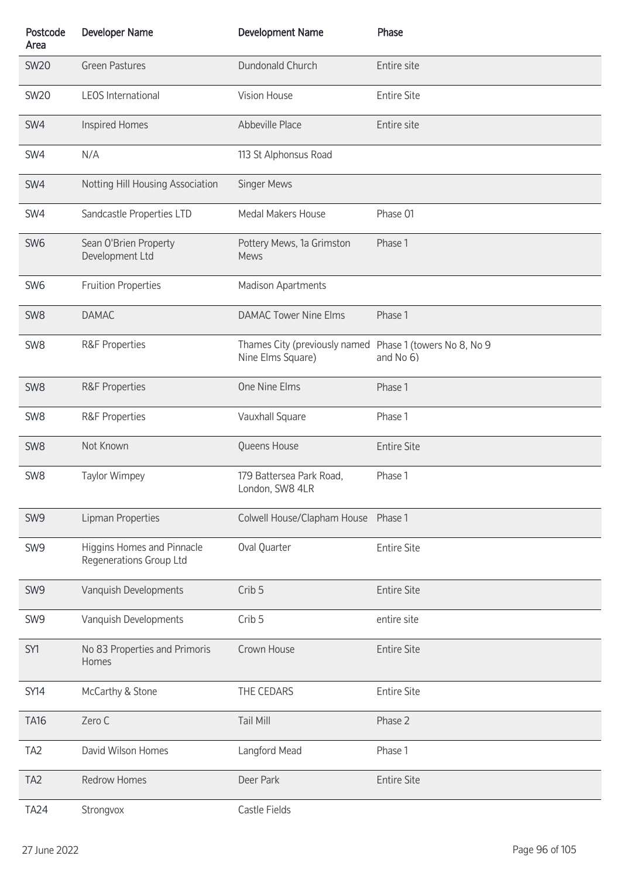| Postcode Area | Developer Name | Development Name | Phase |
|---|---|---|---|
| SW20 | Green Pastures | Dundonald Church | Entire site |
| SW20 | LEOS International | Vision House | Entire Site |
| SW4 | Inspired Homes | Abbeville Place | Entire site |
| SW4 | N/A | 113 St Alphonsus Road | |
| SW4 | Notting Hill Housing Association | Singer Mews | |
| SW4 | Sandcastle Properties LTD | Medal Makers House | Phase 01 |
| SW6 | Sean O'Brien Property Development Ltd | Pottery Mews, 1a Grimston Mews | Phase 1 |
| SW6 | Fruition Properties | Madison Apartments | |
| SW8 | DAMAC | DAMAC Tower Nine Elms | Phase 1 |
| SW8 | R&F Properties | Thames City (previously named Nine Elms Square) | Phase 1 (towers No 8, No 9 and No 6) |
| SW8 | R&F Properties | One Nine Elms | Phase 1 |
| SW8 | R&F Properties | Vauxhall Square | Phase 1 |
| SW8 | Not Known | Queens House | Entire Site |
| SW8 | Taylor Wimpey | 179 Battersea Park Road, London, SW8 4LR | Phase 1 |
| SW9 | Lipman Properties | Colwell House/Clapham House | Phase 1 |
| SW9 | Higgins Homes and Pinnacle Regenerations Group Ltd | Oval Quarter | Entire Site |
| SW9 | Vanquish Developments | Crib 5 | Entire Site |
| SW9 | Vanquish Developments | Crib 5 | entire site |
| SY1 | No 83 Properties and Primoris Homes | Crown House | Entire Site |
| SY14 | McCarthy & Stone | THE CEDARS | Entire Site |
| TA16 | Zero C | Tail Mill | Phase 2 |
| TA2 | David Wilson Homes | Langford Mead | Phase 1 |
| TA2 | Redrow Homes | Deer Park | Entire Site |
| TA24 | Strongvox | Castle Fields | |

27 June 2022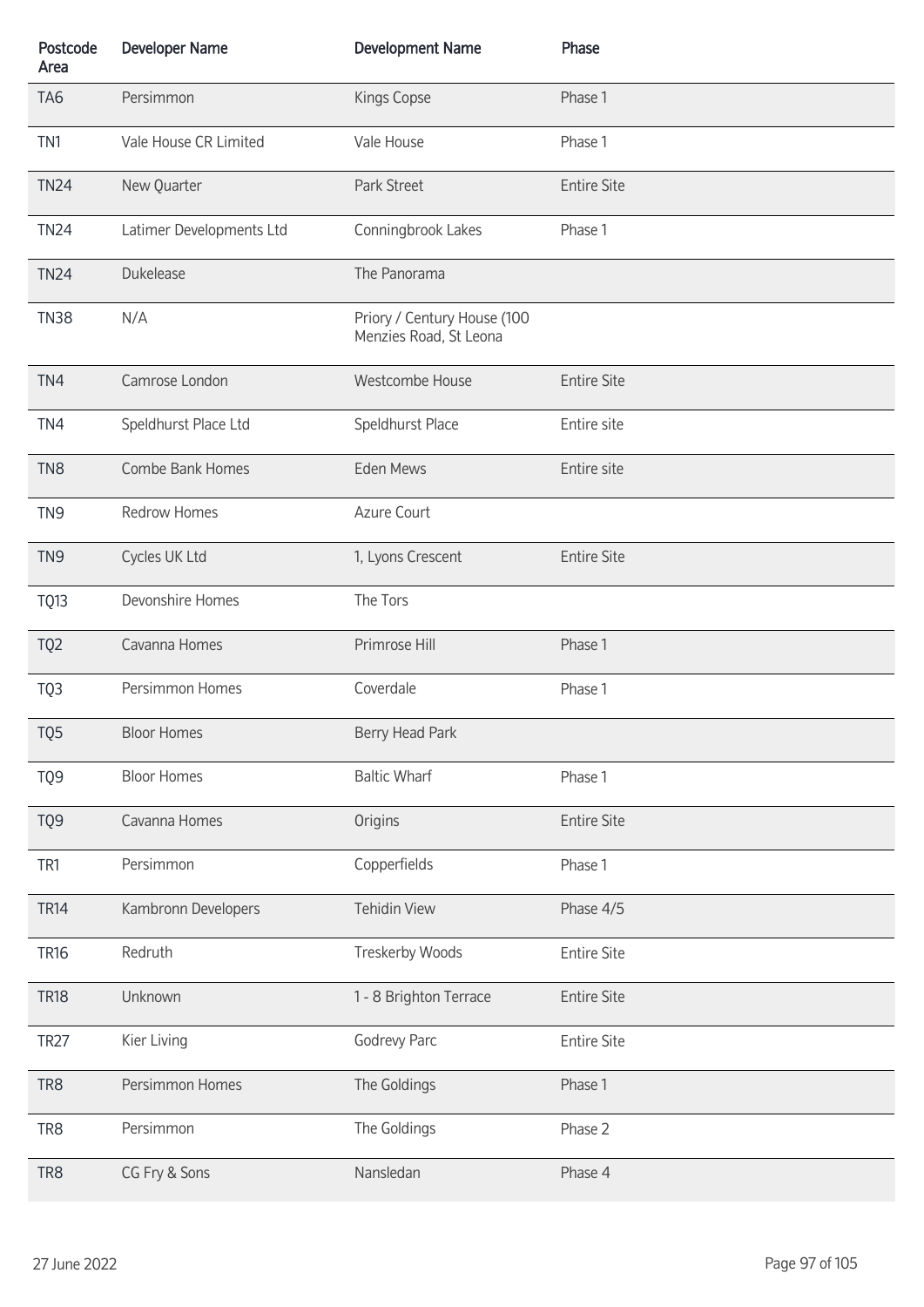| Postcode Area | Developer Name | Development Name | Phase |
|---|---|---|---|
| TA6 | Persimmon | Kings Copse | Phase 1 |
| TN1 | Vale House CR Limited | Vale House | Phase 1 |
| TN24 | New Quarter | Park Street | Entire Site |
| TN24 | Latimer Developments Ltd | Conningbrook Lakes | Phase 1 |
| TN24 | Dukelease | The Panorama | |
| TN38 | N/A | Priory / Century House (100 Menzies Road, St Leona | |
| TN4 | Camrose London | Westcombe House | Entire Site |
| TN4 | Speldhurst Place Ltd | Speldhurst Place | Entire site |
| TN8 | Combe Bank Homes | Eden Mews | Entire site |
| TN9 | Redrow Homes | Azure Court | |
| TN9 | Cycles UK Ltd | 1, Lyons Crescent | Entire Site |
| TQ13 | Devonshire Homes | The Tors | |
| TQ2 | Cavanna Homes | Primrose Hill | Phase 1 |
| TQ3 | Persimmon Homes | Coverdale | Phase 1 |
| TQ5 | Bloor Homes | Berry Head Park | |
| TQ9 | Bloor Homes | Baltic Wharf | Phase 1 |
| TQ9 | Cavanna Homes | Origins | Entire Site |
| TR1 | Persimmon | Copperfields | Phase 1 |
| TR14 | Kambronn Developers | Tehidin View | Phase 4/5 |
| TR16 | Redruth | Treskerby Woods | Entire Site |
| TR18 | Unknown | 1 - 8 Brighton Terrace | Entire Site |
| TR27 | Kier Living | Godrevy Parc | Entire Site |
| TR8 | Persimmon Homes | The Goldings | Phase 1 |
| TR8 | Persimmon | The Goldings | Phase 2 |
| TR8 | CG Fry & Sons | Nansledan | Phase 4 |

27 June 2022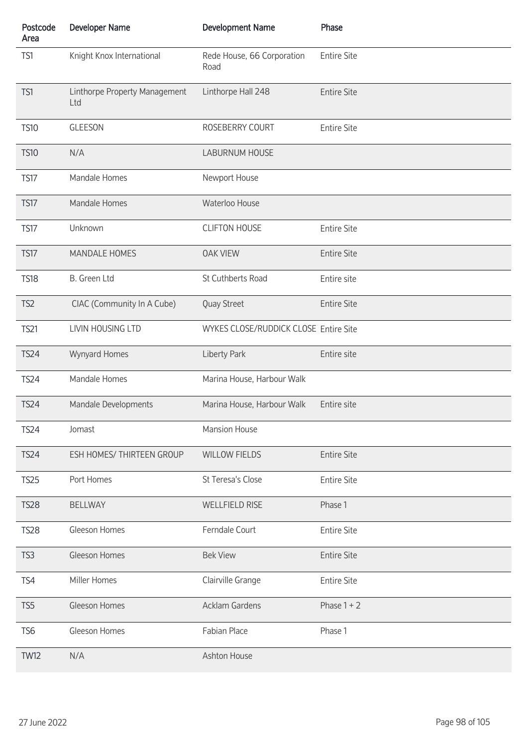| Postcode Area | Developer Name | Development Name | Phase |
|---|---|---|---|
| TS1 | Knight Knox International | Rede House, 66 Corporation Road | Entire Site |
| TS1 | Linthorpe Property Management Ltd | Linthorpe Hall 248 | Entire Site |
| TS10 | GLEESON | ROSEBERRY COURT | Entire Site |
| TS10 | N/A | LABURNUM HOUSE | |
| TS17 | Mandale Homes | Newport House | |
| TS17 | Mandale Homes | Waterloo House | |
| TS17 | Unknown | CLIFTON HOUSE | Entire Site |
| TS17 | MANDALE HOMES | OAK VIEW | Entire Site |
| TS18 | B. Green Ltd | St Cuthberts Road | Entire site |
| TS2 | CIAC (Community In A Cube) | Quay Street | Entire Site |
| TS21 | LIVIN HOUSING LTD | WYKES CLOSE/RUDDICK CLOSE | Entire Site |
| TS24 | Wynyard Homes | Liberty Park | Entire site |
| TS24 | Mandale Homes | Marina House, Harbour Walk | |
| TS24 | Mandale Developments | Marina House, Harbour Walk | Entire site |
| TS24 | Jomast | Mansion House | |
| TS24 | ESH HOMES/ THIRTEEN GROUP | WILLOW FIELDS | Entire Site |
| TS25 | Port Homes | St Teresa's Close | Entire Site |
| TS28 | BELLWAY | WELLFIELD RISE | Phase 1 |
| TS28 | Gleeson Homes | Ferndale Court | Entire Site |
| TS3 | Gleeson Homes | Bek View | Entire Site |
| TS4 | Miller Homes | Clairville Grange | Entire Site |
| TS5 | Gleeson Homes | Acklam Gardens | Phase 1 + 2 |
| TS6 | Gleeson Homes | Fabian Place | Phase 1 |
| TW12 | N/A | Ashton House | |

27 June 2022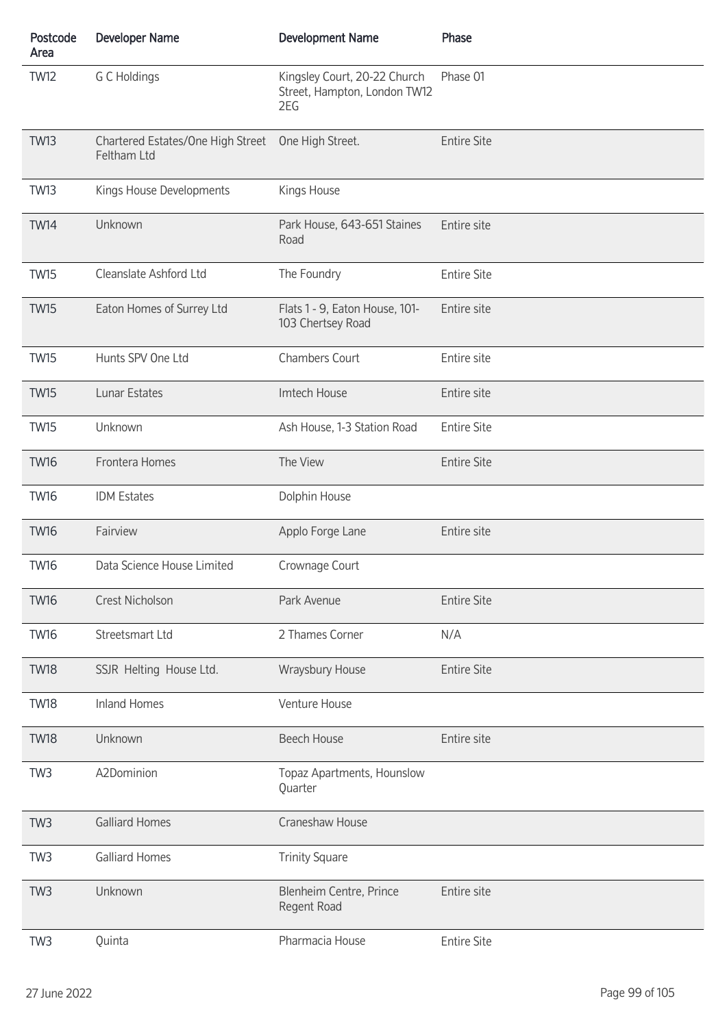| Postcode Area | Developer Name | Development Name | Phase |
| --- | --- | --- | --- |
| TW12 | G C Holdings | Kingsley Court, 20-22 Church Street, Hampton, London TW12 2EG | Phase 01 |
| TW13 | Chartered Estates/One High Street Feltham Ltd | One High Street. | Entire Site |
| TW13 | Kings House Developments | Kings House | |
| TW14 | Unknown | Park House, 643-651 Staines Road | Entire site |
| TW15 | Cleanslate Ashford Ltd | The Foundry | Entire Site |
| TW15 | Eaton Homes of Surrey Ltd | Flats 1 - 9, Eaton House, 101-103 Chertsey Road | Entire site |
| TW15 | Hunts SPV One Ltd | Chambers Court | Entire site |
| TW15 | Lunar Estates | Imtech House | Entire site |
| TW15 | Unknown | Ash House, 1-3 Station Road | Entire Site |
| TW16 | Frontera Homes | The View | Entire Site |
| TW16 | IDM Estates | Dolphin House | |
| TW16 | Fairview | Applo Forge Lane | Entire site |
| TW16 | Data Science House Limited | Crownage Court | |
| TW16 | Crest Nicholson | Park Avenue | Entire Site |
| TW16 | Streetsmart Ltd | 2 Thames Corner | N/A |
| TW18 | SSJR Helting House Ltd. | Wraysbury House | Entire Site |
| TW18 | Inland Homes | Venture House | |
| TW18 | Unknown | Beech House | Entire site |
| TW3 | A2Dominion | Topaz Apartments, Hounslow Quarter | |
| TW3 | Galliard Homes | Craneshaw House | |
| TW3 | Galliard Homes | Trinity Square | |
| TW3 | Unknown | Blenheim Centre, Prince Regent Road | Entire site |
| TW3 | Quinta | Pharmacia House | Entire Site |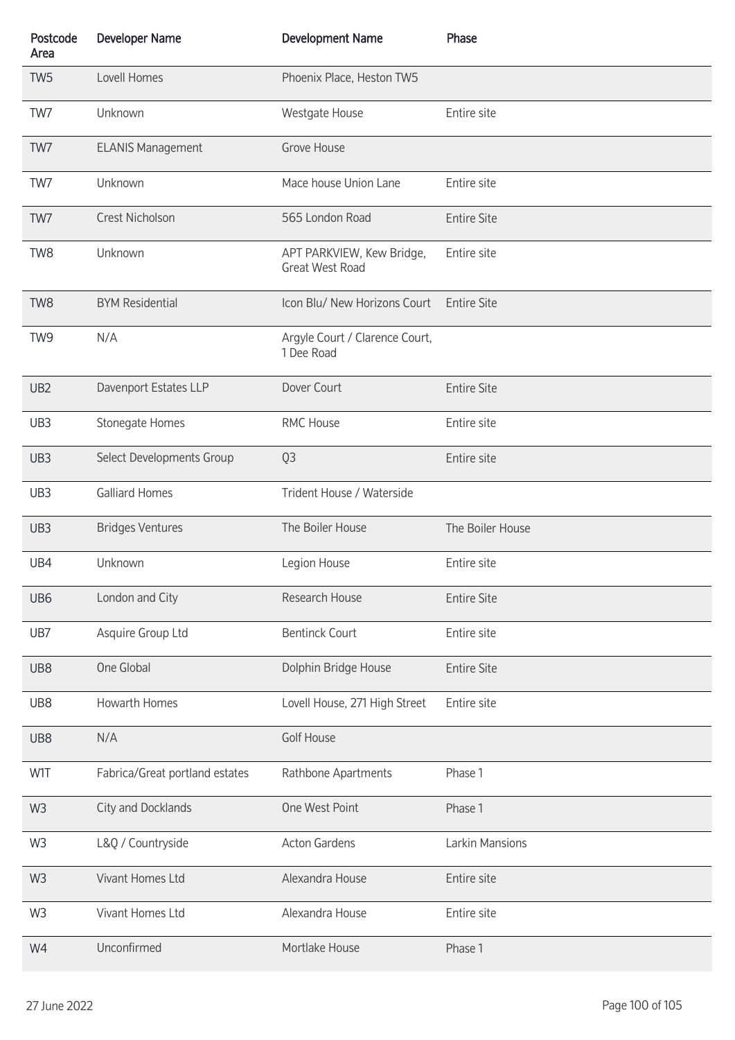| Postcode Area | Developer Name | Development Name | Phase |
|---|---|---|---|
| TW5 | Lovell Homes | Phoenix Place, Heston TW5 | |
| TW7 | Unknown | Westgate House | Entire site |
| TW7 | ELANIS Management | Grove House | |
| TW7 | Unknown | Mace house Union Lane | Entire site |
| TW7 | Crest Nicholson | 565 London Road | Entire Site |
| TW8 | Unknown | APT PARKVIEW, Kew Bridge, Great West Road | Entire site |
| TW8 | BYM Residential | Icon Blu/ New Horizons Court | Entire Site |
| TW9 | N/A | Argyle Court / Clarence Court, 1 Dee Road | |
| UB2 | Davenport Estates LLP | Dover Court | Entire Site |
| UB3 | Stonegate Homes | RMC House | Entire site |
| UB3 | Select Developments Group | Q3 | Entire site |
| UB3 | Galliard Homes | Trident House / Waterside | |
| UB3 | Bridges Ventures | The Boiler House | The Boiler House |
| UB4 | Unknown | Legion House | Entire site |
| UB6 | London and City | Research House | Entire Site |
| UB7 | Asquire Group Ltd | Bentinck Court | Entire site |
| UB8 | One Global | Dolphin Bridge House | Entire Site |
| UB8 | Howarth Homes | Lovell House, 271 High Street | Entire site |
| UB8 | N/A | Golf House | |
| W1T | Fabrica/Great portland estates | Rathbone Apartments | Phase 1 |
| W3 | City and Docklands | One West Point | Phase 1 |
| W3 | L&Q / Countryside | Acton Gardens | Larkin Mansions |
| W3 | Vivant Homes Ltd | Alexandra House | Entire site |
| W3 | Vivant Homes Ltd | Alexandra House | Entire site |
| W4 | Unconfirmed | Mortlake House | Phase 1 |

27 June 2022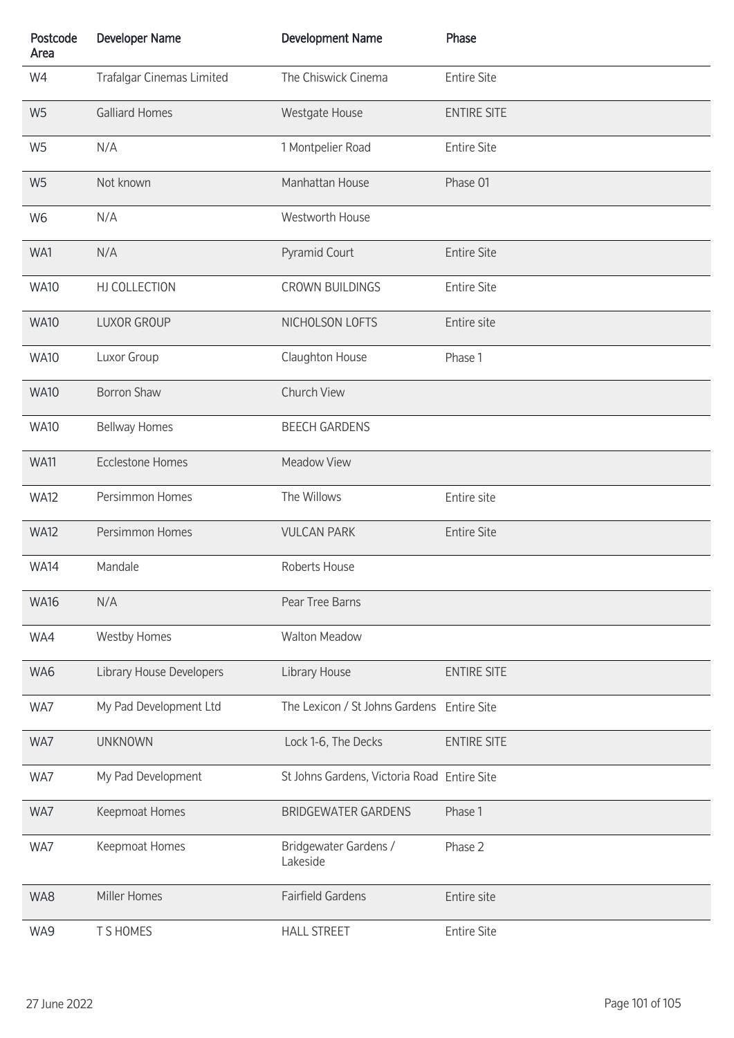| Postcode Area | Developer Name | Development Name | Phase |
|---|---|---|---|
| W4 | Trafalgar Cinemas Limited | The Chiswick Cinema | Entire Site |
| W5 | Galliard Homes | Westgate House | ENTIRE SITE |
| W5 | N/A | 1 Montpelier Road | Entire Site |
| W5 | Not known | Manhattan House | Phase 01 |
| W6 | N/A | Westworth House | |
| WA1 | N/A | Pyramid Court | Entire Site |
| WA10 | HJ COLLECTION | CROWN BUILDINGS | Entire Site |
| WA10 | LUXOR GROUP | NICHOLSON LOFTS | Entire site |
| WA10 | Luxor Group | Claughton House | Phase 1 |
| WA10 | Borron Shaw | Church View | |
| WA10 | Bellway Homes | BEECH GARDENS | |
| WA11 | Ecclestone Homes | Meadow View | |
| WA12 | Persimmon Homes | The Willows | Entire site |
| WA12 | Persimmon Homes | VULCAN PARK | Entire Site |
| WA14 | Mandale | Roberts House | |
| WA16 | N/A | Pear Tree Barns | |
| WA4 | Westby Homes | Walton Meadow | |
| WA6 | Library House Developers | Library House | ENTIRE SITE |
| WA7 | My Pad Development Ltd | The Lexicon / St Johns Gardens | Entire Site |
| WA7 | UNKNOWN | Lock 1-6, The Decks | ENTIRE SITE |
| WA7 | My Pad Development | St Johns Gardens, Victoria Road | Entire Site |
| WA7 | Keepmoat Homes | BRIDGEWATER GARDENS | Phase 1 |
| WA7 | Keepmoat Homes | Bridgewater Gardens / Lakeside | Phase 2 |
| WA8 | Miller Homes | Fairfield Gardens | Entire site |
| WA9 | T S HOMES | HALL STREET | Entire Site |

27 June 2022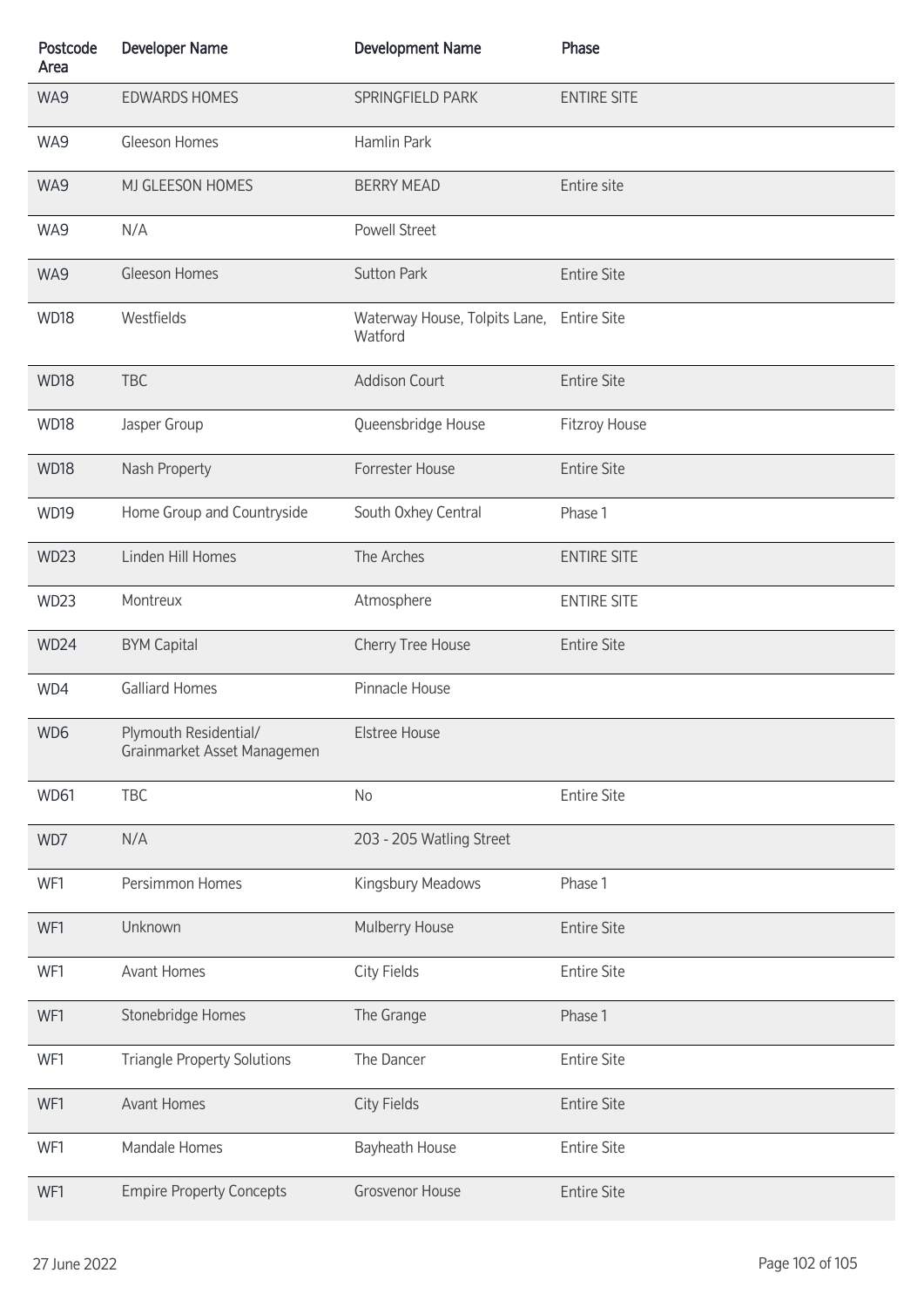| Postcode Area | Developer Name | Development Name | Phase |
|---|---|---|---|
| WA9 | EDWARDS HOMES | SPRINGFIELD PARK | ENTIRE SITE |
| WA9 | Gleeson Homes | Hamlin Park | |
| WA9 | MJ GLEESON HOMES | BERRY MEAD | Entire site |
| WA9 | N/A | Powell Street | |
| WA9 | Gleeson Homes | Sutton Park | Entire Site |
| WD18 | Westfields | Waterway House, Tolpits Lane, Watford | Entire Site |
| WD18 | TBC | Addison Court | Entire Site |
| WD18 | Jasper Group | Queensbridge House | Fitzroy House |
| WD18 | Nash Property | Forrester House | Entire Site |
| WD19 | Home Group and Countryside | South Oxhey Central | Phase 1 |
| WD23 | Linden Hill Homes | The Arches | ENTIRE SITE |
| WD23 | Montreux | Atmosphere | ENTIRE SITE |
| WD24 | BYM Capital | Cherry Tree House | Entire Site |
| WD4 | Galliard Homes | Pinnacle House | |
| WD6 | Plymouth Residential/ Grainmarket Asset Managemen | Elstree House | |
| WD61 | TBC | No | Entire Site |
| WD7 | N/A | 203 - 205 Watling Street | |
| WF1 | Persimmon Homes | Kingsbury Meadows | Phase 1 |
| WF1 | Unknown | Mulberry House | Entire Site |
| WF1 | Avant Homes | City Fields | Entire Site |
| WF1 | Stonebridge Homes | The Grange | Phase 1 |
| WF1 | Triangle Property Solutions | The Dancer | Entire Site |
| WF1 | Avant Homes | City Fields | Entire Site |
| WF1 | Mandale Homes | Bayheath House | Entire Site |
| WF1 | Empire Property Concepts | Grosvenor House | Entire Site |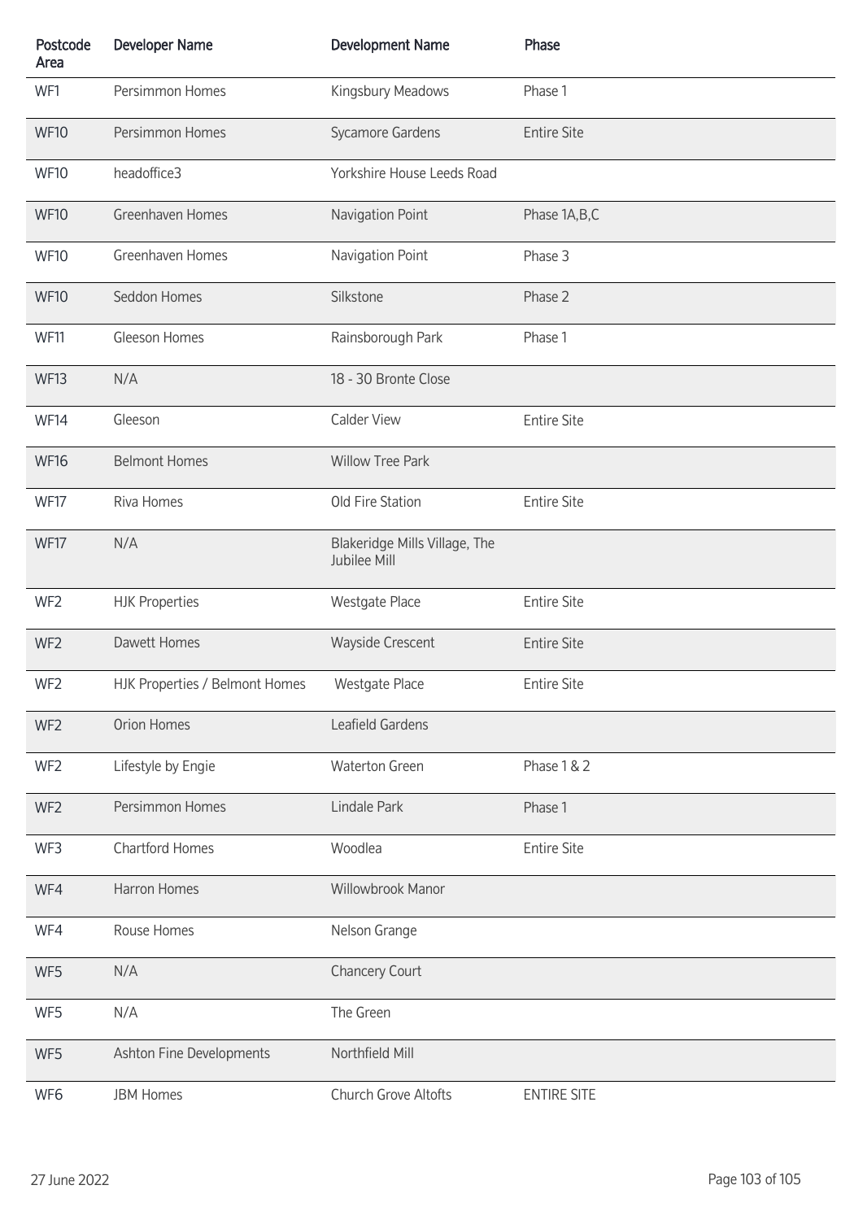| Postcode Area | Developer Name | Development Name | Phase |
|---|---|---|---|
| WF1 | Persimmon Homes | Kingsbury Meadows | Phase 1 |
| WF10 | Persimmon Homes | Sycamore Gardens | Entire Site |
| WF10 | headoffice3 | Yorkshire House Leeds Road | |
| WF10 | Greenhaven Homes | Navigation Point | Phase 1A,B,C |
| WF10 | Greenhaven Homes | Navigation Point | Phase 3 |
| WF10 | Seddon Homes | Silkstone | Phase 2 |
| WF11 | Gleeson Homes | Rainsborough Park | Phase 1 |
| WF13 | N/A | 18 - 30 Bronte Close | |
| WF14 | Gleeson | Calder View | Entire Site |
| WF16 | Belmont Homes | Willow Tree Park | |
| WF17 | Riva Homes | Old Fire Station | Entire Site |
| WF17 | N/A | Blakeridge Mills Village, The Jubilee Mill | |
| WF2 | HJK Properties | Westgate Place | Entire Site |
| WF2 | Dawett Homes | Wayside Crescent | Entire Site |
| WF2 | HJK Properties / Belmont Homes | Westgate Place | Entire Site |
| WF2 | Orion Homes | Leafield Gardens | |
| WF2 | Lifestyle by Engie | Waterton Green | Phase 1 & 2 |
| WF2 | Persimmon Homes | Lindale Park | Phase 1 |
| WF3 | Chartford Homes | Woodlea | Entire Site |
| WF4 | Harron Homes | Willowbrook Manor | |
| WF4 | Rouse Homes | Nelson Grange | |
| WF5 | N/A | Chancery Court | |
| WF5 | N/A | The Green | |
| WF5 | Ashton Fine Developments | Northfield Mill | |
| WF6 | JBM Homes | Church Grove Altofts | ENTIRE SITE |

27 June 2022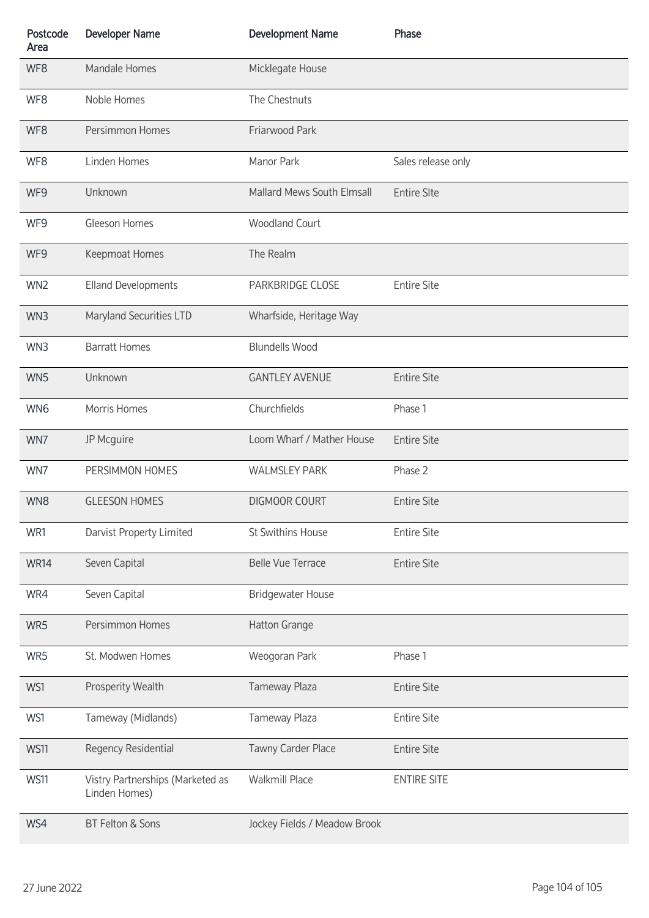| Postcode Area | Developer Name | Development Name | Phase |
|---|---|---|---|
| WF8 | Mandale Homes | Micklegate House | |
| WF8 | Noble Homes | The Chestnuts | |
| WF8 | Persimmon Homes | Friarwood Park | |
| WF8 | Linden Homes | Manor Park | Sales release only |
| WF9 | Unknown | Mallard Mews South Elmsall | Entire SIte |
| WF9 | Gleeson Homes | Woodland Court | |
| WF9 | Keepmoat Homes | The Realm | |
| WN2 | Elland Developments | PARKBRIDGE CLOSE | Entire Site |
| WN3 | Maryland Securities LTD | Wharfside, Heritage Way | |
| WN3 | Barratt Homes | Blundells Wood | |
| WN5 | Unknown | GANTLEY AVENUE | Entire Site |
| WN6 | Morris Homes | Churchfields | Phase 1 |
| WN7 | JP Mcguire | Loom Wharf / Mather House | Entire Site |
| WN7 | PERSIMMON HOMES | WALMSLEY PARK | Phase 2 |
| WN8 | GLEESON HOMES | DIGMOOR COURT | Entire Site |
| WR1 | Darvist Property Limited | St Swithins House | Entire Site |
| WR14 | Seven Capital | Belle Vue Terrace | Entire Site |
| WR4 | Seven Capital | Bridgewater House | |
| WR5 | Persimmon Homes | Hatton Grange | |
| WR5 | St. Modwen Homes | Weogoran Park | Phase 1 |
| WS1 | Prosperity Wealth | Tameway Plaza | Entire Site |
| WS1 | Tameway (Midlands) | Tameway Plaza | Entire Site |
| WS11 | Regency Residential | Tawny Carder Place | Entire Site |
| WS11 | Vistry Partnerships (Marketed as Linden Homes) | Walkmill Place | ENTIRE SITE |
| WS4 | BT Felton & Sons | Jockey Fields / Meadow Brook | |

27 June 2022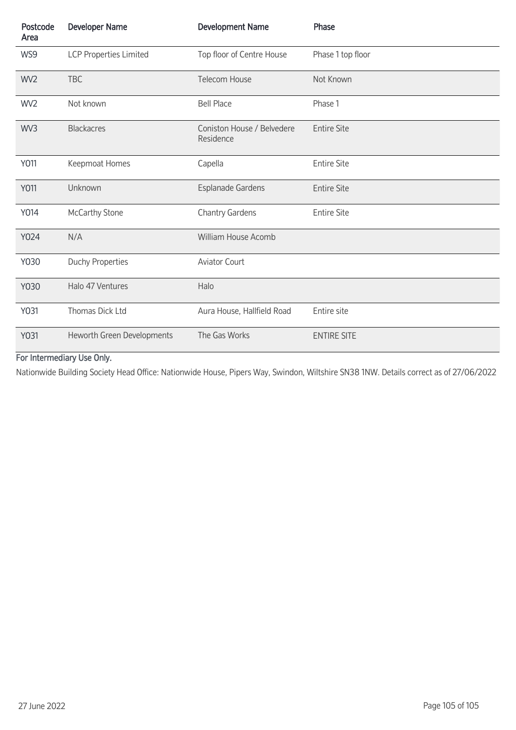| Postcode Area | Developer Name | Development Name | Phase |
|---|---|---|---|
| WS9 | LCP Properties Limited | Top floor of Centre House | Phase 1 top floor |
| WV2 | TBC | Telecom House | Not Known |
| WV2 | Not known | Bell Place | Phase 1 |
| WV3 | Blackacres | Coniston House / Belvedere Residence | Entire Site |
| YO11 | Keepmoat Homes | Capella | Entire Site |
| YO11 | Unknown | Esplanade Gardens | Entire Site |
| YO14 | McCarthy Stone | Chantry Gardens | Entire Site |
| YO24 | N/A | William House Acomb | |
| YO30 | Duchy Properties | Aviator Court | |
| YO30 | Halo 47 Ventures | Halo | |
| YO31 | Thomas Dick Ltd | Aura House, Hallfield Road | Entire site |
| YO31 | Heworth Green Developments | The Gas Works | ENTIRE SITE |

**For Intermediary Use Only.**

Nationwide Building Society Head Office: Nationwide House, Pipers Way, Swindon, Wiltshire SN38 1NW. Details correct as of 27/06/2022